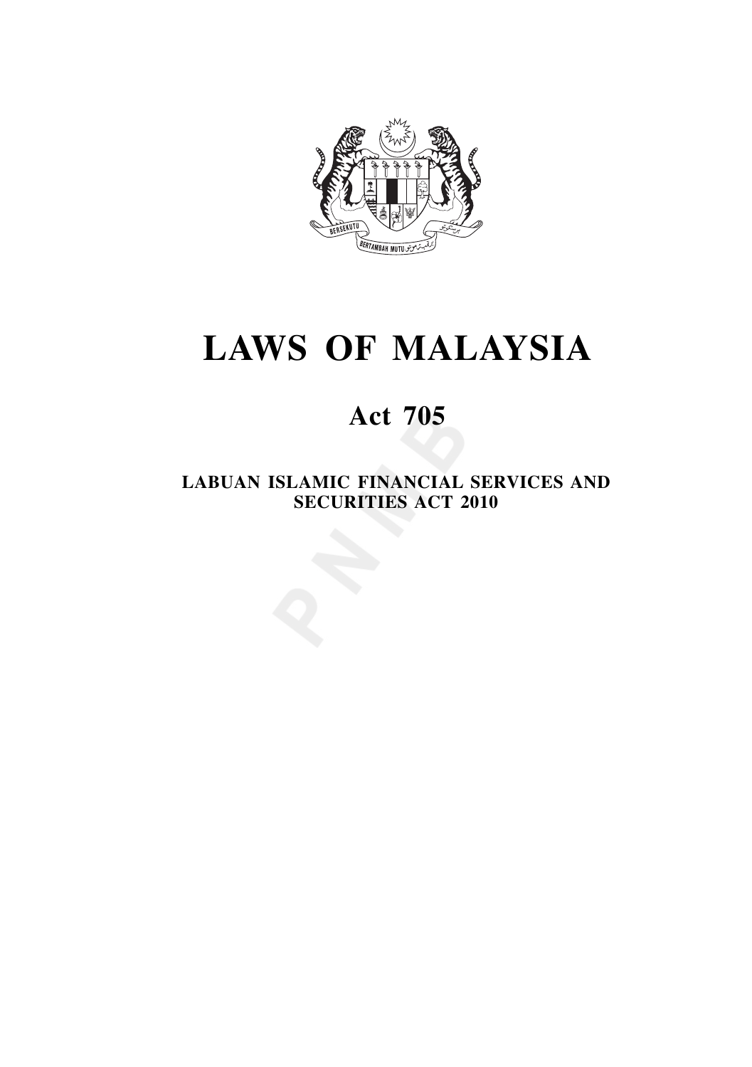# LAWS OF MALAYSIA

## Act 705

### LABUAN ISLAMIC FINANCIAL SERVICES AND SECURITIES ACT 2010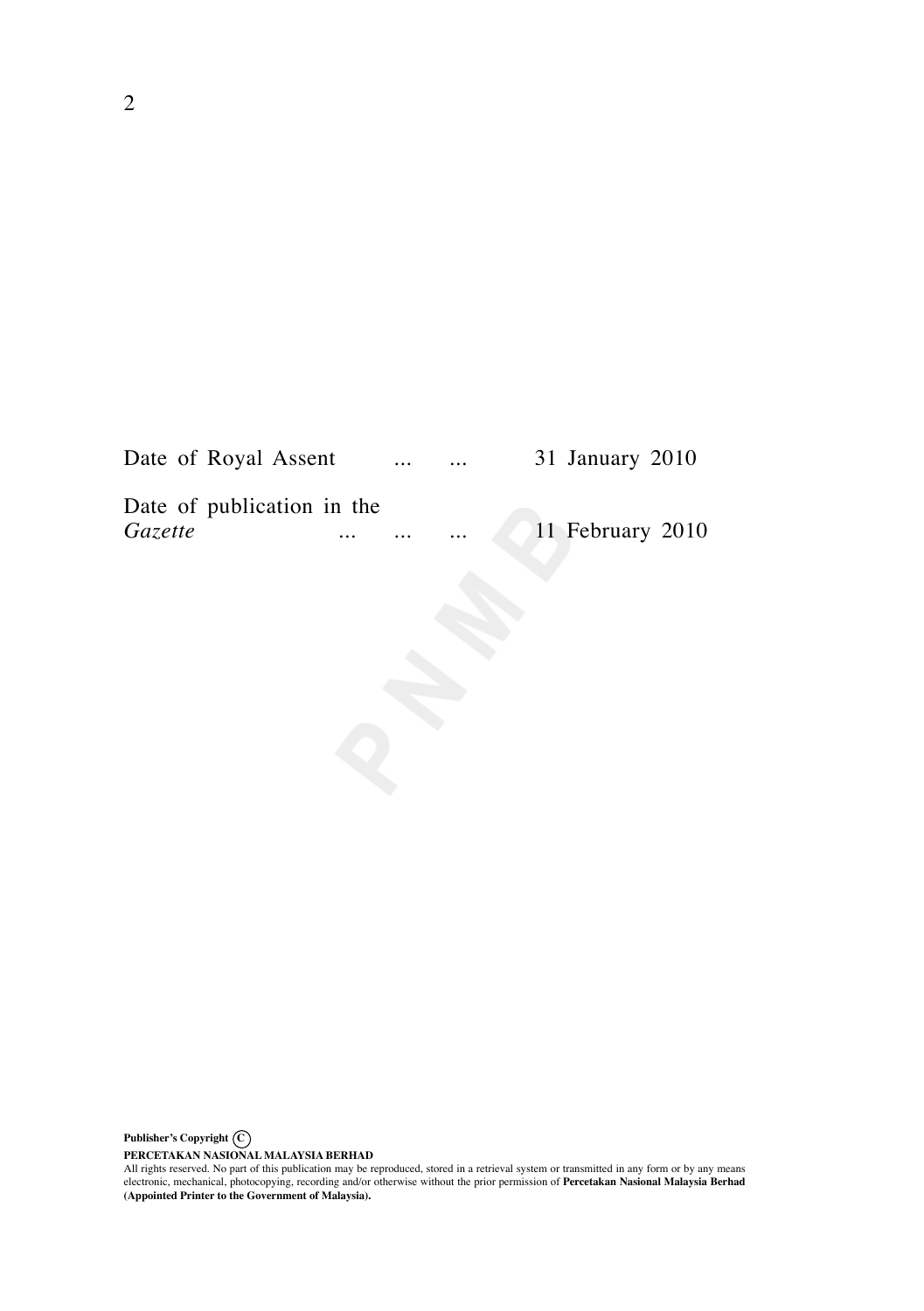Date of Royal Assent ... ... 31 January 2010

Date of publication in the *Gazette* ... ... ... 11 February 2010

**Publisher's Copyright** ©

**PERCETAKAN NASIONAL MALAYSIA BERHAD**

All rights reserved. No part of this publication may be reproduced, stored in a retrieval system or transmitted in any form or by any means electronic, mechanical, photocopying, recording and/or otherwise without the prior permission of **Percetakan Nasional Malaysia Berhad (Appointed Printer to the Government of Malaysia).**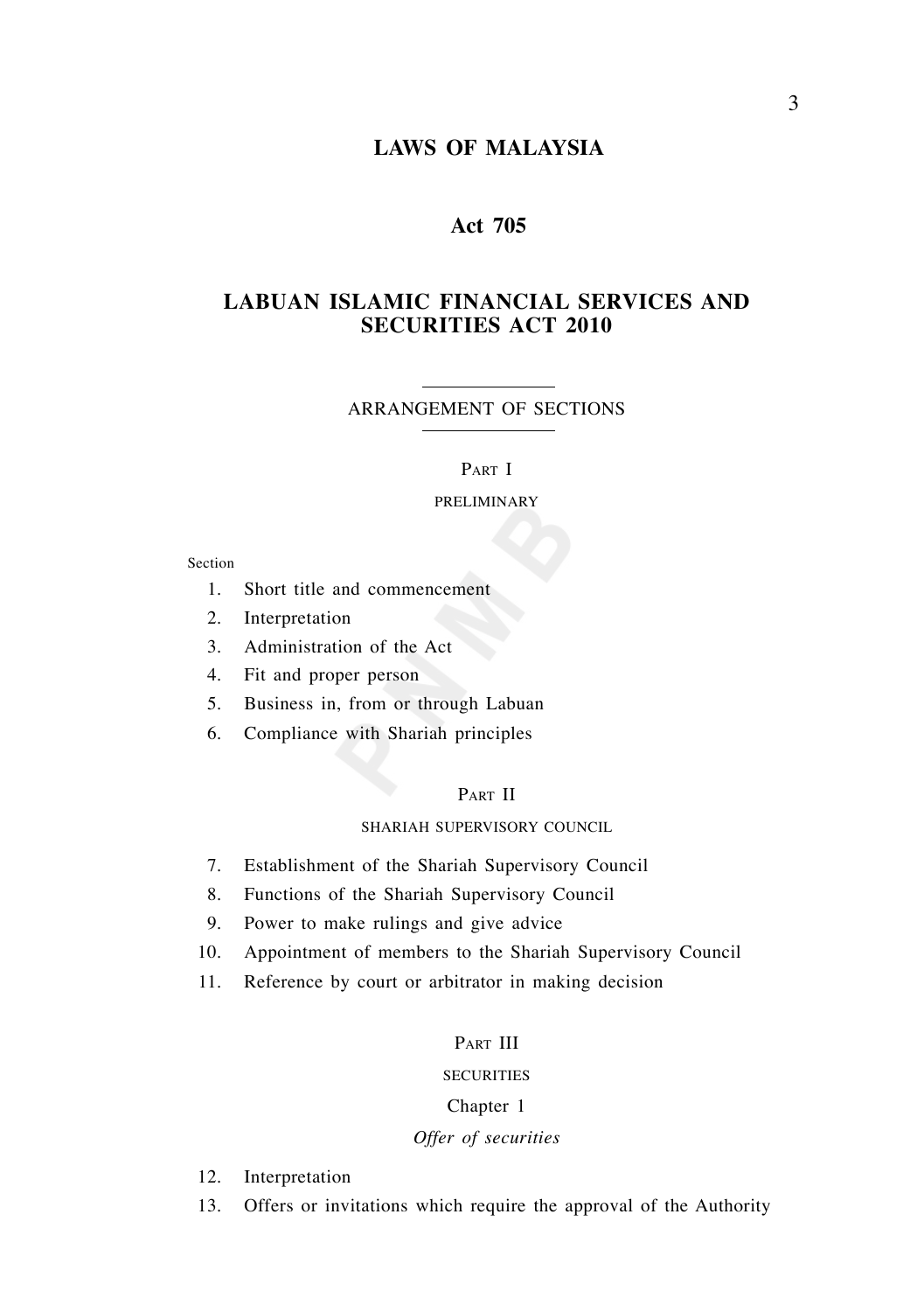# LAWS OF MALAYSIA

## Act 705

## LABUAN ISLAMIC FINANCIAL SERVICES AND SECURITIES ACT 2010

ARRANGEMENT OF SECTIONS

PART I

PRELIMINARY

Section

1. Short title and commencement
2. Interpretation
3. Administration of the Act
4. Fit and proper person
5. Business in, from or through Labuan
6. Compliance with Shariah principles

PART II

SHARIAH SUPERVISORY COUNCIL

7. Establishment of the Shariah Supervisory Council
8. Functions of the Shariah Supervisory Council
9. Power to make rulings and give advice
10. Appointment of members to the Shariah Supervisory Council
11. Reference by court or arbitrator in making decision

PART III

SECURITIES

Chapter 1

*Offer of securities*

12. Interpretation
13. Offers or invitations which require the approval of the Authority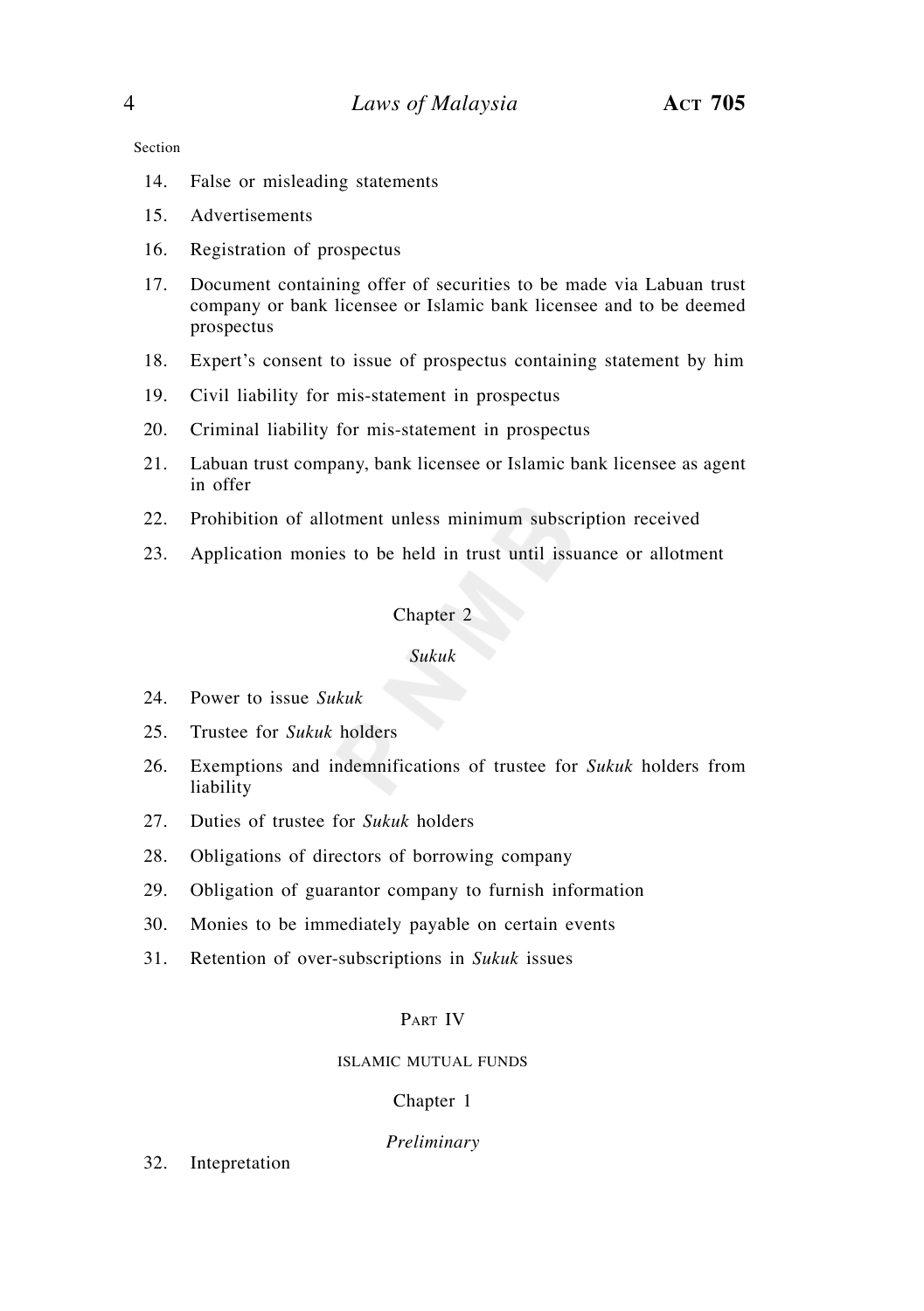Section

14. False or misleading statements
15. Advertisements
16. Registration of prospectus
17. Document containing offer of securities to be made via Labuan trust company or bank licensee or Islamic bank licensee and to be deemed prospectus
18. Expert's consent to issue of prospectus containing statement by him
19. Civil liability for mis-statement in prospectus
20. Criminal liability for mis-statement in prospectus
21. Labuan trust company, bank licensee or Islamic bank licensee as agent in offer
22. Prohibition of allotment unless minimum subscription received
23. Application monies to be held in trust until issuance or allotment

Chapter 2

*Sukuk*

24. Power to issue *Sukuk*
25. Trustee for *Sukuk* holders
26. Exemptions and indemnifications of trustee for *Sukuk* holders from liability
27. Duties of trustee for *Sukuk* holders
28. Obligations of directors of borrowing company
29. Obligation of guarantor company to furnish information
30. Monies to be immediately payable on certain events
31. Retention of over-subscriptions in *Sukuk* issues

PART IV

ISLAMIC MUTUAL FUNDS

Chapter 1

*Preliminary*

32. Intepretation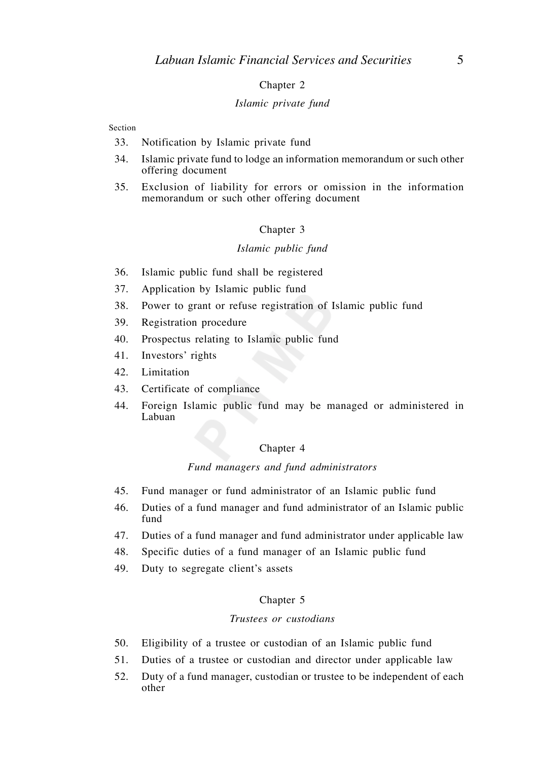Chapter 2

*Islamic private fund*

Section

33. Notification by Islamic private fund
34. Islamic private fund to lodge an information memorandum or such other offering document
35. Exclusion of liability for errors or omission in the information memorandum or such other offering document

Chapter 3

*Islamic public fund*

36. Islamic public fund shall be registered
37. Application by Islamic public fund
38. Power to grant or refuse registration of Islamic public fund
39. Registration procedure
40. Prospectus relating to Islamic public fund
41. Investors' rights
42. Limitation
43. Certificate of compliance
44. Foreign Islamic public fund may be managed or administered in Labuan

Chapter 4

*Fund managers and fund administrators*

45. Fund manager or fund administrator of an Islamic public fund
46. Duties of a fund manager and fund administrator of an Islamic public fund
47. Duties of a fund manager and fund administrator under applicable law
48. Specific duties of a fund manager of an Islamic public fund
49. Duty to segregate client's assets

Chapter 5

*Trustees or custodians*

50. Eligibility of a trustee or custodian of an Islamic public fund
51. Duties of a trustee or custodian and director under applicable law
52. Duty of a fund manager, custodian or trustee to be independent of each other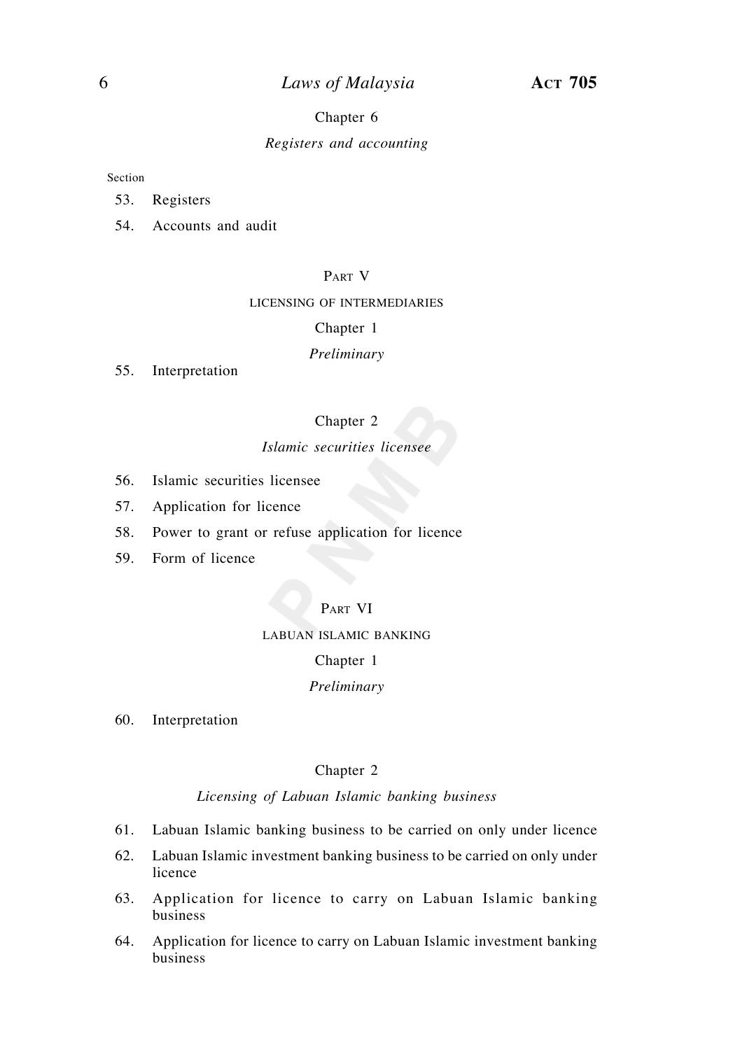Chapter 6

*Registers and accounting*

Section

53. Registers
54. Accounts and audit

PART V

LICENSING OF INTERMEDIARIES

Chapter 1

*Preliminary*

55. Interpretation

Chapter 2

*Islamic securities licensee*

56. Islamic securities licensee
57. Application for licence
58. Power to grant or refuse application for licence
59. Form of licence

PART VI

LABUAN ISLAMIC BANKING

Chapter 1

*Preliminary*

60. Interpretation

Chapter 2

*Licensing of Labuan Islamic banking business*

61. Labuan Islamic banking business to be carried on only under licence
62. Labuan Islamic investment banking business to be carried on only under licence
63. Application for licence to carry on Labuan Islamic banking business
64. Application for licence to carry on Labuan Islamic investment banking business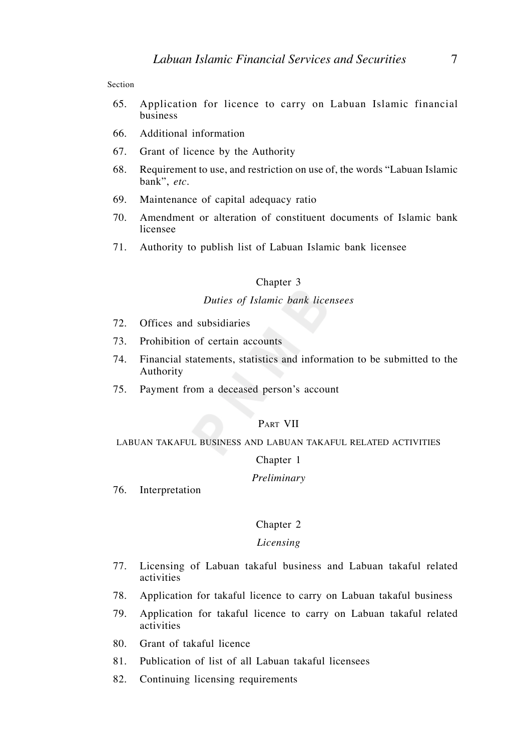Section

65. Application for licence to carry on Labuan Islamic financial business
66. Additional information
67. Grant of licence by the Authority
68. Requirement to use, and restriction on use of, the words "Labuan Islamic bank", *etc*.
69. Maintenance of capital adequacy ratio
70. Amendment or alteration of constituent documents of Islamic bank licensee
71. Authority to publish list of Labuan Islamic bank licensee

Chapter 3

*Duties of Islamic bank licensees*

72. Offices and subsidiaries
73. Prohibition of certain accounts
74. Financial statements, statistics and information to be submitted to the Authority
75. Payment from a deceased person's account

Part VII

LABUAN TAKAFUL BUSINESS AND LABUAN TAKAFUL RELATED ACTIVITIES

Chapter 1

*Preliminary*

76. Interpretation

Chapter 2

*Licensing*

77. Licensing of Labuan takaful business and Labuan takaful related activities
78. Application for takaful licence to carry on Labuan takaful business
79. Application for takaful licence to carry on Labuan takaful related activities
80. Grant of takaful licence
81. Publication of list of all Labuan takaful licensees
82. Continuing licensing requirements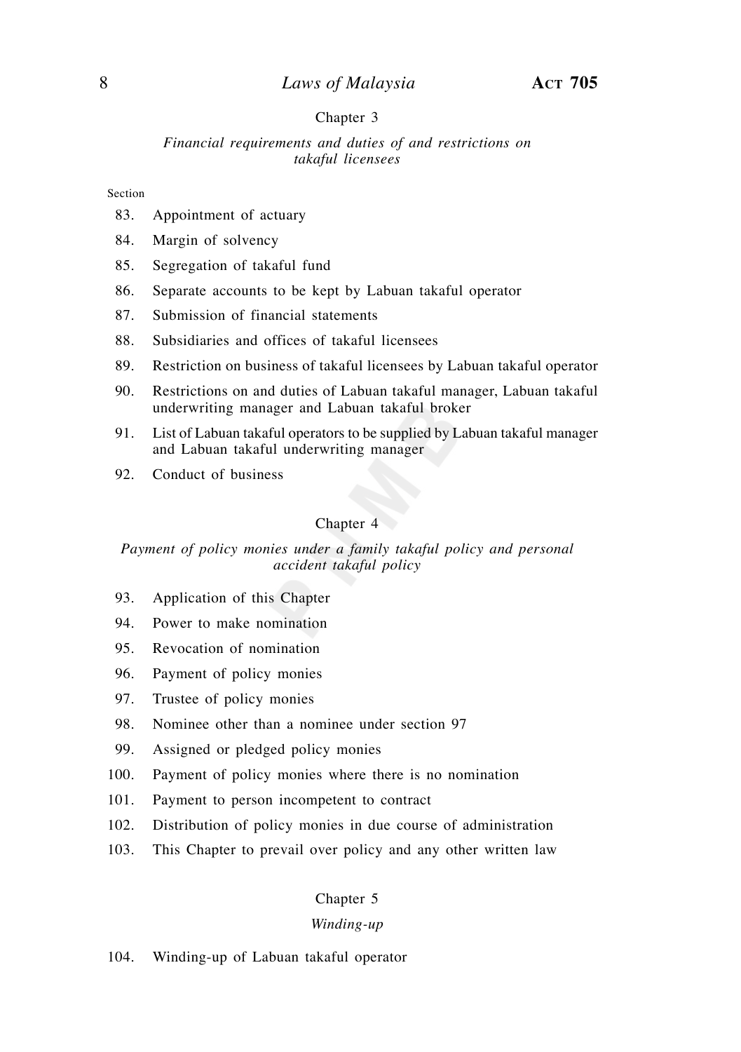Chapter 3

*Financial requirements and duties of and restrictions on takaful licensees*

Section

83. Appointment of actuary
84. Margin of solvency
85. Segregation of takaful fund
86. Separate accounts to be kept by Labuan takaful operator
87. Submission of financial statements
88. Subsidiaries and offices of takaful licensees
89. Restriction on business of takaful licensees by Labuan takaful operator
90. Restrictions on and duties of Labuan takaful manager, Labuan takaful underwriting manager and Labuan takaful broker
91. List of Labuan takaful operators to be supplied by Labuan takaful manager and Labuan takaful underwriting manager
92. Conduct of business

Chapter 4

*Payment of policy monies under a family takaful policy and personal accident takaful policy*

93. Application of this Chapter
94. Power to make nomination
95. Revocation of nomination
96. Payment of policy monies
97. Trustee of policy monies
98. Nominee other than a nominee under section 97
99. Assigned or pledged policy monies
100. Payment of policy monies where there is no nomination
101. Payment to person incompetent to contract
102. Distribution of policy monies in due course of administration
103. This Chapter to prevail over policy and any other written law

Chapter 5

*Winding-up*

104. Winding-up of Labuan takaful operator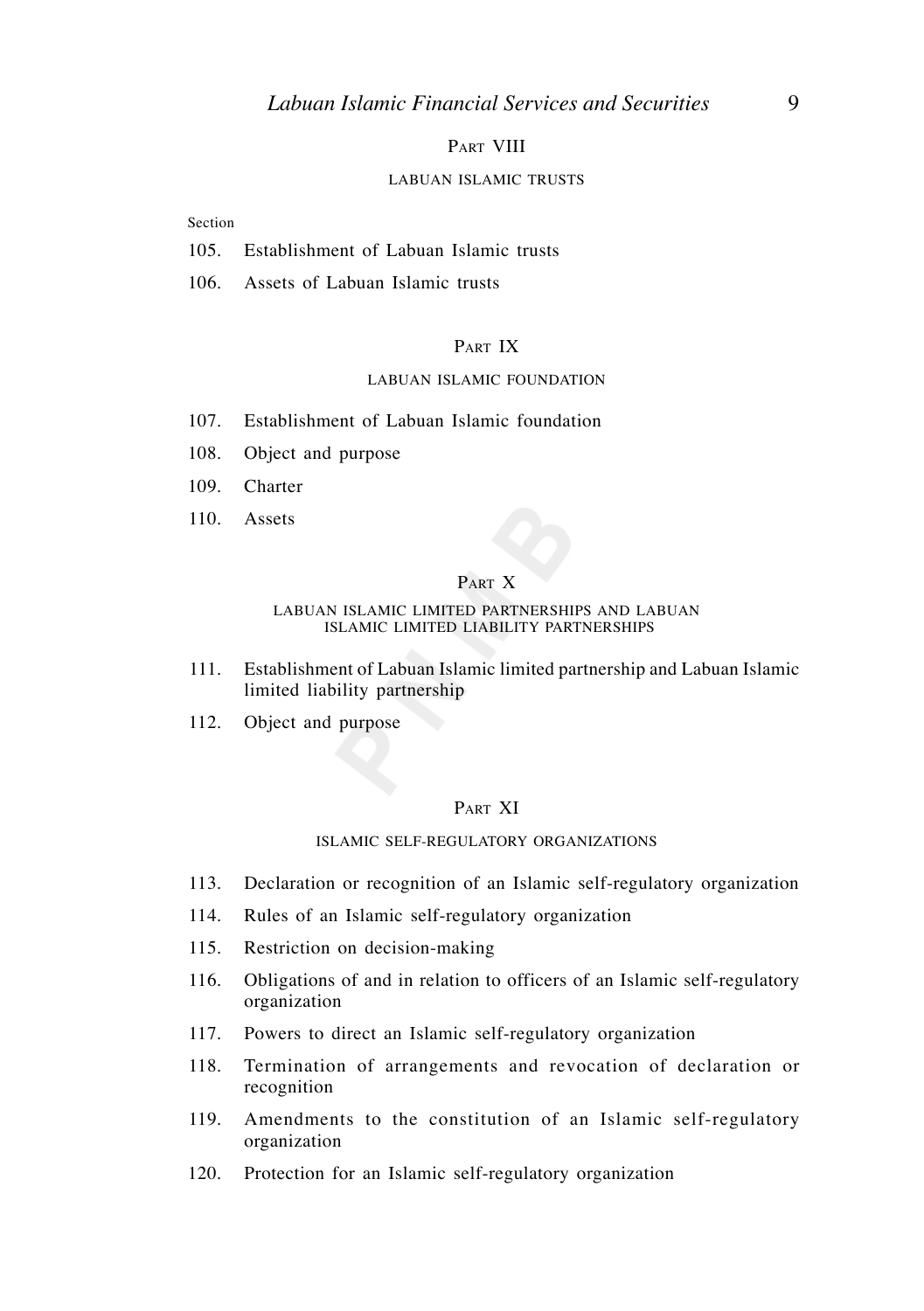## PART VIII

### LABUAN ISLAMIC TRUSTS

Section

105. Establishment of Labuan Islamic trusts
106. Assets of Labuan Islamic trusts

## PART IX

### LABUAN ISLAMIC FOUNDATION

107. Establishment of Labuan Islamic foundation
108. Object and purpose
109. Charter
110. Assets

## PART X

### LABUAN ISLAMIC LIMITED PARTNERSHIPS AND LABUAN ISLAMIC LIMITED LIABILITY PARTNERSHIPS

111. Establishment of Labuan Islamic limited partnership and Labuan Islamic limited liability partnership
112. Object and purpose

## PART XI

### ISLAMIC SELF-REGULATORY ORGANIZATIONS

113. Declaration or recognition of an Islamic self-regulatory organization
114. Rules of an Islamic self-regulatory organization
115. Restriction on decision-making
116. Obligations of and in relation to officers of an Islamic self-regulatory organization
117. Powers to direct an Islamic self-regulatory organization
118. Termination of arrangements and revocation of declaration or recognition
119. Amendments to the constitution of an Islamic self-regulatory organization
120. Protection for an Islamic self-regulatory organization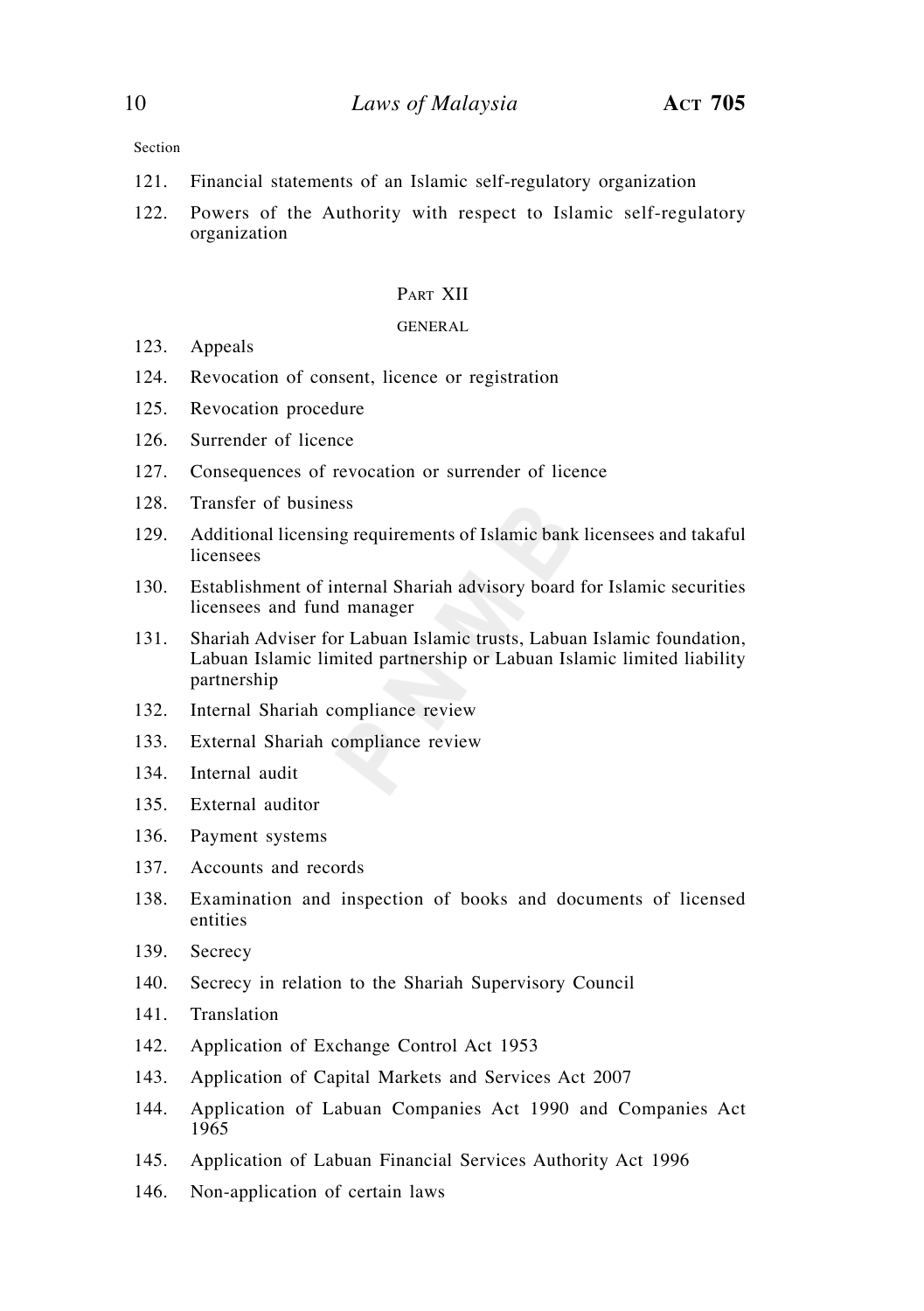Section

121. Financial statements of an Islamic self-regulatory organization

122. Powers of the Authority with respect to Islamic self-regulatory organization

## Part XII

### GENERAL

123. Appeals

124. Revocation of consent, licence or registration

125. Revocation procedure

126. Surrender of licence

127. Consequences of revocation or surrender of licence

128. Transfer of business

129. Additional licensing requirements of Islamic bank licensees and takaful licensees

130. Establishment of internal Shariah advisory board for Islamic securities licensees and fund manager

131. Shariah Adviser for Labuan Islamic trusts, Labuan Islamic foundation, Labuan Islamic limited partnership or Labuan Islamic limited liability partnership

132. Internal Shariah compliance review

133. External Shariah compliance review

134. Internal audit

135. External auditor

136. Payment systems

137. Accounts and records

138. Examination and inspection of books and documents of licensed entities

139. Secrecy

140. Secrecy in relation to the Shariah Supervisory Council

141. Translation

142. Application of Exchange Control Act 1953

143. Application of Capital Markets and Services Act 2007

144. Application of Labuan Companies Act 1990 and Companies Act 1965

145. Application of Labuan Financial Services Authority Act 1996

146. Non-application of certain laws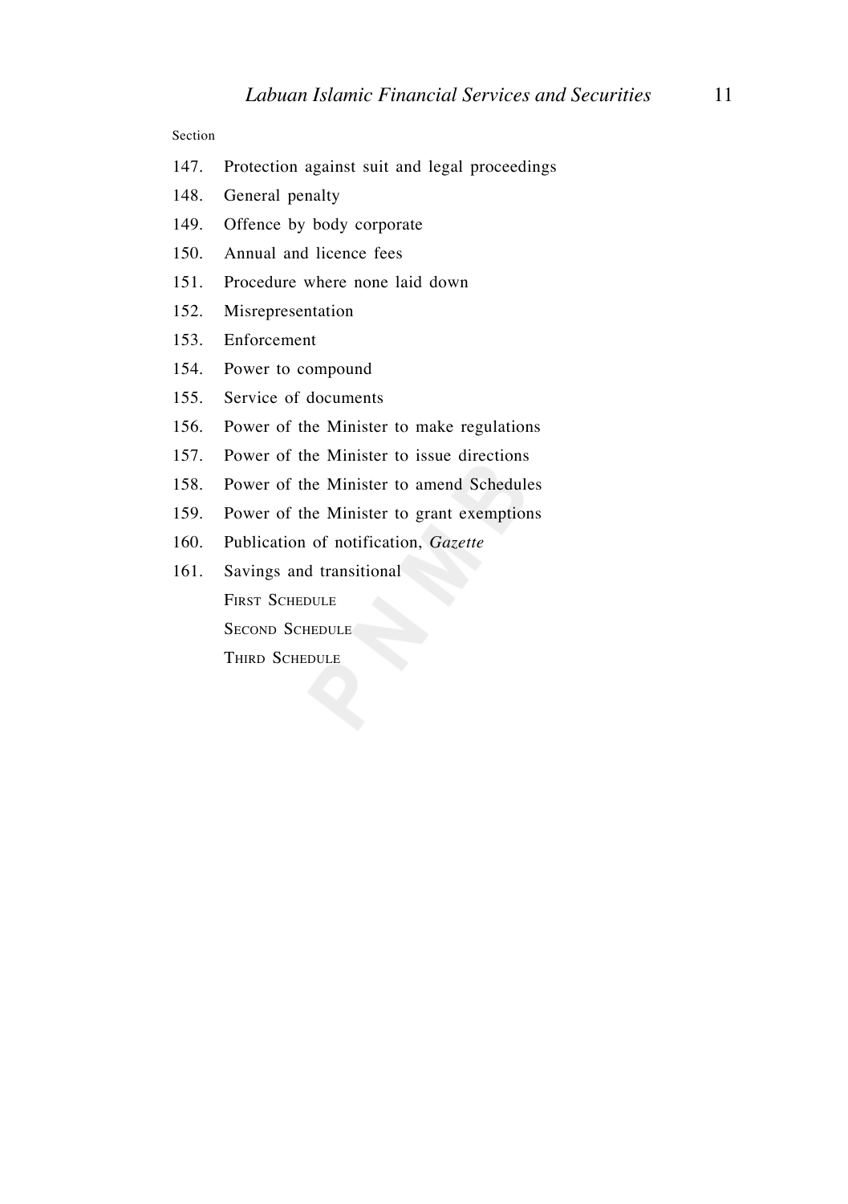Section

147. Protection against suit and legal proceedings
148. General penalty
149. Offence by body corporate
150. Annual and licence fees
151. Procedure where none laid down
152. Misrepresentation
153. Enforcement
154. Power to compound
155. Service of documents
156. Power of the Minister to make regulations
157. Power of the Minister to issue directions
158. Power of the Minister to amend Schedules
159. Power of the Minister to grant exemptions
160. Publication of notification, *Gazette*
161. Savings and transitional

FIRST SCHEDULE

SECOND SCHEDULE

THIRD SCHEDULE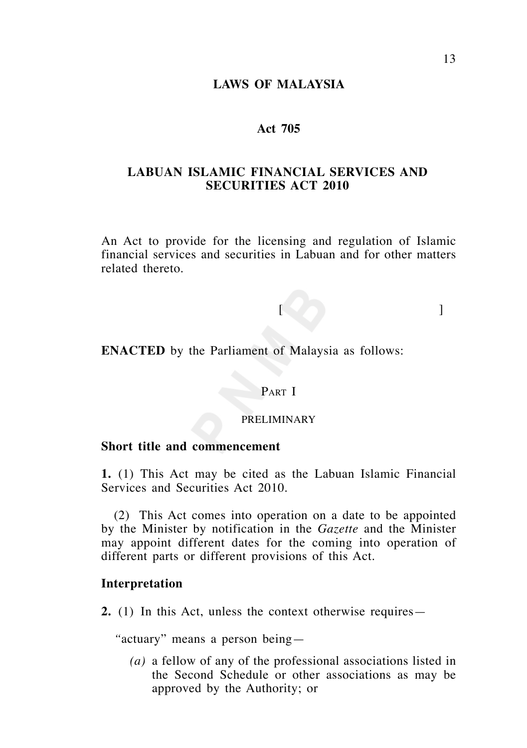# LAWS OF MALAYSIA

## Act 705

## LABUAN ISLAMIC FINANCIAL SERVICES AND SECURITIES ACT 2010

An Act to provide for the licensing and regulation of Islamic financial services and securities in Labuan and for other matters related thereto.

[ ]

**ENACTED** by the Parliament of Malaysia as follows:

### Part I

### PRELIMINARY

**Short title and commencement**

**1.** (1) This Act may be cited as the Labuan Islamic Financial Services and Securities Act 2010.

(2) This Act comes into operation on a date to be appointed by the Minister by notification in the *Gazette* and the Minister may appoint different dates for the coming into operation of different parts or different provisions of this Act.

**Interpretation**

**2.** (1) In this Act, unless the context otherwise requires—

"actuary" means a person being—

*(a)* a fellow of any of the professional associations listed in the Second Schedule or other associations as may be approved by the Authority; or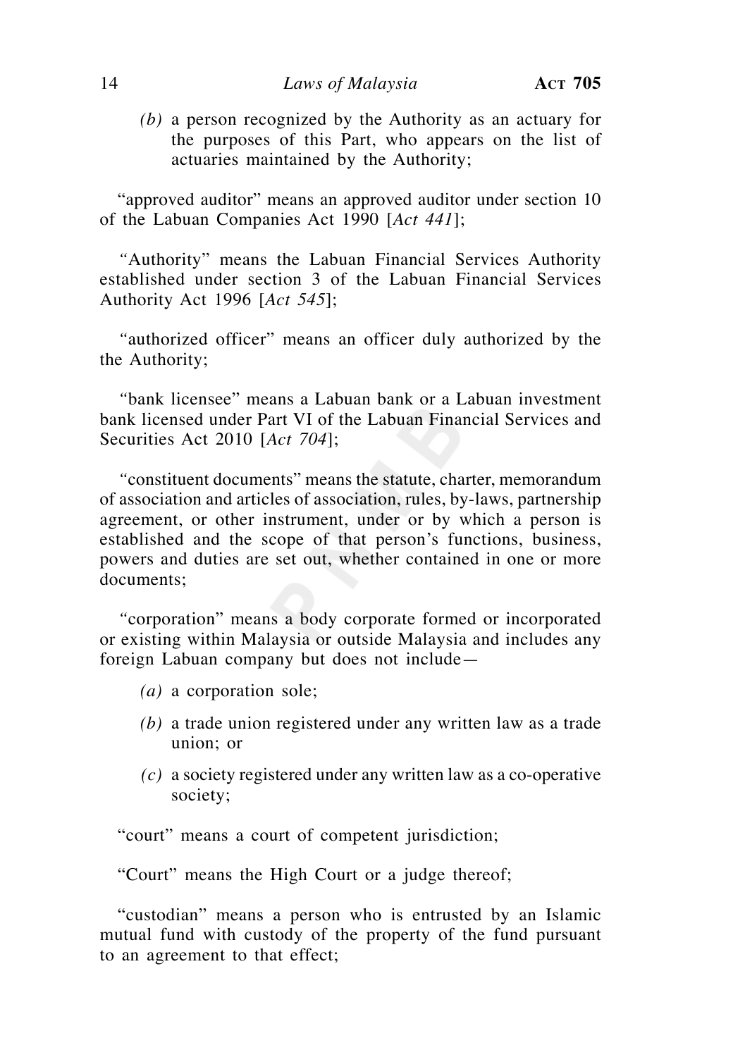*(b)* a person recognized by the Authority as an actuary for the purposes of this Part, who appears on the list of actuaries maintained by the Authority;

"approved auditor" means an approved auditor under section 10 of the Labuan Companies Act 1990 [*Act 441*];

"Authority" means the Labuan Financial Services Authority established under section 3 of the Labuan Financial Services Authority Act 1996 [*Act 545*];

"authorized officer" means an officer duly authorized by the the Authority;

"bank licensee" means a Labuan bank or a Labuan investment bank licensed under Part VI of the Labuan Financial Services and Securities Act 2010 [*Act 704*];

"constituent documents" means the statute, charter, memorandum of association and articles of association, rules, by-laws, partnership agreement, or other instrument, under or by which a person is established and the scope of that person's functions, business, powers and duties are set out, whether contained in one or more documents;

"corporation" means a body corporate formed or incorporated or existing within Malaysia or outside Malaysia and includes any foreign Labuan company but does not include—

*(a)* a corporation sole;

*(b)* a trade union registered under any written law as a trade union; or

*(c)* a society registered under any written law as a co-operative society;

"court" means a court of competent jurisdiction;

"Court" means the High Court or a judge thereof;

"custodian" means a person who is entrusted by an Islamic mutual fund with custody of the property of the fund pursuant to an agreement to that effect;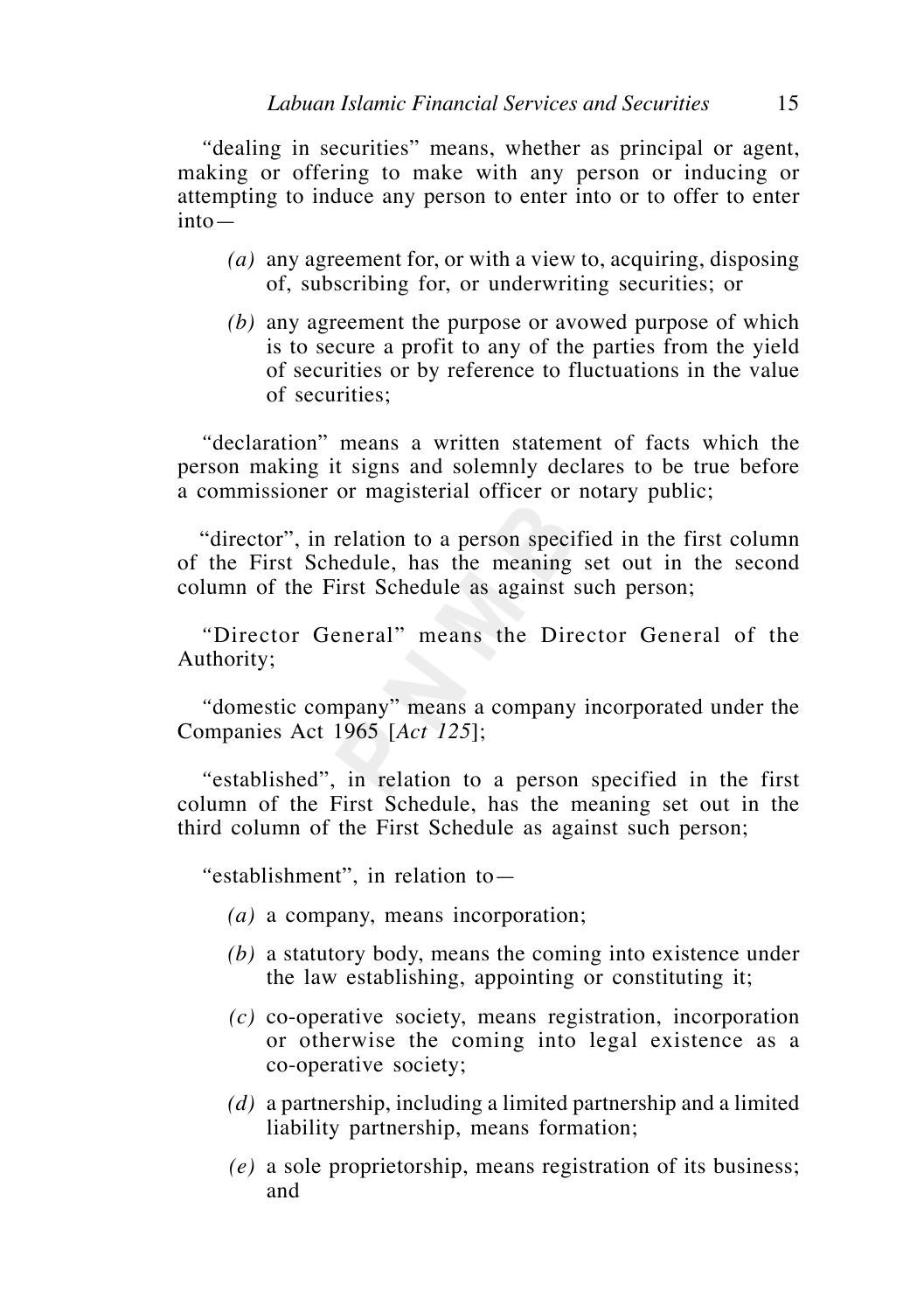"dealing in securities" means, whether as principal or agent, making or offering to make with any person or inducing or attempting to induce any person to enter into or to offer to enter into—

*(a)* any agreement for, or with a view to, acquiring, disposing of, subscribing for, or underwriting securities; or

*(b)* any agreement the purpose or avowed purpose of which is to secure a profit to any of the parties from the yield of securities or by reference to fluctuations in the value of securities;

"declaration" means a written statement of facts which the person making it signs and solemnly declares to be true before a commissioner or magisterial officer or notary public;

"director", in relation to a person specified in the first column of the First Schedule, has the meaning set out in the second column of the First Schedule as against such person;

"Director General" means the Director General of the Authority;

"domestic company" means a company incorporated under the Companies Act 1965 [*Act 125*];

"established", in relation to a person specified in the first column of the First Schedule, has the meaning set out in the third column of the First Schedule as against such person;

"establishment", in relation to—

*(a)* a company, means incorporation;

*(b)* a statutory body, means the coming into existence under the law establishing, appointing or constituting it;

*(c)* co-operative society, means registration, incorporation or otherwise the coming into legal existence as a co-operative society;

*(d)* a partnership, including a limited partnership and a limited liability partnership, means formation;

*(e)* a sole proprietorship, means registration of its business; and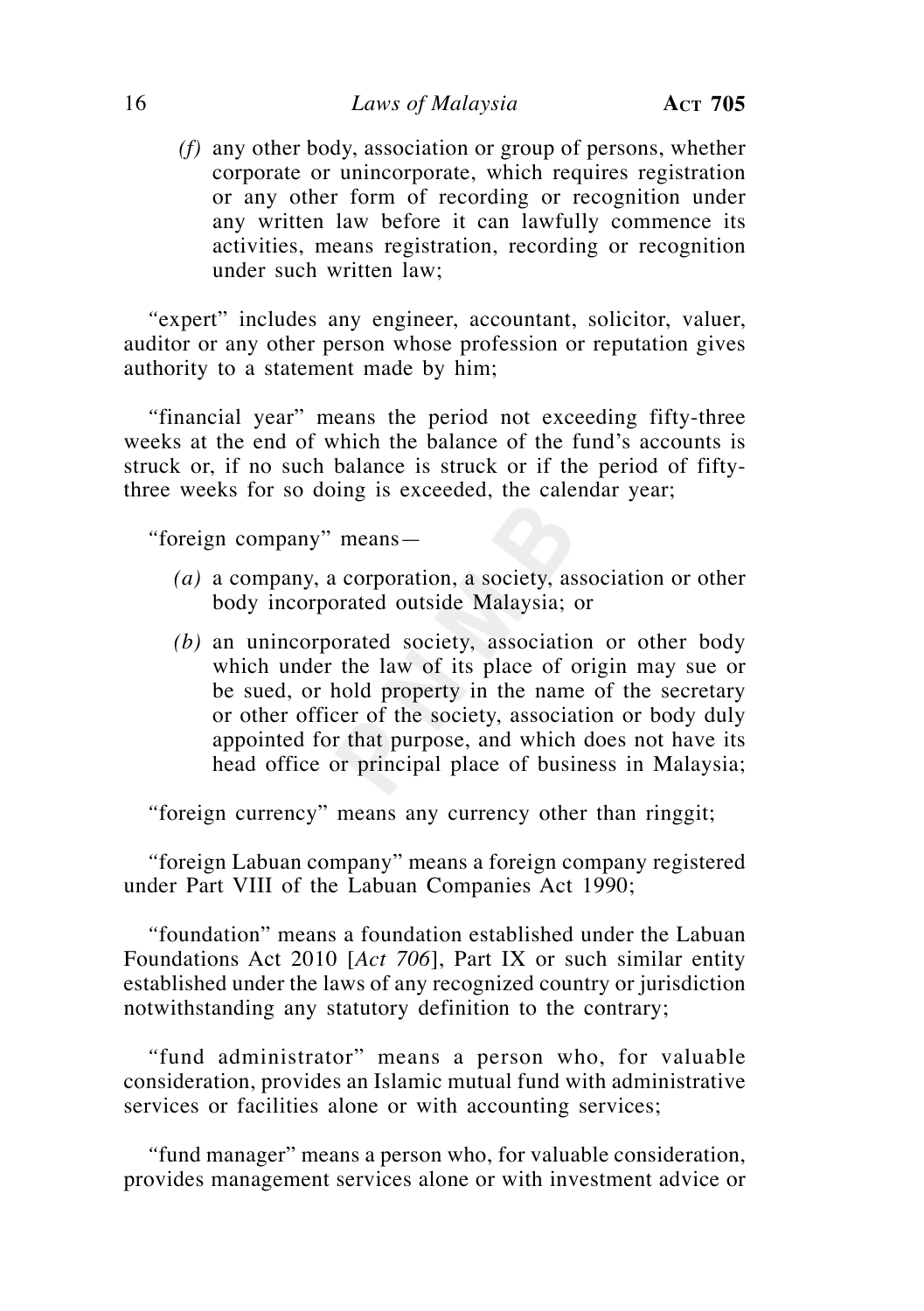*(f)* any other body, association or group of persons, whether corporate or unincorporate, which requires registration or any other form of recording or recognition under any written law before it can lawfully commence its activities, means registration, recording or recognition under such written law;

"expert" includes any engineer, accountant, solicitor, valuer, auditor or any other person whose profession or reputation gives authority to a statement made by him;

"financial year" means the period not exceeding fifty-three weeks at the end of which the balance of the fund's accounts is struck or, if no such balance is struck or if the period of fifty-three weeks for so doing is exceeded, the calendar year;

"foreign company" means—

*(a)* a company, a corporation, a society, association or other body incorporated outside Malaysia; or

*(b)* an unincorporated society, association or other body which under the law of its place of origin may sue or be sued, or hold property in the name of the secretary or other officer of the society, association or body duly appointed for that purpose, and which does not have its head office or principal place of business in Malaysia;

"foreign currency" means any currency other than ringgit;

"foreign Labuan company" means a foreign company registered under Part VIII of the Labuan Companies Act 1990;

"foundation" means a foundation established under the Labuan Foundations Act 2010 [*Act 706*], Part IX or such similar entity established under the laws of any recognized country or jurisdiction notwithstanding any statutory definition to the contrary;

"fund administrator" means a person who, for valuable consideration, provides an Islamic mutual fund with administrative services or facilities alone or with accounting services;

"fund manager" means a person who, for valuable consideration, provides management services alone or with investment advice or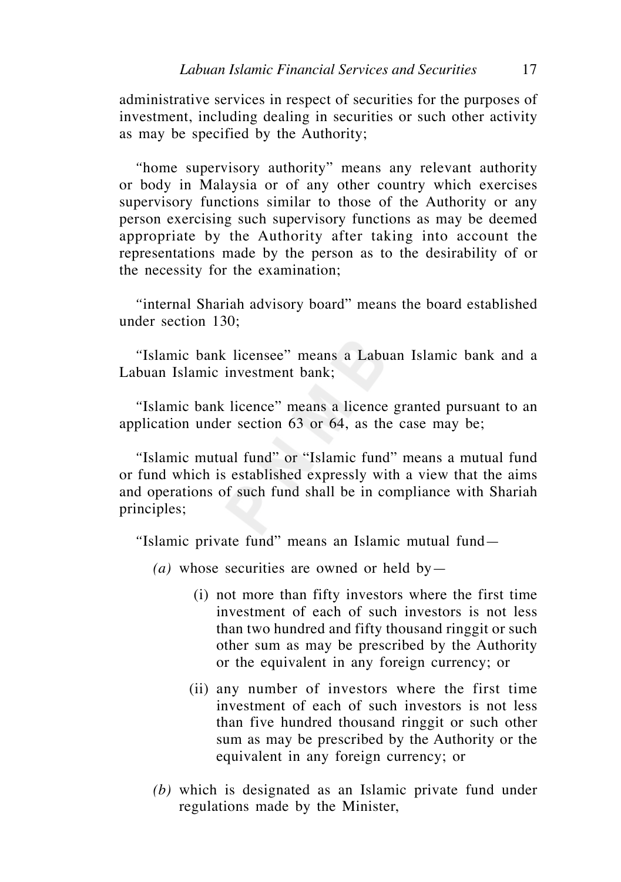administrative services in respect of securities for the purposes of investment, including dealing in securities or such other activity as may be specified by the Authority;

"home supervisory authority" means any relevant authority or body in Malaysia or of any other country which exercises supervisory functions similar to those of the Authority or any person exercising such supervisory functions as may be deemed appropriate by the Authority after taking into account the representations made by the person as to the desirability of or the necessity for the examination;

"internal Shariah advisory board" means the board established under section 130;

"Islamic bank licensee" means a Labuan Islamic bank and a Labuan Islamic investment bank;

"Islamic bank licence" means a licence granted pursuant to an application under section 63 or 64, as the case may be;

"Islamic mutual fund" or "Islamic fund" means a mutual fund or fund which is established expressly with a view that the aims and operations of such fund shall be in compliance with Shariah principles;

"Islamic private fund" means an Islamic mutual fund—

*(a)* whose securities are owned or held by—

(i) not more than fifty investors where the first time investment of each of such investors is not less than two hundred and fifty thousand ringgit or such other sum as may be prescribed by the Authority or the equivalent in any foreign currency; or

(ii) any number of investors where the first time investment of each of such investors is not less than five hundred thousand ringgit or such other sum as may be prescribed by the Authority or the equivalent in any foreign currency; or

*(b)* which is designated as an Islamic private fund under regulations made by the Minister,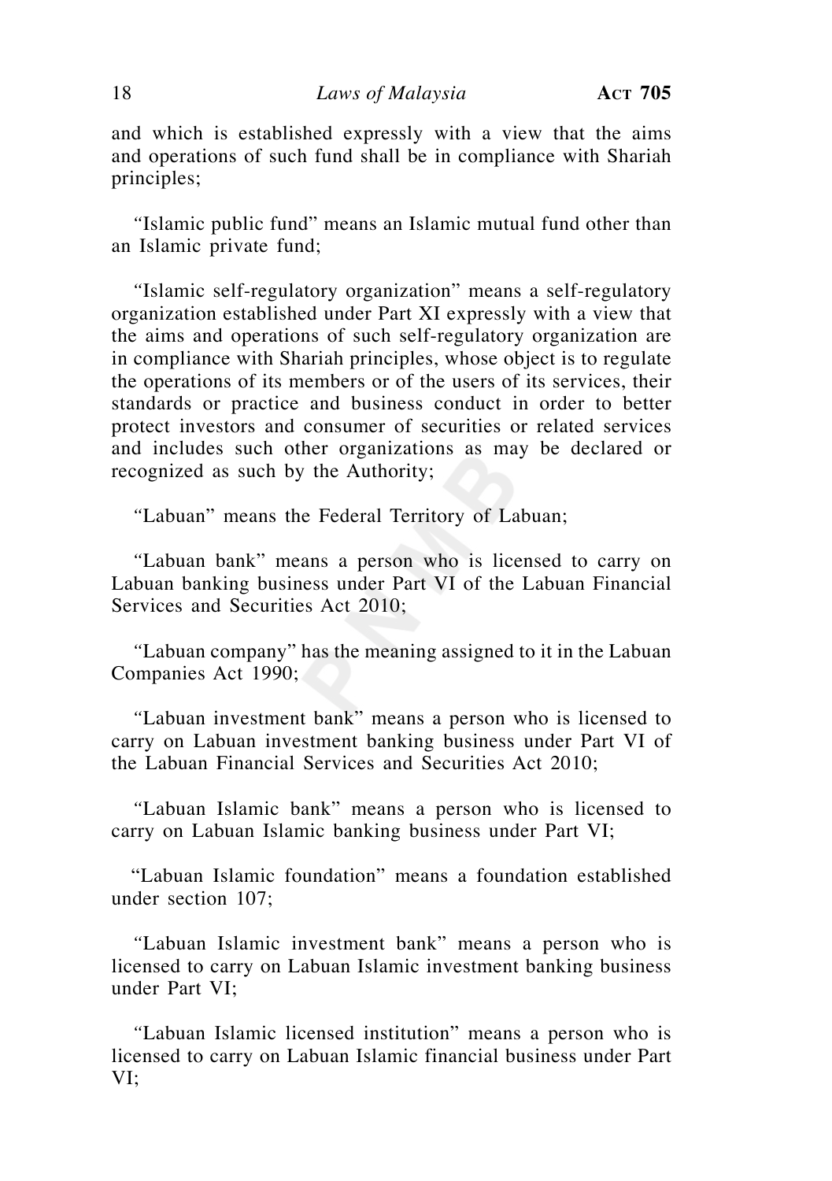and which is established expressly with a view that the aims and operations of such fund shall be in compliance with Shariah principles;

"Islamic public fund" means an Islamic mutual fund other than an Islamic private fund;

"Islamic self-regulatory organization" means a self-regulatory organization established under Part XI expressly with a view that the aims and operations of such self-regulatory organization are in compliance with Shariah principles, whose object is to regulate the operations of its members or of the users of its services, their standards or practice and business conduct in order to better protect investors and consumer of securities or related services and includes such other organizations as may be declared or recognized as such by the Authority;

"Labuan" means the Federal Territory of Labuan;

"Labuan bank" means a person who is licensed to carry on Labuan banking business under Part VI of the Labuan Financial Services and Securities Act 2010;

"Labuan company" has the meaning assigned to it in the Labuan Companies Act 1990;

"Labuan investment bank" means a person who is licensed to carry on Labuan investment banking business under Part VI of the Labuan Financial Services and Securities Act 2010;

"Labuan Islamic bank" means a person who is licensed to carry on Labuan Islamic banking business under Part VI;

"Labuan Islamic foundation" means a foundation established under section 107;

"Labuan Islamic investment bank" means a person who is licensed to carry on Labuan Islamic investment banking business under Part VI;

"Labuan Islamic licensed institution" means a person who is licensed to carry on Labuan Islamic financial business under Part VI;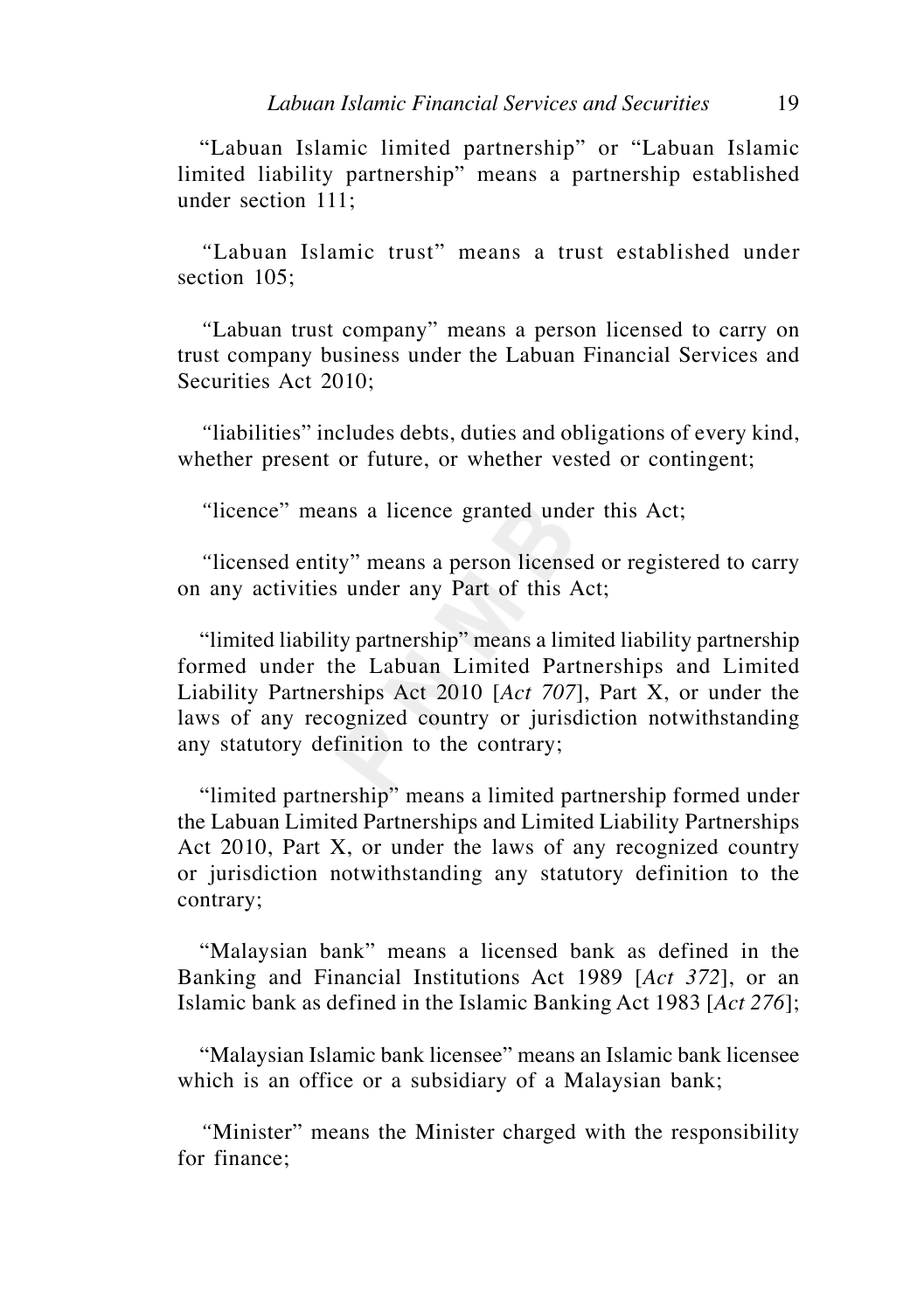"Labuan Islamic limited partnership" or "Labuan Islamic limited liability partnership" means a partnership established under section 111;

"Labuan Islamic trust" means a trust established under section 105;

"Labuan trust company" means a person licensed to carry on trust company business under the Labuan Financial Services and Securities Act 2010;

"liabilities" includes debts, duties and obligations of every kind, whether present or future, or whether vested or contingent;

"licence" means a licence granted under this Act;

"licensed entity" means a person licensed or registered to carry on any activities under any Part of this Act;

"limited liability partnership" means a limited liability partnership formed under the Labuan Limited Partnerships and Limited Liability Partnerships Act 2010 [*Act 707*], Part X, or under the laws of any recognized country or jurisdiction notwithstanding any statutory definition to the contrary;

"limited partnership" means a limited partnership formed under the Labuan Limited Partnerships and Limited Liability Partnerships Act 2010, Part X, or under the laws of any recognized country or jurisdiction notwithstanding any statutory definition to the contrary;

"Malaysian bank" means a licensed bank as defined in the Banking and Financial Institutions Act 1989 [*Act 372*], or an Islamic bank as defined in the Islamic Banking Act 1983 [*Act 276*];

"Malaysian Islamic bank licensee" means an Islamic bank licensee which is an office or a subsidiary of a Malaysian bank;

"Minister" means the Minister charged with the responsibility for finance;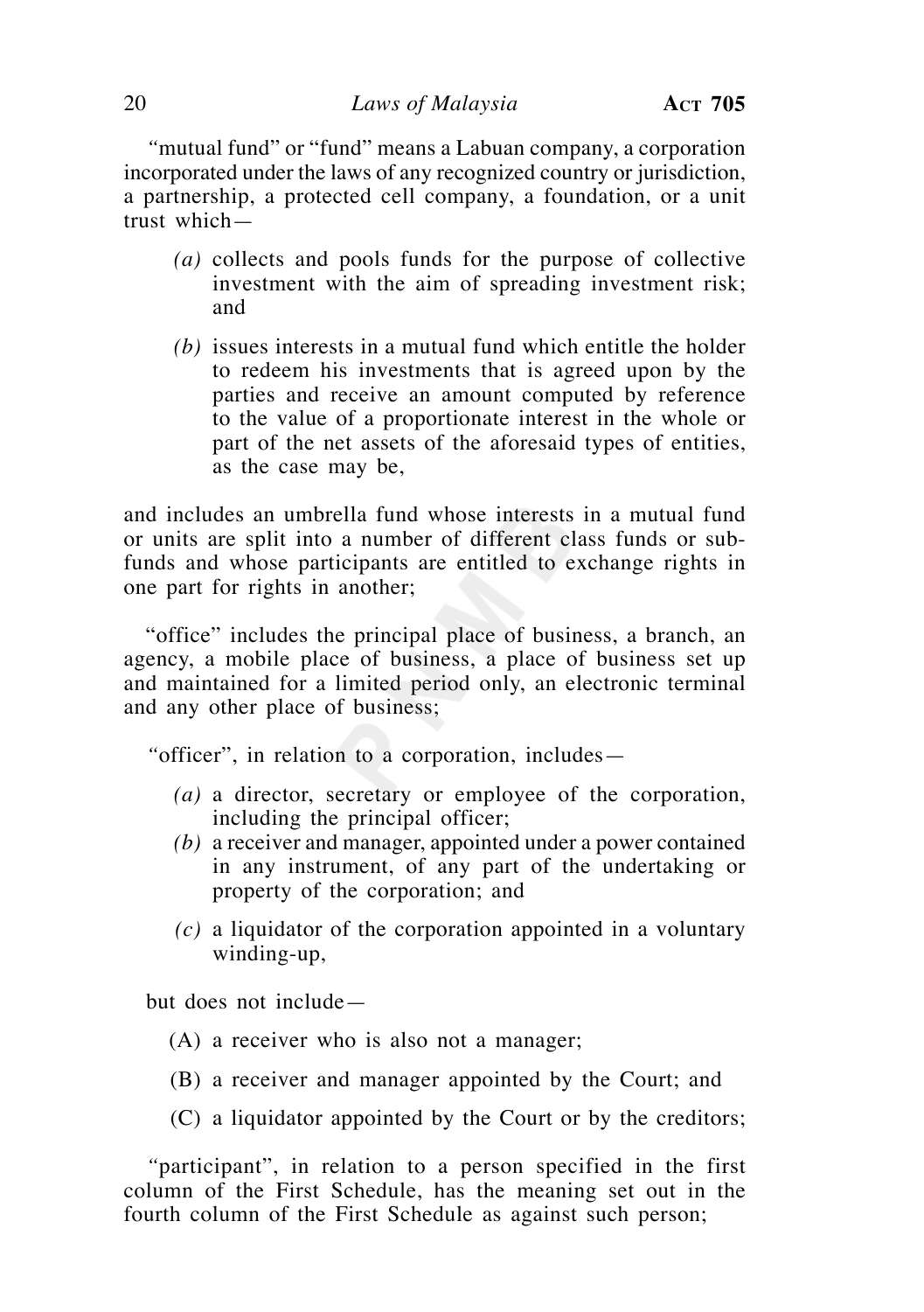"mutual fund" or "fund" means a Labuan company, a corporation incorporated under the laws of any recognized country or jurisdiction, a partnership, a protected cell company, a foundation, or a unit trust which—

*(a)* collects and pools funds for the purpose of collective investment with the aim of spreading investment risk; and

*(b)* issues interests in a mutual fund which entitle the holder to redeem his investments that is agreed upon by the parties and receive an amount computed by reference to the value of a proportionate interest in the whole or part of the net assets of the aforesaid types of entities, as the case may be,

and includes an umbrella fund whose interests in a mutual fund or units are split into a number of different class funds or sub-funds and whose participants are entitled to exchange rights in one part for rights in another;

"office" includes the principal place of business, a branch, an agency, a mobile place of business, a place of business set up and maintained for a limited period only, an electronic terminal and any other place of business;

"officer", in relation to a corporation, includes—

*(a)* a director, secretary or employee of the corporation, including the principal officer;

*(b)* a receiver and manager, appointed under a power contained in any instrument, of any part of the undertaking or property of the corporation; and

*(c)* a liquidator of the corporation appointed in a voluntary winding-up,

but does not include—

(A) a receiver who is also not a manager;

(B) a receiver and manager appointed by the Court; and

(C) a liquidator appointed by the Court or by the creditors;

"participant", in relation to a person specified in the first column of the First Schedule, has the meaning set out in the fourth column of the First Schedule as against such person;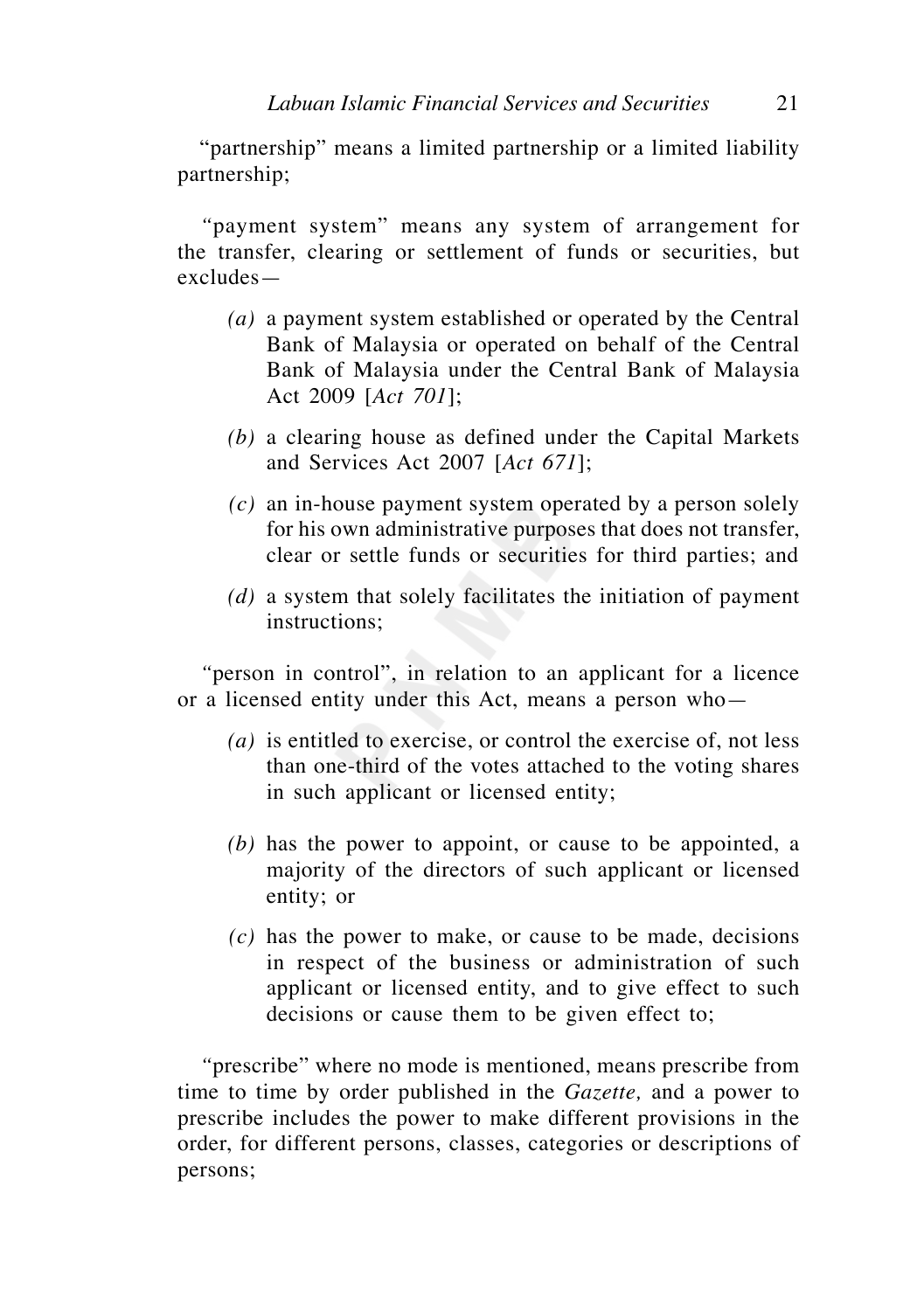"partnership" means a limited partnership or a limited liability partnership;

"payment system" means any system of arrangement for the transfer, clearing or settlement of funds or securities, but excludes—

- *(a)* a payment system established or operated by the Central Bank of Malaysia or operated on behalf of the Central Bank of Malaysia under the Central Bank of Malaysia Act 2009 [*Act 701*];
- *(b)* a clearing house as defined under the Capital Markets and Services Act 2007 [*Act 671*];
- *(c)* an in-house payment system operated by a person solely for his own administrative purposes that does not transfer, clear or settle funds or securities for third parties; and
- *(d)* a system that solely facilitates the initiation of payment instructions;

"person in control", in relation to an applicant for a licence or a licensed entity under this Act, means a person who—

- *(a)* is entitled to exercise, or control the exercise of, not less than one-third of the votes attached to the voting shares in such applicant or licensed entity;
- *(b)* has the power to appoint, or cause to be appointed, a majority of the directors of such applicant or licensed entity; or
- *(c)* has the power to make, or cause to be made, decisions in respect of the business or administration of such applicant or licensed entity, and to give effect to such decisions or cause them to be given effect to;

"prescribe" where no mode is mentioned, means prescribe from time to time by order published in the *Gazette,* and a power to prescribe includes the power to make different provisions in the order, for different persons, classes, categories or descriptions of persons;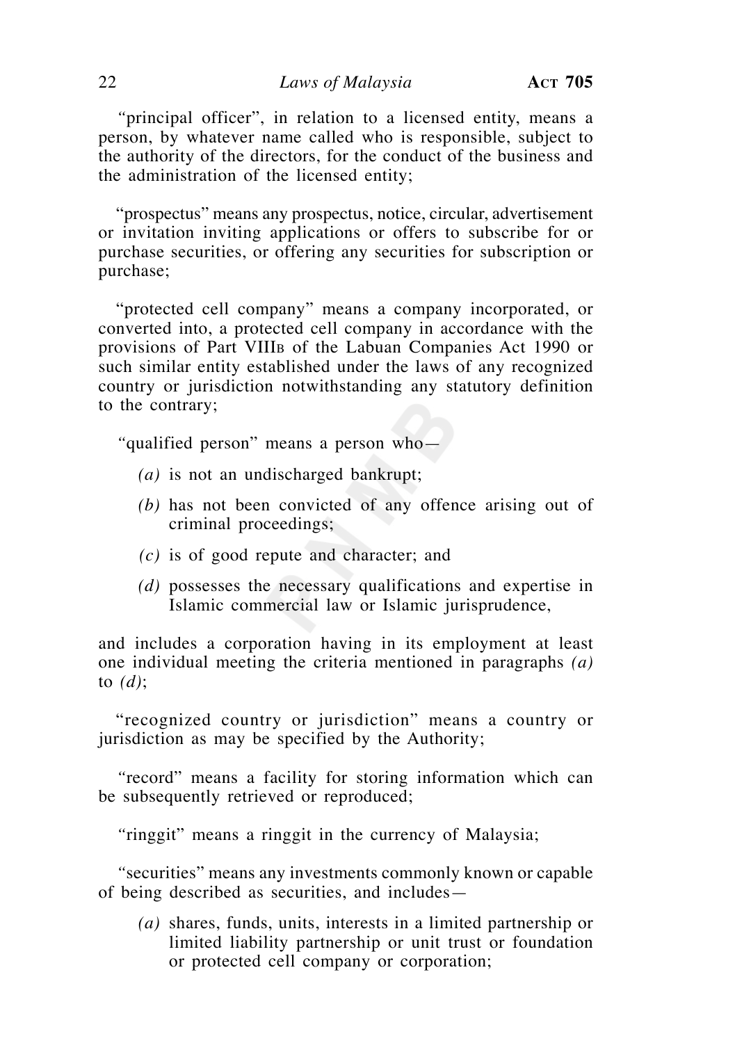"principal officer", in relation to a licensed entity, means a person, by whatever name called who is responsible, subject to the authority of the directors, for the conduct of the business and the administration of the licensed entity;

"prospectus" means any prospectus, notice, circular, advertisement or invitation inviting applications or offers to subscribe for or purchase securities, or offering any securities for subscription or purchase;

"protected cell company" means a company incorporated, or converted into, a protected cell company in accordance with the provisions of Part VIIIB of the Labuan Companies Act 1990 or such similar entity established under the laws of any recognized country or jurisdiction notwithstanding any statutory definition to the contrary;

"qualified person" means a person who—

*(a)* is not an undischarged bankrupt;

*(b)* has not been convicted of any offence arising out of criminal proceedings;

*(c)* is of good repute and character; and

*(d)* possesses the necessary qualifications and expertise in Islamic commercial law or Islamic jurisprudence,

and includes a corporation having in its employment at least one individual meeting the criteria mentioned in paragraphs *(a)* to *(d)*;

"recognized country or jurisdiction" means a country or jurisdiction as may be specified by the Authority;

"record" means a facility for storing information which can be subsequently retrieved or reproduced;

"ringgit" means a ringgit in the currency of Malaysia;

"securities" means any investments commonly known or capable of being described as securities, and includes—

*(a)* shares, funds, units, interests in a limited partnership or limited liability partnership or unit trust or foundation or protected cell company or corporation;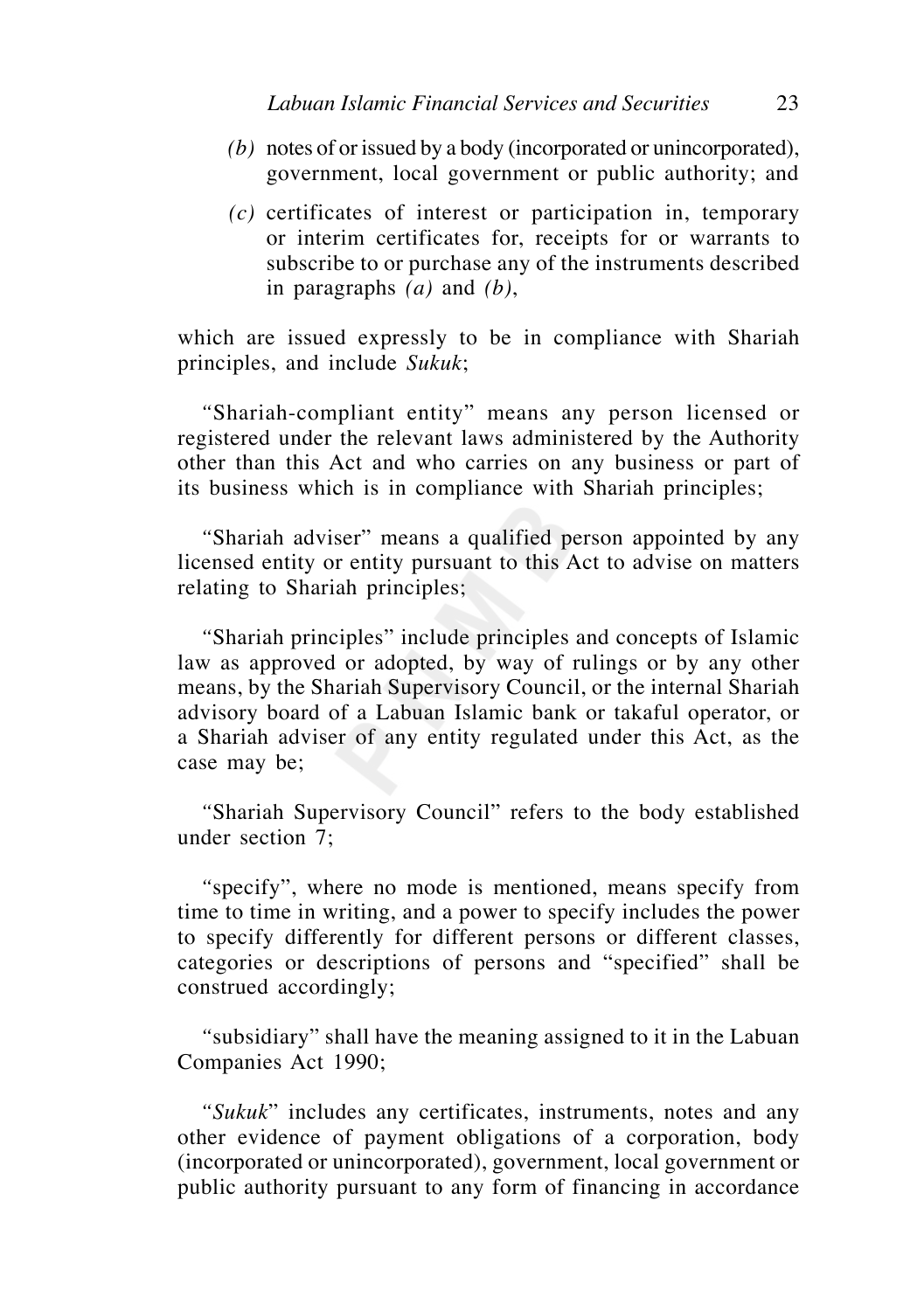*(b)* notes of or issued by a body (incorporated or unincorporated), government, local government or public authority; and

*(c)* certificates of interest or participation in, temporary or interim certificates for, receipts for or warrants to subscribe to or purchase any of the instruments described in paragraphs *(a)* and *(b)*,

which are issued expressly to be in compliance with Shariah principles, and include *Sukuk*;

"Shariah-compliant entity" means any person licensed or registered under the relevant laws administered by the Authority other than this Act and who carries on any business or part of its business which is in compliance with Shariah principles;

"Shariah adviser" means a qualified person appointed by any licensed entity or entity pursuant to this Act to advise on matters relating to Shariah principles;

"Shariah principles" include principles and concepts of Islamic law as approved or adopted, by way of rulings or by any other means, by the Shariah Supervisory Council, or the internal Shariah advisory board of a Labuan Islamic bank or takaful operator, or a Shariah adviser of any entity regulated under this Act, as the case may be;

"Shariah Supervisory Council" refers to the body established under section 7;

"specify", where no mode is mentioned, means specify from time to time in writing, and a power to specify includes the power to specify differently for different persons or different classes, categories or descriptions of persons and "specified" shall be construed accordingly;

"subsidiary" shall have the meaning assigned to it in the Labuan Companies Act 1990;

"*Sukuk*" includes any certificates, instruments, notes and any other evidence of payment obligations of a corporation, body (incorporated or unincorporated), government, local government or public authority pursuant to any form of financing in accordance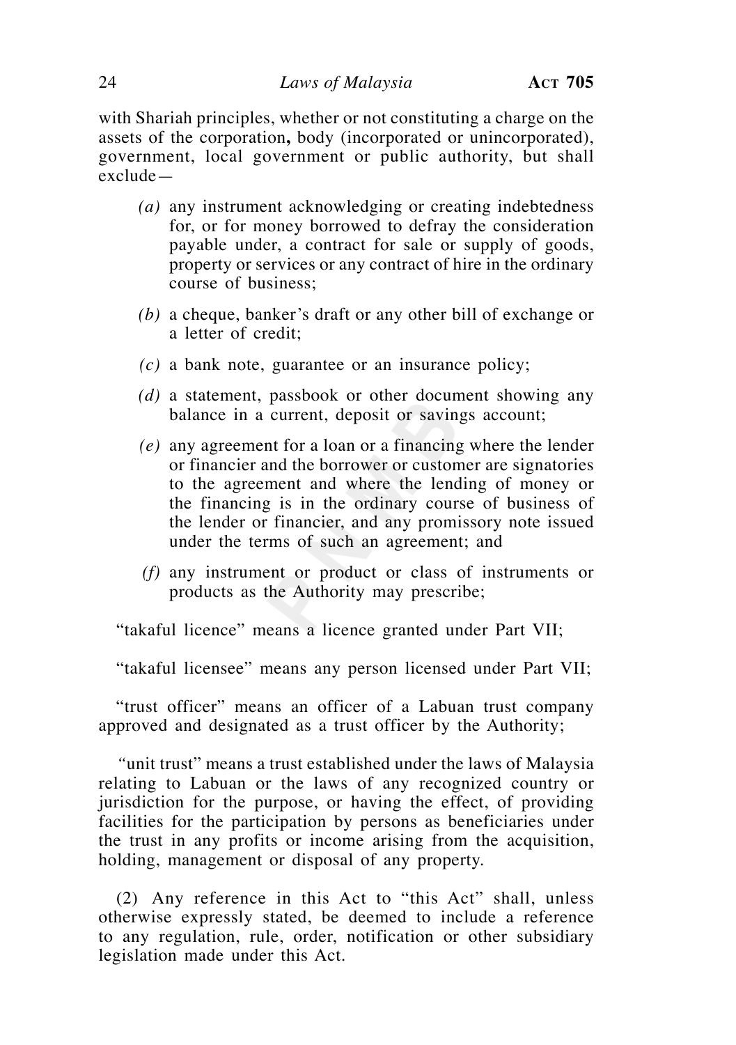with Shariah principles, whether or not constituting a charge on the assets of the corporation**,** body (incorporated or unincorporated), government, local government or public authority, but shall exclude—

*(a)* any instrument acknowledging or creating indebtedness for, or for money borrowed to defray the consideration payable under, a contract for sale or supply of goods, property or services or any contract of hire in the ordinary course of business;

*(b)* a cheque, banker's draft or any other bill of exchange or a letter of credit;

*(c)* a bank note, guarantee or an insurance policy;

*(d)* a statement, passbook or other document showing any balance in a current, deposit or savings account;

*(e)* any agreement for a loan or a financing where the lender or financier and the borrower or customer are signatories to the agreement and where the lending of money or the financing is in the ordinary course of business of the lender or financier, and any promissory note issued under the terms of such an agreement; and

*(f)* any instrument or product or class of instruments or products as the Authority may prescribe;

"takaful licence" means a licence granted under Part VII;

"takaful licensee" means any person licensed under Part VII;

"trust officer" means an officer of a Labuan trust company approved and designated as a trust officer by the Authority;

"unit trust" means a trust established under the laws of Malaysia relating to Labuan or the laws of any recognized country or jurisdiction for the purpose, or having the effect, of providing facilities for the participation by persons as beneficiaries under the trust in any profits or income arising from the acquisition, holding, management or disposal of any property.

(2) Any reference in this Act to "this Act" shall, unless otherwise expressly stated, be deemed to include a reference to any regulation, rule, order, notification or other subsidiary legislation made under this Act.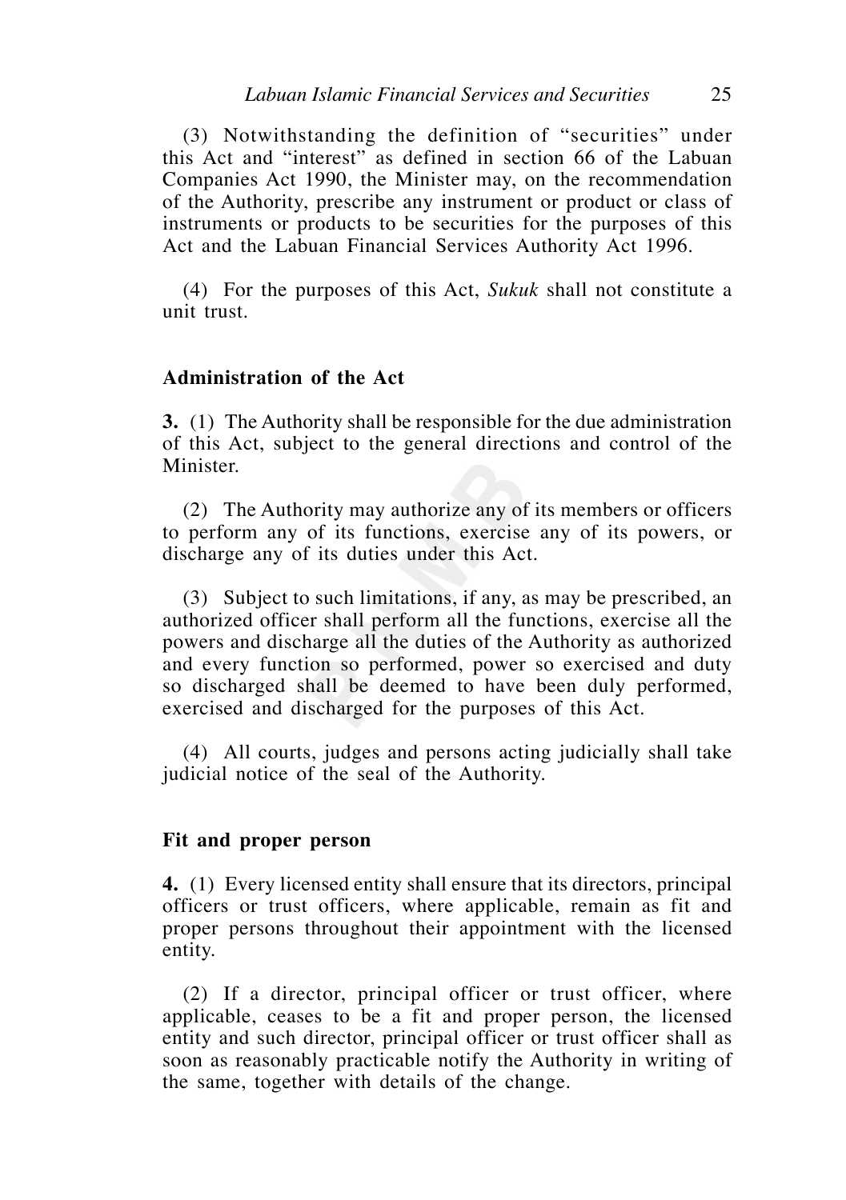(3) Notwithstanding the definition of "securities" under this Act and "interest" as defined in section 66 of the Labuan Companies Act 1990, the Minister may, on the recommendation of the Authority, prescribe any instrument or product or class of instruments or products to be securities for the purposes of this Act and the Labuan Financial Services Authority Act 1996.

(4) For the purposes of this Act, *Sukuk* shall not constitute a unit trust.

**Administration of the Act**

**3.** (1) The Authority shall be responsible for the due administration of this Act, subject to the general directions and control of the Minister.

(2) The Authority may authorize any of its members or officers to perform any of its functions, exercise any of its powers, or discharge any of its duties under this Act.

(3) Subject to such limitations, if any, as may be prescribed, an authorized officer shall perform all the functions, exercise all the powers and discharge all the duties of the Authority as authorized and every function so performed, power so exercised and duty so discharged shall be deemed to have been duly performed, exercised and discharged for the purposes of this Act.

(4) All courts, judges and persons acting judicially shall take judicial notice of the seal of the Authority.

**Fit and proper person**

**4.** (1) Every licensed entity shall ensure that its directors, principal officers or trust officers, where applicable, remain as fit and proper persons throughout their appointment with the licensed entity.

(2) If a director, principal officer or trust officer, where applicable, ceases to be a fit and proper person, the licensed entity and such director, principal officer or trust officer shall as soon as reasonably practicable notify the Authority in writing of the same, together with details of the change.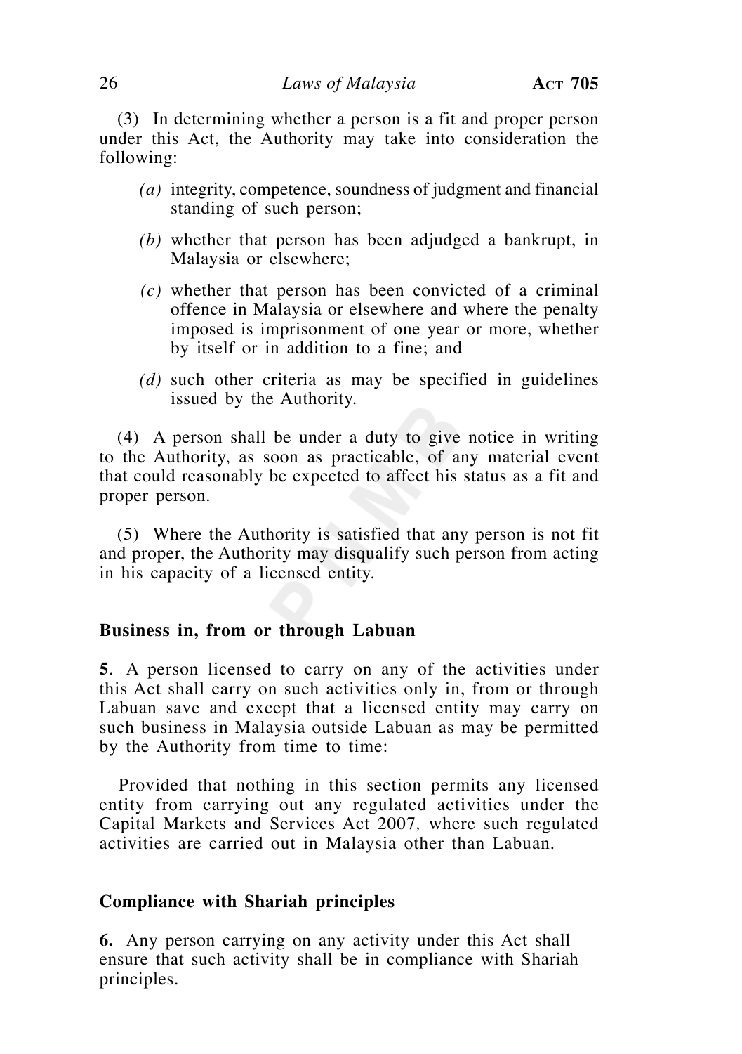(3) In determining whether a person is a fit and proper person under this Act, the Authority may take into consideration the following:

*(a)* integrity, competence, soundness of judgment and financial standing of such person;

*(b)* whether that person has been adjudged a bankrupt, in Malaysia or elsewhere;

*(c)* whether that person has been convicted of a criminal offence in Malaysia or elsewhere and where the penalty imposed is imprisonment of one year or more, whether by itself or in addition to a fine; and

*(d)* such other criteria as may be specified in guidelines issued by the Authority.

(4) A person shall be under a duty to give notice in writing to the Authority, as soon as practicable, of any material event that could reasonably be expected to affect his status as a fit and proper person.

(5) Where the Authority is satisfied that any person is not fit and proper, the Authority may disqualify such person from acting in his capacity of a licensed entity.

**Business in, from or through Labuan**

**5**. A person licensed to carry on any of the activities under this Act shall carry on such activities only in, from or through Labuan save and except that a licensed entity may carry on such business in Malaysia outside Labuan as may be permitted by the Authority from time to time:

Provided that nothing in this section permits any licensed entity from carrying out any regulated activities under the Capital Markets and Services Act 2007*,* where such regulated activities are carried out in Malaysia other than Labuan.

**Compliance with Shariah principles**

**6.** Any person carrying on any activity under this Act shall ensure that such activity shall be in compliance with Shariah principles.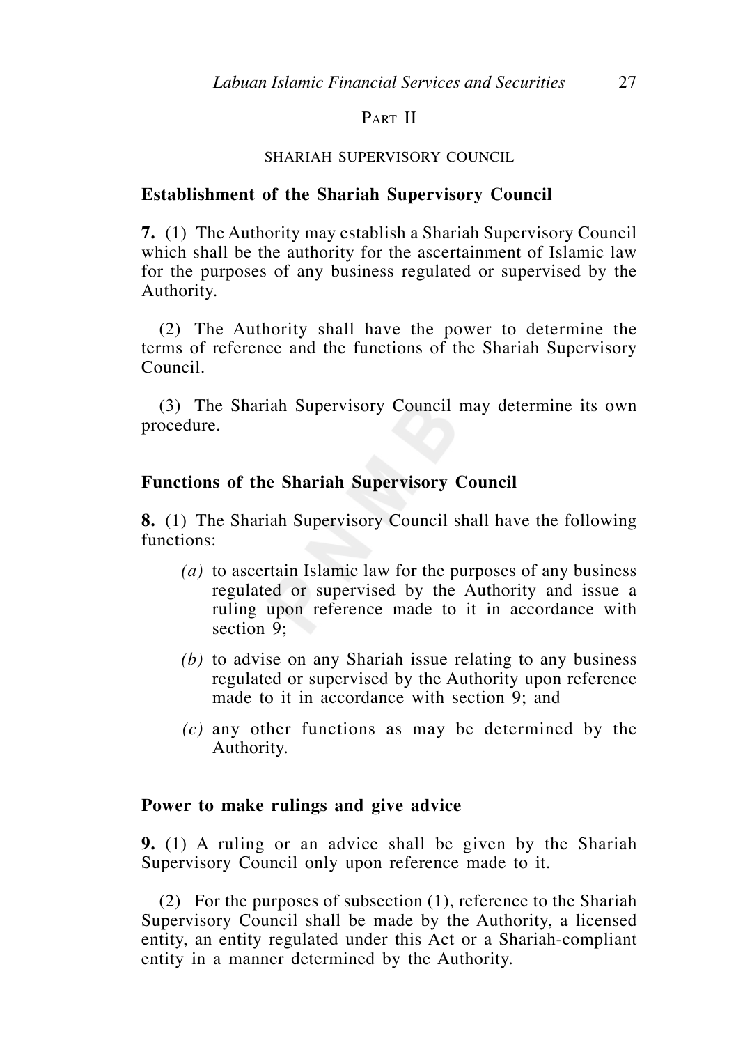## PART II

### SHARIAH SUPERVISORY COUNCIL

**Establishment of the Shariah Supervisory Council**

**7.** (1) The Authority may establish a Shariah Supervisory Council which shall be the authority for the ascertainment of Islamic law for the purposes of any business regulated or supervised by the Authority.

(2) The Authority shall have the power to determine the terms of reference and the functions of the Shariah Supervisory Council.

(3) The Shariah Supervisory Council may determine its own procedure.

**Functions of the Shariah Supervisory Council**

**8.** (1) The Shariah Supervisory Council shall have the following functions:

*(a)* to ascertain Islamic law for the purposes of any business regulated or supervised by the Authority and issue a ruling upon reference made to it in accordance with section 9;

*(b)* to advise on any Shariah issue relating to any business regulated or supervised by the Authority upon reference made to it in accordance with section 9; and

*(c)* any other functions as may be determined by the Authority.

**Power to make rulings and give advice**

**9.** (1) A ruling or an advice shall be given by the Shariah Supervisory Council only upon reference made to it.

(2) For the purposes of subsection (1), reference to the Shariah Supervisory Council shall be made by the Authority, a licensed entity, an entity regulated under this Act or a Shariah-compliant entity in a manner determined by the Authority.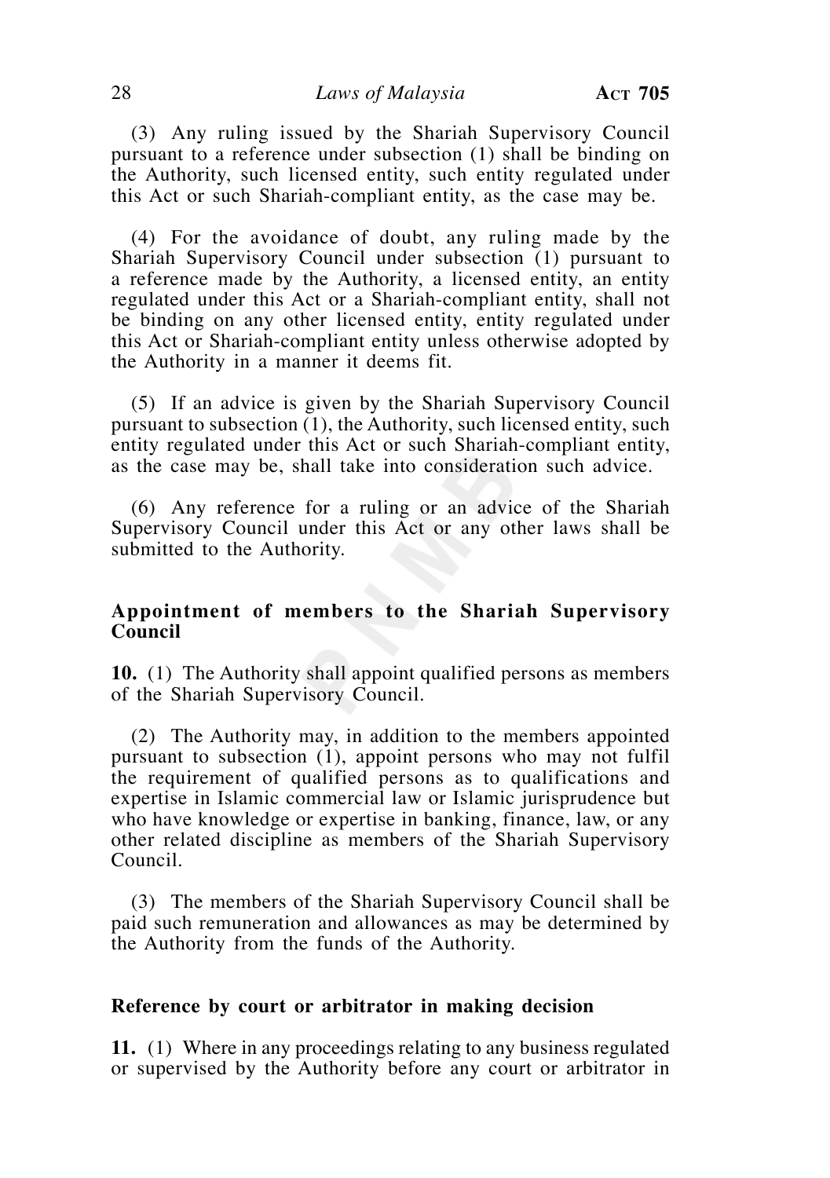(3) Any ruling issued by the Shariah Supervisory Council pursuant to a reference under subsection (1) shall be binding on the Authority, such licensed entity, such entity regulated under this Act or such Shariah-compliant entity, as the case may be.

(4) For the avoidance of doubt, any ruling made by the Shariah Supervisory Council under subsection (1) pursuant to a reference made by the Authority, a licensed entity, an entity regulated under this Act or a Shariah-compliant entity, shall not be binding on any other licensed entity, entity regulated under this Act or Shariah-compliant entity unless otherwise adopted by the Authority in a manner it deems fit.

(5) If an advice is given by the Shariah Supervisory Council pursuant to subsection (1), the Authority, such licensed entity, such entity regulated under this Act or such Shariah-compliant entity, as the case may be, shall take into consideration such advice.

(6) Any reference for a ruling or an advice of the Shariah Supervisory Council under this Act or any other laws shall be submitted to the Authority.

**Appointment of members to the Shariah Supervisory Council**

**10.** (1) The Authority shall appoint qualified persons as members of the Shariah Supervisory Council.

(2) The Authority may, in addition to the members appointed pursuant to subsection (1), appoint persons who may not fulfil the requirement of qualified persons as to qualifications and expertise in Islamic commercial law or Islamic jurisprudence but who have knowledge or expertise in banking, finance, law, or any other related discipline as members of the Shariah Supervisory Council.

(3) The members of the Shariah Supervisory Council shall be paid such remuneration and allowances as may be determined by the Authority from the funds of the Authority.

**Reference by court or arbitrator in making decision**

**11.** (1) Where in any proceedings relating to any business regulated or supervised by the Authority before any court or arbitrator in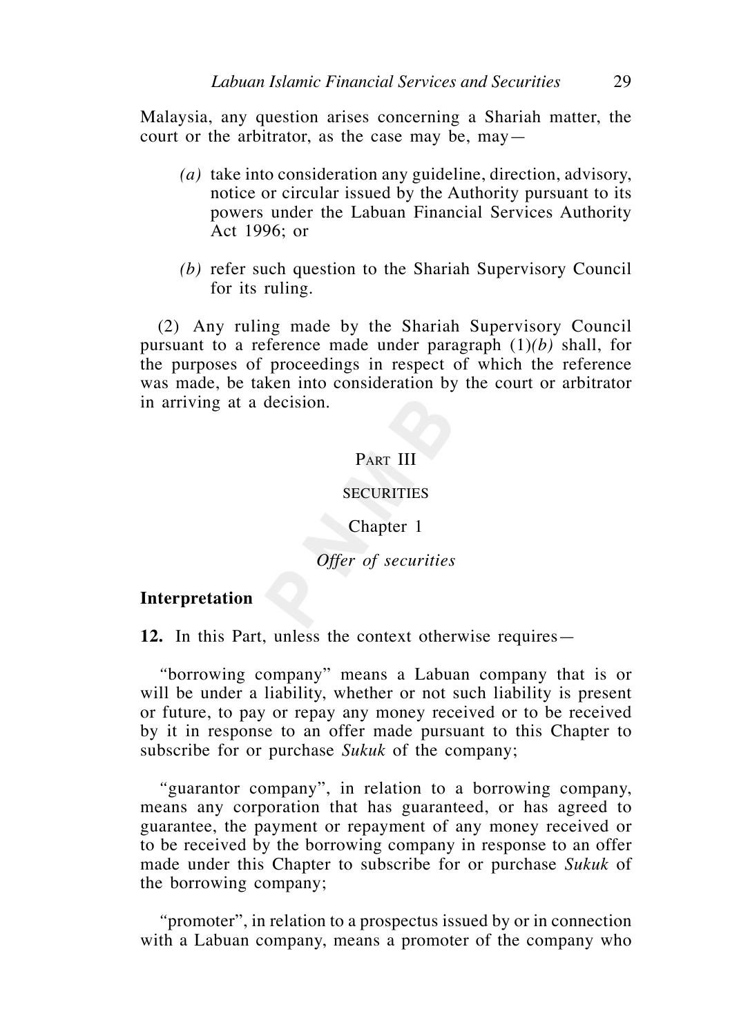Malaysia, any question arises concerning a Shariah matter, the court or the arbitrator, as the case may be, may—

*(a)* take into consideration any guideline, direction, advisory, notice or circular issued by the Authority pursuant to its powers under the Labuan Financial Services Authority Act 1996; or

*(b)* refer such question to the Shariah Supervisory Council for its ruling.

(2) Any ruling made by the Shariah Supervisory Council pursuant to a reference made under paragraph (1)*(b)* shall, for the purposes of proceedings in respect of which the reference was made, be taken into consideration by the court or arbitrator in arriving at a decision.

# Part III

# SECURITIES

## Chapter 1

## *Offer of securities*

**Interpretation**

**12.** In this Part, unless the context otherwise requires—

"borrowing company" means a Labuan company that is or will be under a liability, whether or not such liability is present or future, to pay or repay any money received or to be received by it in response to an offer made pursuant to this Chapter to subscribe for or purchase *Sukuk* of the company;

"guarantor company", in relation to a borrowing company, means any corporation that has guaranteed, or has agreed to guarantee, the payment or repayment of any money received or to be received by the borrowing company in response to an offer made under this Chapter to subscribe for or purchase *Sukuk* of the borrowing company;

"promoter", in relation to a prospectus issued by or in connection with a Labuan company, means a promoter of the company who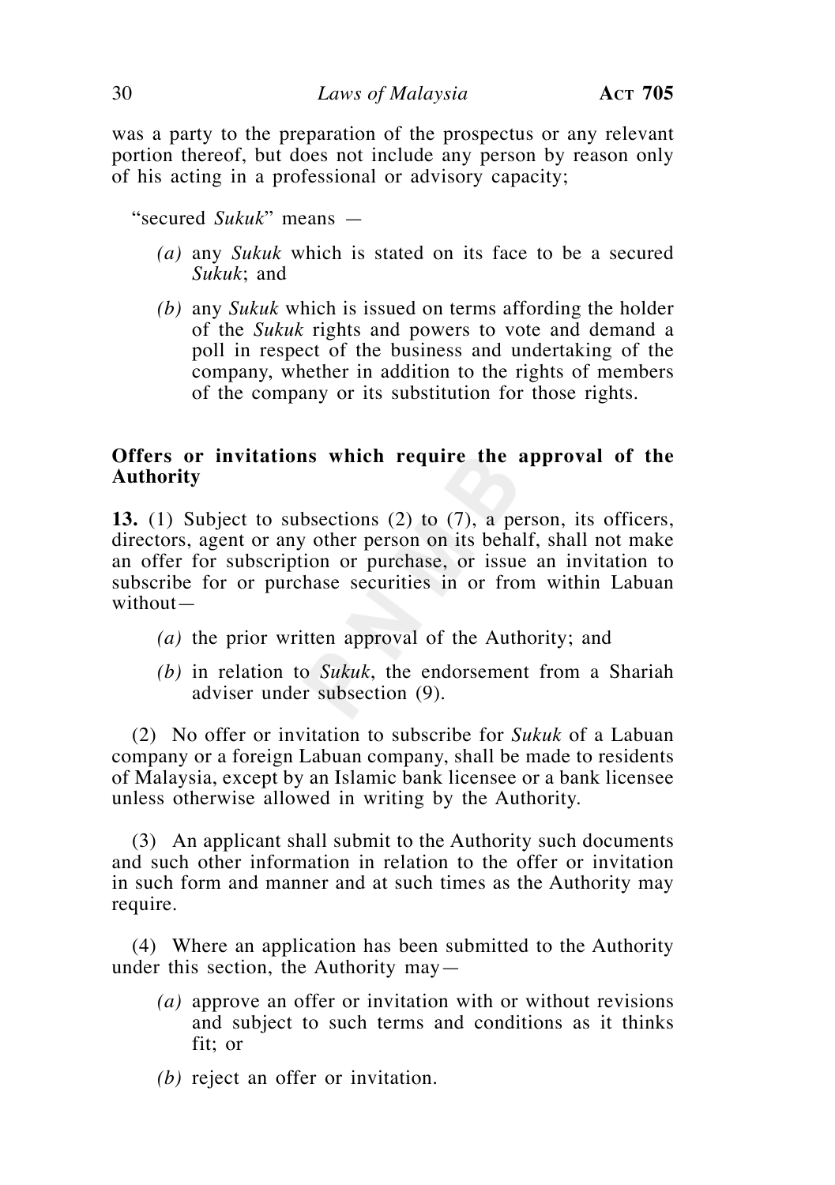was a party to the preparation of the prospectus or any relevant portion thereof, but does not include any person by reason only of his acting in a professional or advisory capacity;

"secured *Sukuk*" means —

- *(a)* any *Sukuk* which is stated on its face to be a secured *Sukuk*; and
- *(b)* any *Sukuk* which is issued on terms affording the holder of the *Sukuk* rights and powers to vote and demand a poll in respect of the business and undertaking of the company, whether in addition to the rights of members of the company or its substitution for those rights.

**Offers or invitations which require the approval of the Authority**

**13.** (1) Subject to subsections (2) to (7), a person, its officers, directors, agent or any other person on its behalf, shall not make an offer for subscription or purchase, or issue an invitation to subscribe for or purchase securities in or from within Labuan without—

- *(a)* the prior written approval of the Authority; and
- *(b)* in relation to *Sukuk*, the endorsement from a Shariah adviser under subsection (9).

(2) No offer or invitation to subscribe for *Sukuk* of a Labuan company or a foreign Labuan company, shall be made to residents of Malaysia, except by an Islamic bank licensee or a bank licensee unless otherwise allowed in writing by the Authority.

(3) An applicant shall submit to the Authority such documents and such other information in relation to the offer or invitation in such form and manner and at such times as the Authority may require.

(4) Where an application has been submitted to the Authority under this section, the Authority may—

- *(a)* approve an offer or invitation with or without revisions and subject to such terms and conditions as it thinks fit; or
- *(b)* reject an offer or invitation.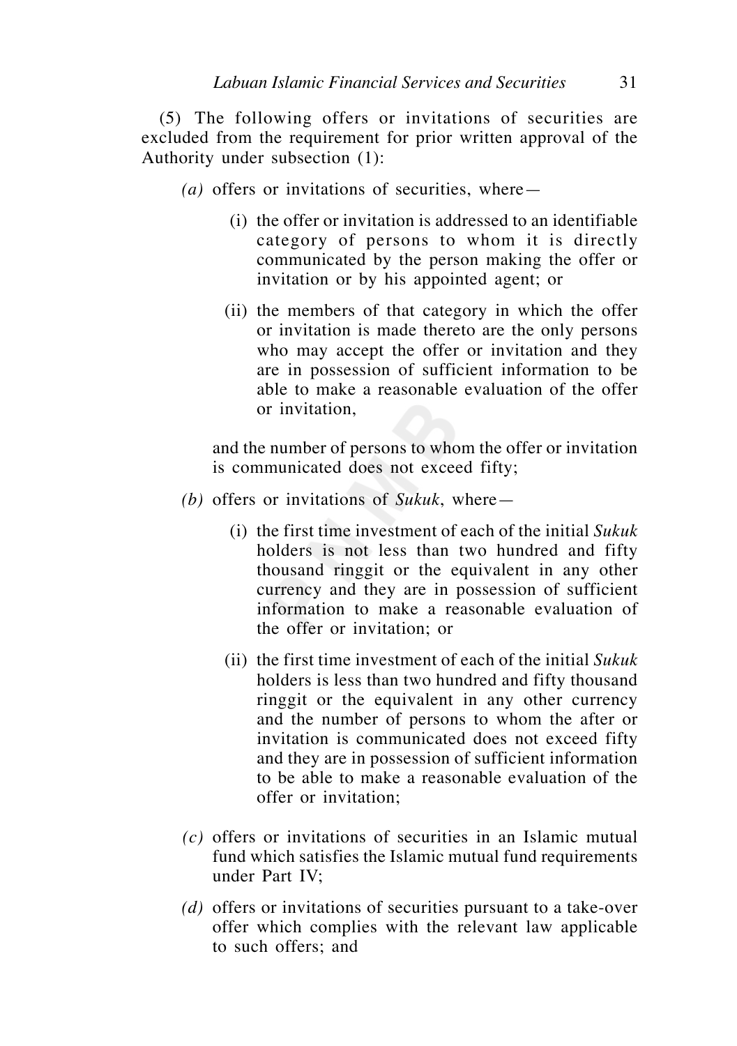(5) The following offers or invitations of securities are excluded from the requirement for prior written approval of the Authority under subsection (1):

*(a)* offers or invitations of securities, where—

(i) the offer or invitation is addressed to an identifiable category of persons to whom it is directly communicated by the person making the offer or invitation or by his appointed agent; or

(ii) the members of that category in which the offer or invitation is made thereto are the only persons who may accept the offer or invitation and they are in possession of sufficient information to be able to make a reasonable evaluation of the offer or invitation,

and the number of persons to whom the offer or invitation is communicated does not exceed fifty;

*(b)* offers or invitations of *Sukuk*, where—

(i) the first time investment of each of the initial *Sukuk* holders is not less than two hundred and fifty thousand ringgit or the equivalent in any other currency and they are in possession of sufficient information to make a reasonable evaluation of the offer or invitation; or

(ii) the first time investment of each of the initial *Sukuk* holders is less than two hundred and fifty thousand ringgit or the equivalent in any other currency and the number of persons to whom the after or invitation is communicated does not exceed fifty and they are in possession of sufficient information to be able to make a reasonable evaluation of the offer or invitation;

*(c)* offers or invitations of securities in an Islamic mutual fund which satisfies the Islamic mutual fund requirements under Part IV;

*(d)* offers or invitations of securities pursuant to a take-over offer which complies with the relevant law applicable to such offers; and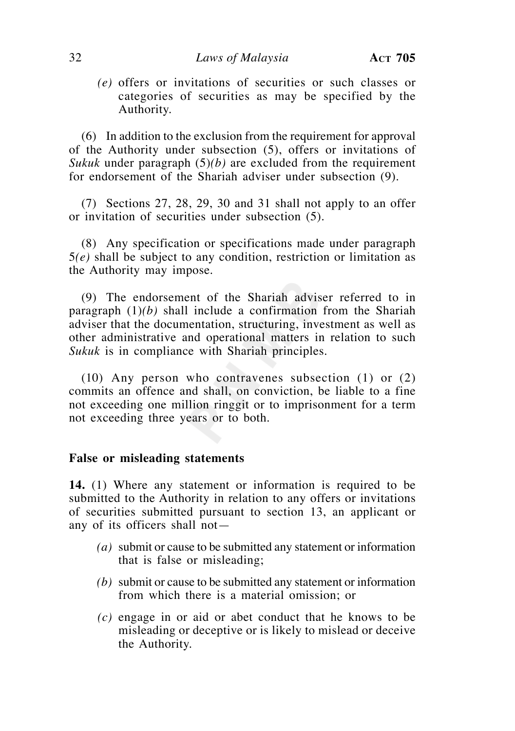*(e)* offers or invitations of securities or such classes or categories of securities as may be specified by the Authority.

(6) In addition to the exclusion from the requirement for approval of the Authority under subsection (5), offers or invitations of *Sukuk* under paragraph (5)*(b)* are excluded from the requirement for endorsement of the Shariah adviser under subsection (9).

(7) Sections 27, 28, 29, 30 and 31 shall not apply to an offer or invitation of securities under subsection (5).

(8) Any specification or specifications made under paragraph 5*(e)* shall be subject to any condition, restriction or limitation as the Authority may impose.

(9) The endorsement of the Shariah adviser referred to in paragraph (1)*(b)* shall include a confirmation from the Shariah adviser that the documentation, structuring, investment as well as other administrative and operational matters in relation to such *Sukuk* is in compliance with Shariah principles.

(10) Any person who contravenes subsection (1) or (2) commits an offence and shall, on conviction, be liable to a fine not exceeding one million ringgit or to imprisonment for a term not exceeding three years or to both.

**False or misleading statements**

**14.** (1) Where any statement or information is required to be submitted to the Authority in relation to any offers or invitations of securities submitted pursuant to section 13, an applicant or any of its officers shall not—

*(a)* submit or cause to be submitted any statement or information that is false or misleading;

*(b)* submit or cause to be submitted any statement or information from which there is a material omission; or

*(c)* engage in or aid or abet conduct that he knows to be misleading or deceptive or is likely to mislead or deceive the Authority.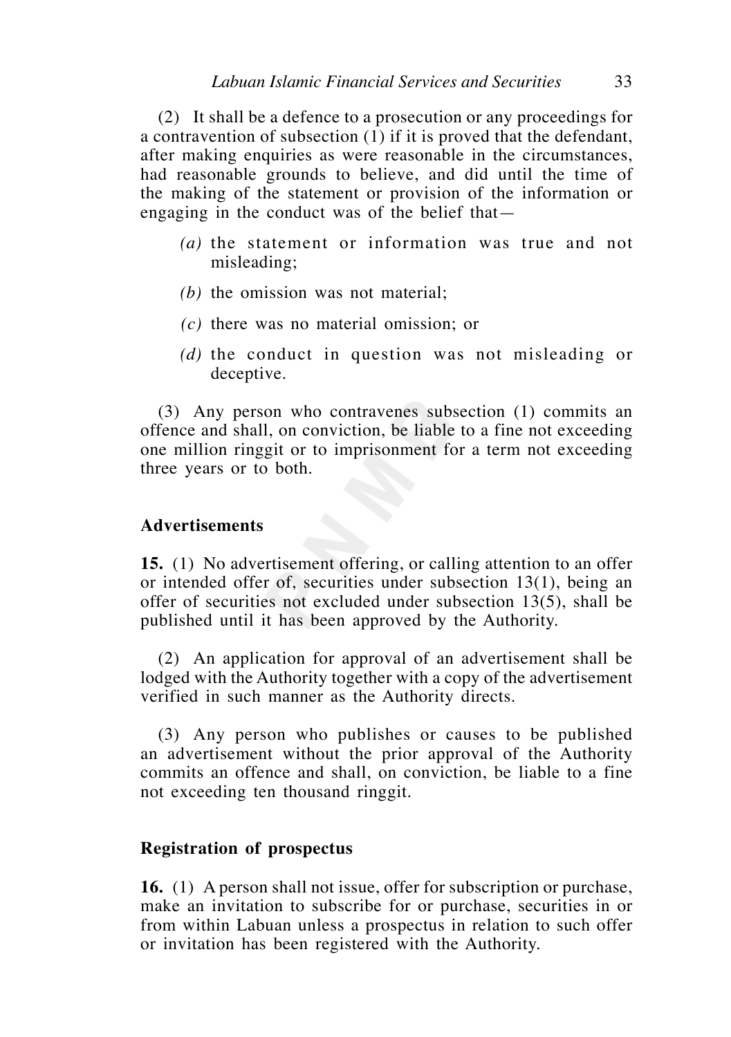(2) It shall be a defence to a prosecution or any proceedings for a contravention of subsection (1) if it is proved that the defendant, after making enquiries as were reasonable in the circumstances, had reasonable grounds to believe, and did until the time of the making of the statement or provision of the information or engaging in the conduct was of the belief that—

*(a)* the statement or information was true and not misleading;

*(b)* the omission was not material;

*(c)* there was no material omission; or

*(d)* the conduct in question was not misleading or deceptive.

(3) Any person who contravenes subsection (1) commits an offence and shall, on conviction, be liable to a fine not exceeding one million ringgit or to imprisonment for a term not exceeding three years or to both.

**Advertisements**

**15.** (1) No advertisement offering, or calling attention to an offer or intended offer of, securities under subsection 13(1), being an offer of securities not excluded under subsection 13(5), shall be published until it has been approved by the Authority.

(2) An application for approval of an advertisement shall be lodged with the Authority together with a copy of the advertisement verified in such manner as the Authority directs.

(3) Any person who publishes or causes to be published an advertisement without the prior approval of the Authority commits an offence and shall, on conviction, be liable to a fine not exceeding ten thousand ringgit.

**Registration of prospectus**

**16.** (1) A person shall not issue, offer for subscription or purchase, make an invitation to subscribe for or purchase, securities in or from within Labuan unless a prospectus in relation to such offer or invitation has been registered with the Authority.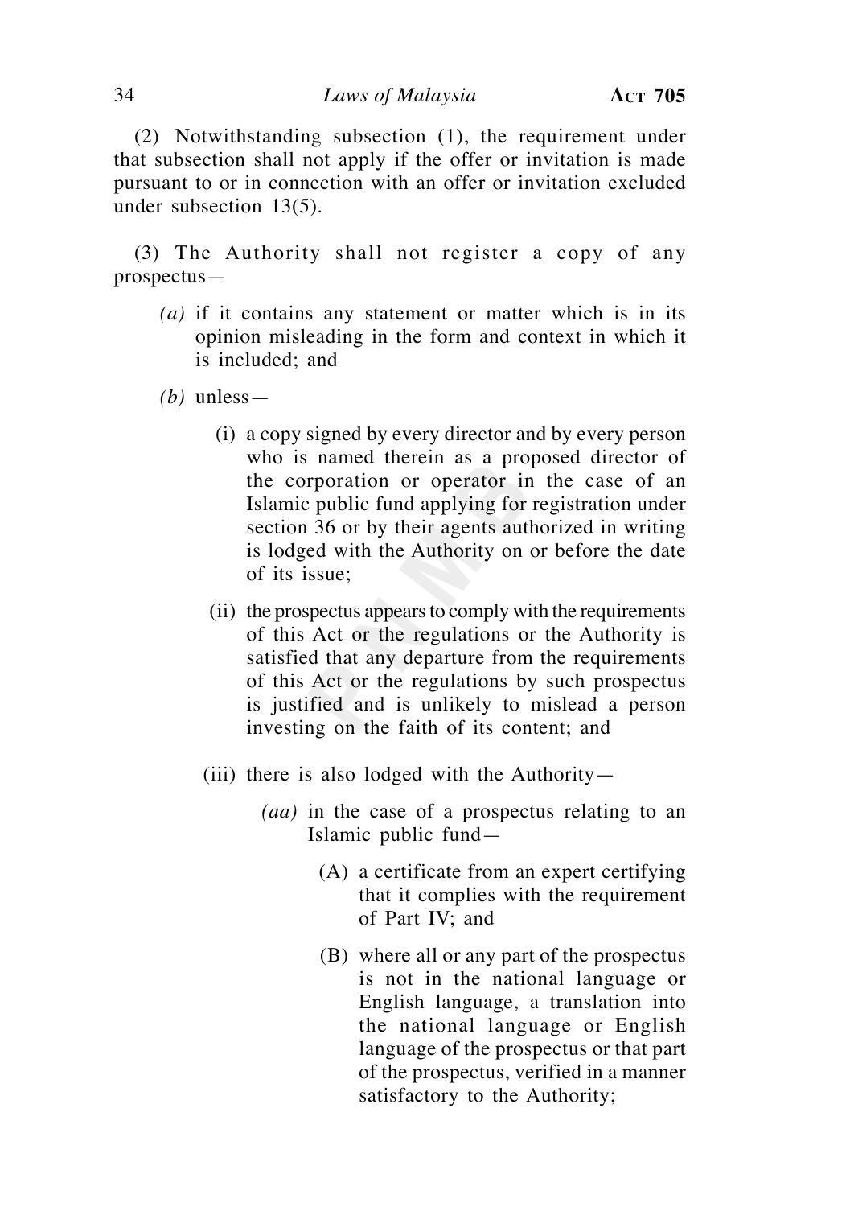(2) Notwithstanding subsection (1), the requirement under that subsection shall not apply if the offer or invitation is made pursuant to or in connection with an offer or invitation excluded under subsection 13(5).

(3) The Authority shall not register a copy of any prospectus—

*(a)* if it contains any statement or matter which is in its opinion misleading in the form and context in which it is included; and

*(b)* unless—

(i) a copy signed by every director and by every person who is named therein as a proposed director of the corporation or operator in the case of an Islamic public fund applying for registration under section 36 or by their agents authorized in writing is lodged with the Authority on or before the date of its issue;

(ii) the prospectus appears to comply with the requirements of this Act or the regulations or the Authority is satisfied that any departure from the requirements of this Act or the regulations by such prospectus is justified and is unlikely to mislead a person investing on the faith of its content; and

(iii) there is also lodged with the Authority—

*(aa)* in the case of a prospectus relating to an Islamic public fund—

(A) a certificate from an expert certifying that it complies with the requirement of Part IV; and

(B) where all or any part of the prospectus is not in the national language or English language, a translation into the national language or English language of the prospectus or that part of the prospectus, verified in a manner satisfactory to the Authority;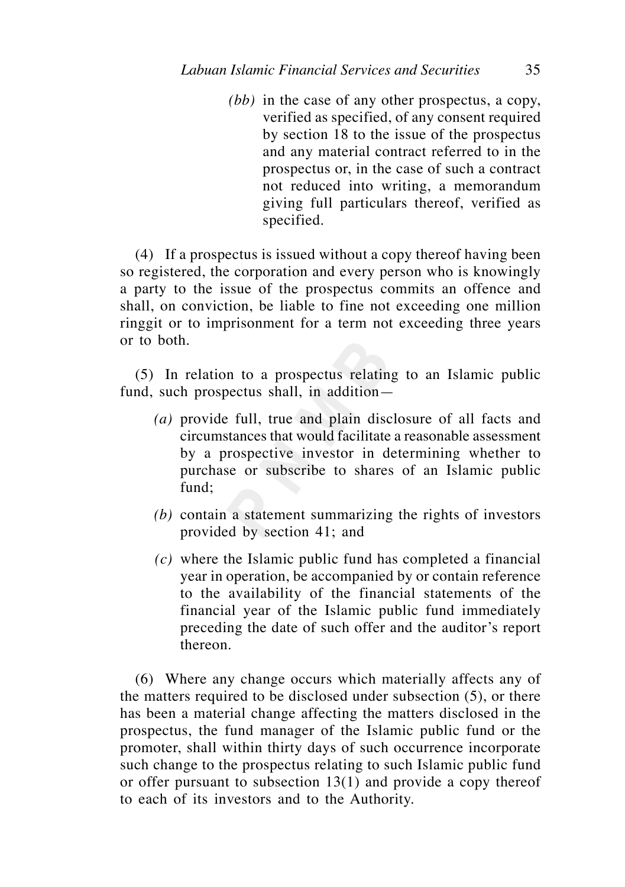*(bb)* in the case of any other prospectus, a copy, verified as specified, of any consent required by section 18 to the issue of the prospectus and any material contract referred to in the prospectus or, in the case of such a contract not reduced into writing, a memorandum giving full particulars thereof, verified as specified.

(4) If a prospectus is issued without a copy thereof having been so registered, the corporation and every person who is knowingly a party to the issue of the prospectus commits an offence and shall, on conviction, be liable to fine not exceeding one million ringgit or to imprisonment for a term not exceeding three years or to both.

(5) In relation to a prospectus relating to an Islamic public fund, such prospectus shall, in addition—

*(a)* provide full, true and plain disclosure of all facts and circumstances that would facilitate a reasonable assessment by a prospective investor in determining whether to purchase or subscribe to shares of an Islamic public fund;

*(b)* contain a statement summarizing the rights of investors provided by section 41; and

*(c)* where the Islamic public fund has completed a financial year in operation, be accompanied by or contain reference to the availability of the financial statements of the financial year of the Islamic public fund immediately preceding the date of such offer and the auditor's report thereon.

(6) Where any change occurs which materially affects any of the matters required to be disclosed under subsection (5), or there has been a material change affecting the matters disclosed in the prospectus, the fund manager of the Islamic public fund or the promoter, shall within thirty days of such occurrence incorporate such change to the prospectus relating to such Islamic public fund or offer pursuant to subsection 13(1) and provide a copy thereof to each of its investors and to the Authority.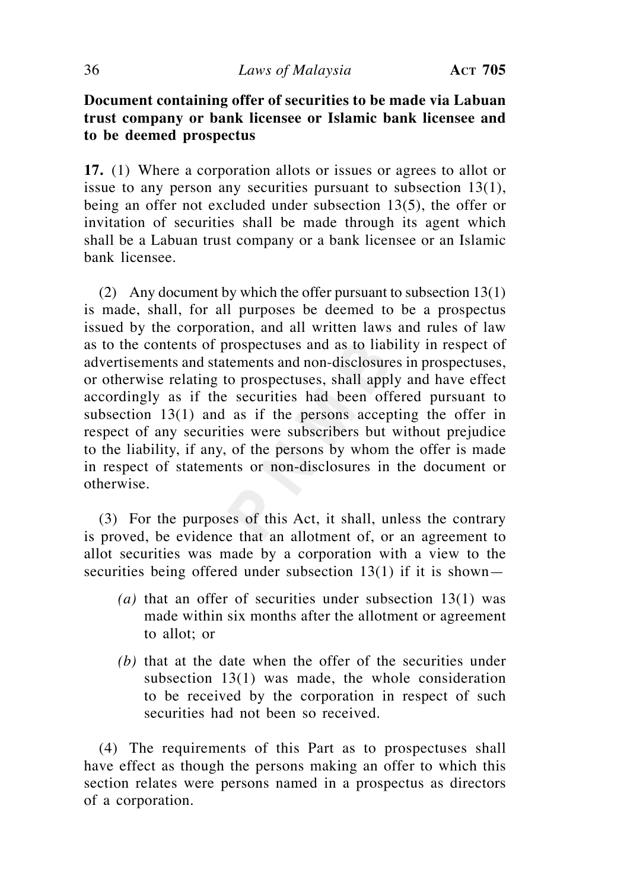**Document containing offer of securities to be made via Labuan trust company or bank licensee or Islamic bank licensee and to be deemed prospectus**

**17.** (1) Where a corporation allots or issues or agrees to allot or issue to any person any securities pursuant to subsection 13(1), being an offer not excluded under subsection 13(5), the offer or invitation of securities shall be made through its agent which shall be a Labuan trust company or a bank licensee or an Islamic bank licensee.

(2) Any document by which the offer pursuant to subsection 13(1) is made, shall, for all purposes be deemed to be a prospectus issued by the corporation, and all written laws and rules of law as to the contents of prospectuses and as to liability in respect of advertisements and statements and non-disclosures in prospectuses, or otherwise relating to prospectuses, shall apply and have effect accordingly as if the securities had been offered pursuant to subsection 13(1) and as if the persons accepting the offer in respect of any securities were subscribers but without prejudice to the liability, if any, of the persons by whom the offer is made in respect of statements or non-disclosures in the document or otherwise.

(3) For the purposes of this Act, it shall, unless the contrary is proved, be evidence that an allotment of, or an agreement to allot securities was made by a corporation with a view to the securities being offered under subsection 13(1) if it is shown—

*(a)* that an offer of securities under subsection 13(1) was made within six months after the allotment or agreement to allot; or

*(b)* that at the date when the offer of the securities under subsection 13(1) was made, the whole consideration to be received by the corporation in respect of such securities had not been so received.

(4) The requirements of this Part as to prospectuses shall have effect as though the persons making an offer to which this section relates were persons named in a prospectus as directors of a corporation.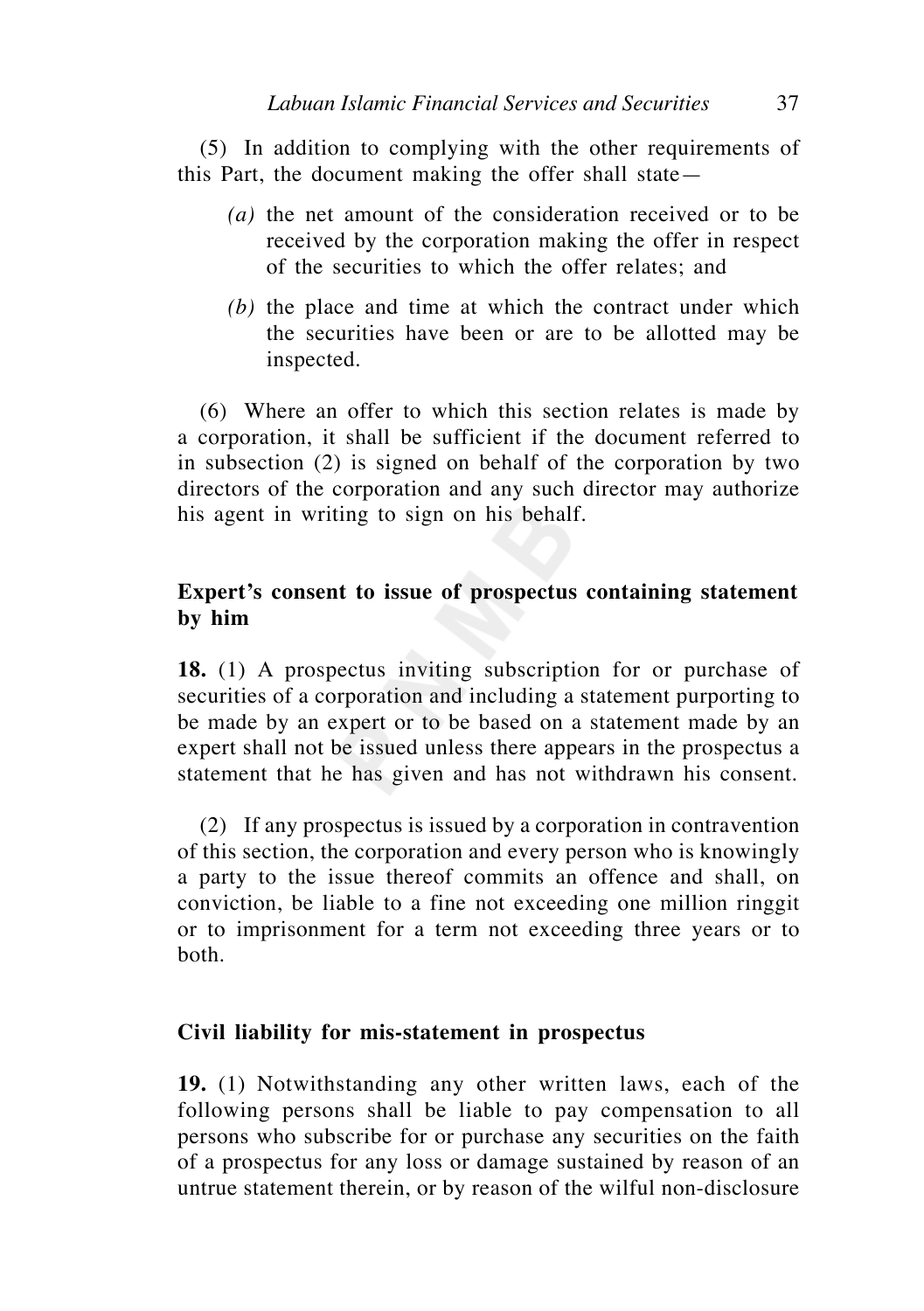(5) In addition to complying with the other requirements of this Part, the document making the offer shall state—

*(a)* the net amount of the consideration received or to be received by the corporation making the offer in respect of the securities to which the offer relates; and

*(b)* the place and time at which the contract under which the securities have been or are to be allotted may be inspected.

(6) Where an offer to which this section relates is made by a corporation, it shall be sufficient if the document referred to in subsection (2) is signed on behalf of the corporation by two directors of the corporation and any such director may authorize his agent in writing to sign on his behalf.

**Expert's consent to issue of prospectus containing statement by him**

**18.** (1) A prospectus inviting subscription for or purchase of securities of a corporation and including a statement purporting to be made by an expert or to be based on a statement made by an expert shall not be issued unless there appears in the prospectus a statement that he has given and has not withdrawn his consent.

(2) If any prospectus is issued by a corporation in contravention of this section, the corporation and every person who is knowingly a party to the issue thereof commits an offence and shall, on conviction, be liable to a fine not exceeding one million ringgit or to imprisonment for a term not exceeding three years or to both.

**Civil liability for mis-statement in prospectus**

**19.** (1) Notwithstanding any other written laws, each of the following persons shall be liable to pay compensation to all persons who subscribe for or purchase any securities on the faith of a prospectus for any loss or damage sustained by reason of an untrue statement therein, or by reason of the wilful non-disclosure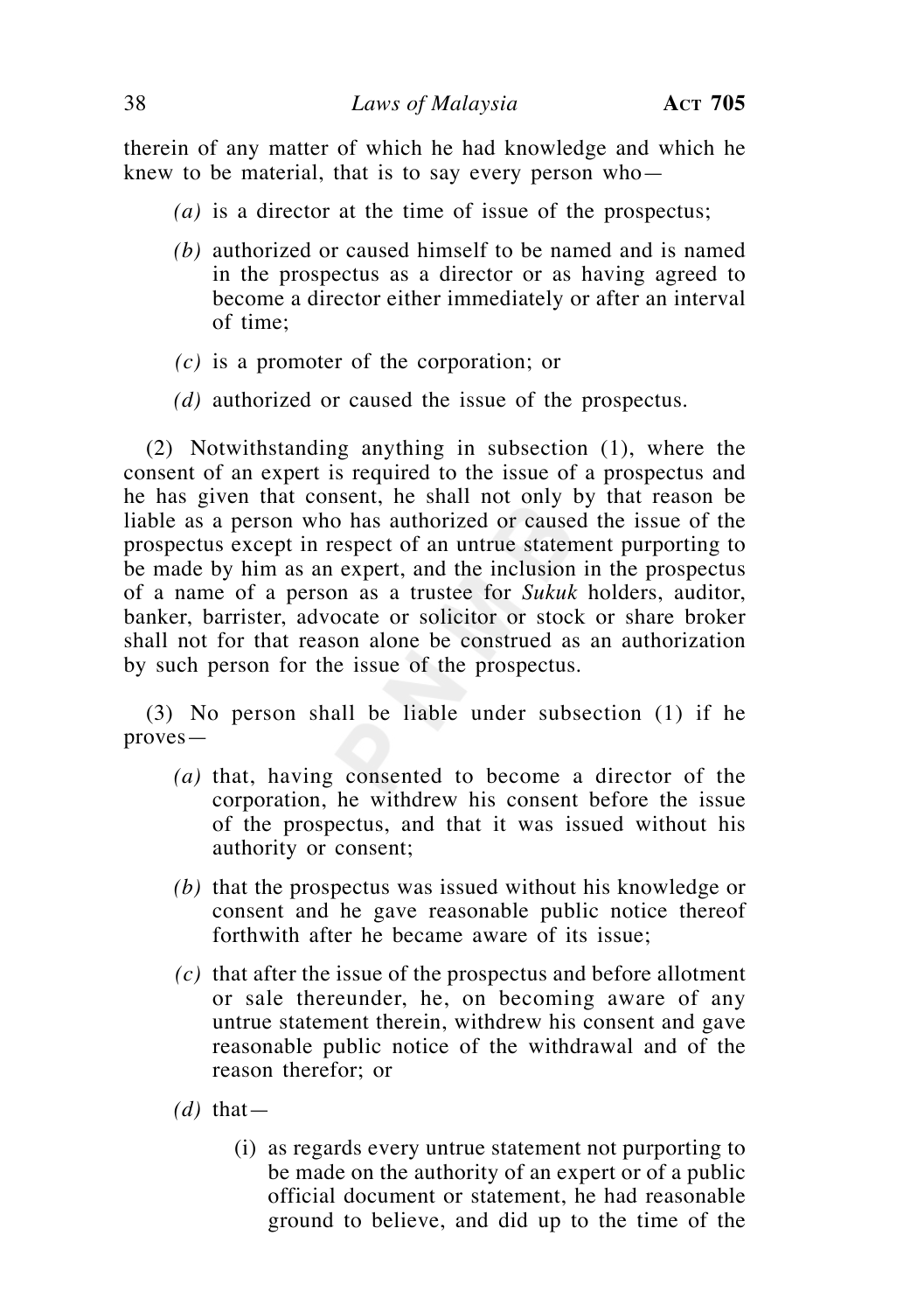therein of any matter of which he had knowledge and which he knew to be material, that is to say every person who—

*(a)* is a director at the time of issue of the prospectus;

*(b)* authorized or caused himself to be named and is named in the prospectus as a director or as having agreed to become a director either immediately or after an interval of time;

*(c)* is a promoter of the corporation; or

*(d)* authorized or caused the issue of the prospectus.

(2) Notwithstanding anything in subsection (1), where the consent of an expert is required to the issue of a prospectus and he has given that consent, he shall not only by that reason be liable as a person who has authorized or caused the issue of the prospectus except in respect of an untrue statement purporting to be made by him as an expert, and the inclusion in the prospectus of a name of a person as a trustee for *Sukuk* holders, auditor, banker, barrister, advocate or solicitor or stock or share broker shall not for that reason alone be construed as an authorization by such person for the issue of the prospectus.

(3) No person shall be liable under subsection (1) if he proves—

*(a)* that, having consented to become a director of the corporation, he withdrew his consent before the issue of the prospectus, and that it was issued without his authority or consent;

*(b)* that the prospectus was issued without his knowledge or consent and he gave reasonable public notice thereof forthwith after he became aware of its issue;

*(c)* that after the issue of the prospectus and before allotment or sale thereunder, he, on becoming aware of any untrue statement therein, withdrew his consent and gave reasonable public notice of the withdrawal and of the reason therefor; or

*(d)* that—

(i) as regards every untrue statement not purporting to be made on the authority of an expert or of a public official document or statement, he had reasonable ground to believe, and did up to the time of the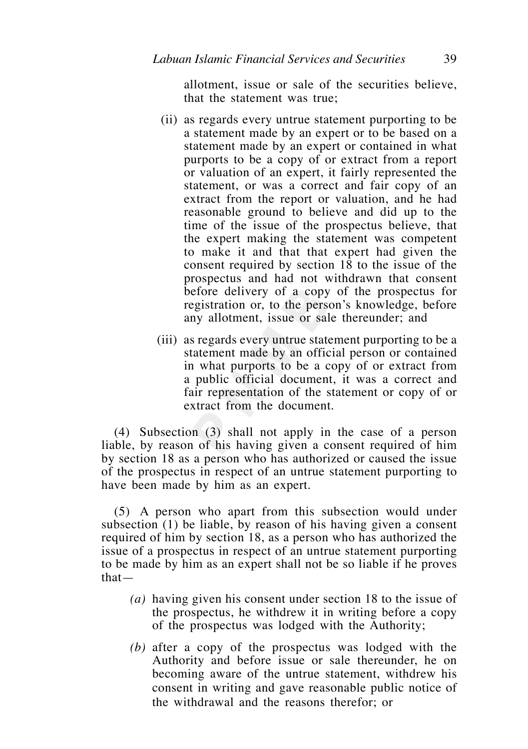allotment, issue or sale of the securities believe, that the statement was true;

(ii) as regards every untrue statement purporting to be a statement made by an expert or to be based on a statement made by an expert or contained in what purports to be a copy of or extract from a report or valuation of an expert, it fairly represented the statement, or was a correct and fair copy of an extract from the report or valuation, and he had reasonable ground to believe and did up to the time of the issue of the prospectus believe, that the expert making the statement was competent to make it and that that expert had given the consent required by section 18 to the issue of the prospectus and had not withdrawn that consent before delivery of a copy of the prospectus for registration or, to the person's knowledge, before any allotment, issue or sale thereunder; and

(iii) as regards every untrue statement purporting to be a statement made by an official person or contained in what purports to be a copy of or extract from a public official document, it was a correct and fair representation of the statement or copy of or extract from the document.

(4) Subsection (3) shall not apply in the case of a person liable, by reason of his having given a consent required of him by section 18 as a person who has authorized or caused the issue of the prospectus in respect of an untrue statement purporting to have been made by him as an expert.

(5) A person who apart from this subsection would under subsection (1) be liable, by reason of his having given a consent required of him by section 18, as a person who has authorized the issue of a prospectus in respect of an untrue statement purporting to be made by him as an expert shall not be so liable if he proves that—

*(a)* having given his consent under section 18 to the issue of the prospectus, he withdrew it in writing before a copy of the prospectus was lodged with the Authority;

*(b)* after a copy of the prospectus was lodged with the Authority and before issue or sale thereunder, he on becoming aware of the untrue statement, withdrew his consent in writing and gave reasonable public notice of the withdrawal and the reasons therefor; or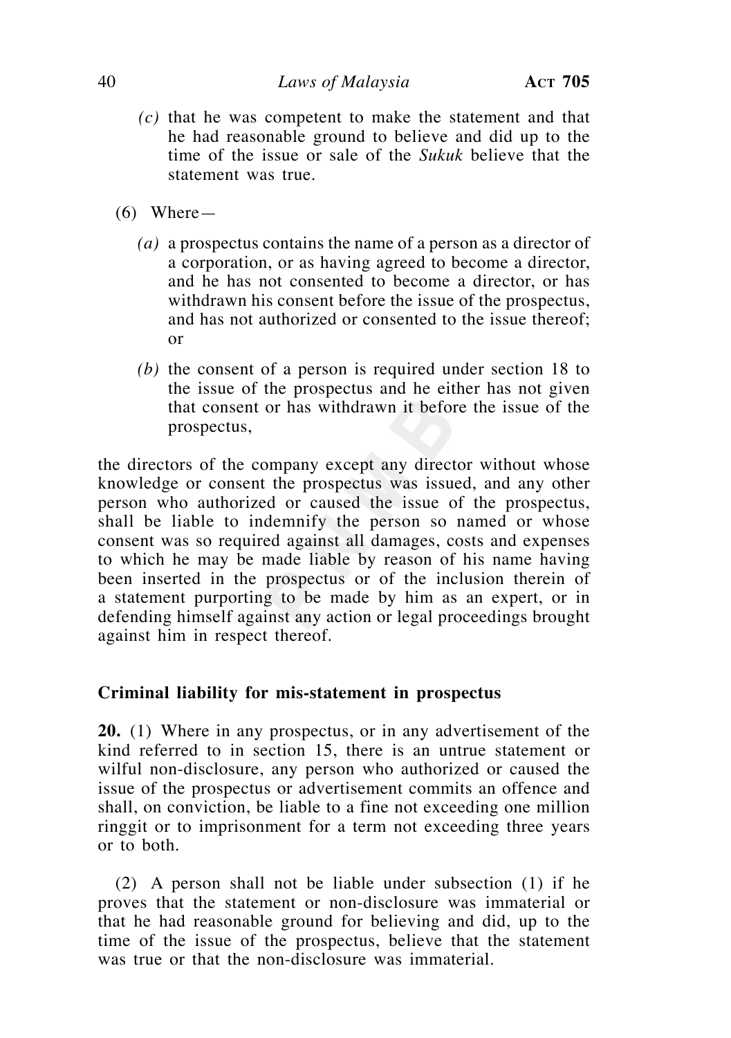*(c)* that he was competent to make the statement and that he had reasonable ground to believe and did up to the time of the issue or sale of the *Sukuk* believe that the statement was true.

(6) Where—

*(a)* a prospectus contains the name of a person as a director of a corporation, or as having agreed to become a director, and he has not consented to become a director, or has withdrawn his consent before the issue of the prospectus, and has not authorized or consented to the issue thereof; or

*(b)* the consent of a person is required under section 18 to the issue of the prospectus and he either has not given that consent or has withdrawn it before the issue of the prospectus,

the directors of the company except any director without whose knowledge or consent the prospectus was issued, and any other person who authorized or caused the issue of the prospectus, shall be liable to indemnify the person so named or whose consent was so required against all damages, costs and expenses to which he may be made liable by reason of his name having been inserted in the prospectus or of the inclusion therein of a statement purporting to be made by him as an expert, or in defending himself against any action or legal proceedings brought against him in respect thereof.

### Criminal liability for mis-statement in prospectus

**20.** (1) Where in any prospectus, or in any advertisement of the kind referred to in section 15, there is an untrue statement or wilful non-disclosure, any person who authorized or caused the issue of the prospectus or advertisement commits an offence and shall, on conviction, be liable to a fine not exceeding one million ringgit or to imprisonment for a term not exceeding three years or to both.

(2) A person shall not be liable under subsection (1) if he proves that the statement or non-disclosure was immaterial or that he had reasonable ground for believing and did, up to the time of the issue of the prospectus, believe that the statement was true or that the non-disclosure was immaterial.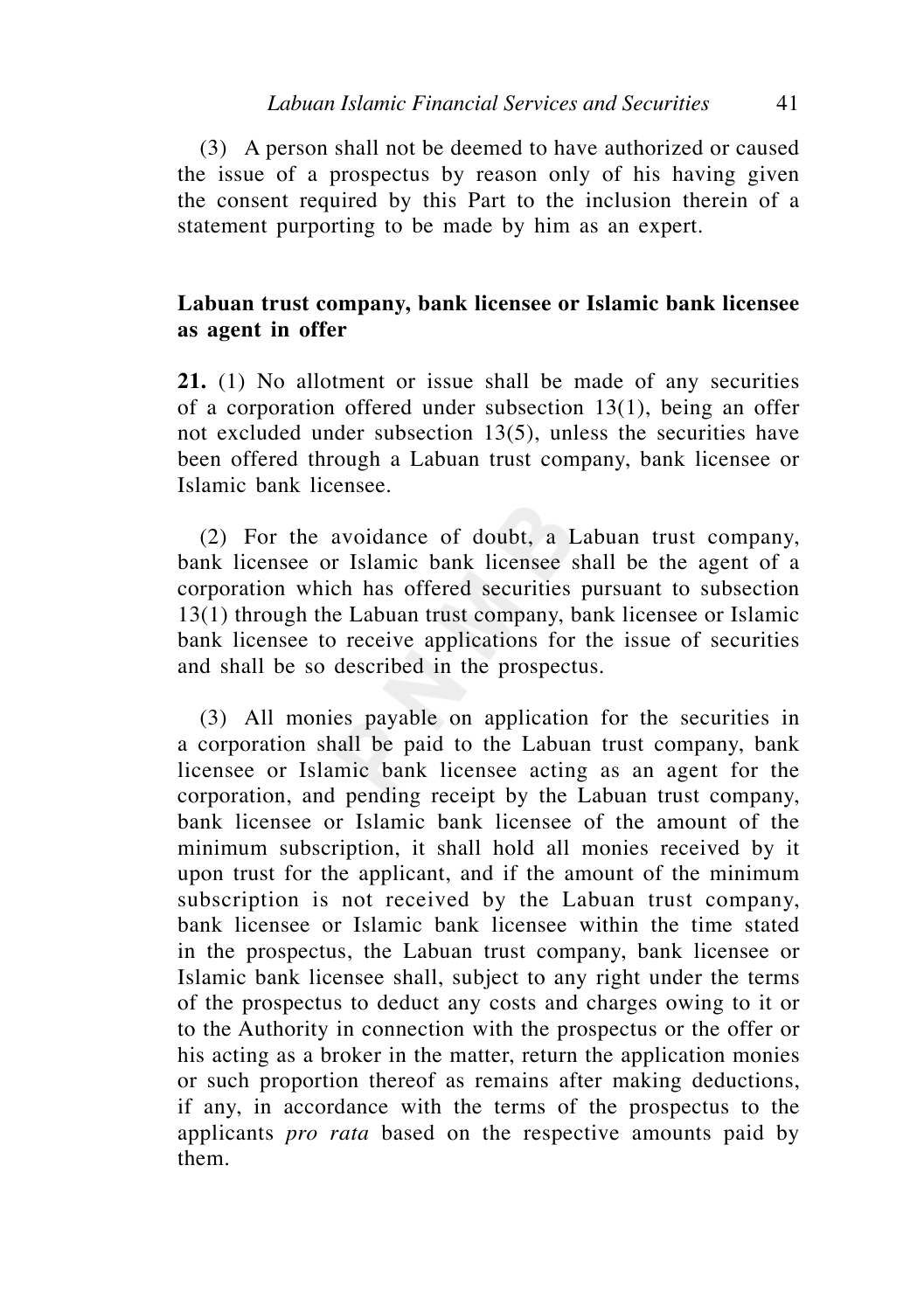(3) A person shall not be deemed to have authorized or caused the issue of a prospectus by reason only of his having given the consent required by this Part to the inclusion therein of a statement purporting to be made by him as an expert.

**Labuan trust company, bank licensee or Islamic bank licensee as agent in offer**

**21.** (1) No allotment or issue shall be made of any securities of a corporation offered under subsection 13(1), being an offer not excluded under subsection 13(5), unless the securities have been offered through a Labuan trust company, bank licensee or Islamic bank licensee.

(2) For the avoidance of doubt, a Labuan trust company, bank licensee or Islamic bank licensee shall be the agent of a corporation which has offered securities pursuant to subsection 13(1) through the Labuan trust company, bank licensee or Islamic bank licensee to receive applications for the issue of securities and shall be so described in the prospectus.

(3) All monies payable on application for the securities in a corporation shall be paid to the Labuan trust company, bank licensee or Islamic bank licensee acting as an agent for the corporation, and pending receipt by the Labuan trust company, bank licensee or Islamic bank licensee of the amount of the minimum subscription, it shall hold all monies received by it upon trust for the applicant, and if the amount of the minimum subscription is not received by the Labuan trust company, bank licensee or Islamic bank licensee within the time stated in the prospectus, the Labuan trust company, bank licensee or Islamic bank licensee shall, subject to any right under the terms of the prospectus to deduct any costs and charges owing to it or to the Authority in connection with the prospectus or the offer or his acting as a broker in the matter, return the application monies or such proportion thereof as remains after making deductions, if any, in accordance with the terms of the prospectus to the applicants *pro rata* based on the respective amounts paid by them.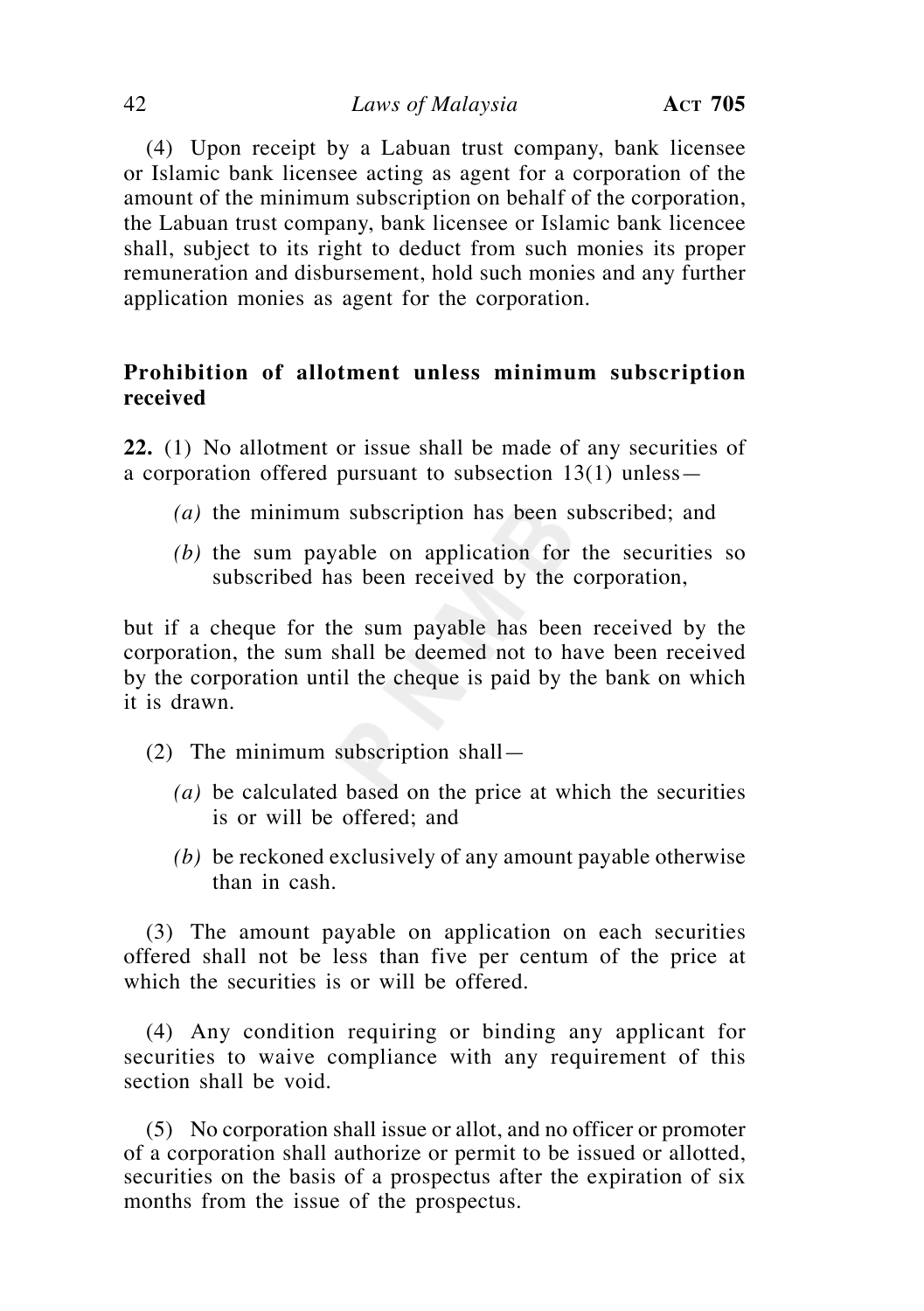(4) Upon receipt by a Labuan trust company, bank licensee or Islamic bank licensee acting as agent for a corporation of the amount of the minimum subscription on behalf of the corporation, the Labuan trust company, bank licensee or Islamic bank licencee shall, subject to its right to deduct from such monies its proper remuneration and disbursement, hold such monies and any further application monies as agent for the corporation.

**Prohibition of allotment unless minimum subscription received**

**22.** (1) No allotment or issue shall be made of any securities of a corporation offered pursuant to subsection 13(1) unless—

*(a)* the minimum subscription has been subscribed; and

*(b)* the sum payable on application for the securities so subscribed has been received by the corporation,

but if a cheque for the sum payable has been received by the corporation, the sum shall be deemed not to have been received by the corporation until the cheque is paid by the bank on which it is drawn.

(2) The minimum subscription shall—

*(a)* be calculated based on the price at which the securities is or will be offered; and

*(b)* be reckoned exclusively of any amount payable otherwise than in cash.

(3) The amount payable on application on each securities offered shall not be less than five per centum of the price at which the securities is or will be offered.

(4) Any condition requiring or binding any applicant for securities to waive compliance with any requirement of this section shall be void.

(5) No corporation shall issue or allot, and no officer or promoter of a corporation shall authorize or permit to be issued or allotted, securities on the basis of a prospectus after the expiration of six months from the issue of the prospectus.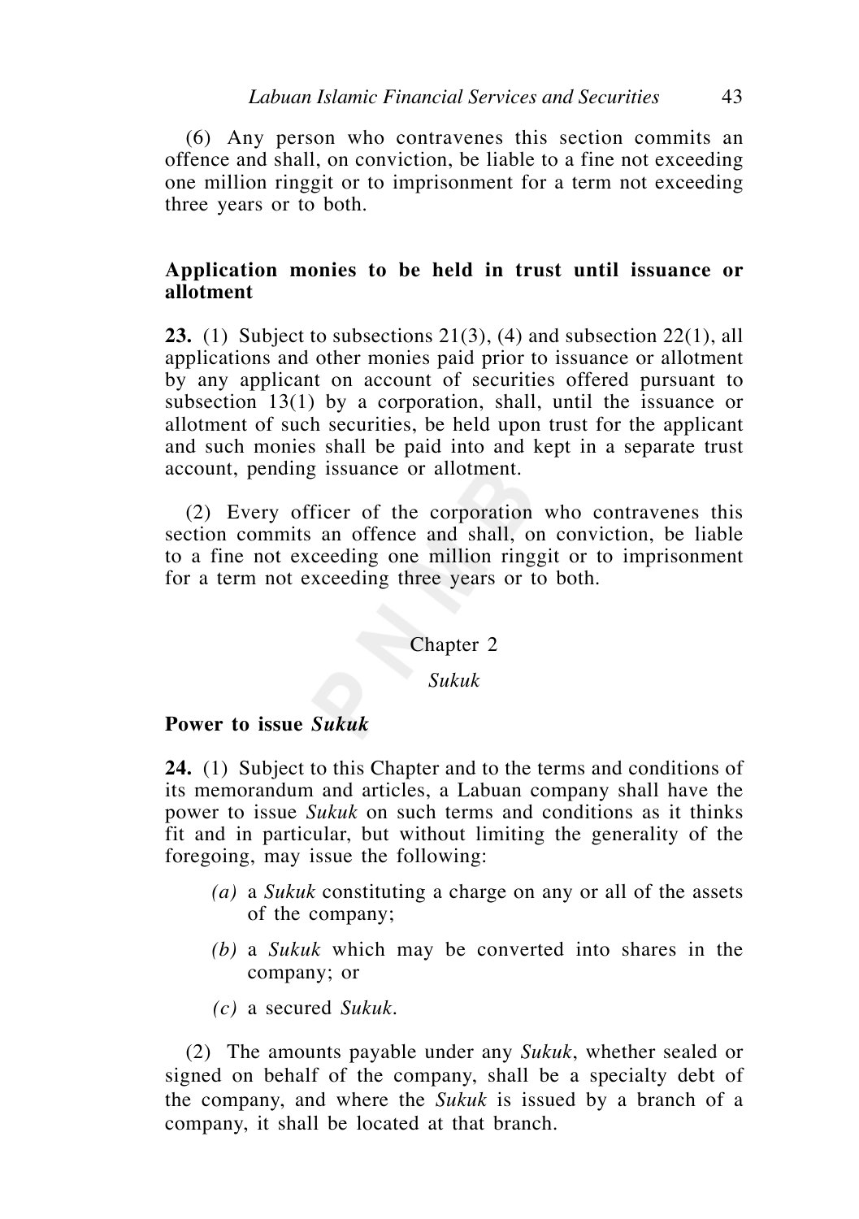(6) Any person who contravenes this section commits an offence and shall, on conviction, be liable to a fine not exceeding one million ringgit or to imprisonment for a term not exceeding three years or to both.

**Application monies to be held in trust until issuance or allotment**

**23.** (1) Subject to subsections 21(3), (4) and subsection 22(1), all applications and other monies paid prior to issuance or allotment by any applicant on account of securities offered pursuant to subsection 13(1) by a corporation, shall, until the issuance or allotment of such securities, be held upon trust for the applicant and such monies shall be paid into and kept in a separate trust account, pending issuance or allotment.

(2) Every officer of the corporation who contravenes this section commits an offence and shall, on conviction, be liable to a fine not exceeding one million ringgit or to imprisonment for a term not exceeding three years or to both.

## Chapter 2

## *Sukuk*

**Power to issue *Sukuk***

**24.** (1) Subject to this Chapter and to the terms and conditions of its memorandum and articles, a Labuan company shall have the power to issue *Sukuk* on such terms and conditions as it thinks fit and in particular, but without limiting the generality of the foregoing, may issue the following:

*(a)* a *Sukuk* constituting a charge on any or all of the assets of the company;

*(b)* a *Sukuk* which may be converted into shares in the company; or

*(c)* a secured *Sukuk*.

(2) The amounts payable under any *Sukuk*, whether sealed or signed on behalf of the company, shall be a specialty debt of the company, and where the *Sukuk* is issued by a branch of a company, it shall be located at that branch.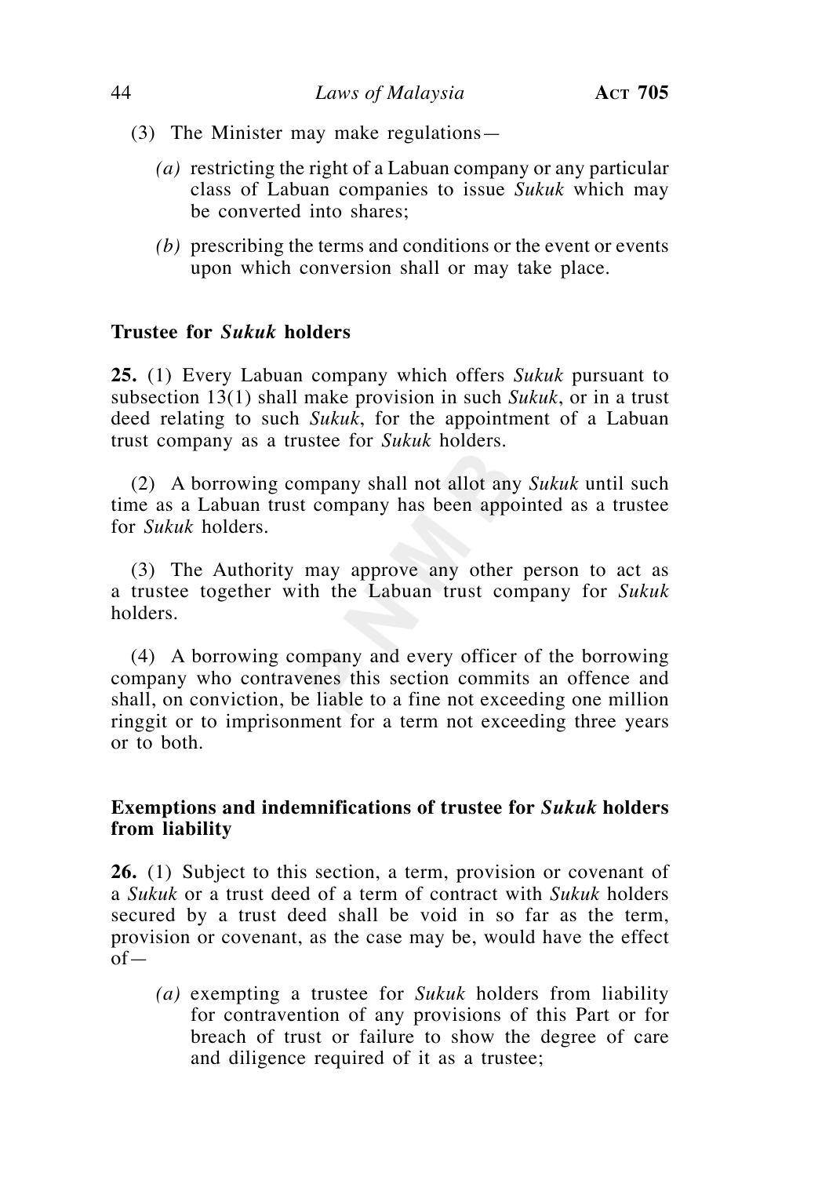(3) The Minister may make regulations—

*(a)* restricting the right of a Labuan company or any particular class of Labuan companies to issue *Sukuk* which may be converted into shares;

*(b)* prescribing the terms and conditions or the event or events upon which conversion shall or may take place.

**Trustee for *Sukuk* holders**

**25.** (1) Every Labuan company which offers *Sukuk* pursuant to subsection 13(1) shall make provision in such *Sukuk*, or in a trust deed relating to such *Sukuk*, for the appointment of a Labuan trust company as a trustee for *Sukuk* holders.

(2) A borrowing company shall not allot any *Sukuk* until such time as a Labuan trust company has been appointed as a trustee for *Sukuk* holders.

(3) The Authority may approve any other person to act as a trustee together with the Labuan trust company for *Sukuk* holders.

(4) A borrowing company and every officer of the borrowing company who contravenes this section commits an offence and shall, on conviction, be liable to a fine not exceeding one million ringgit or to imprisonment for a term not exceeding three years or to both.

**Exemptions and indemnifications of trustee for *Sukuk* holders from liability**

**26.** (1) Subject to this section, a term, provision or covenant of a *Sukuk* or a trust deed of a term of contract with *Sukuk* holders secured by a trust deed shall be void in so far as the term, provision or covenant, as the case may be, would have the effect of—

*(a)* exempting a trustee for *Sukuk* holders from liability for contravention of any provisions of this Part or for breach of trust or failure to show the degree of care and diligence required of it as a trustee;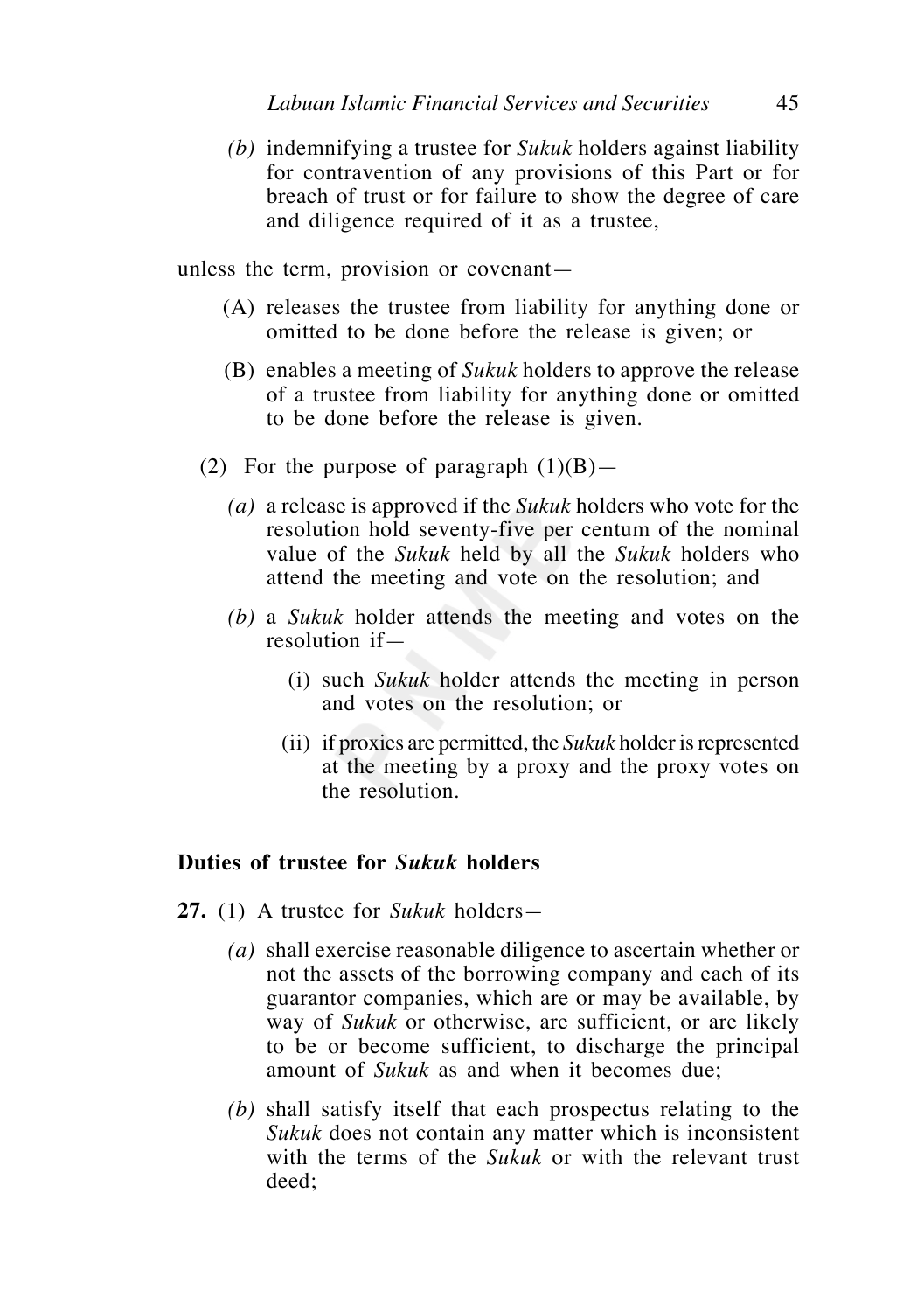*(b)* indemnifying a trustee for *Sukuk* holders against liability for contravention of any provisions of this Part or for breach of trust or for failure to show the degree of care and diligence required of it as a trustee,

unless the term, provision or covenant—

(A) releases the trustee from liability for anything done or omitted to be done before the release is given; or

(B) enables a meeting of *Sukuk* holders to approve the release of a trustee from liability for anything done or omitted to be done before the release is given.

(2) For the purpose of paragraph (1)(B)—

*(a)* a release is approved if the *Sukuk* holders who vote for the resolution hold seventy-five per centum of the nominal value of the *Sukuk* held by all the *Sukuk* holders who attend the meeting and vote on the resolution; and

*(b)* a *Sukuk* holder attends the meeting and votes on the resolution if—

(i) such *Sukuk* holder attends the meeting in person and votes on the resolution; or

(ii) if proxies are permitted, the *Sukuk* holder is represented at the meeting by a proxy and the proxy votes on the resolution.

**Duties of trustee for *Sukuk* holders**

**27.** (1) A trustee for *Sukuk* holders—

*(a)* shall exercise reasonable diligence to ascertain whether or not the assets of the borrowing company and each of its guarantor companies, which are or may be available, by way of *Sukuk* or otherwise, are sufficient, or are likely to be or become sufficient, to discharge the principal amount of *Sukuk* as and when it becomes due;

*(b)* shall satisfy itself that each prospectus relating to the *Sukuk* does not contain any matter which is inconsistent with the terms of the *Sukuk* or with the relevant trust deed;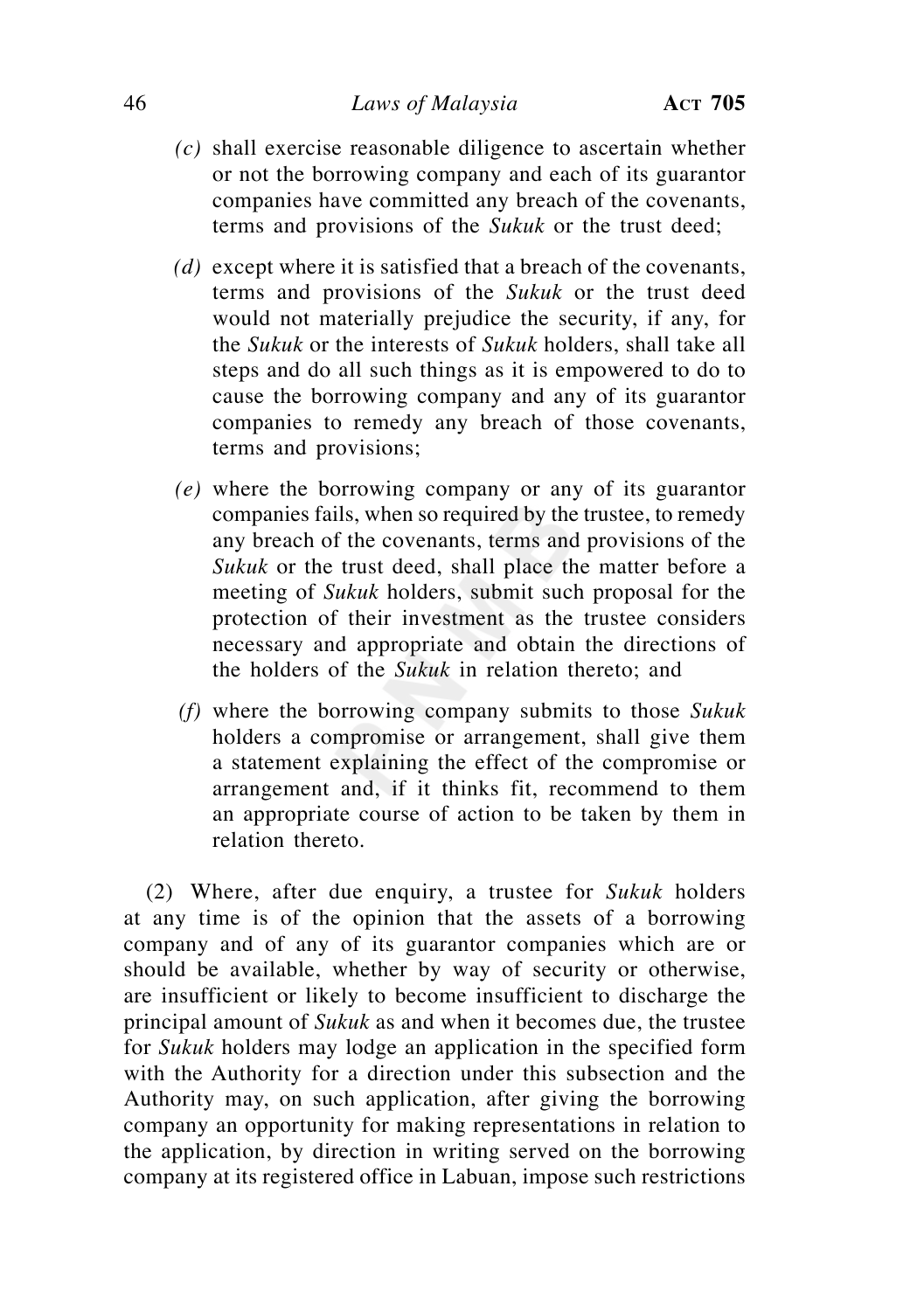*(c)* shall exercise reasonable diligence to ascertain whether or not the borrowing company and each of its guarantor companies have committed any breach of the covenants, terms and provisions of the *Sukuk* or the trust deed;

*(d)* except where it is satisfied that a breach of the covenants, terms and provisions of the *Sukuk* or the trust deed would not materially prejudice the security, if any, for the *Sukuk* or the interests of *Sukuk* holders, shall take all steps and do all such things as it is empowered to do to cause the borrowing company and any of its guarantor companies to remedy any breach of those covenants, terms and provisions;

*(e)* where the borrowing company or any of its guarantor companies fails, when so required by the trustee, to remedy any breach of the covenants, terms and provisions of the *Sukuk* or the trust deed, shall place the matter before a meeting of *Sukuk* holders, submit such proposal for the protection of their investment as the trustee considers necessary and appropriate and obtain the directions of the holders of the *Sukuk* in relation thereto; and

*(f)* where the borrowing company submits to those *Sukuk* holders a compromise or arrangement, shall give them a statement explaining the effect of the compromise or arrangement and, if it thinks fit, recommend to them an appropriate course of action to be taken by them in relation thereto.

(2) Where, after due enquiry, a trustee for *Sukuk* holders at any time is of the opinion that the assets of a borrowing company and of any of its guarantor companies which are or should be available, whether by way of security or otherwise, are insufficient or likely to become insufficient to discharge the principal amount of *Sukuk* as and when it becomes due, the trustee for *Sukuk* holders may lodge an application in the specified form with the Authority for a direction under this subsection and the Authority may, on such application, after giving the borrowing company an opportunity for making representations in relation to the application, by direction in writing served on the borrowing company at its registered office in Labuan, impose such restrictions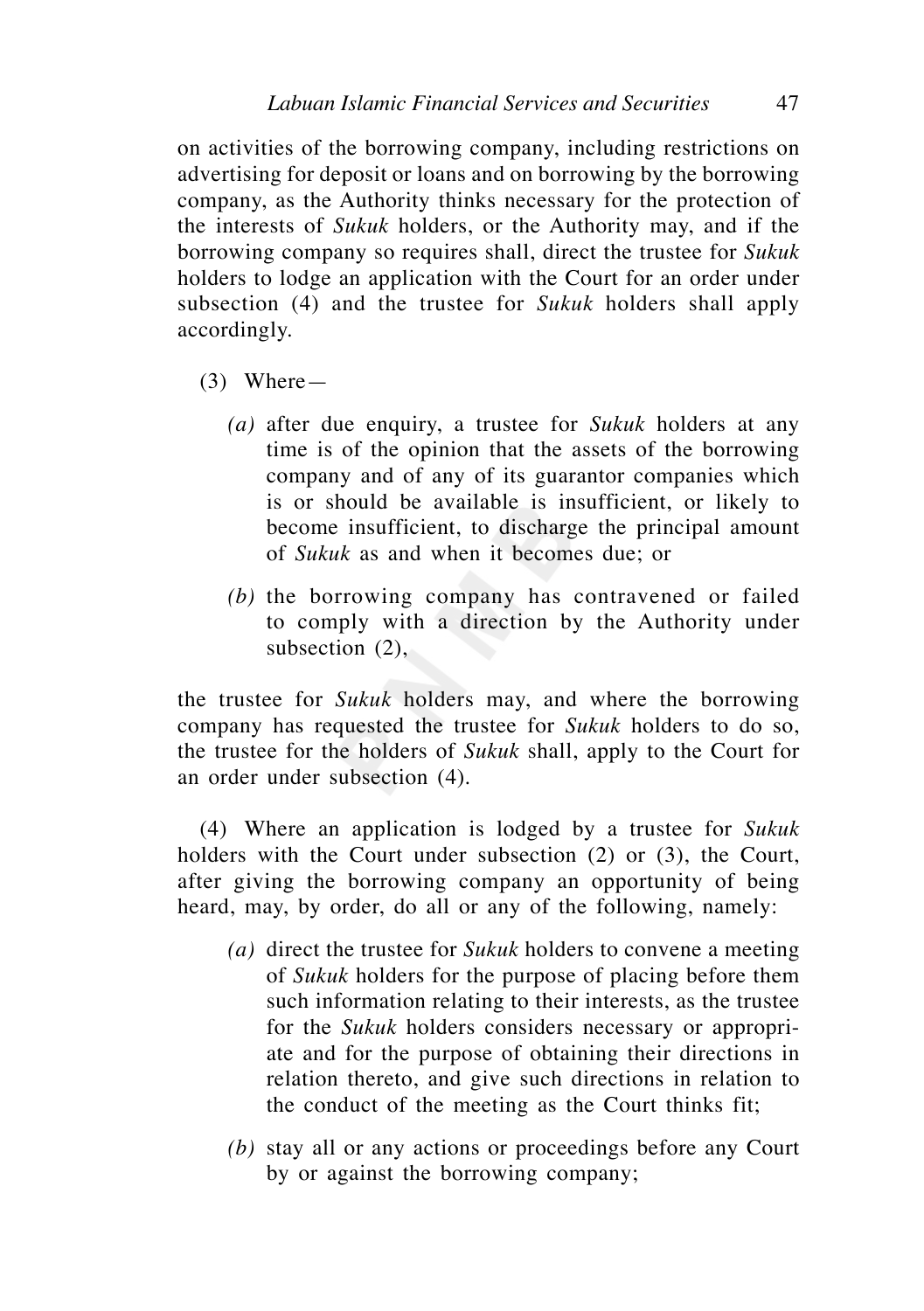on activities of the borrowing company, including restrictions on advertising for deposit or loans and on borrowing by the borrowing company, as the Authority thinks necessary for the protection of the interests of *Sukuk* holders, or the Authority may, and if the borrowing company so requires shall, direct the trustee for *Sukuk* holders to lodge an application with the Court for an order under subsection (4) and the trustee for *Sukuk* holders shall apply accordingly.

(3) Where—

*(a)* after due enquiry, a trustee for *Sukuk* holders at any time is of the opinion that the assets of the borrowing company and of any of its guarantor companies which is or should be available is insufficient, or likely to become insufficient, to discharge the principal amount of *Sukuk* as and when it becomes due; or

*(b)* the borrowing company has contravened or failed to comply with a direction by the Authority under subsection (2),

the trustee for *Sukuk* holders may, and where the borrowing company has requested the trustee for *Sukuk* holders to do so, the trustee for the holders of *Sukuk* shall, apply to the Court for an order under subsection (4).

(4) Where an application is lodged by a trustee for *Sukuk* holders with the Court under subsection (2) or (3), the Court, after giving the borrowing company an opportunity of being heard, may, by order, do all or any of the following, namely:

*(a)* direct the trustee for *Sukuk* holders to convene a meeting of *Sukuk* holders for the purpose of placing before them such information relating to their interests, as the trustee for the *Sukuk* holders considers necessary or appropriate and for the purpose of obtaining their directions in relation thereto, and give such directions in relation to the conduct of the meeting as the Court thinks fit;

*(b)* stay all or any actions or proceedings before any Court by or against the borrowing company;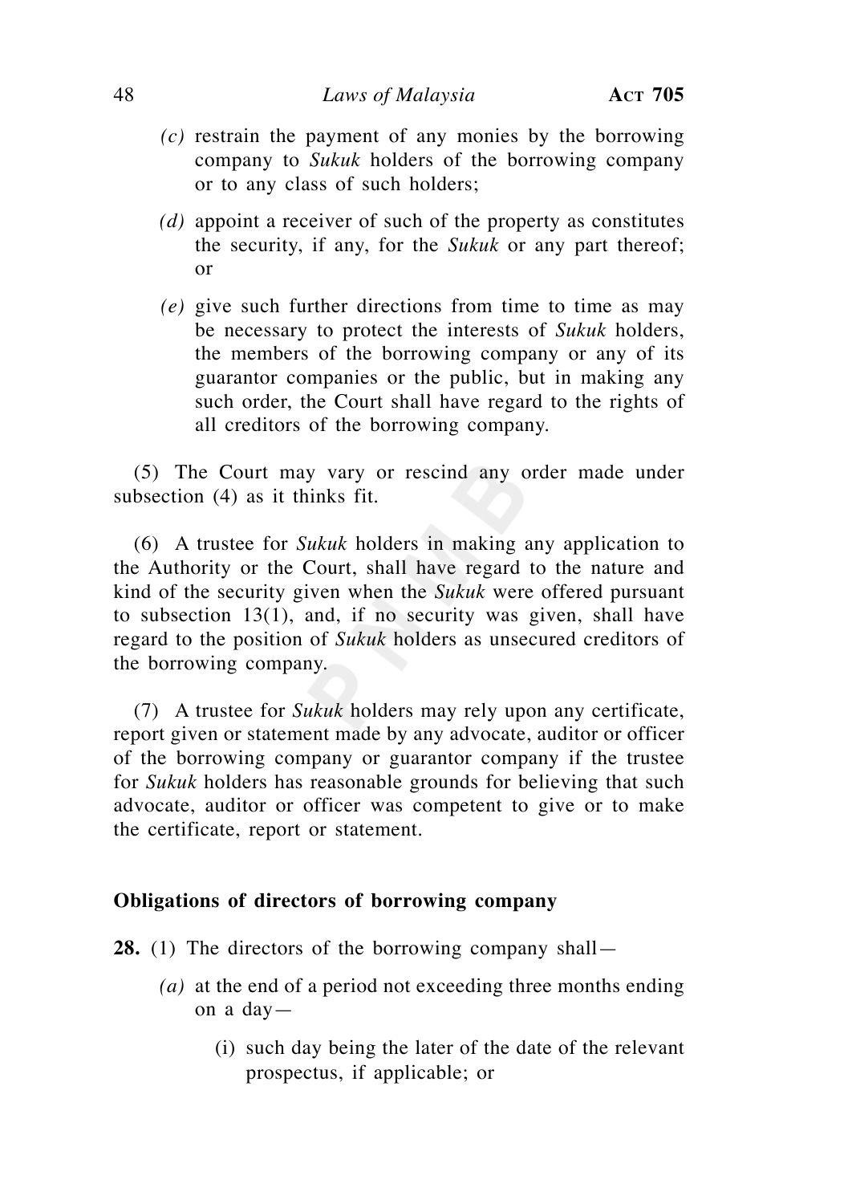*(c)* restrain the payment of any monies by the borrowing company to *Sukuk* holders of the borrowing company or to any class of such holders;

*(d)* appoint a receiver of such of the property as constitutes the security, if any, for the *Sukuk* or any part thereof; or

*(e)* give such further directions from time to time as may be necessary to protect the interests of *Sukuk* holders, the members of the borrowing company or any of its guarantor companies or the public, but in making any such order, the Court shall have regard to the rights of all creditors of the borrowing company.

(5) The Court may vary or rescind any order made under subsection (4) as it thinks fit.

(6) A trustee for *Sukuk* holders in making any application to the Authority or the Court, shall have regard to the nature and kind of the security given when the *Sukuk* were offered pursuant to subsection 13(1), and, if no security was given, shall have regard to the position of *Sukuk* holders as unsecured creditors of the borrowing company.

(7) A trustee for *Sukuk* holders may rely upon any certificate, report given or statement made by any advocate, auditor or officer of the borrowing company or guarantor company if the trustee for *Sukuk* holders has reasonable grounds for believing that such advocate, auditor or officer was competent to give or to make the certificate, report or statement.

**Obligations of directors of borrowing company**

**28.** (1) The directors of the borrowing company shall—

*(a)* at the end of a period not exceeding three months ending on a day—

(i) such day being the later of the date of the relevant prospectus, if applicable; or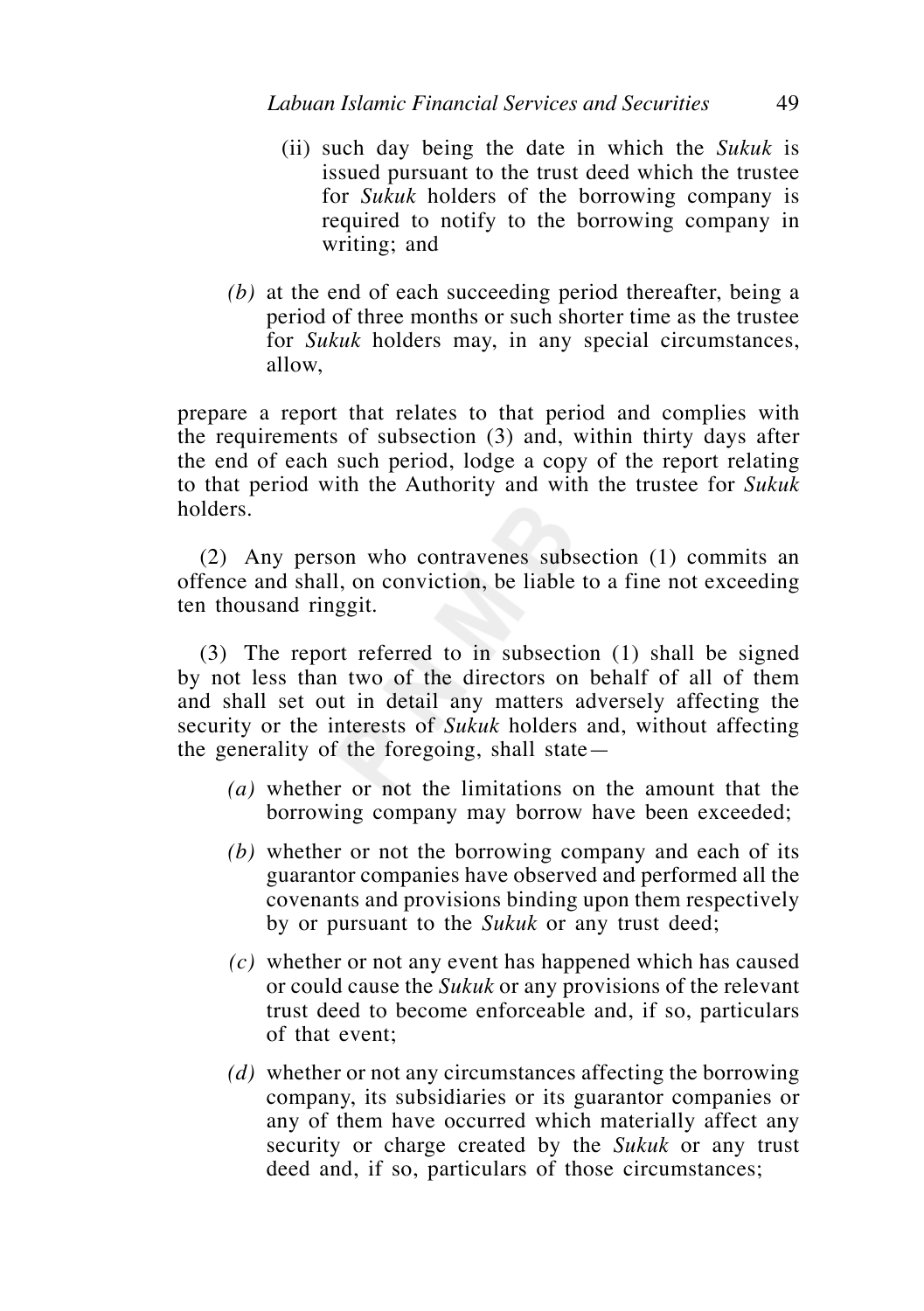(ii) such day being the date in which the *Sukuk* is issued pursuant to the trust deed which the trustee for *Sukuk* holders of the borrowing company is required to notify to the borrowing company in writing; and

*(b)* at the end of each succeeding period thereafter, being a period of three months or such shorter time as the trustee for *Sukuk* holders may, in any special circumstances, allow,

prepare a report that relates to that period and complies with the requirements of subsection (3) and, within thirty days after the end of each such period, lodge a copy of the report relating to that period with the Authority and with the trustee for *Sukuk* holders.

(2) Any person who contravenes subsection (1) commits an offence and shall, on conviction, be liable to a fine not exceeding ten thousand ringgit.

(3) The report referred to in subsection (1) shall be signed by not less than two of the directors on behalf of all of them and shall set out in detail any matters adversely affecting the security or the interests of *Sukuk* holders and, without affecting the generality of the foregoing, shall state—

*(a)* whether or not the limitations on the amount that the borrowing company may borrow have been exceeded;

*(b)* whether or not the borrowing company and each of its guarantor companies have observed and performed all the covenants and provisions binding upon them respectively by or pursuant to the *Sukuk* or any trust deed;

*(c)* whether or not any event has happened which has caused or could cause the *Sukuk* or any provisions of the relevant trust deed to become enforceable and, if so, particulars of that event;

*(d)* whether or not any circumstances affecting the borrowing company, its subsidiaries or its guarantor companies or any of them have occurred which materially affect any security or charge created by the *Sukuk* or any trust deed and, if so, particulars of those circumstances;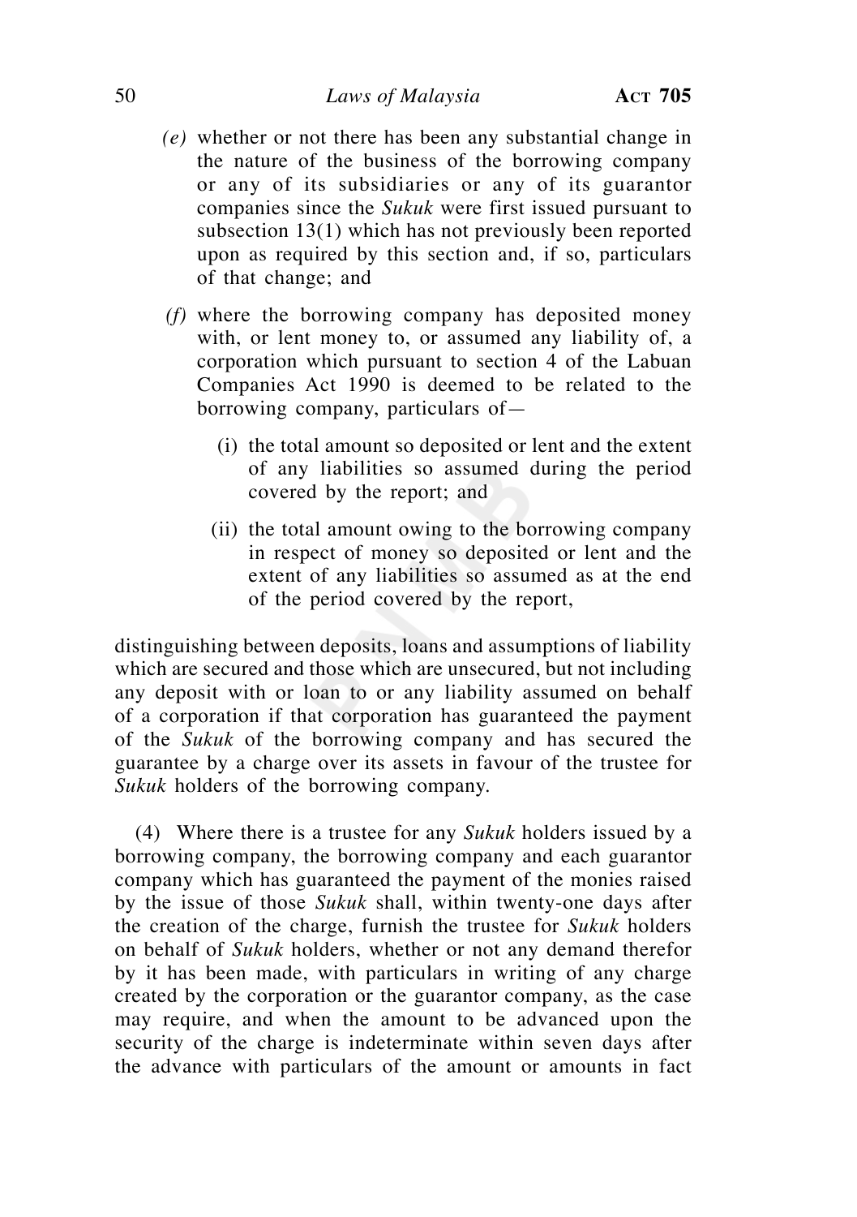*(e)* whether or not there has been any substantial change in the nature of the business of the borrowing company or any of its subsidiaries or any of its guarantor companies since the *Sukuk* were first issued pursuant to subsection 13(1) which has not previously been reported upon as required by this section and, if so, particulars of that change; and

*(f)* where the borrowing company has deposited money with, or lent money to, or assumed any liability of, a corporation which pursuant to section 4 of the Labuan Companies Act 1990 is deemed to be related to the borrowing company, particulars of—

(i) the total amount so deposited or lent and the extent of any liabilities so assumed during the period covered by the report; and

(ii) the total amount owing to the borrowing company in respect of money so deposited or lent and the extent of any liabilities so assumed as at the end of the period covered by the report,

distinguishing between deposits, loans and assumptions of liability which are secured and those which are unsecured, but not including any deposit with or loan to or any liability assumed on behalf of a corporation if that corporation has guaranteed the payment of the *Sukuk* of the borrowing company and has secured the guarantee by a charge over its assets in favour of the trustee for *Sukuk* holders of the borrowing company.

(4) Where there is a trustee for any *Sukuk* holders issued by a borrowing company, the borrowing company and each guarantor company which has guaranteed the payment of the monies raised by the issue of those *Sukuk* shall, within twenty-one days after the creation of the charge, furnish the trustee for *Sukuk* holders on behalf of *Sukuk* holders, whether or not any demand therefor by it has been made, with particulars in writing of any charge created by the corporation or the guarantor company, as the case may require, and when the amount to be advanced upon the security of the charge is indeterminate within seven days after the advance with particulars of the amount or amounts in fact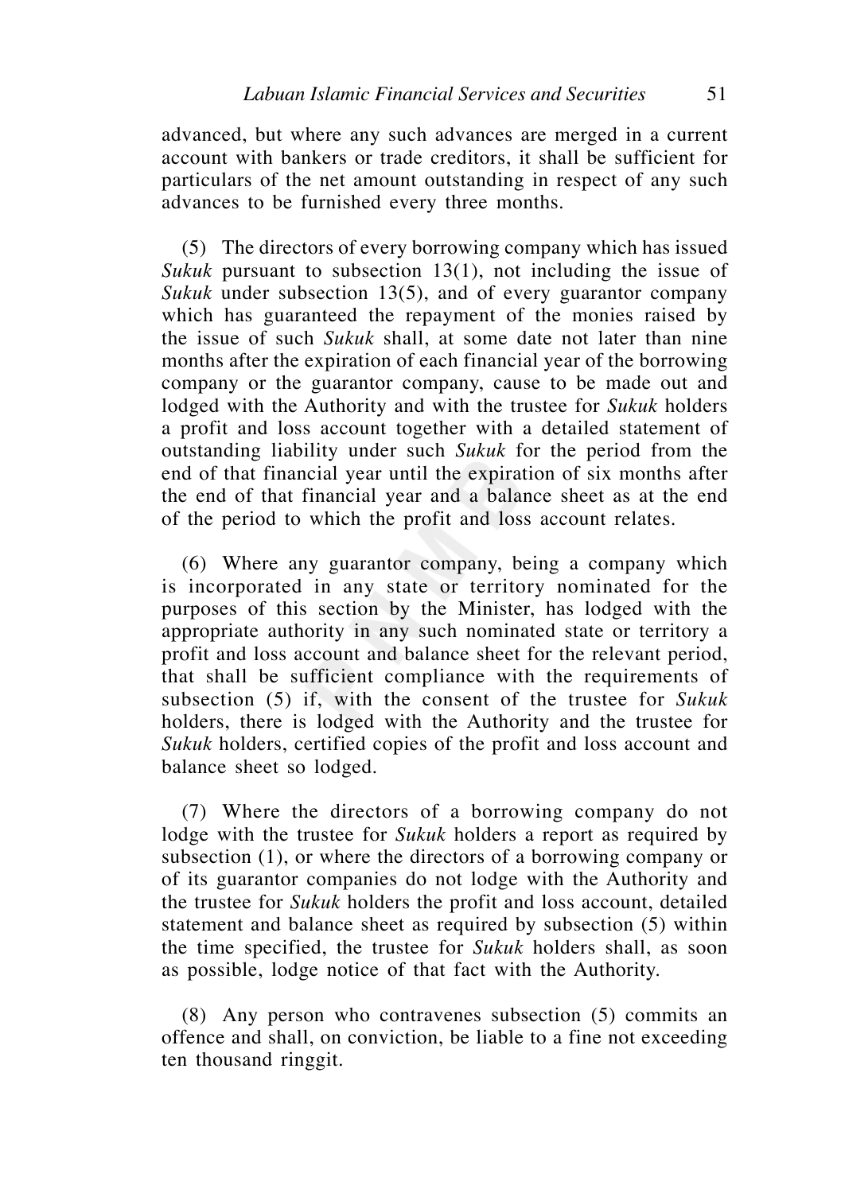advanced, but where any such advances are merged in a current account with bankers or trade creditors, it shall be sufficient for particulars of the net amount outstanding in respect of any such advances to be furnished every three months.

(5) The directors of every borrowing company which has issued *Sukuk* pursuant to subsection 13(1), not including the issue of *Sukuk* under subsection 13(5), and of every guarantor company which has guaranteed the repayment of the monies raised by the issue of such *Sukuk* shall, at some date not later than nine months after the expiration of each financial year of the borrowing company or the guarantor company, cause to be made out and lodged with the Authority and with the trustee for *Sukuk* holders a profit and loss account together with a detailed statement of outstanding liability under such *Sukuk* for the period from the end of that financial year until the expiration of six months after the end of that financial year and a balance sheet as at the end of the period to which the profit and loss account relates.

(6) Where any guarantor company, being a company which is incorporated in any state or territory nominated for the purposes of this section by the Minister, has lodged with the appropriate authority in any such nominated state or territory a profit and loss account and balance sheet for the relevant period, that shall be sufficient compliance with the requirements of subsection (5) if, with the consent of the trustee for *Sukuk* holders, there is lodged with the Authority and the trustee for *Sukuk* holders, certified copies of the profit and loss account and balance sheet so lodged.

(7) Where the directors of a borrowing company do not lodge with the trustee for *Sukuk* holders a report as required by subsection (1), or where the directors of a borrowing company or of its guarantor companies do not lodge with the Authority and the trustee for *Sukuk* holders the profit and loss account, detailed statement and balance sheet as required by subsection (5) within the time specified, the trustee for *Sukuk* holders shall, as soon as possible, lodge notice of that fact with the Authority.

(8) Any person who contravenes subsection (5) commits an offence and shall, on conviction, be liable to a fine not exceeding ten thousand ringgit.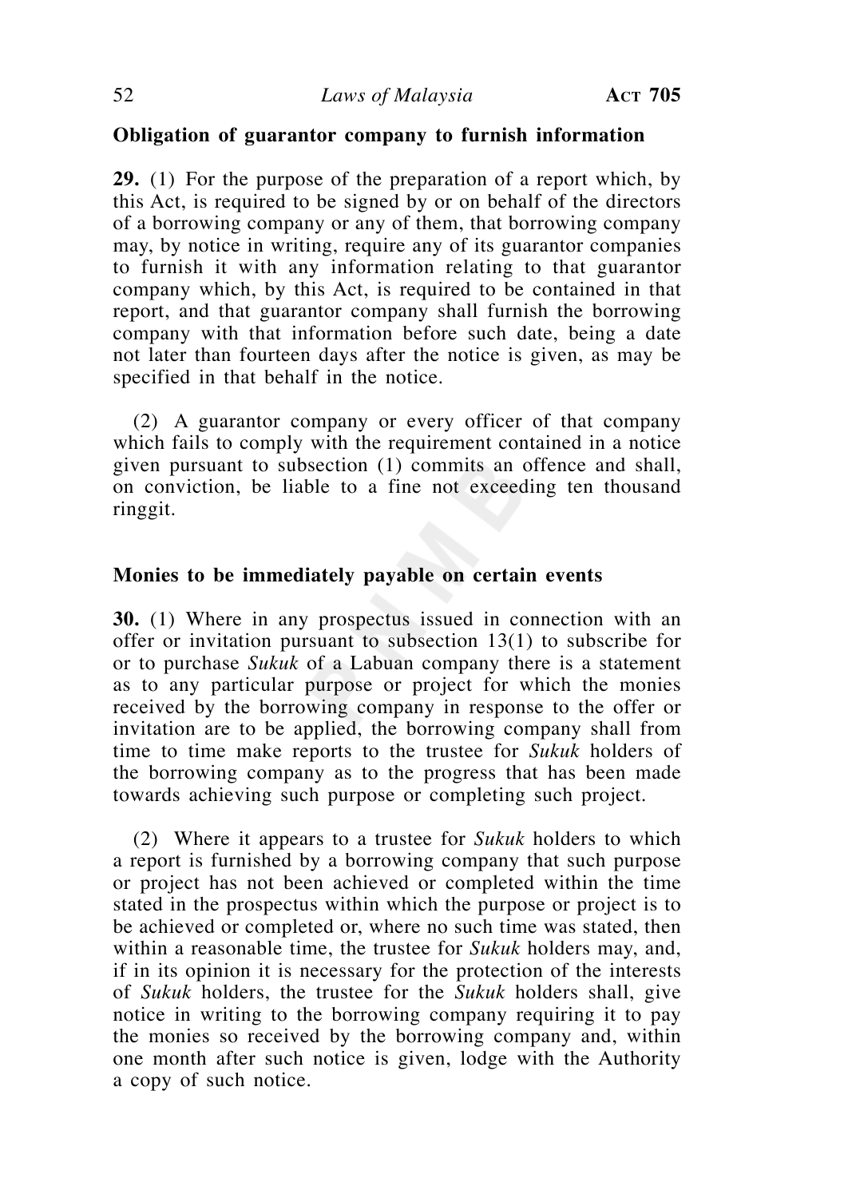**Obligation of guarantor company to furnish information**

**29.** (1) For the purpose of the preparation of a report which, by this Act, is required to be signed by or on behalf of the directors of a borrowing company or any of them, that borrowing company may, by notice in writing, require any of its guarantor companies to furnish it with any information relating to that guarantor company which, by this Act, is required to be contained in that report, and that guarantor company shall furnish the borrowing company with that information before such date, being a date not later than fourteen days after the notice is given, as may be specified in that behalf in the notice.

(2) A guarantor company or every officer of that company which fails to comply with the requirement contained in a notice given pursuant to subsection (1) commits an offence and shall, on conviction, be liable to a fine not exceeding ten thousand ringgit.

**Monies to be immediately payable on certain events**

**30.** (1) Where in any prospectus issued in connection with an offer or invitation pursuant to subsection 13(1) to subscribe for or to purchase *Sukuk* of a Labuan company there is a statement as to any particular purpose or project for which the monies received by the borrowing company in response to the offer or invitation are to be applied, the borrowing company shall from time to time make reports to the trustee for *Sukuk* holders of the borrowing company as to the progress that has been made towards achieving such purpose or completing such project.

(2) Where it appears to a trustee for *Sukuk* holders to which a report is furnished by a borrowing company that such purpose or project has not been achieved or completed within the time stated in the prospectus within which the purpose or project is to be achieved or completed or, where no such time was stated, then within a reasonable time, the trustee for *Sukuk* holders may, and, if in its opinion it is necessary for the protection of the interests of *Sukuk* holders, the trustee for the *Sukuk* holders shall, give notice in writing to the borrowing company requiring it to pay the monies so received by the borrowing company and, within one month after such notice is given, lodge with the Authority a copy of such notice.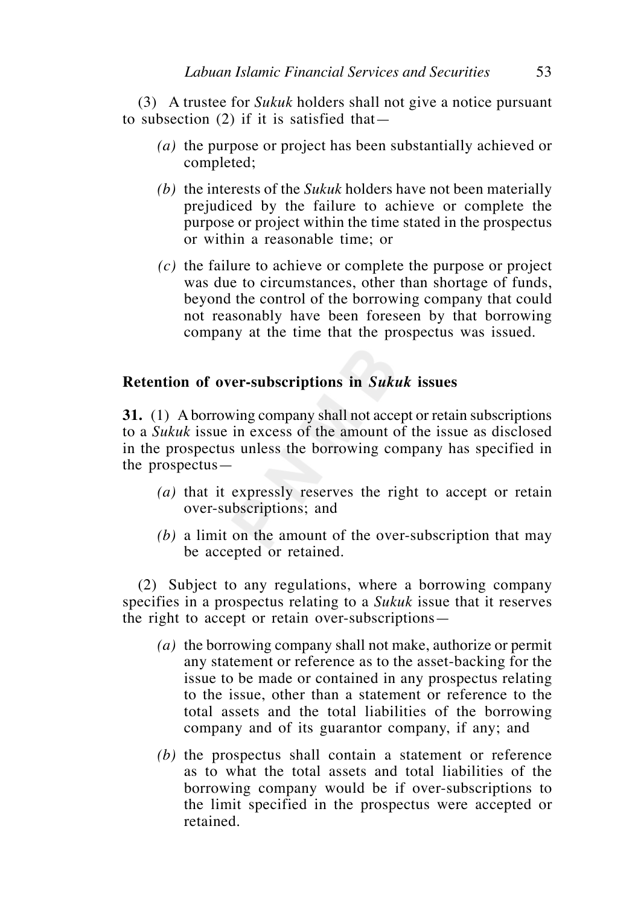(3) A trustee for *Sukuk* holders shall not give a notice pursuant to subsection (2) if it is satisfied that—

*(a)* the purpose or project has been substantially achieved or completed;

*(b)* the interests of the *Sukuk* holders have not been materially prejudiced by the failure to achieve or complete the purpose or project within the time stated in the prospectus or within a reasonable time; or

*(c)* the failure to achieve or complete the purpose or project was due to circumstances, other than shortage of funds, beyond the control of the borrowing company that could not reasonably have been foreseen by that borrowing company at the time that the prospectus was issued.

### Retention of over-subscriptions in *Sukuk* issues

**31.** (1) A borrowing company shall not accept or retain subscriptions to a *Sukuk* issue in excess of the amount of the issue as disclosed in the prospectus unless the borrowing company has specified in the prospectus—

*(a)* that it expressly reserves the right to accept or retain over-subscriptions; and

*(b)* a limit on the amount of the over-subscription that may be accepted or retained.

(2) Subject to any regulations, where a borrowing company specifies in a prospectus relating to a *Sukuk* issue that it reserves the right to accept or retain over-subscriptions—

*(a)* the borrowing company shall not make, authorize or permit any statement or reference as to the asset-backing for the issue to be made or contained in any prospectus relating to the issue, other than a statement or reference to the total assets and the total liabilities of the borrowing company and of its guarantor company, if any; and

*(b)* the prospectus shall contain a statement or reference as to what the total assets and total liabilities of the borrowing company would be if over-subscriptions to the limit specified in the prospectus were accepted or retained.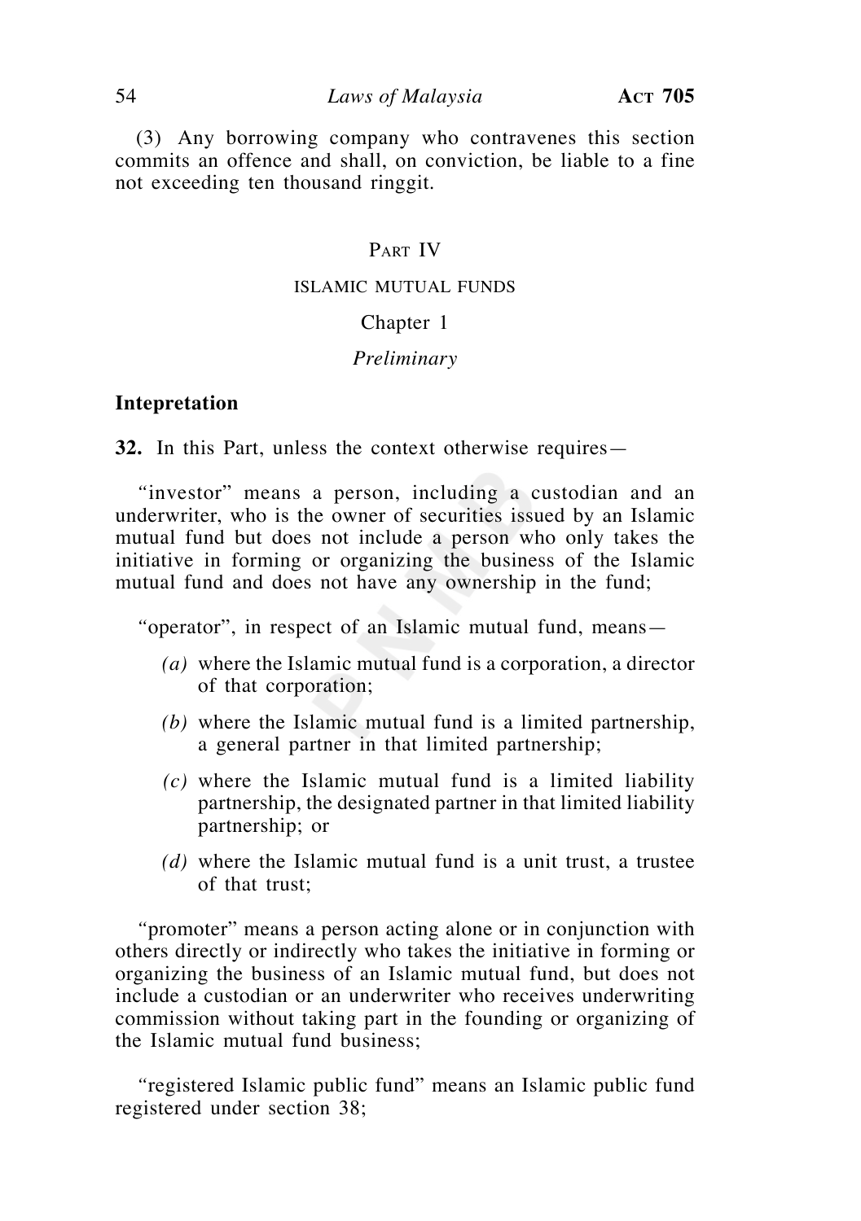(3) Any borrowing company who contravenes this section commits an offence and shall, on conviction, be liable to a fine not exceeding ten thousand ringgit.

## Part IV

## ISLAMIC MUTUAL FUNDS

### Chapter 1

### *Preliminary*

**Intepretation**

**32.** In this Part, unless the context otherwise requires—

"investor" means a person, including a custodian and an underwriter, who is the owner of securities issued by an Islamic mutual fund but does not include a person who only takes the initiative in forming or organizing the business of the Islamic mutual fund and does not have any ownership in the fund;

"operator", in respect of an Islamic mutual fund, means—

*(a)* where the Islamic mutual fund is a corporation, a director of that corporation;

*(b)* where the Islamic mutual fund is a limited partnership, a general partner in that limited partnership;

*(c)* where the Islamic mutual fund is a limited liability partnership, the designated partner in that limited liability partnership; or

*(d)* where the Islamic mutual fund is a unit trust, a trustee of that trust;

"promoter" means a person acting alone or in conjunction with others directly or indirectly who takes the initiative in forming or organizing the business of an Islamic mutual fund, but does not include a custodian or an underwriter who receives underwriting commission without taking part in the founding or organizing of the Islamic mutual fund business;

"registered Islamic public fund" means an Islamic public fund registered under section 38;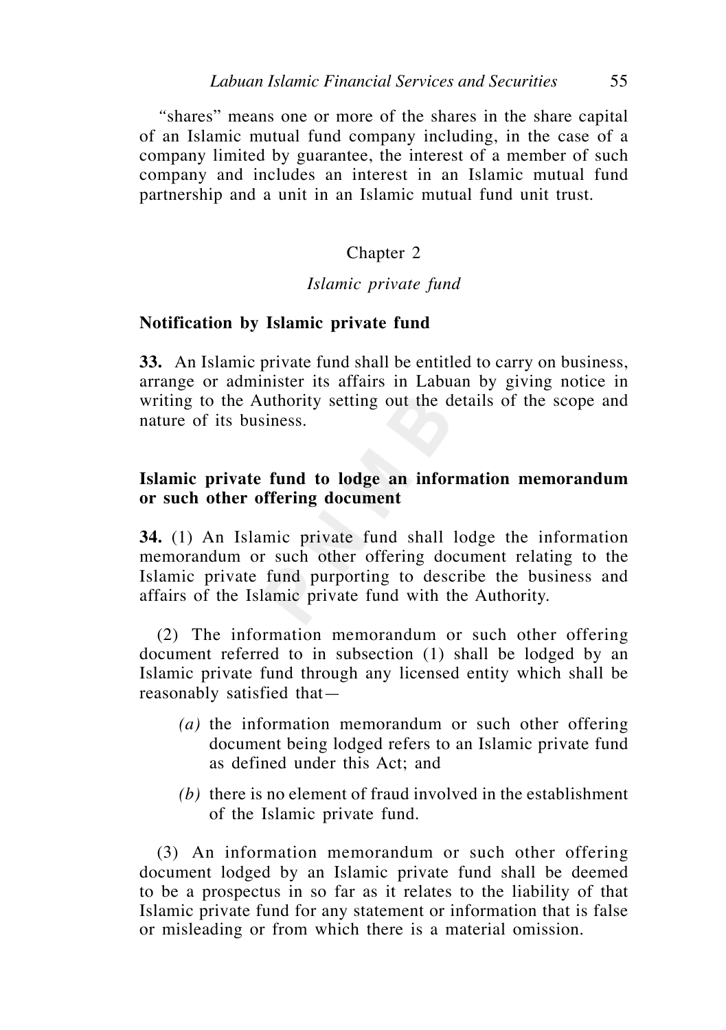"shares" means one or more of the shares in the share capital of an Islamic mutual fund company including, in the case of a company limited by guarantee, the interest of a member of such company and includes an interest in an Islamic mutual fund partnership and a unit in an Islamic mutual fund unit trust.

## Chapter 2

### *Islamic private fund*

**Notification by Islamic private fund**

**33.** An Islamic private fund shall be entitled to carry on business, arrange or administer its affairs in Labuan by giving notice in writing to the Authority setting out the details of the scope and nature of its business.

**Islamic private fund to lodge an information memorandum or such other offering document**

**34.** (1) An Islamic private fund shall lodge the information memorandum or such other offering document relating to the Islamic private fund purporting to describe the business and affairs of the Islamic private fund with the Authority.

(2) The information memorandum or such other offering document referred to in subsection (1) shall be lodged by an Islamic private fund through any licensed entity which shall be reasonably satisfied that—

*(a)* the information memorandum or such other offering document being lodged refers to an Islamic private fund as defined under this Act; and

*(b)* there is no element of fraud involved in the establishment of the Islamic private fund.

(3) An information memorandum or such other offering document lodged by an Islamic private fund shall be deemed to be a prospectus in so far as it relates to the liability of that Islamic private fund for any statement or information that is false or misleading or from which there is a material omission.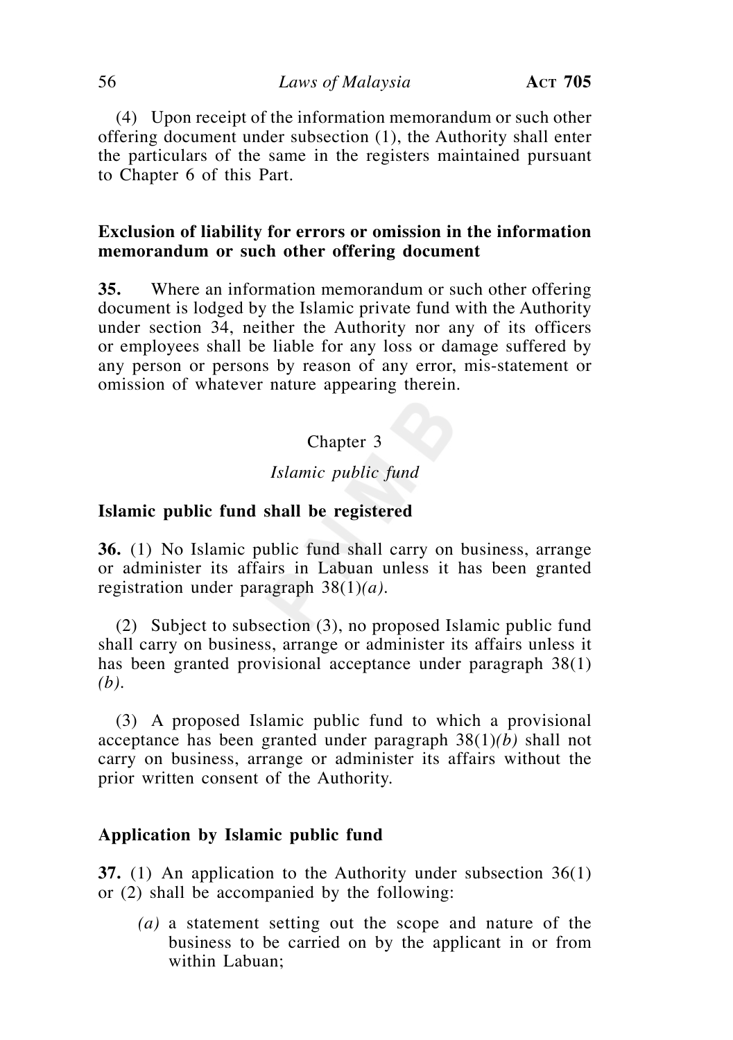(4) Upon receipt of the information memorandum or such other offering document under subsection (1), the Authority shall enter the particulars of the same in the registers maintained pursuant to Chapter 6 of this Part.

**Exclusion of liability for errors or omission in the information memorandum or such other offering document**

**35.** Where an information memorandum or such other offering document is lodged by the Islamic private fund with the Authority under section 34, neither the Authority nor any of its officers or employees shall be liable for any loss or damage suffered by any person or persons by reason of any error, mis-statement or omission of whatever nature appearing therein.

## Chapter 3

### *Islamic public fund*

**Islamic public fund shall be registered**

**36.** (1) No Islamic public fund shall carry on business, arrange or administer its affairs in Labuan unless it has been granted registration under paragraph 38(1)*(a)*.

(2) Subject to subsection (3), no proposed Islamic public fund shall carry on business, arrange or administer its affairs unless it has been granted provisional acceptance under paragraph 38(1)*(b)*.

(3) A proposed Islamic public fund to which a provisional acceptance has been granted under paragraph 38(1)*(b)* shall not carry on business, arrange or administer its affairs without the prior written consent of the Authority.

**Application by Islamic public fund**

**37.** (1) An application to the Authority under subsection 36(1) or (2) shall be accompanied by the following:

*(a)* a statement setting out the scope and nature of the business to be carried on by the applicant in or from within Labuan;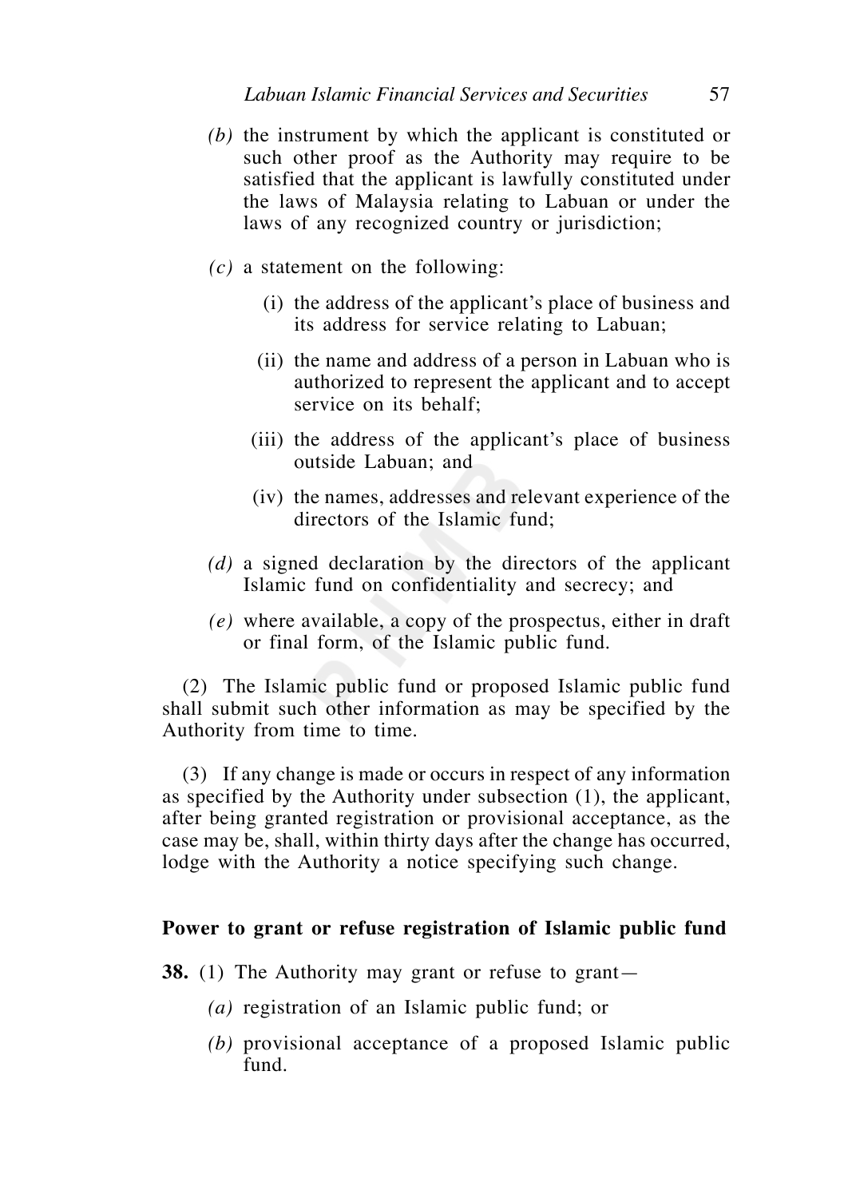*(b)* the instrument by which the applicant is constituted or such other proof as the Authority may require to be satisfied that the applicant is lawfully constituted under the laws of Malaysia relating to Labuan or under the laws of any recognized country or jurisdiction;

*(c)* a statement on the following:

(i) the address of the applicant's place of business and its address for service relating to Labuan;

(ii) the name and address of a person in Labuan who is authorized to represent the applicant and to accept service on its behalf;

(iii) the address of the applicant's place of business outside Labuan; and

(iv) the names, addresses and relevant experience of the directors of the Islamic fund;

*(d)* a signed declaration by the directors of the applicant Islamic fund on confidentiality and secrecy; and

*(e)* where available, a copy of the prospectus, either in draft or final form, of the Islamic public fund.

(2) The Islamic public fund or proposed Islamic public fund shall submit such other information as may be specified by the Authority from time to time.

(3) If any change is made or occurs in respect of any information as specified by the Authority under subsection (1), the applicant, after being granted registration or provisional acceptance, as the case may be, shall, within thirty days after the change has occurred, lodge with the Authority a notice specifying such change.

**Power to grant or refuse registration of Islamic public fund**

**38.** (1) The Authority may grant or refuse to grant—

*(a)* registration of an Islamic public fund; or

*(b)* provisional acceptance of a proposed Islamic public fund.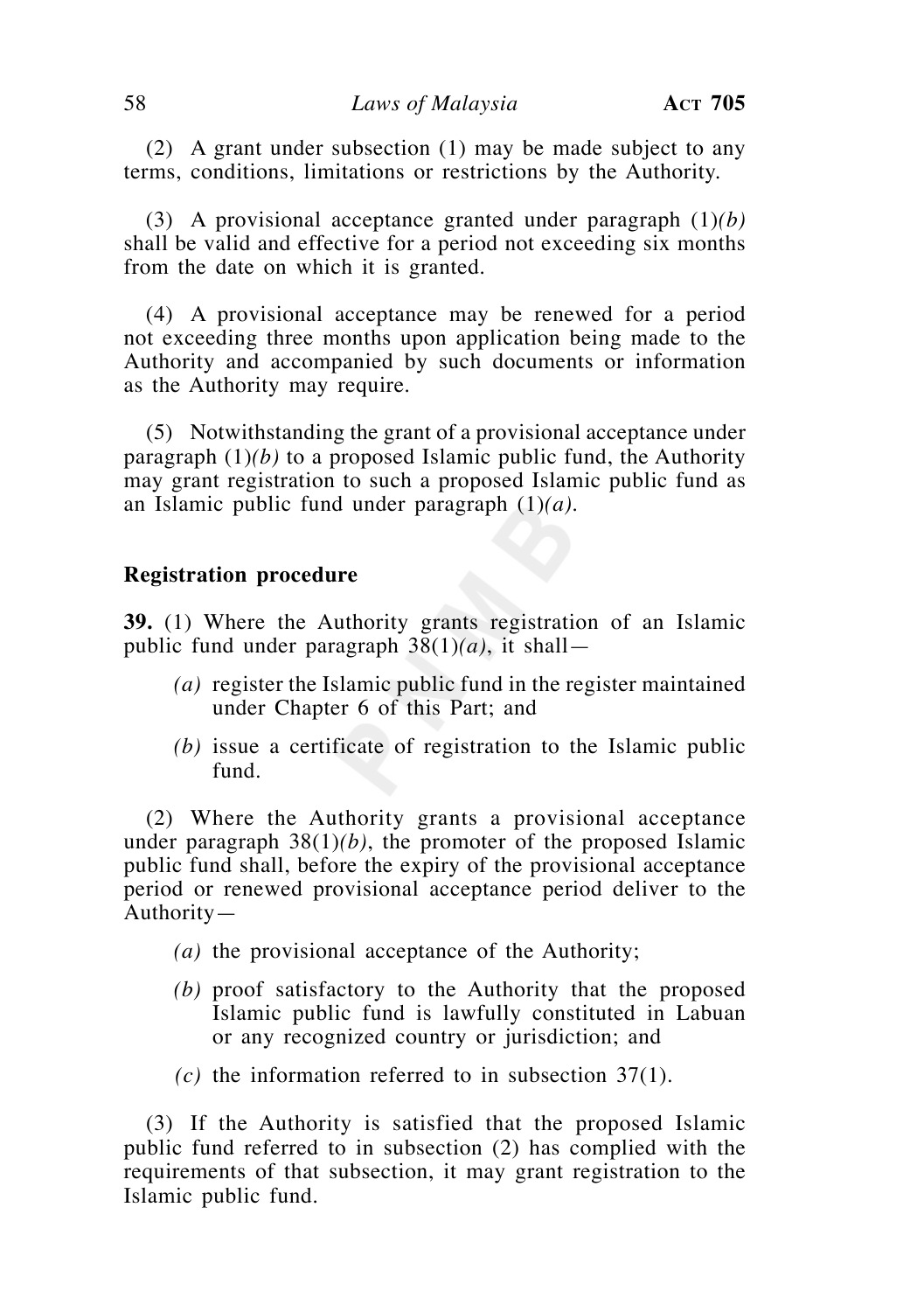(2) A grant under subsection (1) may be made subject to any terms, conditions, limitations or restrictions by the Authority.

(3) A provisional acceptance granted under paragraph (1)*(b)* shall be valid and effective for a period not exceeding six months from the date on which it is granted.

(4) A provisional acceptance may be renewed for a period not exceeding three months upon application being made to the Authority and accompanied by such documents or information as the Authority may require.

(5) Notwithstanding the grant of a provisional acceptance under paragraph (1)*(b)* to a proposed Islamic public fund, the Authority may grant registration to such a proposed Islamic public fund as an Islamic public fund under paragraph (1)*(a)*.

**Registration procedure**

**39.** (1) Where the Authority grants registration of an Islamic public fund under paragraph 38(1)*(a)*, it shall—

*(a)* register the Islamic public fund in the register maintained under Chapter 6 of this Part; and

*(b)* issue a certificate of registration to the Islamic public fund.

(2) Where the Authority grants a provisional acceptance under paragraph 38(1)*(b)*, the promoter of the proposed Islamic public fund shall, before the expiry of the provisional acceptance period or renewed provisional acceptance period deliver to the Authority—

*(a)* the provisional acceptance of the Authority;

*(b)* proof satisfactory to the Authority that the proposed Islamic public fund is lawfully constituted in Labuan or any recognized country or jurisdiction; and

*(c)* the information referred to in subsection 37(1).

(3) If the Authority is satisfied that the proposed Islamic public fund referred to in subsection (2) has complied with the requirements of that subsection, it may grant registration to the Islamic public fund.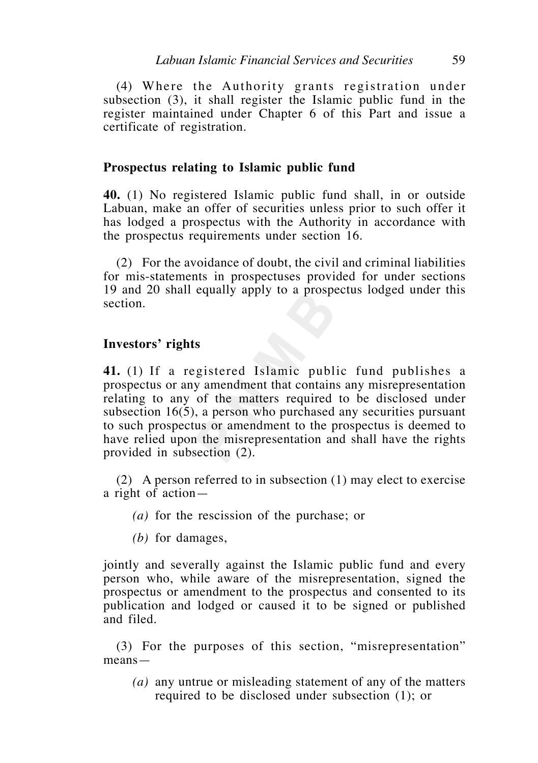(4) Where the Authority grants registration under subsection (3), it shall register the Islamic public fund in the register maintained under Chapter 6 of this Part and issue a certificate of registration.

### Prospectus relating to Islamic public fund

**40.** (1) No registered Islamic public fund shall, in or outside Labuan, make an offer of securities unless prior to such offer it has lodged a prospectus with the Authority in accordance with the prospectus requirements under section 16.

(2) For the avoidance of doubt, the civil and criminal liabilities for mis-statements in prospectuses provided for under sections 19 and 20 shall equally apply to a prospectus lodged under this section.

### Investors' rights

**41.** (1) If a registered Islamic public fund publishes a prospectus or any amendment that contains any misrepresentation relating to any of the matters required to be disclosed under subsection 16(5), a person who purchased any securities pursuant to such prospectus or amendment to the prospectus is deemed to have relied upon the misrepresentation and shall have the rights provided in subsection (2).

(2) A person referred to in subsection (1) may elect to exercise a right of action—

*(a)* for the rescission of the purchase; or

*(b)* for damages,

jointly and severally against the Islamic public fund and every person who, while aware of the misrepresentation, signed the prospectus or amendment to the prospectus and consented to its publication and lodged or caused it to be signed or published and filed.

(3) For the purposes of this section, "misrepresentation" means—

*(a)* any untrue or misleading statement of any of the matters required to be disclosed under subsection (1); or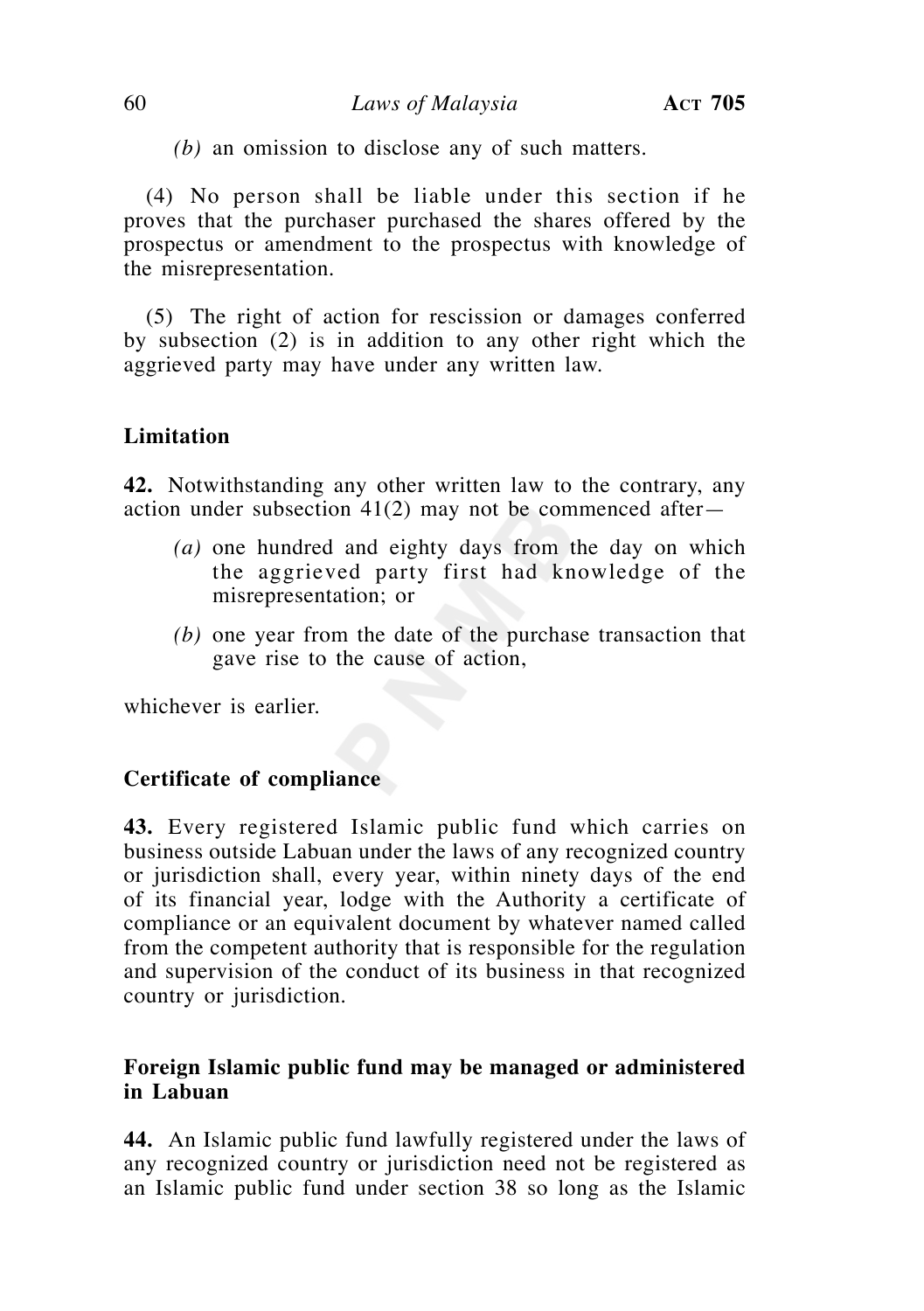*(b)* an omission to disclose any of such matters.

(4) No person shall be liable under this section if he proves that the purchaser purchased the shares offered by the prospectus or amendment to the prospectus with knowledge of the misrepresentation.

(5) The right of action for rescission or damages conferred by subsection (2) is in addition to any other right which the aggrieved party may have under any written law.

**Limitation**

**42.** Notwithstanding any other written law to the contrary, any action under subsection 41(2) may not be commenced after—

*(a)* one hundred and eighty days from the day on which the aggrieved party first had knowledge of the misrepresentation; or

*(b)* one year from the date of the purchase transaction that gave rise to the cause of action,

whichever is earlier.

**Certificate of compliance**

**43.** Every registered Islamic public fund which carries on business outside Labuan under the laws of any recognized country or jurisdiction shall, every year, within ninety days of the end of its financial year, lodge with the Authority a certificate of compliance or an equivalent document by whatever named called from the competent authority that is responsible for the regulation and supervision of the conduct of its business in that recognized country or jurisdiction.

**Foreign Islamic public fund may be managed or administered in Labuan**

**44.** An Islamic public fund lawfully registered under the laws of any recognized country or jurisdiction need not be registered as an Islamic public fund under section 38 so long as the Islamic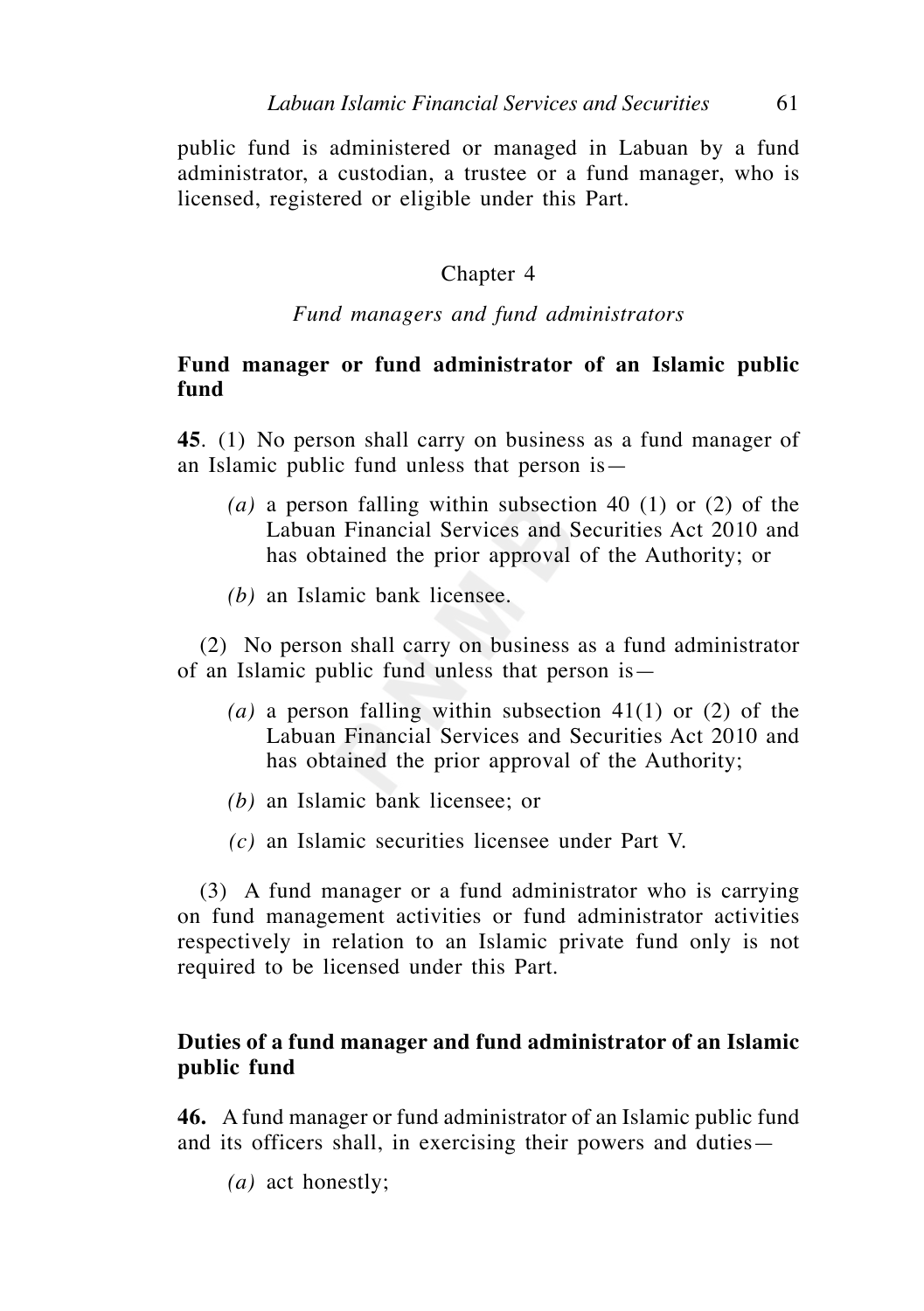public fund is administered or managed in Labuan by a fund administrator, a custodian, a trustee or a fund manager, who is licensed, registered or eligible under this Part.

## Chapter 4

### *Fund managers and fund administrators*

**Fund manager or fund administrator of an Islamic public fund**

**45**. (1) No person shall carry on business as a fund manager of an Islamic public fund unless that person is—

*(a)* a person falling within subsection 40 (1) or (2) of the Labuan Financial Services and Securities Act 2010 and has obtained the prior approval of the Authority; or

*(b)* an Islamic bank licensee.

(2) No person shall carry on business as a fund administrator of an Islamic public fund unless that person is—

*(a)* a person falling within subsection 41(1) or (2) of the Labuan Financial Services and Securities Act 2010 and has obtained the prior approval of the Authority;

*(b)* an Islamic bank licensee; or

*(c)* an Islamic securities licensee under Part V.

(3) A fund manager or a fund administrator who is carrying on fund management activities or fund administrator activities respectively in relation to an Islamic private fund only is not required to be licensed under this Part.

**Duties of a fund manager and fund administrator of an Islamic public fund**

**46.** A fund manager or fund administrator of an Islamic public fund and its officers shall, in exercising their powers and duties—

*(a)* act honestly;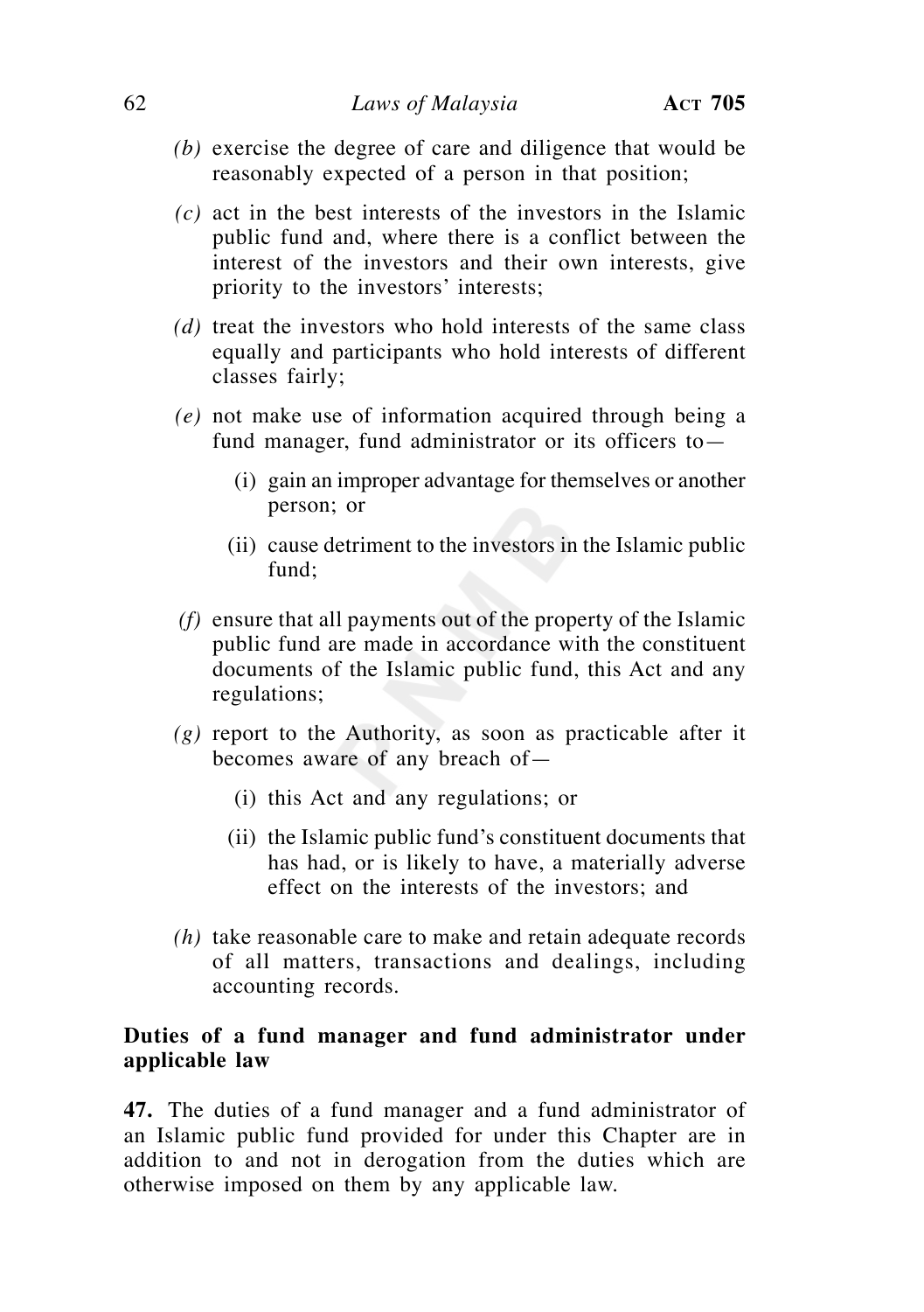*(b)* exercise the degree of care and diligence that would be reasonably expected of a person in that position;

*(c)* act in the best interests of the investors in the Islamic public fund and, where there is a conflict between the interest of the investors and their own interests, give priority to the investors' interests;

*(d)* treat the investors who hold interests of the same class equally and participants who hold interests of different classes fairly;

*(e)* not make use of information acquired through being a fund manager, fund administrator or its officers to—

(i) gain an improper advantage for themselves or another person; or

(ii) cause detriment to the investors in the Islamic public fund;

*(f)* ensure that all payments out of the property of the Islamic public fund are made in accordance with the constituent documents of the Islamic public fund, this Act and any regulations;

*(g)* report to the Authority, as soon as practicable after it becomes aware of any breach of—

(i) this Act and any regulations; or

(ii) the Islamic public fund's constituent documents that has had, or is likely to have, a materially adverse effect on the interests of the investors; and

*(h)* take reasonable care to make and retain adequate records of all matters, transactions and dealings, including accounting records.

**Duties of a fund manager and fund administrator under applicable law**

**47.** The duties of a fund manager and a fund administrator of an Islamic public fund provided for under this Chapter are in addition to and not in derogation from the duties which are otherwise imposed on them by any applicable law.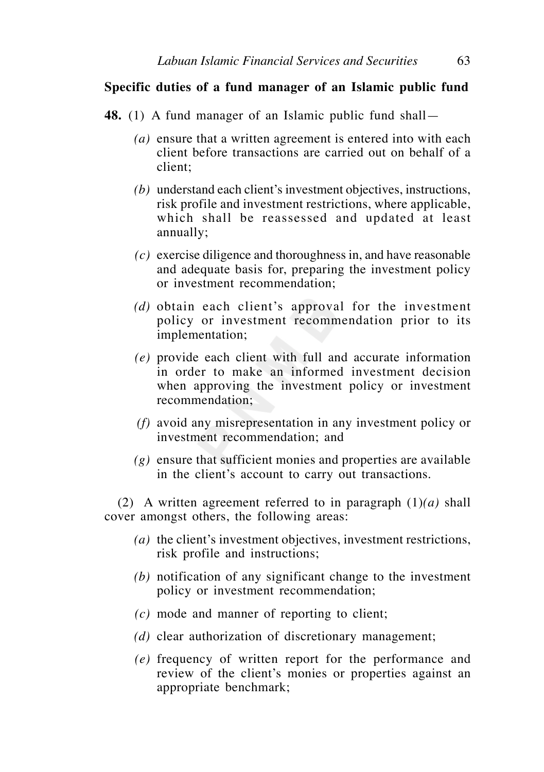**Specific duties of a fund manager of an Islamic public fund**

**48.** (1) A fund manager of an Islamic public fund shall—

*(a)* ensure that a written agreement is entered into with each client before transactions are carried out on behalf of a client;

*(b)* understand each client's investment objectives, instructions, risk profile and investment restrictions, where applicable, which shall be reassessed and updated at least annually;

*(c)* exercise diligence and thoroughness in, and have reasonable and adequate basis for, preparing the investment policy or investment recommendation;

*(d)* obtain each client's approval for the investment policy or investment recommendation prior to its implementation;

*(e)* provide each client with full and accurate information in order to make an informed investment decision when approving the investment policy or investment recommendation;

*(f)* avoid any misrepresentation in any investment policy or investment recommendation; and

*(g)* ensure that sufficient monies and properties are available in the client's account to carry out transactions.

(2) A written agreement referred to in paragraph (1)*(a)* shall cover amongst others, the following areas:

*(a)* the client's investment objectives, investment restrictions, risk profile and instructions;

*(b)* notification of any significant change to the investment policy or investment recommendation;

*(c)* mode and manner of reporting to client;

*(d)* clear authorization of discretionary management;

*(e)* frequency of written report for the performance and review of the client's monies or properties against an appropriate benchmark;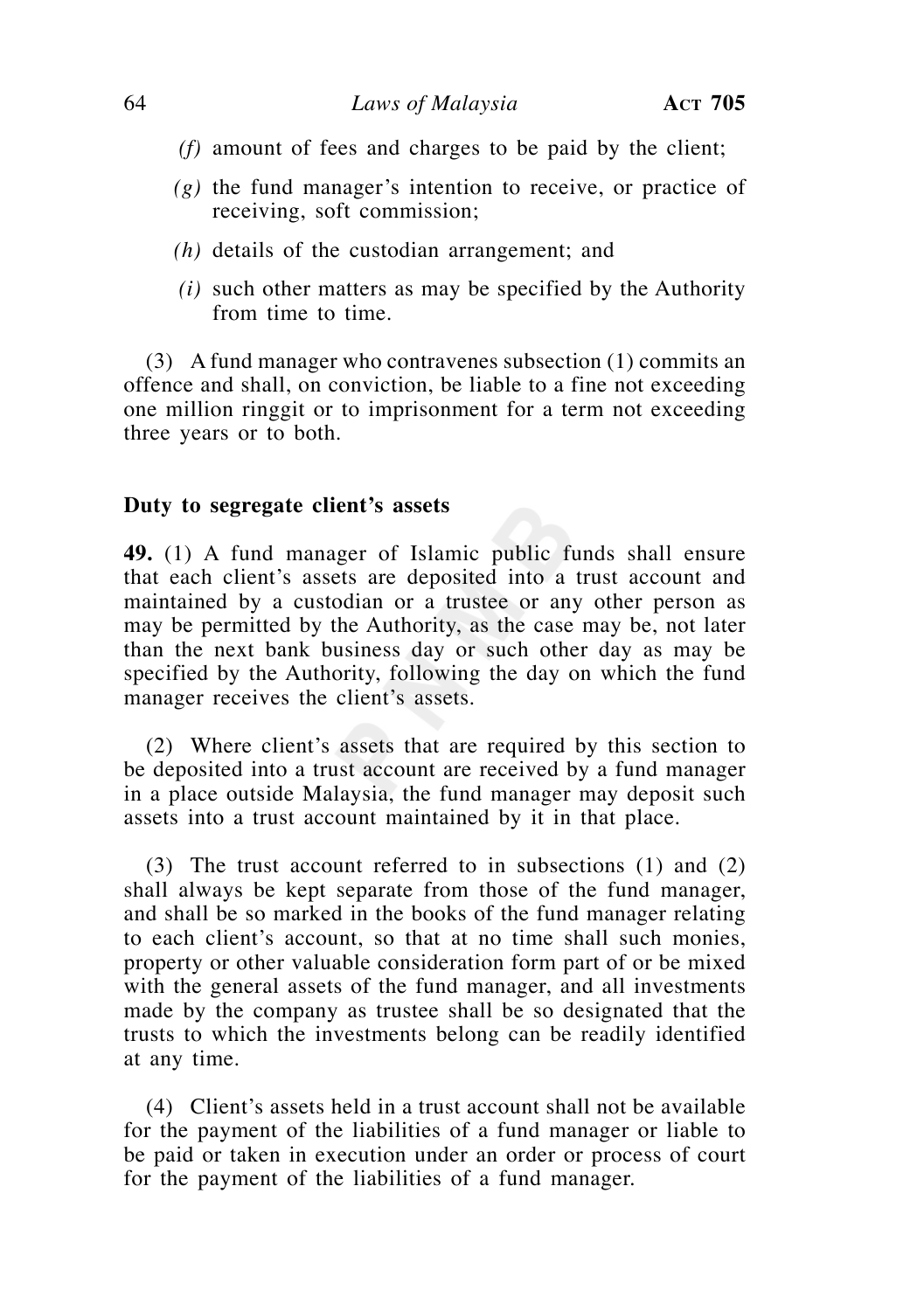*(f)* amount of fees and charges to be paid by the client;

*(g)* the fund manager's intention to receive, or practice of receiving, soft commission;

*(h)* details of the custodian arrangement; and

*(i)* such other matters as may be specified by the Authority from time to time.

(3) A fund manager who contravenes subsection (1) commits an offence and shall, on conviction, be liable to a fine not exceeding one million ringgit or to imprisonment for a term not exceeding three years or to both.

**Duty to segregate client's assets**

**49.** (1) A fund manager of Islamic public funds shall ensure that each client's assets are deposited into a trust account and maintained by a custodian or a trustee or any other person as may be permitted by the Authority, as the case may be, not later than the next bank business day or such other day as may be specified by the Authority, following the day on which the fund manager receives the client's assets.

(2) Where client's assets that are required by this section to be deposited into a trust account are received by a fund manager in a place outside Malaysia, the fund manager may deposit such assets into a trust account maintained by it in that place.

(3) The trust account referred to in subsections (1) and (2) shall always be kept separate from those of the fund manager, and shall be so marked in the books of the fund manager relating to each client's account, so that at no time shall such monies, property or other valuable consideration form part of or be mixed with the general assets of the fund manager, and all investments made by the company as trustee shall be so designated that the trusts to which the investments belong can be readily identified at any time.

(4) Client's assets held in a trust account shall not be available for the payment of the liabilities of a fund manager or liable to be paid or taken in execution under an order or process of court for the payment of the liabilities of a fund manager.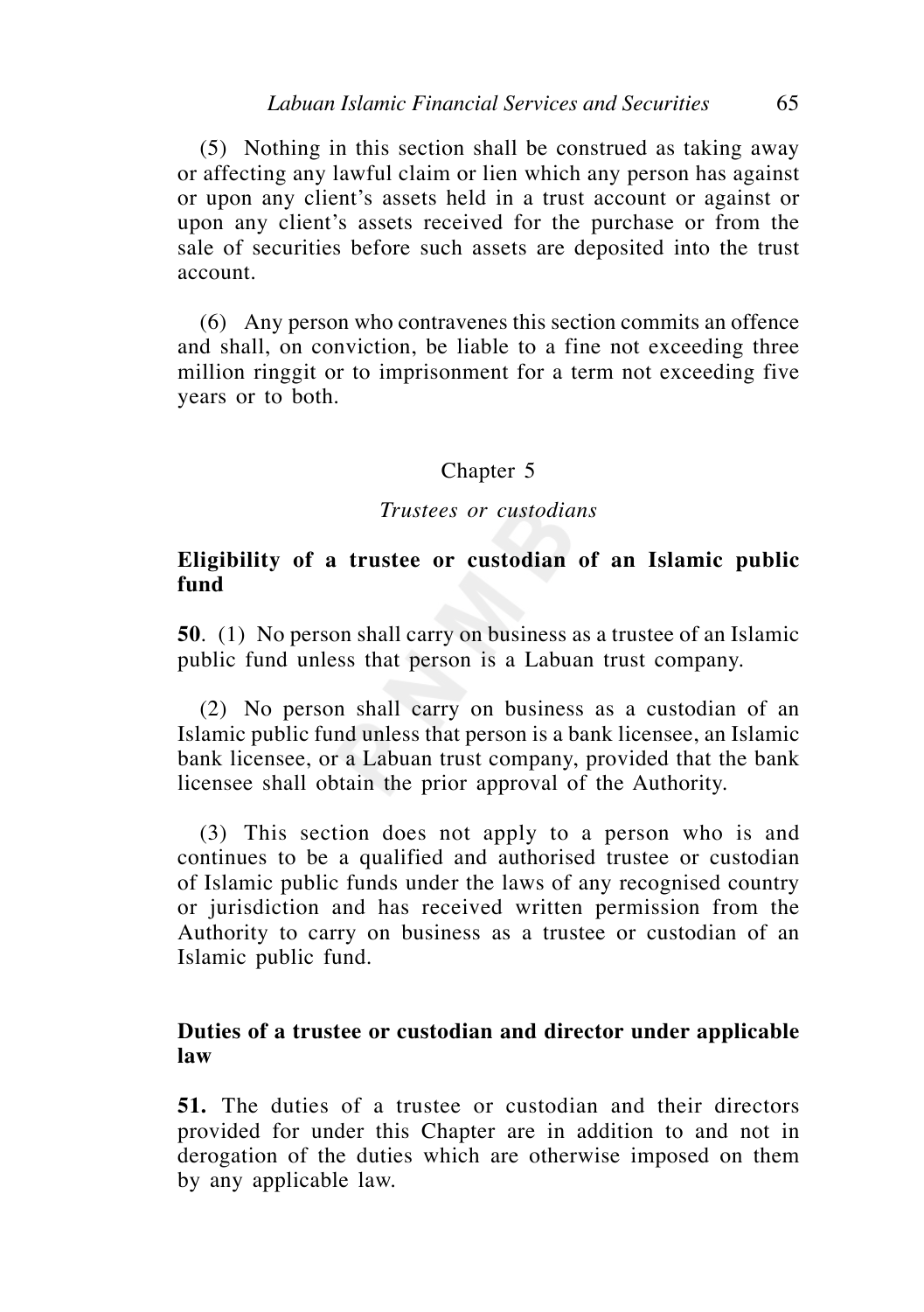(5) Nothing in this section shall be construed as taking away or affecting any lawful claim or lien which any person has against or upon any client's assets held in a trust account or against or upon any client's assets received for the purchase or from the sale of securities before such assets are deposited into the trust account.

(6) Any person who contravenes this section commits an offence and shall, on conviction, be liable to a fine not exceeding three million ringgit or to imprisonment for a term not exceeding five years or to both.

## Chapter 5

### *Trustees or custodians*

**Eligibility of a trustee or custodian of an Islamic public fund**

**50**. (1) No person shall carry on business as a trustee of an Islamic public fund unless that person is a Labuan trust company.

(2) No person shall carry on business as a custodian of an Islamic public fund unless that person is a bank licensee, an Islamic bank licensee, or a Labuan trust company, provided that the bank licensee shall obtain the prior approval of the Authority.

(3) This section does not apply to a person who is and continues to be a qualified and authorised trustee or custodian of Islamic public funds under the laws of any recognised country or jurisdiction and has received written permission from the Authority to carry on business as a trustee or custodian of an Islamic public fund.

**Duties of a trustee or custodian and director under applicable law**

**51.** The duties of a trustee or custodian and their directors provided for under this Chapter are in addition to and not in derogation of the duties which are otherwise imposed on them by any applicable law.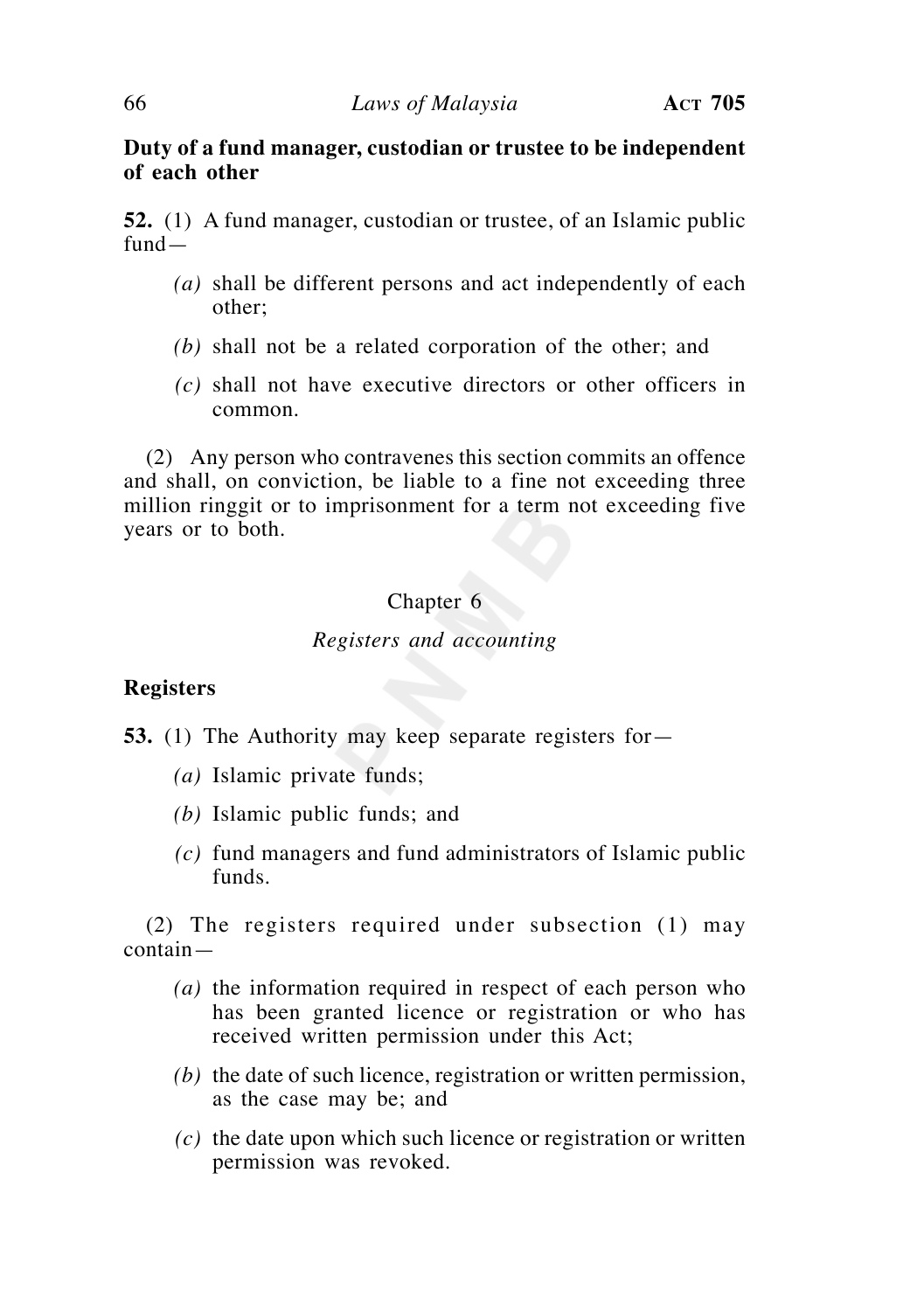**Duty of a fund manager, custodian or trustee to be independent of each other**

**52.** (1) A fund manager, custodian or trustee, of an Islamic public fund—

*(a)* shall be different persons and act independently of each other;

*(b)* shall not be a related corporation of the other; and

*(c)* shall not have executive directors or other officers in common.

(2) Any person who contravenes this section commits an offence and shall, on conviction, be liable to a fine not exceeding three million ringgit or to imprisonment for a term not exceeding five years or to both.

Chapter 6

*Registers and accounting*

**Registers**

**53.** (1) The Authority may keep separate registers for—

*(a)* Islamic private funds;

*(b)* Islamic public funds; and

*(c)* fund managers and fund administrators of Islamic public funds.

(2) The registers required under subsection (1) may contain—

*(a)* the information required in respect of each person who has been granted licence or registration or who has received written permission under this Act;

*(b)* the date of such licence, registration or written permission, as the case may be; and

*(c)* the date upon which such licence or registration or written permission was revoked.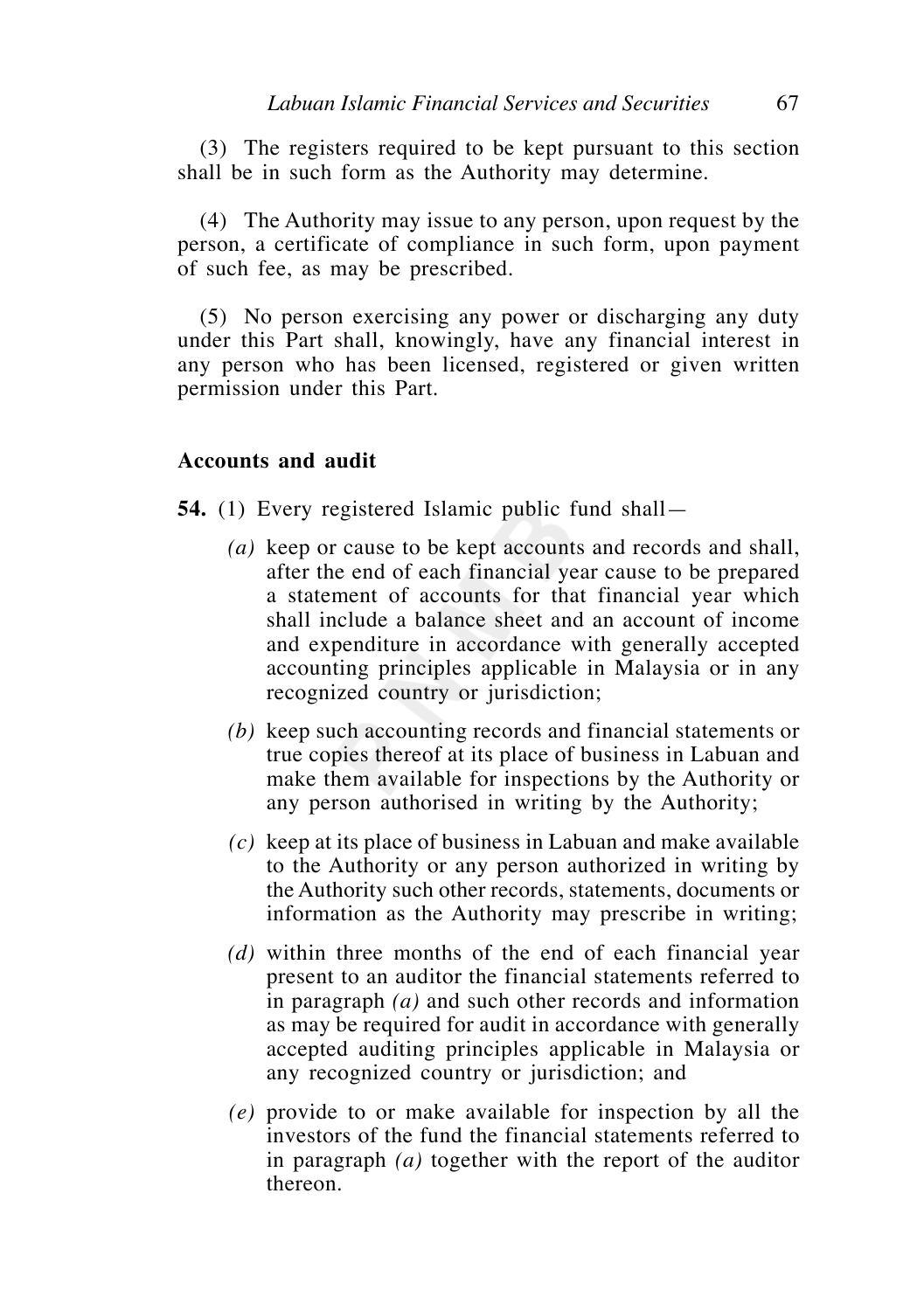(3) The registers required to be kept pursuant to this section shall be in such form as the Authority may determine.

(4) The Authority may issue to any person, upon request by the person, a certificate of compliance in such form, upon payment of such fee, as may be prescribed.

(5) No person exercising any power or discharging any duty under this Part shall, knowingly, have any financial interest in any person who has been licensed, registered or given written permission under this Part.

**Accounts and audit**

**54.** (1) Every registered Islamic public fund shall—

*(a)* keep or cause to be kept accounts and records and shall, after the end of each financial year cause to be prepared a statement of accounts for that financial year which shall include a balance sheet and an account of income and expenditure in accordance with generally accepted accounting principles applicable in Malaysia or in any recognized country or jurisdiction;

*(b)* keep such accounting records and financial statements or true copies thereof at its place of business in Labuan and make them available for inspections by the Authority or any person authorised in writing by the Authority;

*(c)* keep at its place of business in Labuan and make available to the Authority or any person authorized in writing by the Authority such other records, statements, documents or information as the Authority may prescribe in writing;

*(d)* within three months of the end of each financial year present to an auditor the financial statements referred to in paragraph *(a)* and such other records and information as may be required for audit in accordance with generally accepted auditing principles applicable in Malaysia or any recognized country or jurisdiction; and

*(e)* provide to or make available for inspection by all the investors of the fund the financial statements referred to in paragraph *(a)* together with the report of the auditor thereon.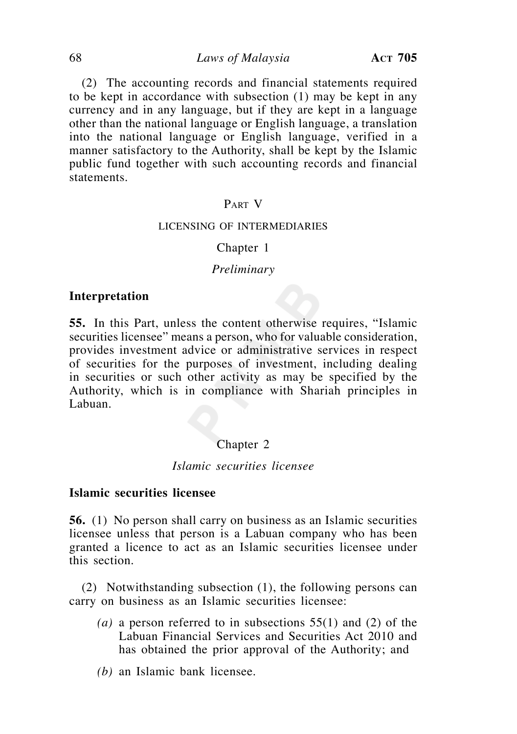(2) The accounting records and financial statements required to be kept in accordance with subsection (1) may be kept in any currency and in any language, but if they are kept in a language other than the national language or English language, a translation into the national language or English language, verified in a manner satisfactory to the Authority, shall be kept by the Islamic public fund together with such accounting records and financial statements.

## PART V

## LICENSING OF INTERMEDIARIES

### Chapter 1

### *Preliminary*

**Interpretation**

**55.** In this Part, unless the content otherwise requires, "Islamic securities licensee" means a person, who for valuable consideration, provides investment advice or administrative services in respect of securities for the purposes of investment, including dealing in securities or such other activity as may be specified by the Authority, which is in compliance with Shariah principles in Labuan.

### Chapter 2

### *Islamic securities licensee*

**Islamic securities licensee**

**56.** (1) No person shall carry on business as an Islamic securities licensee unless that person is a Labuan company who has been granted a licence to act as an Islamic securities licensee under this section.

(2) Notwithstanding subsection (1), the following persons can carry on business as an Islamic securities licensee:

*(a)* a person referred to in subsections 55(1) and (2) of the Labuan Financial Services and Securities Act 2010 and has obtained the prior approval of the Authority; and

*(b)* an Islamic bank licensee.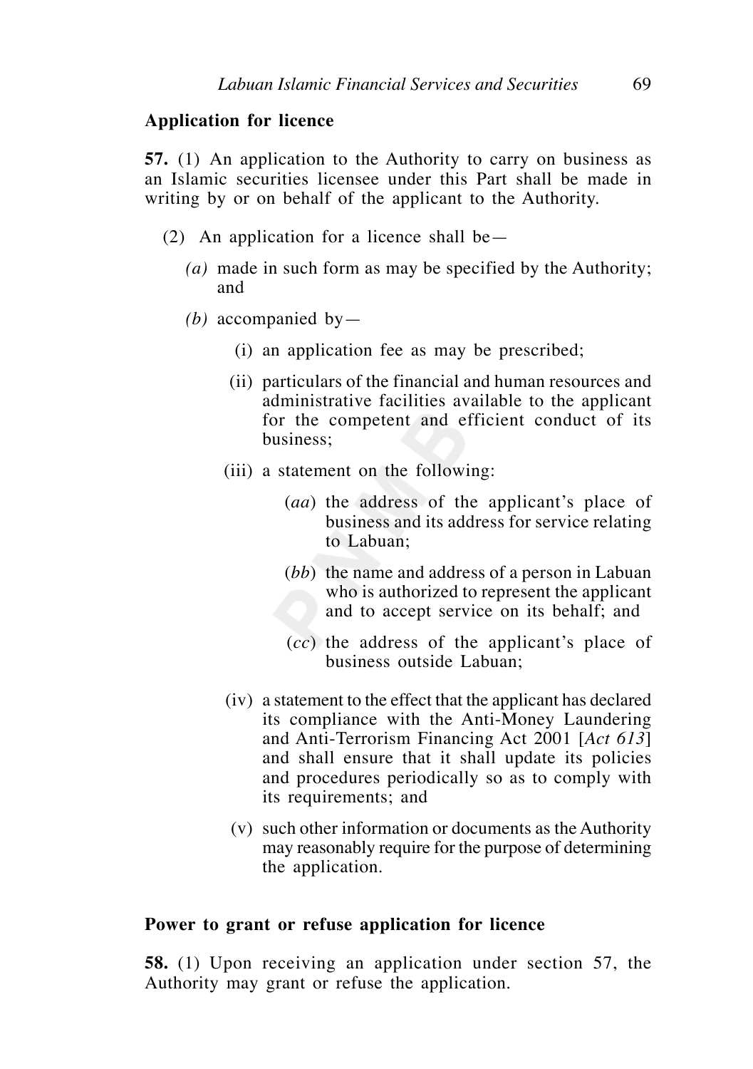**Application for licence**

**57.** (1) An application to the Authority to carry on business as an Islamic securities licensee under this Part shall be made in writing by or on behalf of the applicant to the Authority.

(2) An application for a licence shall be—

*(a)* made in such form as may be specified by the Authority; and

*(b)* accompanied by—

(i) an application fee as may be prescribed;

(ii) particulars of the financial and human resources and administrative facilities available to the applicant for the competent and efficient conduct of its business;

(iii) a statement on the following:

(*aa*) the address of the applicant's place of business and its address for service relating to Labuan;

(*bb*) the name and address of a person in Labuan who is authorized to represent the applicant and to accept service on its behalf; and

(*cc*) the address of the applicant's place of business outside Labuan;

(iv) a statement to the effect that the applicant has declared its compliance with the Anti-Money Laundering and Anti-Terrorism Financing Act 2001 [*Act 613*] and shall ensure that it shall update its policies and procedures periodically so as to comply with its requirements; and

(v) such other information or documents as the Authority may reasonably require for the purpose of determining the application.

**Power to grant or refuse application for licence**

**58.** (1) Upon receiving an application under section 57, the Authority may grant or refuse the application.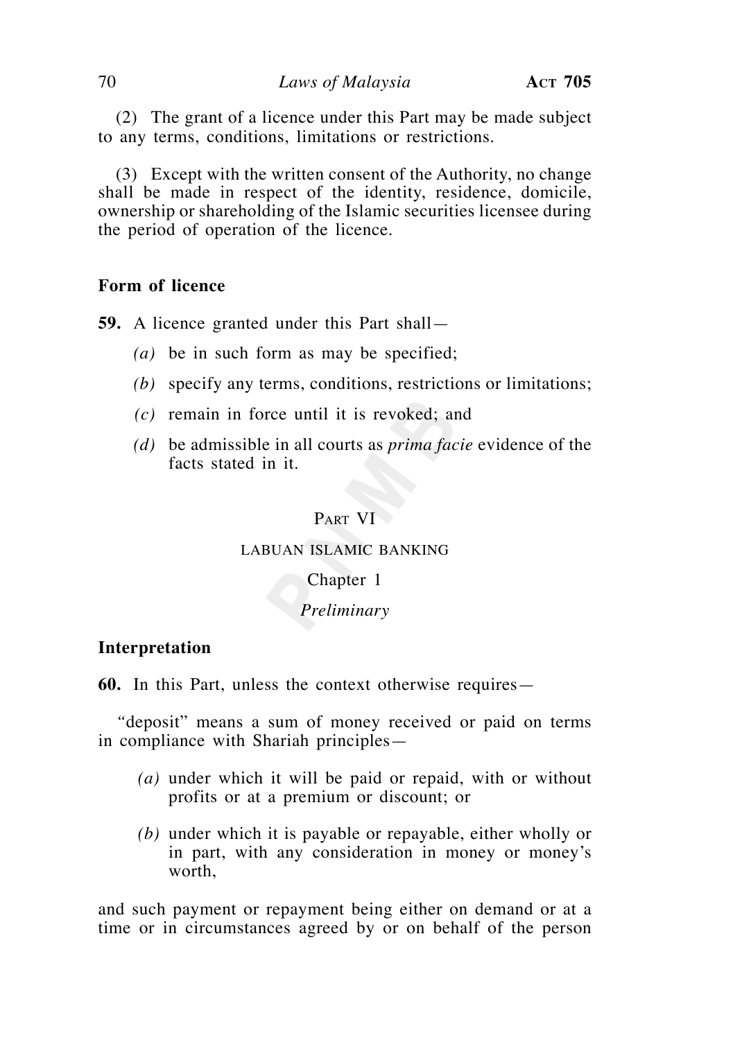(2) The grant of a licence under this Part may be made subject to any terms, conditions, limitations or restrictions.

(3) Except with the written consent of the Authority, no change shall be made in respect of the identity, residence, domicile, ownership or shareholding of the Islamic securities licensee during the period of operation of the licence.

### Form of licence

**59.** A licence granted under this Part shall—

*(a)* be in such form as may be specified;

*(b)* specify any terms, conditions, restrictions or limitations;

*(c)* remain in force until it is revoked; and

*(d)* be admissible in all courts as *prima facie* evidence of the facts stated in it.

## PART VI

## LABUAN ISLAMIC BANKING

### Chapter 1

### *Preliminary*

### Interpretation

**60.** In this Part, unless the context otherwise requires—

"deposit" means a sum of money received or paid on terms in compliance with Shariah principles—

*(a)* under which it will be paid or repaid, with or without profits or at a premium or discount; or

*(b)* under which it is payable or repayable, either wholly or in part, with any consideration in money or money's worth,

and such payment or repayment being either on demand or at a time or in circumstances agreed by or on behalf of the person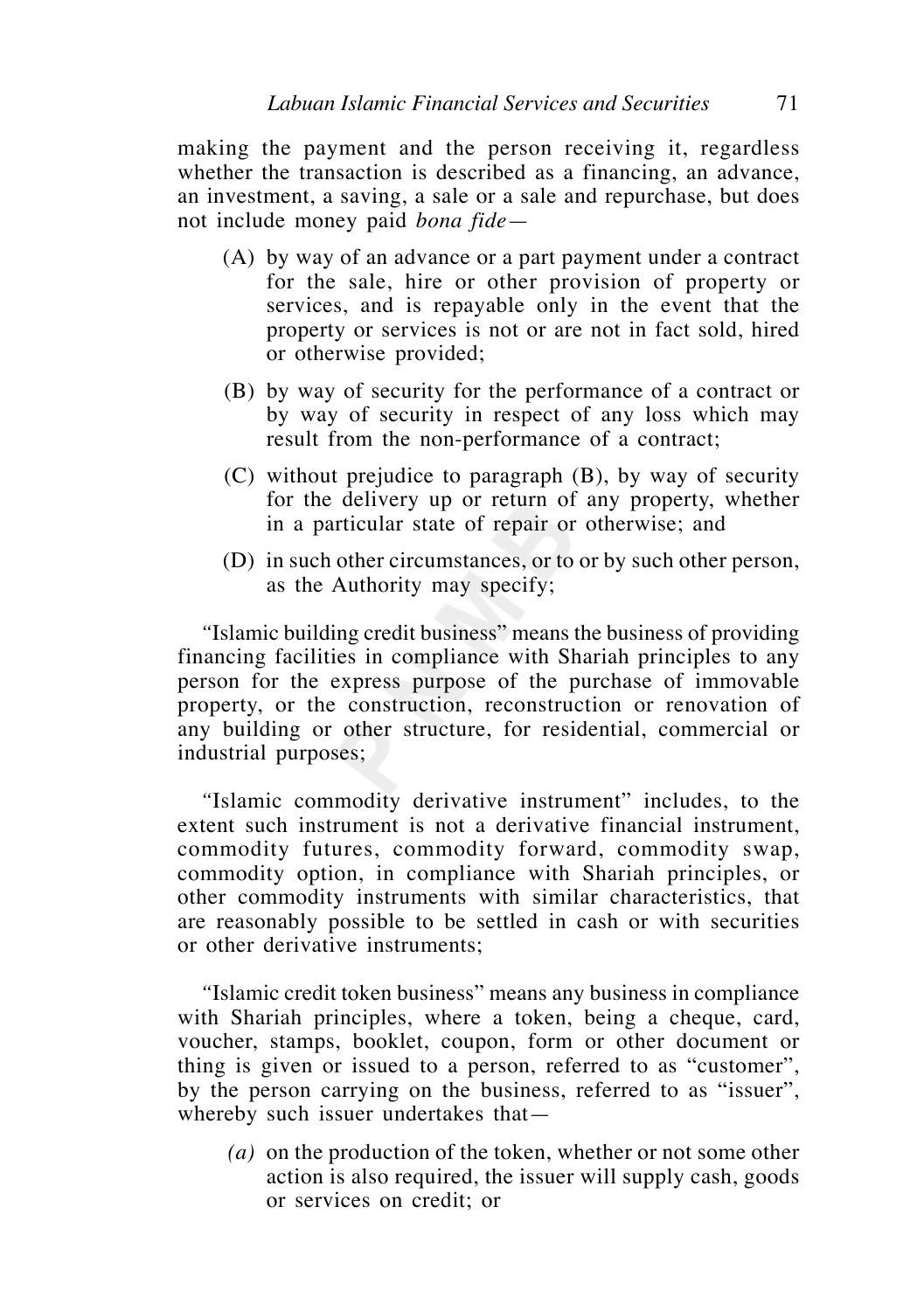making the payment and the person receiving it, regardless whether the transaction is described as a financing, an advance, an investment, a saving, a sale or a sale and repurchase, but does not include money paid *bona fide*—

(A) by way of an advance or a part payment under a contract for the sale, hire or other provision of property or services, and is repayable only in the event that the property or services is not or are not in fact sold, hired or otherwise provided;

(B) by way of security for the performance of a contract or by way of security in respect of any loss which may result from the non-performance of a contract;

(C) without prejudice to paragraph (B), by way of security for the delivery up or return of any property, whether in a particular state of repair or otherwise; and

(D) in such other circumstances, or to or by such other person, as the Authority may specify;

"Islamic building credit business" means the business of providing financing facilities in compliance with Shariah principles to any person for the express purpose of the purchase of immovable property, or the construction, reconstruction or renovation of any building or other structure, for residential, commercial or industrial purposes;

"Islamic commodity derivative instrument" includes, to the extent such instrument is not a derivative financial instrument, commodity futures, commodity forward, commodity swap, commodity option, in compliance with Shariah principles, or other commodity instruments with similar characteristics, that are reasonably possible to be settled in cash or with securities or other derivative instruments;

"Islamic credit token business" means any business in compliance with Shariah principles, where a token, being a cheque, card, voucher, stamps, booklet, coupon, form or other document or thing is given or issued to a person, referred to as "customer", by the person carrying on the business, referred to as "issuer", whereby such issuer undertakes that—

*(a)* on the production of the token, whether or not some other action is also required, the issuer will supply cash, goods or services on credit; or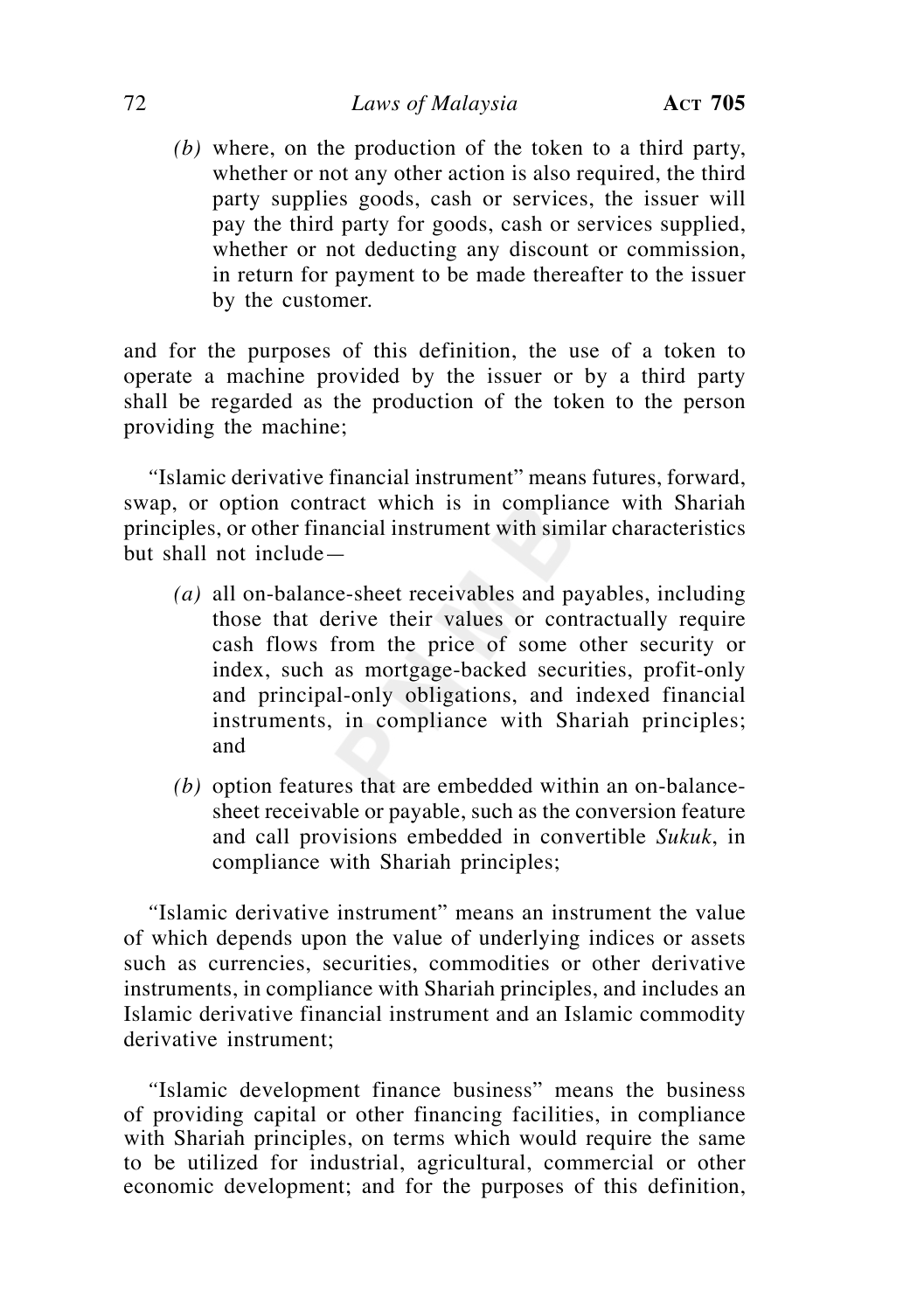*(b)* where, on the production of the token to a third party, whether or not any other action is also required, the third party supplies goods, cash or services, the issuer will pay the third party for goods, cash or services supplied, whether or not deducting any discount or commission, in return for payment to be made thereafter to the issuer by the customer.

and for the purposes of this definition, the use of a token to operate a machine provided by the issuer or by a third party shall be regarded as the production of the token to the person providing the machine;

"Islamic derivative financial instrument" means futures, forward, swap, or option contract which is in compliance with Shariah principles, or other financial instrument with similar characteristics but shall not include—

*(a)* all on-balance-sheet receivables and payables, including those that derive their values or contractually require cash flows from the price of some other security or index, such as mortgage-backed securities, profit-only and principal-only obligations, and indexed financial instruments, in compliance with Shariah principles; and

*(b)* option features that are embedded within an on-balance-sheet receivable or payable, such as the conversion feature and call provisions embedded in convertible *Sukuk*, in compliance with Shariah principles;

"Islamic derivative instrument" means an instrument the value of which depends upon the value of underlying indices or assets such as currencies, securities, commodities or other derivative instruments, in compliance with Shariah principles, and includes an Islamic derivative financial instrument and an Islamic commodity derivative instrument;

"Islamic development finance business" means the business of providing capital or other financing facilities, in compliance with Shariah principles, on terms which would require the same to be utilized for industrial, agricultural, commercial or other economic development; and for the purposes of this definition,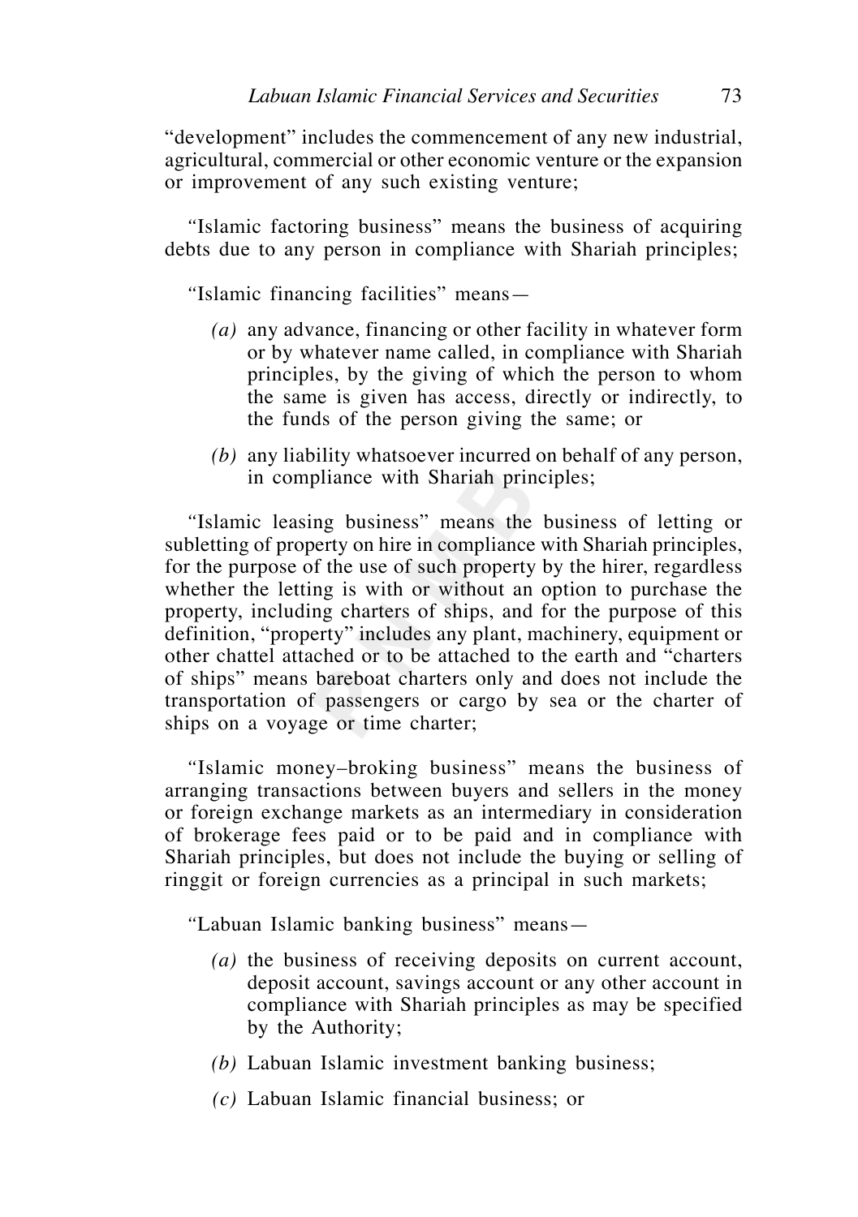"development" includes the commencement of any new industrial, agricultural, commercial or other economic venture or the expansion or improvement of any such existing venture;

"Islamic factoring business" means the business of acquiring debts due to any person in compliance with Shariah principles;

"Islamic financing facilities" means—

*(a)* any advance, financing or other facility in whatever form or by whatever name called, in compliance with Shariah principles, by the giving of which the person to whom the same is given has access, directly or indirectly, to the funds of the person giving the same; or

*(b)* any liability whatsoever incurred on behalf of any person, in compliance with Shariah principles;

"Islamic leasing business" means the business of letting or subletting of property on hire in compliance with Shariah principles, for the purpose of the use of such property by the hirer, regardless whether the letting is with or without an option to purchase the property, including charters of ships, and for the purpose of this definition, "property" includes any plant, machinery, equipment or other chattel attached or to be attached to the earth and "charters of ships" means bareboat charters only and does not include the transportation of passengers or cargo by sea or the charter of ships on a voyage or time charter;

"Islamic money–broking business" means the business of arranging transactions between buyers and sellers in the money or foreign exchange markets as an intermediary in consideration of brokerage fees paid or to be paid and in compliance with Shariah principles, but does not include the buying or selling of ringgit or foreign currencies as a principal in such markets;

"Labuan Islamic banking business" means—

*(a)* the business of receiving deposits on current account, deposit account, savings account or any other account in compliance with Shariah principles as may be specified by the Authority;

*(b)* Labuan Islamic investment banking business;

*(c)* Labuan Islamic financial business; or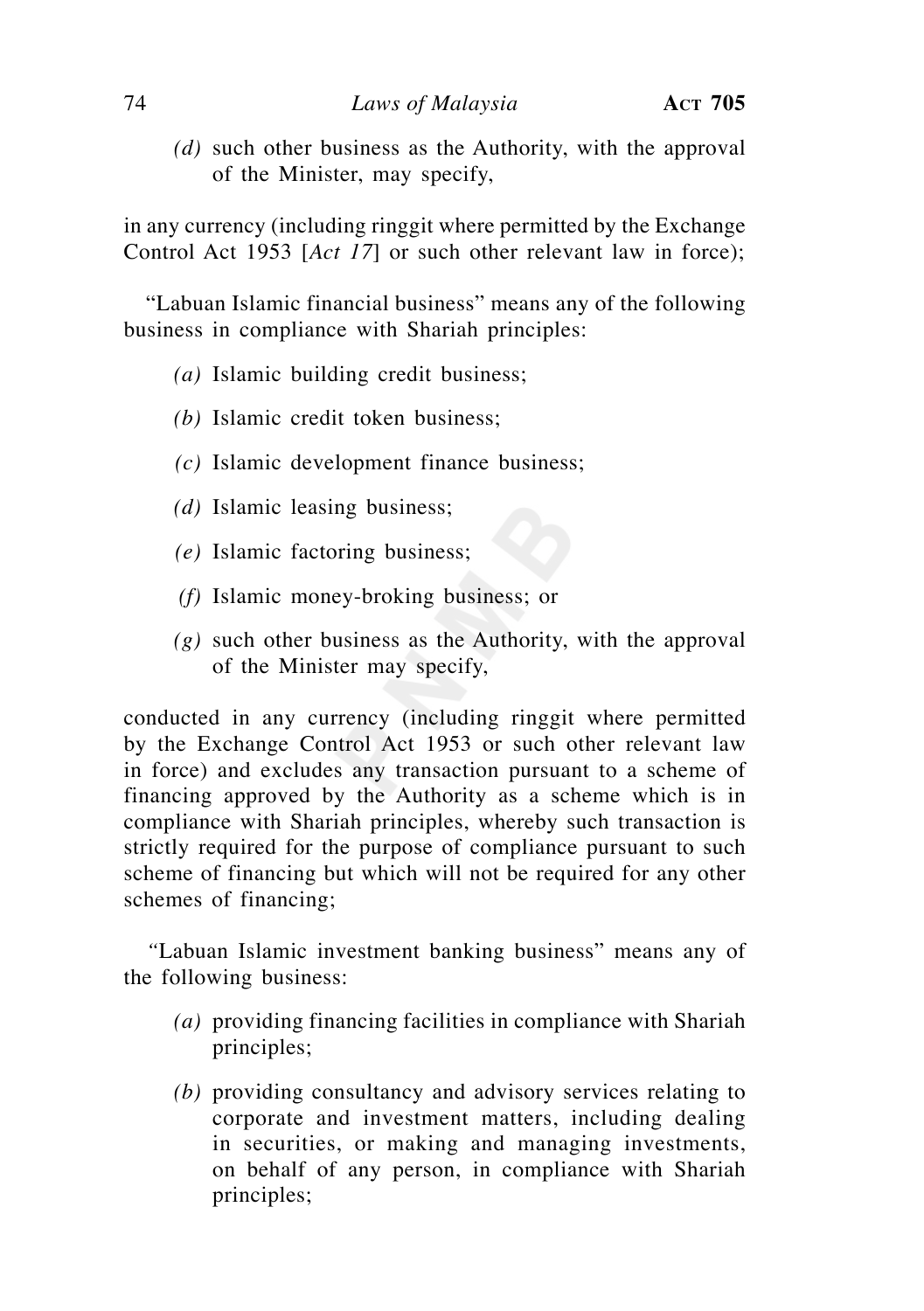*(d)* such other business as the Authority, with the approval of the Minister, may specify,

in any currency (including ringgit where permitted by the Exchange Control Act 1953 [*Act 17*] or such other relevant law in force);

"Labuan Islamic financial business" means any of the following business in compliance with Shariah principles:

*(a)* Islamic building credit business;

*(b)* Islamic credit token business;

*(c)* Islamic development finance business;

*(d)* Islamic leasing business;

*(e)* Islamic factoring business;

*(f)* Islamic money-broking business; or

*(g)* such other business as the Authority, with the approval of the Minister may specify,

conducted in any currency (including ringgit where permitted by the Exchange Control Act 1953 or such other relevant law in force) and excludes any transaction pursuant to a scheme of financing approved by the Authority as a scheme which is in compliance with Shariah principles, whereby such transaction is strictly required for the purpose of compliance pursuant to such scheme of financing but which will not be required for any other schemes of financing;

"Labuan Islamic investment banking business" means any of the following business:

*(a)* providing financing facilities in compliance with Shariah principles;

*(b)* providing consultancy and advisory services relating to corporate and investment matters, including dealing in securities, or making and managing investments, on behalf of any person, in compliance with Shariah principles;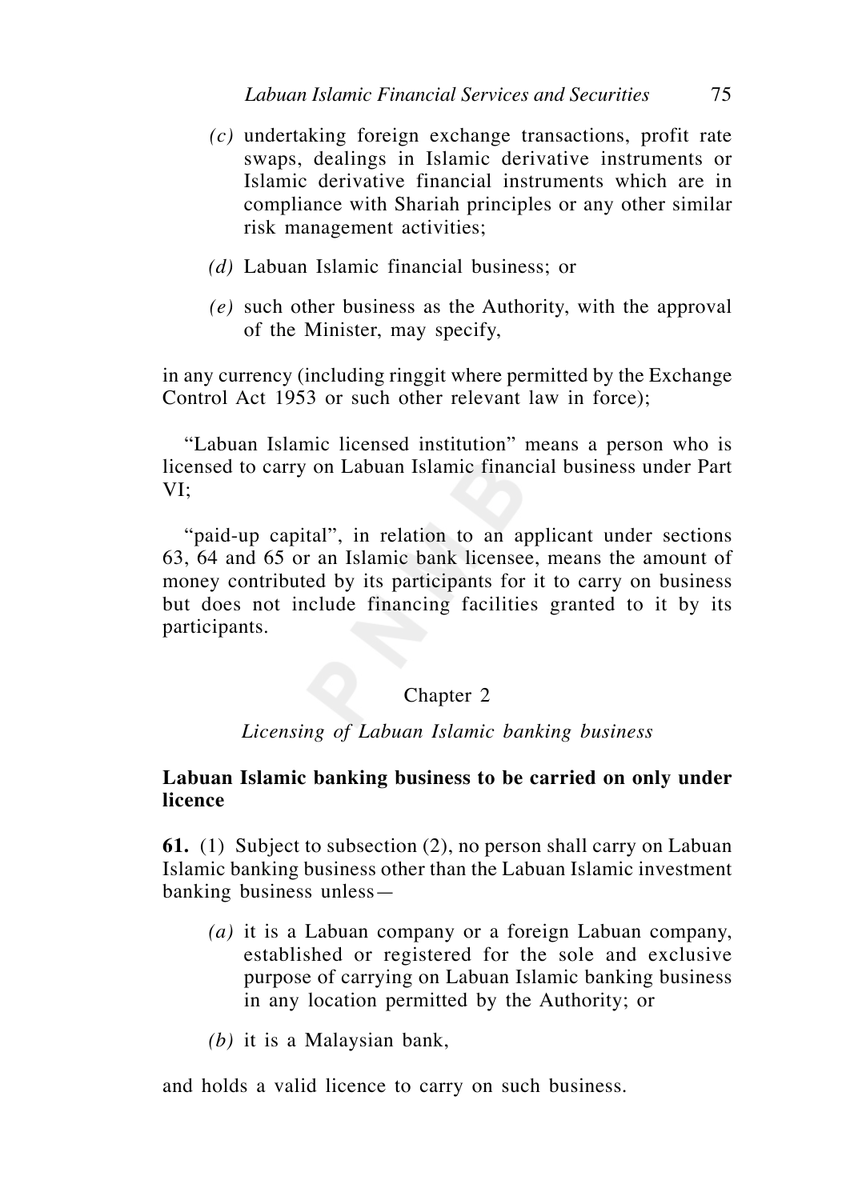*(c)* undertaking foreign exchange transactions, profit rate swaps, dealings in Islamic derivative instruments or Islamic derivative financial instruments which are in compliance with Shariah principles or any other similar risk management activities;

*(d)* Labuan Islamic financial business; or

*(e)* such other business as the Authority, with the approval of the Minister, may specify,

in any currency (including ringgit where permitted by the Exchange Control Act 1953 or such other relevant law in force);

"Labuan Islamic licensed institution" means a person who is licensed to carry on Labuan Islamic financial business under Part VI;

"paid-up capital", in relation to an applicant under sections 63, 64 and 65 or an Islamic bank licensee, means the amount of money contributed by its participants for it to carry on business but does not include financing facilities granted to it by its participants.

## Chapter 2

### *Licensing of Labuan Islamic banking business*

**Labuan Islamic banking business to be carried on only under licence**

**61.** (1) Subject to subsection (2), no person shall carry on Labuan Islamic banking business other than the Labuan Islamic investment banking business unless—

*(a)* it is a Labuan company or a foreign Labuan company, established or registered for the sole and exclusive purpose of carrying on Labuan Islamic banking business in any location permitted by the Authority; or

*(b)* it is a Malaysian bank,

and holds a valid licence to carry on such business.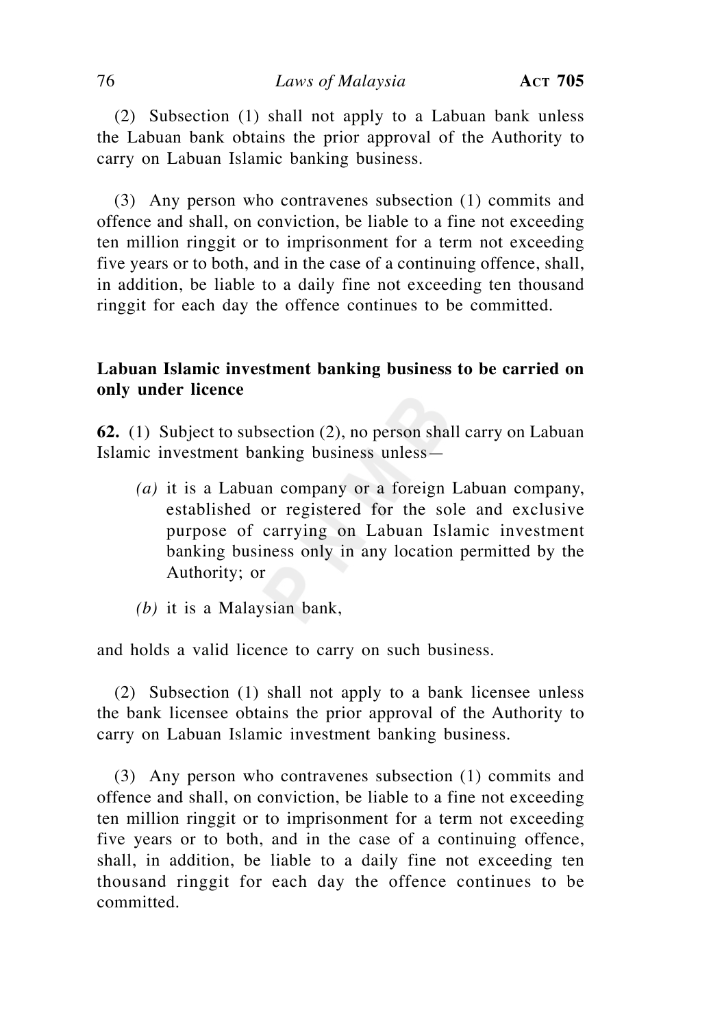(2) Subsection (1) shall not apply to a Labuan bank unless the Labuan bank obtains the prior approval of the Authority to carry on Labuan Islamic banking business.

(3) Any person who contravenes subsection (1) commits and offence and shall, on conviction, be liable to a fine not exceeding ten million ringgit or to imprisonment for a term not exceeding five years or to both, and in the case of a continuing offence, shall, in addition, be liable to a daily fine not exceeding ten thousand ringgit for each day the offence continues to be committed.

**Labuan Islamic investment banking business to be carried on only under licence**

**62.** (1) Subject to subsection (2), no person shall carry on Labuan Islamic investment banking business unless—

*(a)* it is a Labuan company or a foreign Labuan company, established or registered for the sole and exclusive purpose of carrying on Labuan Islamic investment banking business only in any location permitted by the Authority; or

*(b)* it is a Malaysian bank,

and holds a valid licence to carry on such business.

(2) Subsection (1) shall not apply to a bank licensee unless the bank licensee obtains the prior approval of the Authority to carry on Labuan Islamic investment banking business.

(3) Any person who contravenes subsection (1) commits and offence and shall, on conviction, be liable to a fine not exceeding ten million ringgit or to imprisonment for a term not exceeding five years or to both, and in the case of a continuing offence, shall, in addition, be liable to a daily fine not exceeding ten thousand ringgit for each day the offence continues to be committed.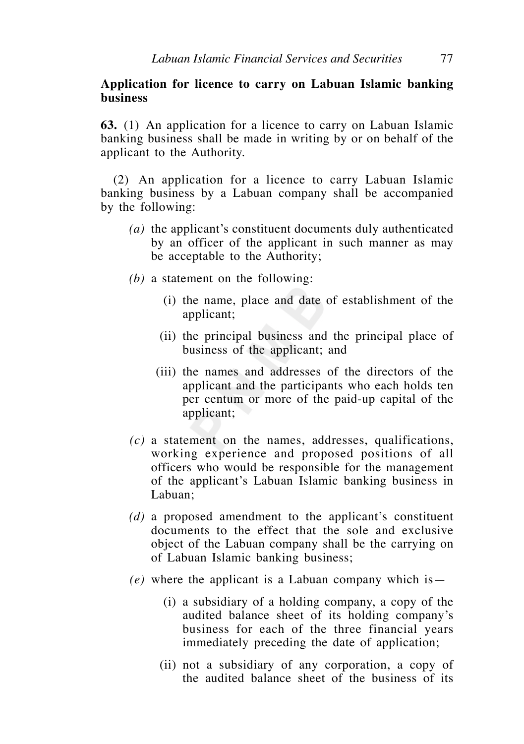**Application for licence to carry on Labuan Islamic banking business**

**63.** (1) An application for a licence to carry on Labuan Islamic banking business shall be made in writing by or on behalf of the applicant to the Authority.

(2) An application for a licence to carry Labuan Islamic banking business by a Labuan company shall be accompanied by the following:

*(a)* the applicant's constituent documents duly authenticated by an officer of the applicant in such manner as may be acceptable to the Authority;

*(b)* a statement on the following:

(i) the name, place and date of establishment of the applicant;

(ii) the principal business and the principal place of business of the applicant; and

(iii) the names and addresses of the directors of the applicant and the participants who each holds ten per centum or more of the paid-up capital of the applicant;

*(c)* a statement on the names, addresses, qualifications, working experience and proposed positions of all officers who would be responsible for the management of the applicant's Labuan Islamic banking business in Labuan;

*(d)* a proposed amendment to the applicant's constituent documents to the effect that the sole and exclusive object of the Labuan company shall be the carrying on of Labuan Islamic banking business;

*(e)* where the applicant is a Labuan company which is—

(i) a subsidiary of a holding company, a copy of the audited balance sheet of its holding company's business for each of the three financial years immediately preceding the date of application;

(ii) not a subsidiary of any corporation, a copy of the audited balance sheet of the business of its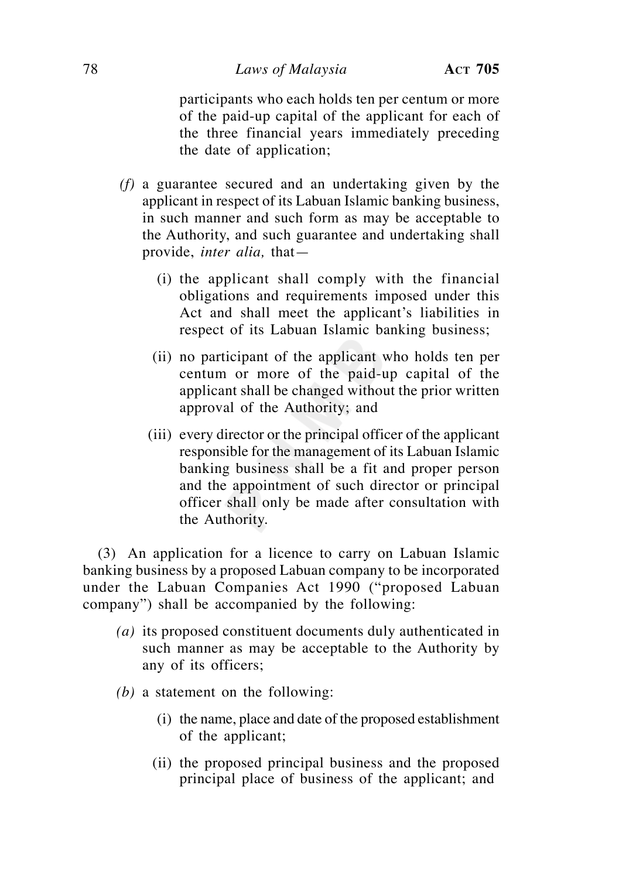participants who each holds ten per centum or more of the paid-up capital of the applicant for each of the three financial years immediately preceding the date of application;

*(f)* a guarantee secured and an undertaking given by the applicant in respect of its Labuan Islamic banking business, in such manner and such form as may be acceptable to the Authority, and such guarantee and undertaking shall provide, *inter alia,* that—

(i) the applicant shall comply with the financial obligations and requirements imposed under this Act and shall meet the applicant's liabilities in respect of its Labuan Islamic banking business;

(ii) no participant of the applicant who holds ten per centum or more of the paid-up capital of the applicant shall be changed without the prior written approval of the Authority; and

(iii) every director or the principal officer of the applicant responsible for the management of its Labuan Islamic banking business shall be a fit and proper person and the appointment of such director or principal officer shall only be made after consultation with the Authority.

(3) An application for a licence to carry on Labuan Islamic banking business by a proposed Labuan company to be incorporated under the Labuan Companies Act 1990 ("proposed Labuan company") shall be accompanied by the following:

*(a)* its proposed constituent documents duly authenticated in such manner as may be acceptable to the Authority by any of its officers;

*(b)* a statement on the following:

(i) the name, place and date of the proposed establishment of the applicant;

(ii) the proposed principal business and the proposed principal place of business of the applicant; and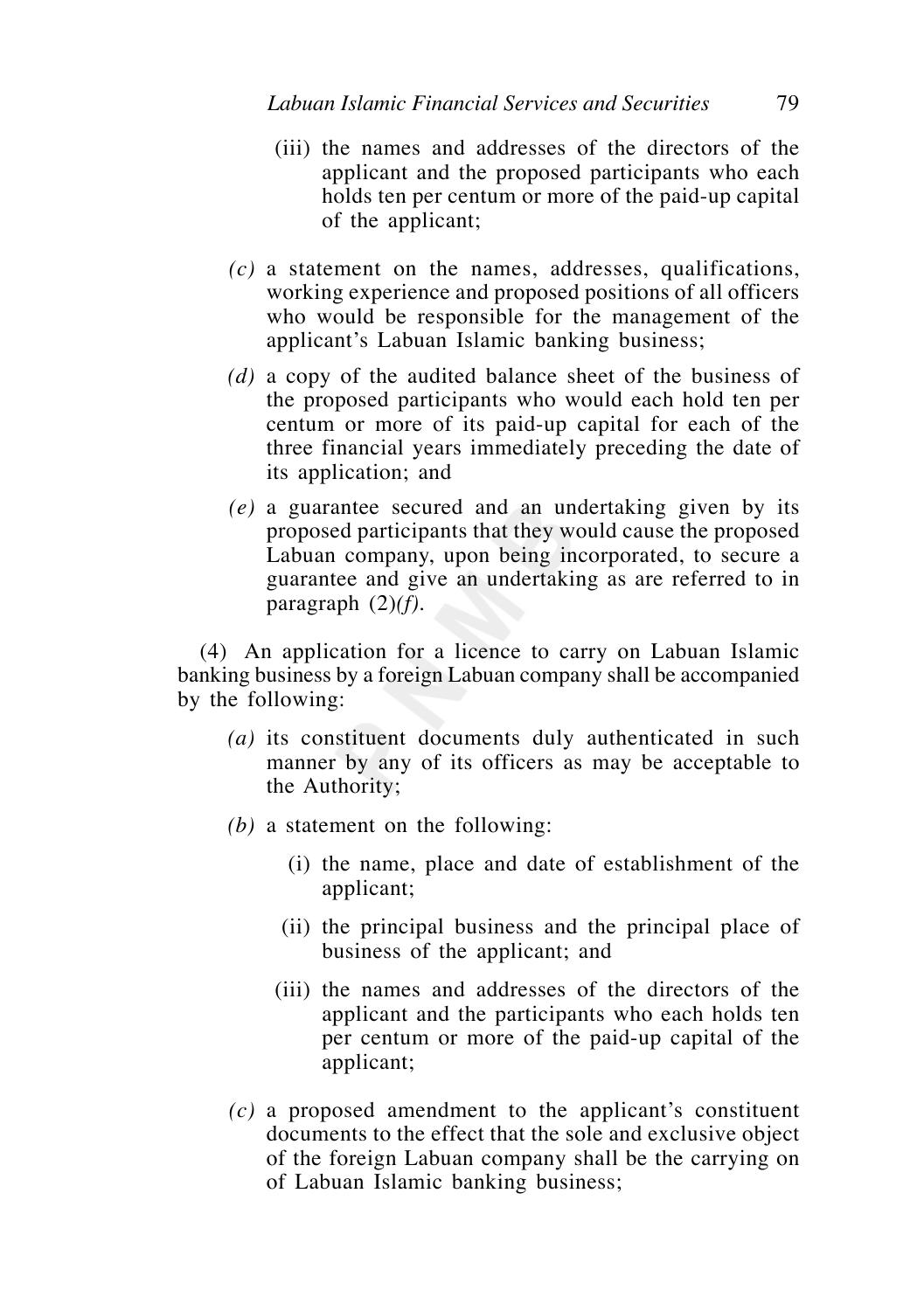(iii) the names and addresses of the directors of the applicant and the proposed participants who each holds ten per centum or more of the paid-up capital of the applicant;

*(c)* a statement on the names, addresses, qualifications, working experience and proposed positions of all officers who would be responsible for the management of the applicant's Labuan Islamic banking business;

*(d)* a copy of the audited balance sheet of the business of the proposed participants who would each hold ten per centum or more of its paid-up capital for each of the three financial years immediately preceding the date of its application; and

*(e)* a guarantee secured and an undertaking given by its proposed participants that they would cause the proposed Labuan company, upon being incorporated, to secure a guarantee and give an undertaking as are referred to in paragraph (2)*(f)*.

(4) An application for a licence to carry on Labuan Islamic banking business by a foreign Labuan company shall be accompanied by the following:

*(a)* its constituent documents duly authenticated in such manner by any of its officers as may be acceptable to the Authority;

*(b)* a statement on the following:

(i) the name, place and date of establishment of the applicant;

(ii) the principal business and the principal place of business of the applicant; and

(iii) the names and addresses of the directors of the applicant and the participants who each holds ten per centum or more of the paid-up capital of the applicant;

*(c)* a proposed amendment to the applicant's constituent documents to the effect that the sole and exclusive object of the foreign Labuan company shall be the carrying on of Labuan Islamic banking business;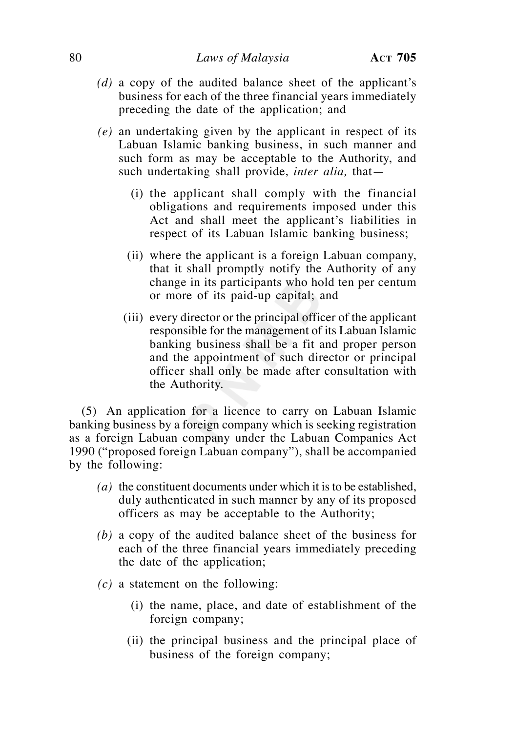*(d)* a copy of the audited balance sheet of the applicant's business for each of the three financial years immediately preceding the date of the application; and

*(e)* an undertaking given by the applicant in respect of its Labuan Islamic banking business, in such manner and such form as may be acceptable to the Authority, and such undertaking shall provide, *inter alia,* that—

(i) the applicant shall comply with the financial obligations and requirements imposed under this Act and shall meet the applicant's liabilities in respect of its Labuan Islamic banking business;

(ii) where the applicant is a foreign Labuan company, that it shall promptly notify the Authority of any change in its participants who hold ten per centum or more of its paid-up capital; and

(iii) every director or the principal officer of the applicant responsible for the management of its Labuan Islamic banking business shall be a fit and proper person and the appointment of such director or principal officer shall only be made after consultation with the Authority.

(5) An application for a licence to carry on Labuan Islamic banking business by a foreign company which is seeking registration as a foreign Labuan company under the Labuan Companies Act 1990 ("proposed foreign Labuan company"), shall be accompanied by the following:

*(a)* the constituent documents under which it is to be established, duly authenticated in such manner by any of its proposed officers as may be acceptable to the Authority;

*(b)* a copy of the audited balance sheet of the business for each of the three financial years immediately preceding the date of the application;

*(c)* a statement on the following:

(i) the name, place, and date of establishment of the foreign company;

(ii) the principal business and the principal place of business of the foreign company;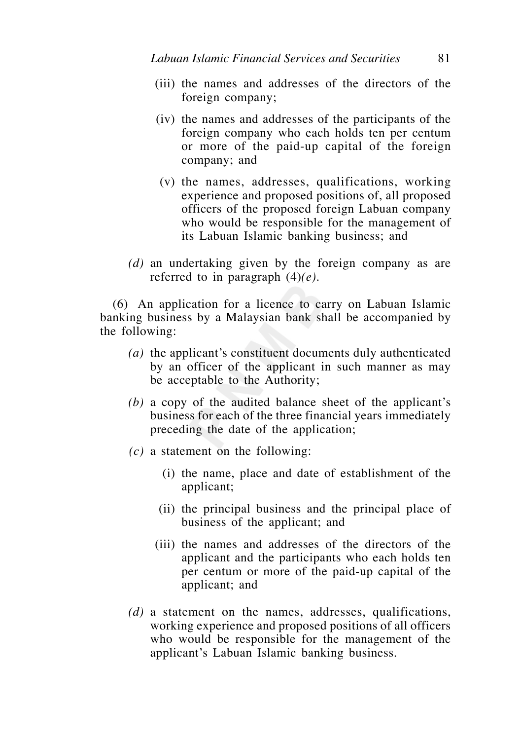(iii) the names and addresses of the directors of the foreign company;

(iv) the names and addresses of the participants of the foreign company who each holds ten per centum or more of the paid-up capital of the foreign company; and

(v) the names, addresses, qualifications, working experience and proposed positions of, all proposed officers of the proposed foreign Labuan company who would be responsible for the management of its Labuan Islamic banking business; and

*(d)* an undertaking given by the foreign company as are referred to in paragraph (4)*(e)*.

(6) An application for a licence to carry on Labuan Islamic banking business by a Malaysian bank shall be accompanied by the following:

*(a)* the applicant's constituent documents duly authenticated by an officer of the applicant in such manner as may be acceptable to the Authority;

*(b)* a copy of the audited balance sheet of the applicant's business for each of the three financial years immediately preceding the date of the application;

*(c)* a statement on the following:

(i) the name, place and date of establishment of the applicant;

(ii) the principal business and the principal place of business of the applicant; and

(iii) the names and addresses of the directors of the applicant and the participants who each holds ten per centum or more of the paid-up capital of the applicant; and

*(d)* a statement on the names, addresses, qualifications, working experience and proposed positions of all officers who would be responsible for the management of the applicant's Labuan Islamic banking business.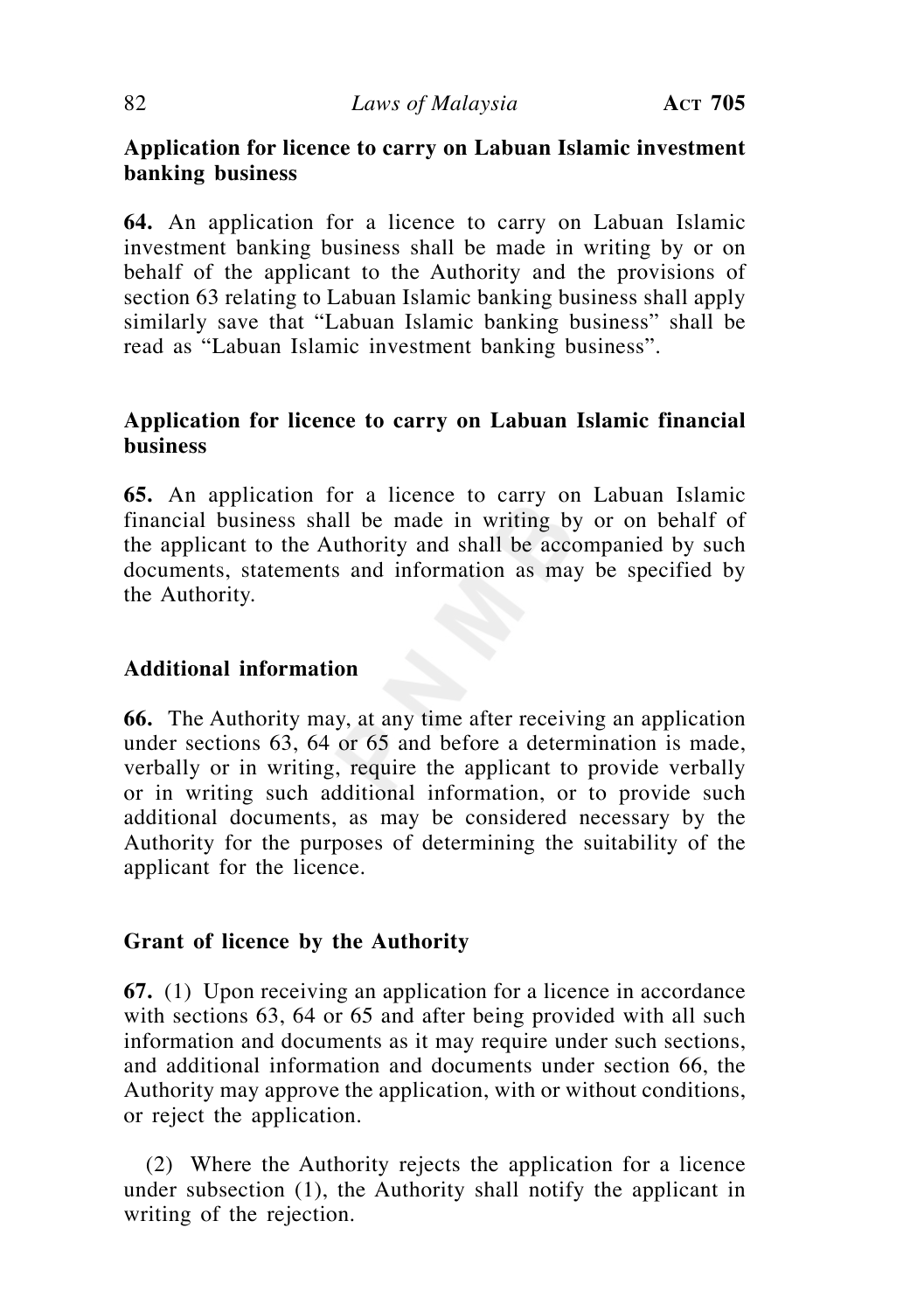**Application for licence to carry on Labuan Islamic investment banking business**

**64.** An application for a licence to carry on Labuan Islamic investment banking business shall be made in writing by or on behalf of the applicant to the Authority and the provisions of section 63 relating to Labuan Islamic banking business shall apply similarly save that "Labuan Islamic banking business" shall be read as "Labuan Islamic investment banking business".

**Application for licence to carry on Labuan Islamic financial business**

**65.** An application for a licence to carry on Labuan Islamic financial business shall be made in writing by or on behalf of the applicant to the Authority and shall be accompanied by such documents, statements and information as may be specified by the Authority.

**Additional information**

**66.** The Authority may, at any time after receiving an application under sections 63, 64 or 65 and before a determination is made, verbally or in writing, require the applicant to provide verbally or in writing such additional information, or to provide such additional documents, as may be considered necessary by the Authority for the purposes of determining the suitability of the applicant for the licence.

**Grant of licence by the Authority**

**67.** (1) Upon receiving an application for a licence in accordance with sections 63, 64 or 65 and after being provided with all such information and documents as it may require under such sections, and additional information and documents under section 66, the Authority may approve the application, with or without conditions, or reject the application.

(2) Where the Authority rejects the application for a licence under subsection (1), the Authority shall notify the applicant in writing of the rejection.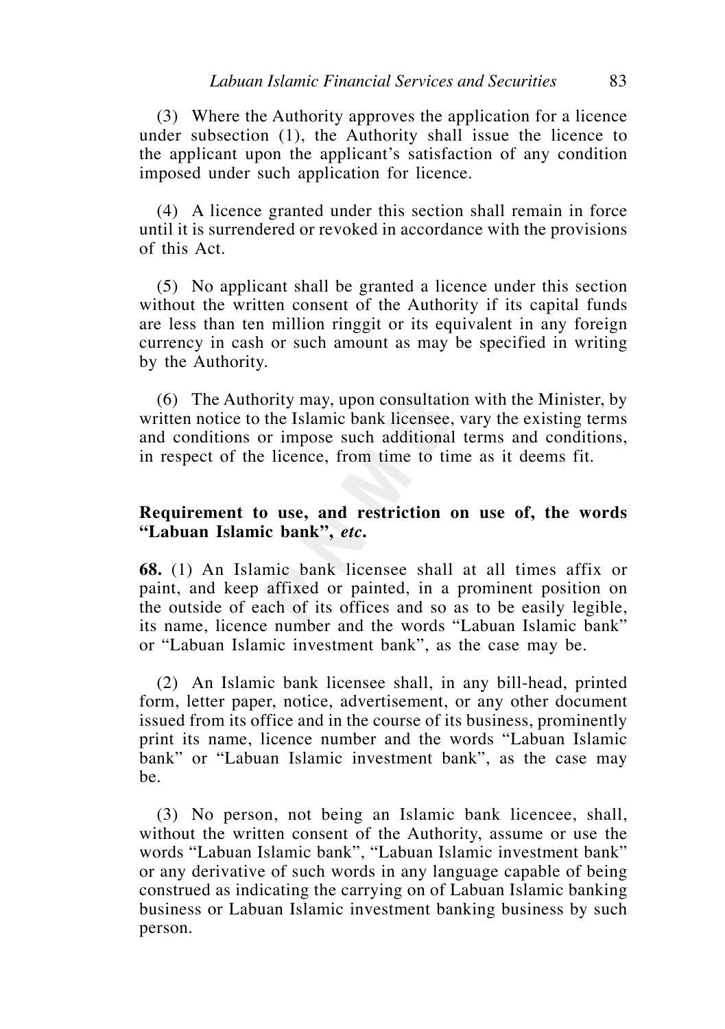(3) Where the Authority approves the application for a licence under subsection (1), the Authority shall issue the licence to the applicant upon the applicant's satisfaction of any condition imposed under such application for licence.

(4) A licence granted under this section shall remain in force until it is surrendered or revoked in accordance with the provisions of this Act.

(5) No applicant shall be granted a licence under this section without the written consent of the Authority if its capital funds are less than ten million ringgit or its equivalent in any foreign currency in cash or such amount as may be specified in writing by the Authority.

(6) The Authority may, upon consultation with the Minister, by written notice to the Islamic bank licensee, vary the existing terms and conditions or impose such additional terms and conditions, in respect of the licence, from time to time as it deems fit.

**Requirement to use, and restriction on use of, the words "Labuan Islamic bank",** ***etc.***

**68.** (1) An Islamic bank licensee shall at all times affix or paint, and keep affixed or painted, in a prominent position on the outside of each of its offices and so as to be easily legible, its name, licence number and the words "Labuan Islamic bank" or "Labuan Islamic investment bank", as the case may be.

(2) An Islamic bank licensee shall, in any bill-head, printed form, letter paper, notice, advertisement, or any other document issued from its office and in the course of its business, prominently print its name, licence number and the words "Labuan Islamic bank" or "Labuan Islamic investment bank", as the case may be.

(3) No person, not being an Islamic bank licencee, shall, without the written consent of the Authority, assume or use the words "Labuan Islamic bank", "Labuan Islamic investment bank" or any derivative of such words in any language capable of being construed as indicating the carrying on of Labuan Islamic banking business or Labuan Islamic investment banking business by such person.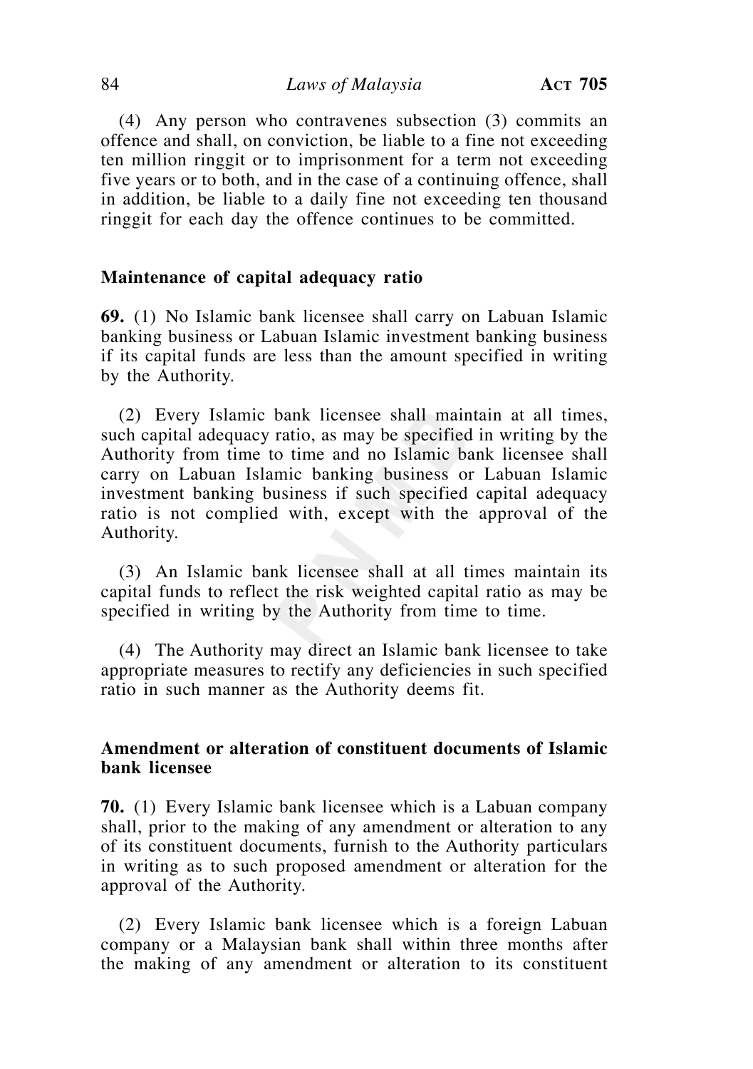(4) Any person who contravenes subsection (3) commits an offence and shall, on conviction, be liable to a fine not exceeding ten million ringgit or to imprisonment for a term not exceeding five years or to both, and in the case of a continuing offence, shall in addition, be liable to a daily fine not exceeding ten thousand ringgit for each day the offence continues to be committed.

**Maintenance of capital adequacy ratio**

**69.** (1) No Islamic bank licensee shall carry on Labuan Islamic banking business or Labuan Islamic investment banking business if its capital funds are less than the amount specified in writing by the Authority.

(2) Every Islamic bank licensee shall maintain at all times, such capital adequacy ratio, as may be specified in writing by the Authority from time to time and no Islamic bank licensee shall carry on Labuan Islamic banking business or Labuan Islamic investment banking business if such specified capital adequacy ratio is not complied with, except with the approval of the Authority.

(3) An Islamic bank licensee shall at all times maintain its capital funds to reflect the risk weighted capital ratio as may be specified in writing by the Authority from time to time.

(4) The Authority may direct an Islamic bank licensee to take appropriate measures to rectify any deficiencies in such specified ratio in such manner as the Authority deems fit.

**Amendment or alteration of constituent documents of Islamic bank licensee**

**70.** (1) Every Islamic bank licensee which is a Labuan company shall, prior to the making of any amendment or alteration to any of its constituent documents, furnish to the Authority particulars in writing as to such proposed amendment or alteration for the approval of the Authority.

(2) Every Islamic bank licensee which is a foreign Labuan company or a Malaysian bank shall within three months after the making of any amendment or alteration to its constituent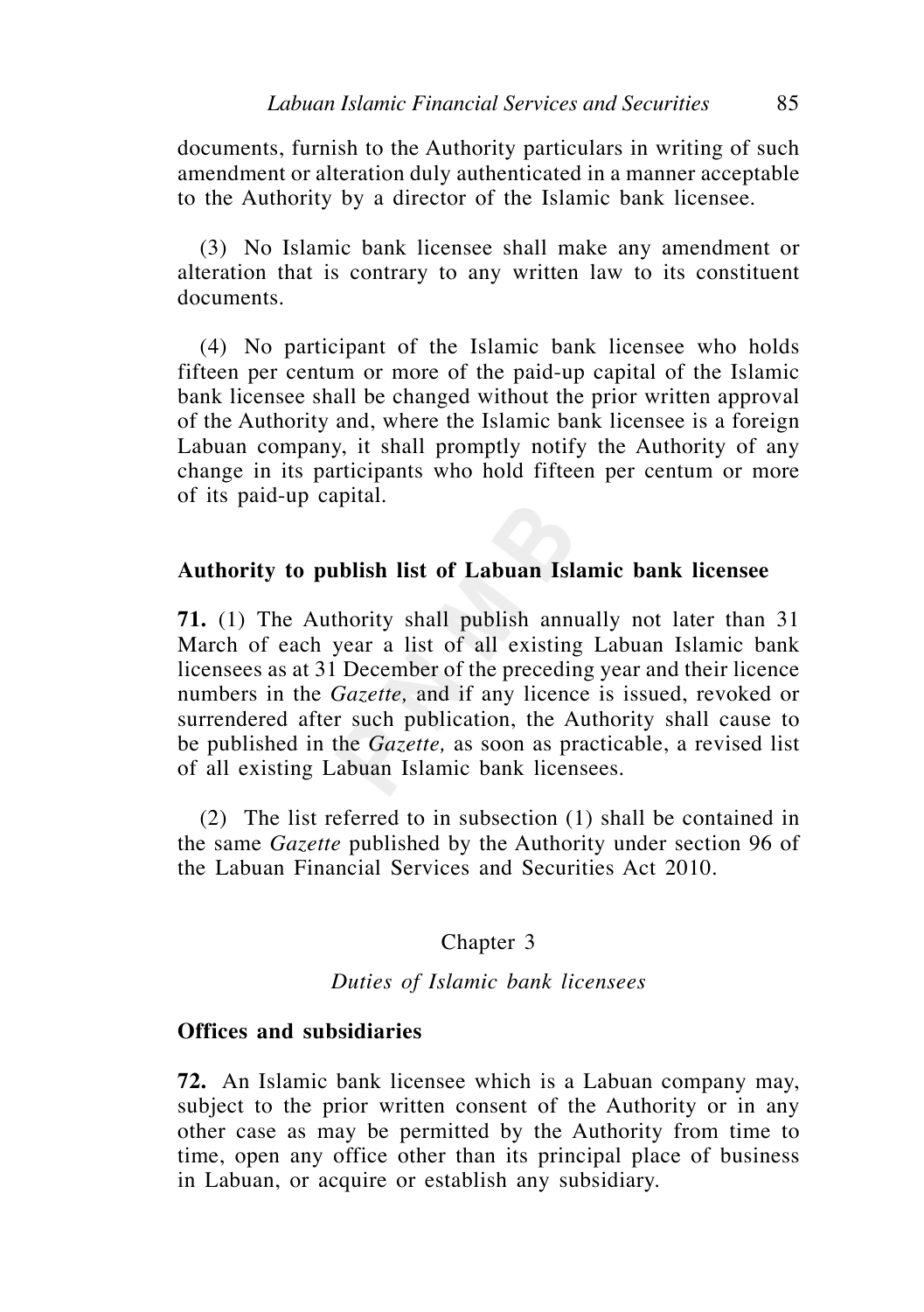documents, furnish to the Authority particulars in writing of such amendment or alteration duly authenticated in a manner acceptable to the Authority by a director of the Islamic bank licensee.

(3) No Islamic bank licensee shall make any amendment or alteration that is contrary to any written law to its constituent documents.

(4) No participant of the Islamic bank licensee who holds fifteen per centum or more of the paid-up capital of the Islamic bank licensee shall be changed without the prior written approval of the Authority and, where the Islamic bank licensee is a foreign Labuan company, it shall promptly notify the Authority of any change in its participants who hold fifteen per centum or more of its paid-up capital.

**Authority to publish list of Labuan Islamic bank licensee**

**71.** (1) The Authority shall publish annually not later than 31 March of each year a list of all existing Labuan Islamic bank licensees as at 31 December of the preceding year and their licence numbers in the *Gazette,* and if any licence is issued, revoked or surrendered after such publication, the Authority shall cause to be published in the *Gazette,* as soon as practicable, a revised list of all existing Labuan Islamic bank licensees.

(2) The list referred to in subsection (1) shall be contained in the same *Gazette* published by the Authority under section 96 of the Labuan Financial Services and Securities Act 2010.

## Chapter 3

### *Duties of Islamic bank licensees*

**Offices and subsidiaries**

**72.** An Islamic bank licensee which is a Labuan company may, subject to the prior written consent of the Authority or in any other case as may be permitted by the Authority from time to time, open any office other than its principal place of business in Labuan, or acquire or establish any subsidiary.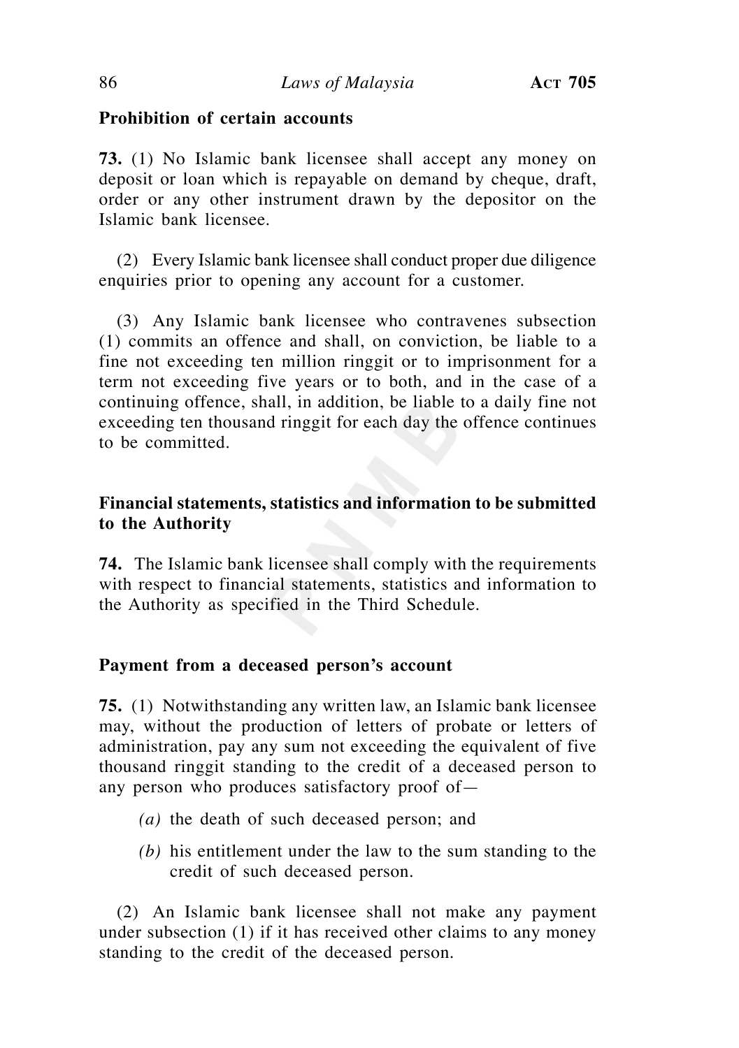**Prohibition of certain accounts**

**73.** (1) No Islamic bank licensee shall accept any money on deposit or loan which is repayable on demand by cheque, draft, order or any other instrument drawn by the depositor on the Islamic bank licensee.

(2) Every Islamic bank licensee shall conduct proper due diligence enquiries prior to opening any account for a customer.

(3) Any Islamic bank licensee who contravenes subsection (1) commits an offence and shall, on conviction, be liable to a fine not exceeding ten million ringgit or to imprisonment for a term not exceeding five years or to both, and in the case of a continuing offence, shall, in addition, be liable to a daily fine not exceeding ten thousand ringgit for each day the offence continues to be committed.

**Financial statements, statistics and information to be submitted to the Authority**

**74.** The Islamic bank licensee shall comply with the requirements with respect to financial statements, statistics and information to the Authority as specified in the Third Schedule.

**Payment from a deceased person's account**

**75.** (1) Notwithstanding any written law, an Islamic bank licensee may, without the production of letters of probate or letters of administration, pay any sum not exceeding the equivalent of five thousand ringgit standing to the credit of a deceased person to any person who produces satisfactory proof of—

*(a)* the death of such deceased person; and

*(b)* his entitlement under the law to the sum standing to the credit of such deceased person.

(2) An Islamic bank licensee shall not make any payment under subsection (1) if it has received other claims to any money standing to the credit of the deceased person.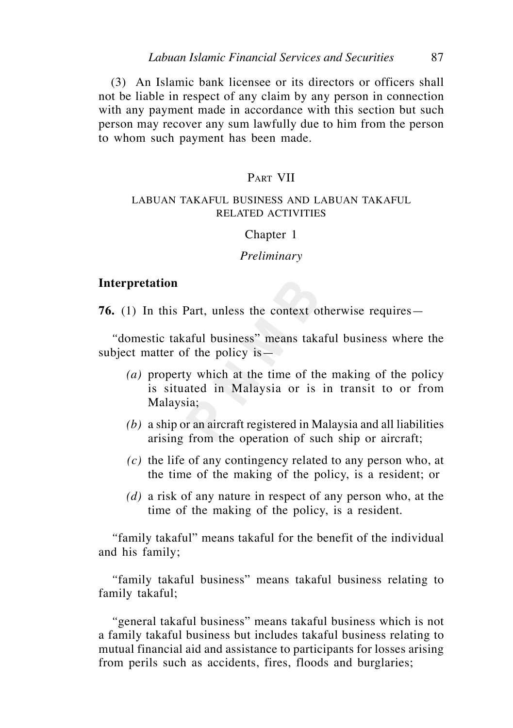(3) An Islamic bank licensee or its directors or officers shall not be liable in respect of any claim by any person in connection with any payment made in accordance with this section but such person may recover any sum lawfully due to him from the person to whom such payment has been made.

## PART VII

## LABUAN TAKAFUL BUSINESS AND LABUAN TAKAFUL RELATED ACTIVITIES

### Chapter 1

### *Preliminary*

**Interpretation**

**76.** (1) In this Part, unless the context otherwise requires—

"domestic takaful business" means takaful business where the subject matter of the policy is—

*(a)* property which at the time of the making of the policy is situated in Malaysia or is in transit to or from Malaysia;

*(b)* a ship or an aircraft registered in Malaysia and all liabilities arising from the operation of such ship or aircraft;

*(c)* the life of any contingency related to any person who, at the time of the making of the policy, is a resident; or

*(d)* a risk of any nature in respect of any person who, at the time of the making of the policy, is a resident.

"family takaful" means takaful for the benefit of the individual and his family;

"family takaful business" means takaful business relating to family takaful;

"general takaful business" means takaful business which is not a family takaful business but includes takaful business relating to mutual financial aid and assistance to participants for losses arising from perils such as accidents, fires, floods and burglaries;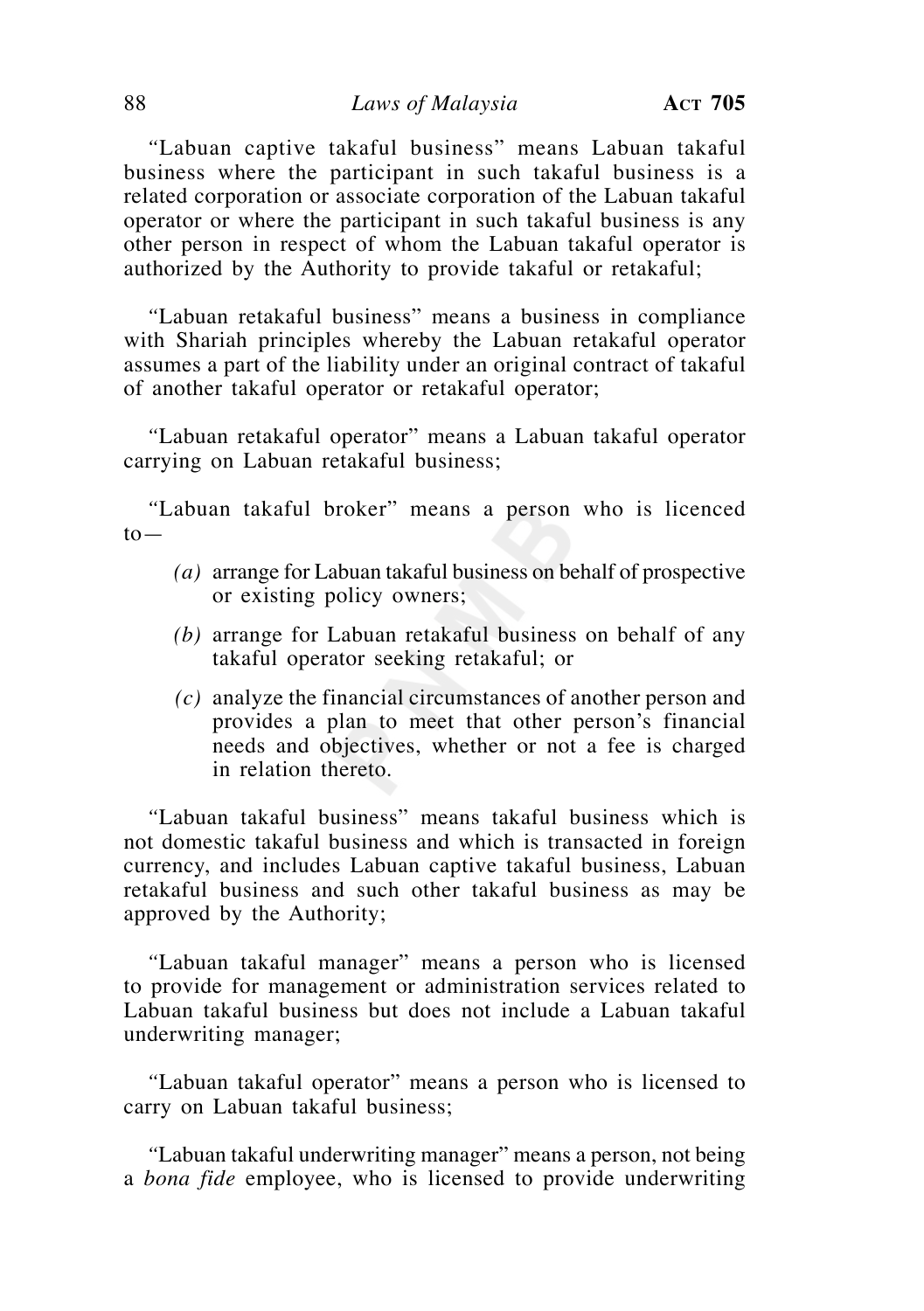"Labuan captive takaful business" means Labuan takaful business where the participant in such takaful business is a related corporation or associate corporation of the Labuan takaful operator or where the participant in such takaful business is any other person in respect of whom the Labuan takaful operator is authorized by the Authority to provide takaful or retakaful;

"Labuan retakaful business" means a business in compliance with Shariah principles whereby the Labuan retakaful operator assumes a part of the liability under an original contract of takaful of another takaful operator or retakaful operator;

"Labuan retakaful operator" means a Labuan takaful operator carrying on Labuan retakaful business;

"Labuan takaful broker" means a person who is licenced to—

*(a)* arrange for Labuan takaful business on behalf of prospective or existing policy owners;

*(b)* arrange for Labuan retakaful business on behalf of any takaful operator seeking retakaful; or

*(c)* analyze the financial circumstances of another person and provides a plan to meet that other person's financial needs and objectives, whether or not a fee is charged in relation thereto.

"Labuan takaful business" means takaful business which is not domestic takaful business and which is transacted in foreign currency, and includes Labuan captive takaful business, Labuan retakaful business and such other takaful business as may be approved by the Authority;

"Labuan takaful manager" means a person who is licensed to provide for management or administration services related to Labuan takaful business but does not include a Labuan takaful underwriting manager;

"Labuan takaful operator" means a person who is licensed to carry on Labuan takaful business;

"Labuan takaful underwriting manager" means a person, not being a *bona fide* employee, who is licensed to provide underwriting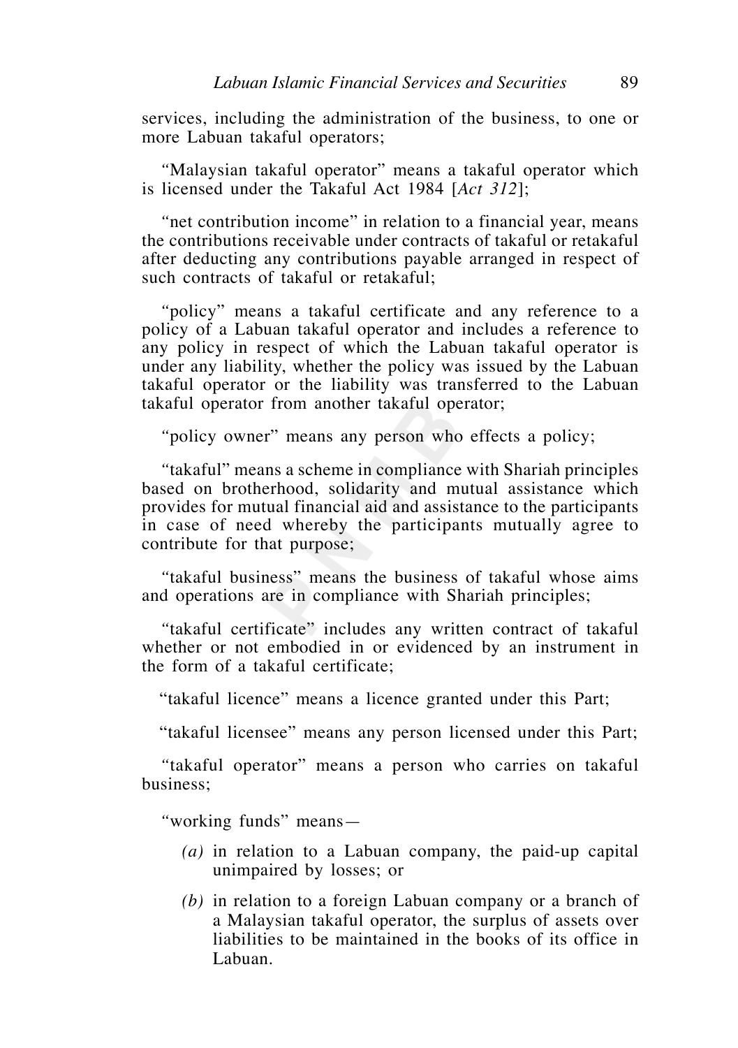services, including the administration of the business, to one or more Labuan takaful operators;

"Malaysian takaful operator" means a takaful operator which is licensed under the Takaful Act 1984 [*Act 312*];

"net contribution income" in relation to a financial year, means the contributions receivable under contracts of takaful or retakaful after deducting any contributions payable arranged in respect of such contracts of takaful or retakaful;

"policy" means a takaful certificate and any reference to a policy of a Labuan takaful operator and includes a reference to any policy in respect of which the Labuan takaful operator is under any liability, whether the policy was issued by the Labuan takaful operator or the liability was transferred to the Labuan takaful operator from another takaful operator;

"policy owner" means any person who effects a policy;

"takaful" means a scheme in compliance with Shariah principles based on brotherhood, solidarity and mutual assistance which provides for mutual financial aid and assistance to the participants in case of need whereby the participants mutually agree to contribute for that purpose;

"takaful business" means the business of takaful whose aims and operations are in compliance with Shariah principles;

"takaful certificate" includes any written contract of takaful whether or not embodied in or evidenced by an instrument in the form of a takaful certificate;

"takaful licence" means a licence granted under this Part;

"takaful licensee" means any person licensed under this Part;

"takaful operator" means a person who carries on takaful business;

"working funds" means—

*(a)* in relation to a Labuan company, the paid-up capital unimpaired by losses; or

*(b)* in relation to a foreign Labuan company or a branch of a Malaysian takaful operator, the surplus of assets over liabilities to be maintained in the books of its office in Labuan.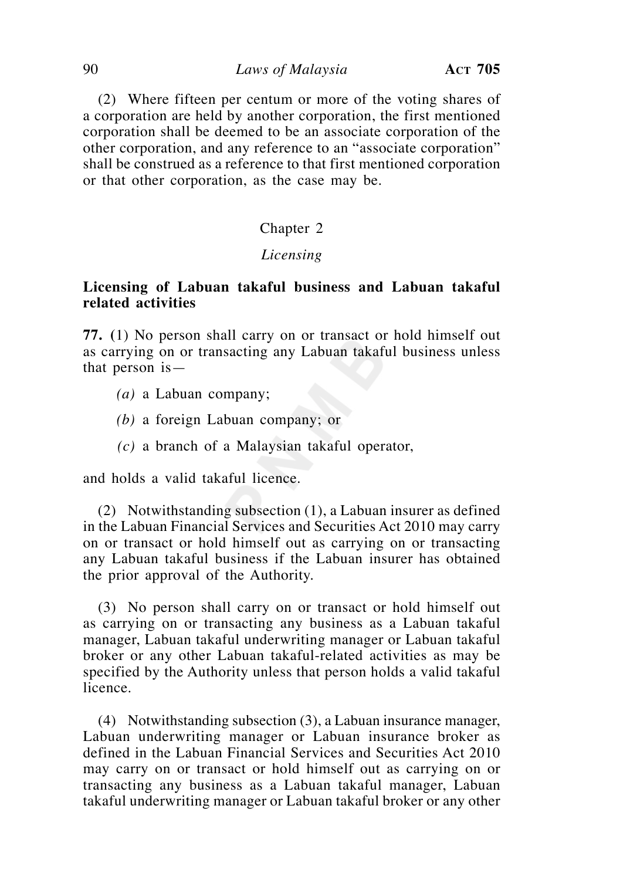(2) Where fifteen per centum or more of the voting shares of a corporation are held by another corporation, the first mentioned corporation shall be deemed to be an associate corporation of the other corporation, and any reference to an "associate corporation" shall be construed as a reference to that first mentioned corporation or that other corporation, as the case may be.

## Chapter 2

### *Licensing*

**Licensing of Labuan takaful business and Labuan takaful related activities**

**77.** (1) No person shall carry on or transact or hold himself out as carrying on or transacting any Labuan takaful business unless that person is—

*(a)* a Labuan company;

*(b)* a foreign Labuan company; or

*(c)* a branch of a Malaysian takaful operator,

and holds a valid takaful licence.

(2) Notwithstanding subsection (1), a Labuan insurer as defined in the Labuan Financial Services and Securities Act 2010 may carry on or transact or hold himself out as carrying on or transacting any Labuan takaful business if the Labuan insurer has obtained the prior approval of the Authority.

(3) No person shall carry on or transact or hold himself out as carrying on or transacting any business as a Labuan takaful manager, Labuan takaful underwriting manager or Labuan takaful broker or any other Labuan takaful-related activities as may be specified by the Authority unless that person holds a valid takaful licence.

(4) Notwithstanding subsection (3), a Labuan insurance manager, Labuan underwriting manager or Labuan insurance broker as defined in the Labuan Financial Services and Securities Act 2010 may carry on or transact or hold himself out as carrying on or transacting any business as a Labuan takaful manager, Labuan takaful underwriting manager or Labuan takaful broker or any other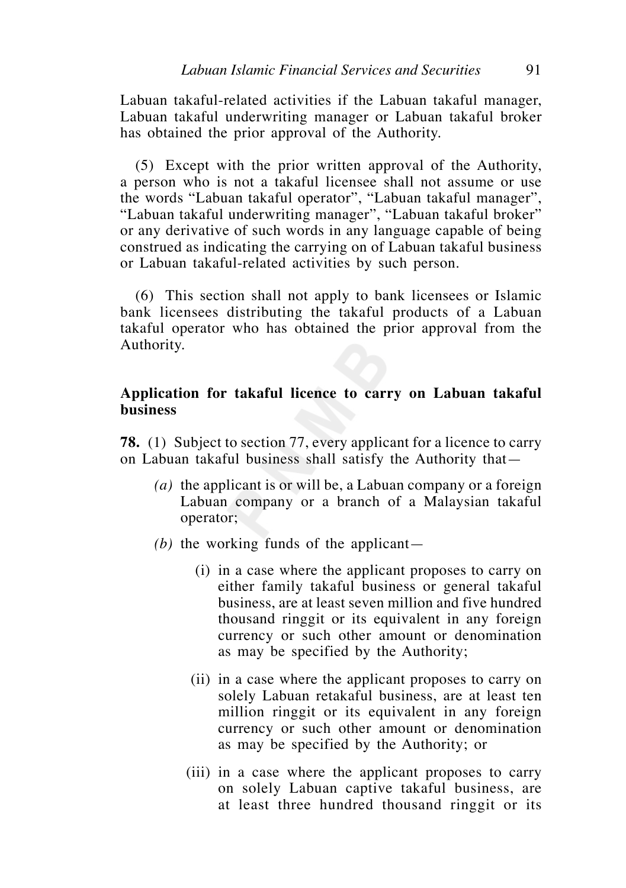Labuan takaful-related activities if the Labuan takaful manager, Labuan takaful underwriting manager or Labuan takaful broker has obtained the prior approval of the Authority.

(5) Except with the prior written approval of the Authority, a person who is not a takaful licensee shall not assume or use the words "Labuan takaful operator", "Labuan takaful manager", "Labuan takaful underwriting manager", "Labuan takaful broker" or any derivative of such words in any language capable of being construed as indicating the carrying on of Labuan takaful business or Labuan takaful-related activities by such person.

(6) This section shall not apply to bank licensees or Islamic bank licensees distributing the takaful products of a Labuan takaful operator who has obtained the prior approval from the Authority.

**Application for takaful licence to carry on Labuan takaful business**

**78.** (1) Subject to section 77, every applicant for a licence to carry on Labuan takaful business shall satisfy the Authority that—

*(a)* the applicant is or will be, a Labuan company or a foreign Labuan company or a branch of a Malaysian takaful operator;

*(b)* the working funds of the applicant—

(i) in a case where the applicant proposes to carry on either family takaful business or general takaful business, are at least seven million and five hundred thousand ringgit or its equivalent in any foreign currency or such other amount or denomination as may be specified by the Authority;

(ii) in a case where the applicant proposes to carry on solely Labuan retakaful business, are at least ten million ringgit or its equivalent in any foreign currency or such other amount or denomination as may be specified by the Authority; or

(iii) in a case where the applicant proposes to carry on solely Labuan captive takaful business, are at least three hundred thousand ringgit or its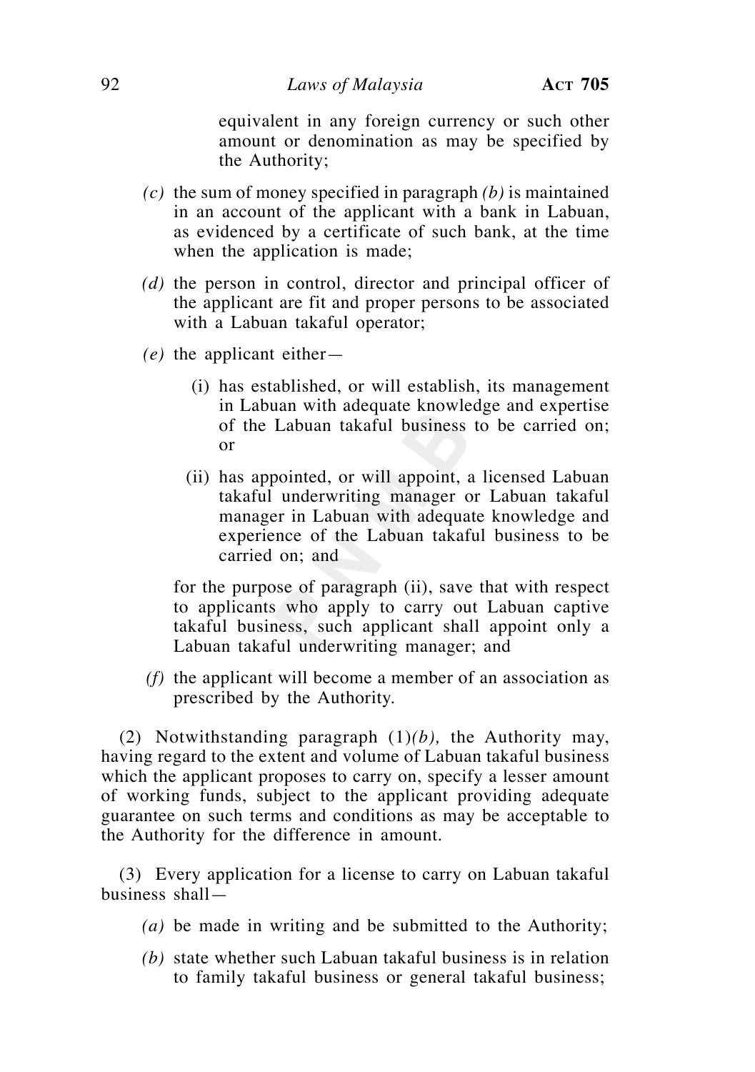equivalent in any foreign currency or such other amount or denomination as may be specified by the Authority;

*(c)* the sum of money specified in paragraph *(b)* is maintained in an account of the applicant with a bank in Labuan, as evidenced by a certificate of such bank, at the time when the application is made;

*(d)* the person in control, director and principal officer of the applicant are fit and proper persons to be associated with a Labuan takaful operator;

*(e)* the applicant either—

(i) has established, or will establish, its management in Labuan with adequate knowledge and expertise of the Labuan takaful business to be carried on; or

(ii) has appointed, or will appoint, a licensed Labuan takaful underwriting manager or Labuan takaful manager in Labuan with adequate knowledge and experience of the Labuan takaful business to be carried on; and

for the purpose of paragraph (ii), save that with respect to applicants who apply to carry out Labuan captive takaful business, such applicant shall appoint only a Labuan takaful underwriting manager; and

*(f)* the applicant will become a member of an association as prescribed by the Authority.

(2) Notwithstanding paragraph (1)*(b),* the Authority may, having regard to the extent and volume of Labuan takaful business which the applicant proposes to carry on, specify a lesser amount of working funds, subject to the applicant providing adequate guarantee on such terms and conditions as may be acceptable to the Authority for the difference in amount.

(3) Every application for a license to carry on Labuan takaful business shall—

*(a)* be made in writing and be submitted to the Authority;

*(b)* state whether such Labuan takaful business is in relation to family takaful business or general takaful business;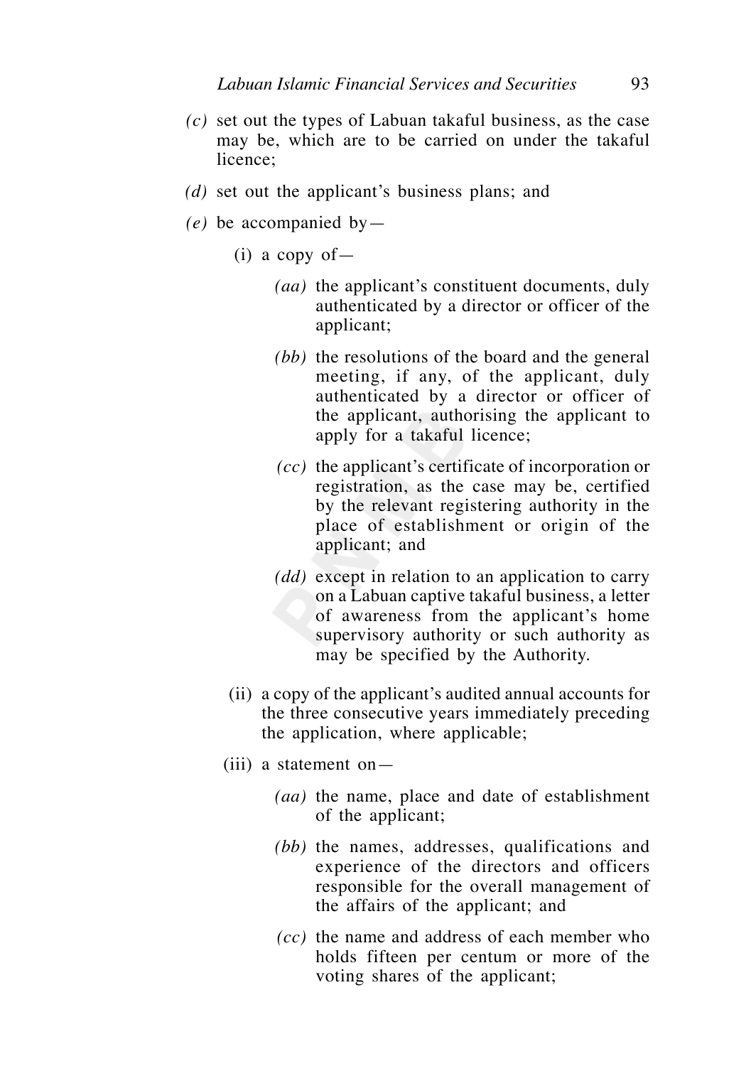*(c)* set out the types of Labuan takaful business, as the case may be, which are to be carried on under the takaful licence;

*(d)* set out the applicant's business plans; and

*(e)* be accompanied by—

(i) a copy of—

*(aa)* the applicant's constituent documents, duly authenticated by a director or officer of the applicant;

*(bb)* the resolutions of the board and the general meeting, if any, of the applicant, duly authenticated by a director or officer of the applicant, authorising the applicant to apply for a takaful licence;

*(cc)* the applicant's certificate of incorporation or registration, as the case may be, certified by the relevant registering authority in the place of establishment or origin of the applicant; and

*(dd)* except in relation to an application to carry on a Labuan captive takaful business, a letter of awareness from the applicant's home supervisory authority or such authority as may be specified by the Authority.

(ii) a copy of the applicant's audited annual accounts for the three consecutive years immediately preceding the application, where applicable;

(iii) a statement on—

*(aa)* the name, place and date of establishment of the applicant;

*(bb)* the names, addresses, qualifications and experience of the directors and officers responsible for the overall management of the affairs of the applicant; and

*(cc)* the name and address of each member who holds fifteen per centum or more of the voting shares of the applicant;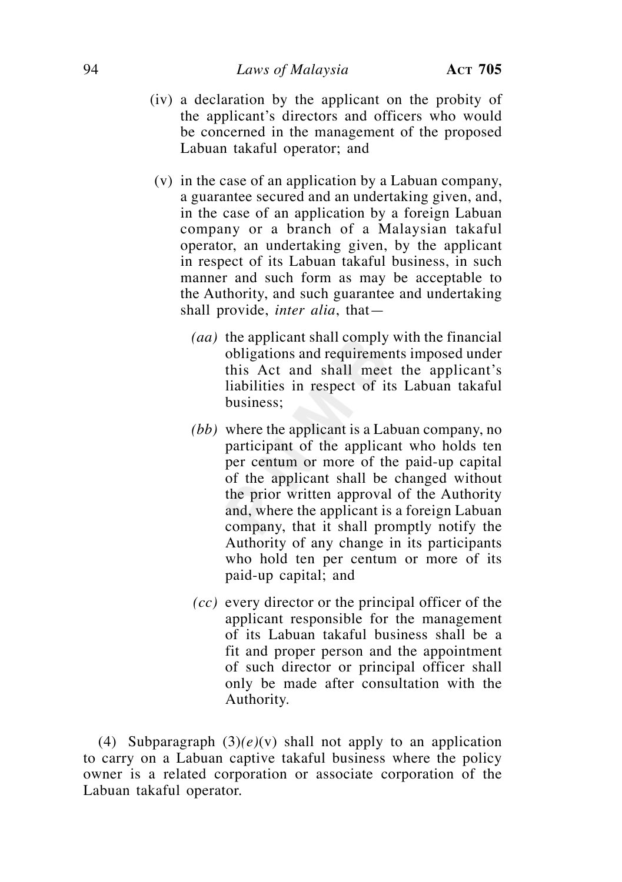(iv) a declaration by the applicant on the probity of the applicant's directors and officers who would be concerned in the management of the proposed Labuan takaful operator; and

(v) in the case of an application by a Labuan company, a guarantee secured and an undertaking given, and, in the case of an application by a foreign Labuan company or a branch of a Malaysian takaful operator, an undertaking given, by the applicant in respect of its Labuan takaful business, in such manner and such form as may be acceptable to the Authority, and such guarantee and undertaking shall provide, *inter alia*, that—

*(aa)* the applicant shall comply with the financial obligations and requirements imposed under this Act and shall meet the applicant's liabilities in respect of its Labuan takaful business;

*(bb)* where the applicant is a Labuan company, no participant of the applicant who holds ten per centum or more of the paid-up capital of the applicant shall be changed without the prior written approval of the Authority and, where the applicant is a foreign Labuan company, that it shall promptly notify the Authority of any change in its participants who hold ten per centum or more of its paid-up capital; and

*(cc)* every director or the principal officer of the applicant responsible for the management of its Labuan takaful business shall be a fit and proper person and the appointment of such director or principal officer shall only be made after consultation with the Authority.

(4) Subparagraph (3)*(e)*(v) shall not apply to an application to carry on a Labuan captive takaful business where the policy owner is a related corporation or associate corporation of the Labuan takaful operator.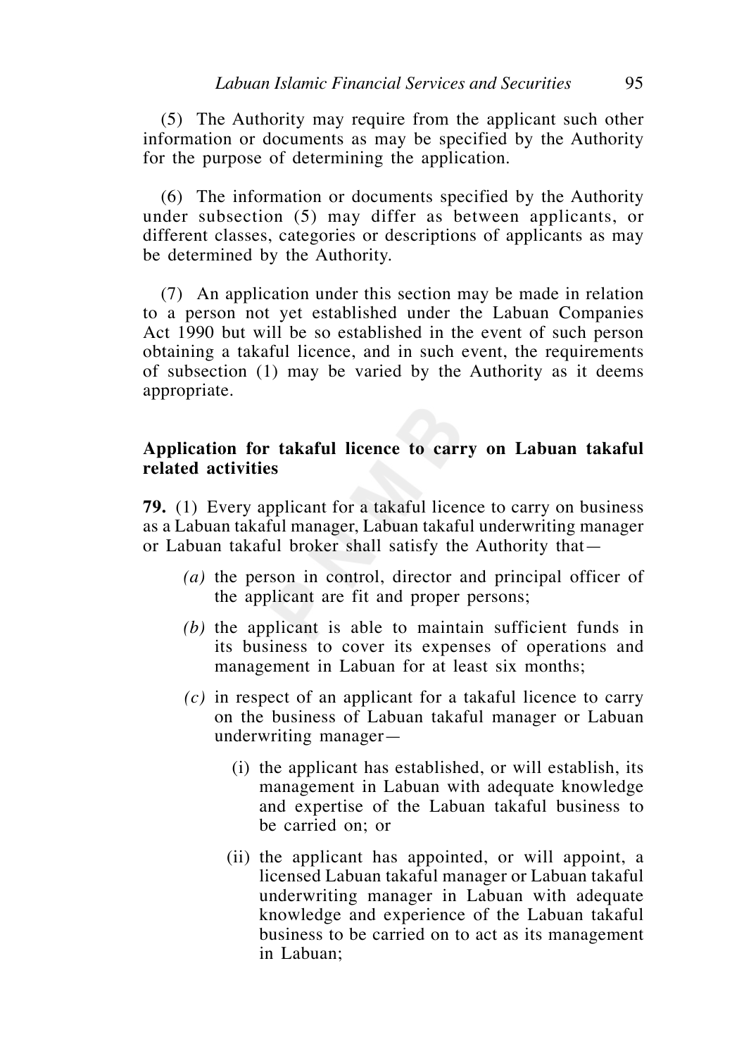(5) The Authority may require from the applicant such other information or documents as may be specified by the Authority for the purpose of determining the application.

(6) The information or documents specified by the Authority under subsection (5) may differ as between applicants, or different classes, categories or descriptions of applicants as may be determined by the Authority.

(7) An application under this section may be made in relation to a person not yet established under the Labuan Companies Act 1990 but will be so established in the event of such person obtaining a takaful licence, and in such event, the requirements of subsection (1) may be varied by the Authority as it deems appropriate.

**Application for takaful licence to carry on Labuan takaful related activities**

**79.** (1) Every applicant for a takaful licence to carry on business as a Labuan takaful manager, Labuan takaful underwriting manager or Labuan takaful broker shall satisfy the Authority that—

*(a)* the person in control, director and principal officer of the applicant are fit and proper persons;

*(b)* the applicant is able to maintain sufficient funds in its business to cover its expenses of operations and management in Labuan for at least six months;

*(c)* in respect of an applicant for a takaful licence to carry on the business of Labuan takaful manager or Labuan underwriting manager—

(i) the applicant has established, or will establish, its management in Labuan with adequate knowledge and expertise of the Labuan takaful business to be carried on; or

(ii) the applicant has appointed, or will appoint, a licensed Labuan takaful manager or Labuan takaful underwriting manager in Labuan with adequate knowledge and experience of the Labuan takaful business to be carried on to act as its management in Labuan;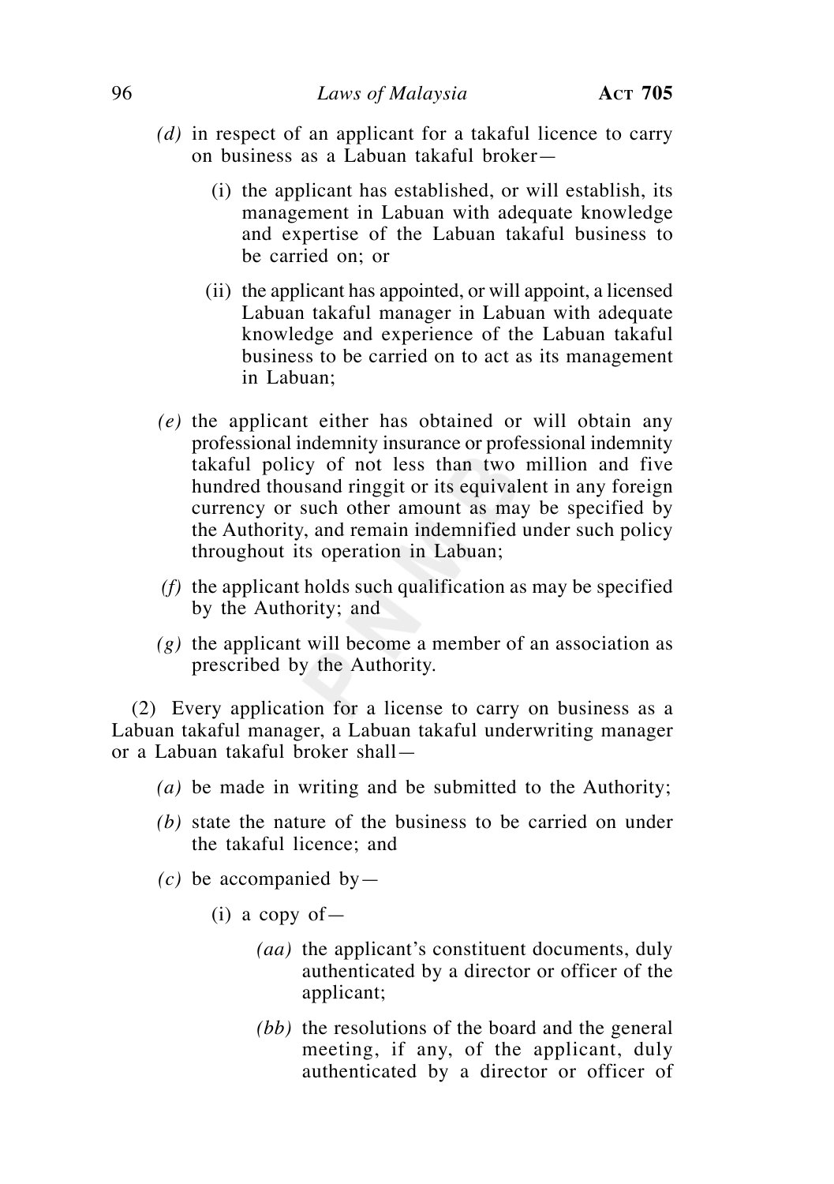*(d)* in respect of an applicant for a takaful licence to carry on business as a Labuan takaful broker—

(i) the applicant has established, or will establish, its management in Labuan with adequate knowledge and expertise of the Labuan takaful business to be carried on; or

(ii) the applicant has appointed, or will appoint, a licensed Labuan takaful manager in Labuan with adequate knowledge and experience of the Labuan takaful business to be carried on to act as its management in Labuan;

*(e)* the applicant either has obtained or will obtain any professional indemnity insurance or professional indemnity takaful policy of not less than two million and five hundred thousand ringgit or its equivalent in any foreign currency or such other amount as may be specified by the Authority, and remain indemnified under such policy throughout its operation in Labuan;

*(f)* the applicant holds such qualification as may be specified by the Authority; and

*(g)* the applicant will become a member of an association as prescribed by the Authority.

(2) Every application for a license to carry on business as a Labuan takaful manager, a Labuan takaful underwriting manager or a Labuan takaful broker shall—

*(a)* be made in writing and be submitted to the Authority;

*(b)* state the nature of the business to be carried on under the takaful licence; and

*(c)* be accompanied by—

(i) a copy of—

*(aa)* the applicant's constituent documents, duly authenticated by a director or officer of the applicant;

*(bb)* the resolutions of the board and the general meeting, if any, of the applicant, duly authenticated by a director or officer of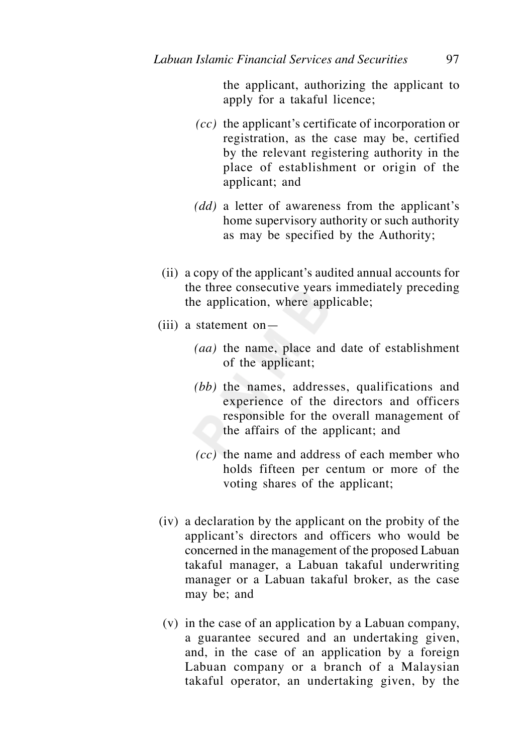the applicant, authorizing the applicant to apply for a takaful licence;

*(cc)* the applicant's certificate of incorporation or registration, as the case may be, certified by the relevant registering authority in the place of establishment or origin of the applicant; and

*(dd)* a letter of awareness from the applicant's home supervisory authority or such authority as may be specified by the Authority;

(ii) a copy of the applicant's audited annual accounts for the three consecutive years immediately preceding the application, where applicable;

(iii) a statement on—

*(aa)* the name, place and date of establishment of the applicant;

*(bb)* the names, addresses, qualifications and experience of the directors and officers responsible for the overall management of the affairs of the applicant; and

*(cc)* the name and address of each member who holds fifteen per centum or more of the voting shares of the applicant;

(iv) a declaration by the applicant on the probity of the applicant's directors and officers who would be concerned in the management of the proposed Labuan takaful manager, a Labuan takaful underwriting manager or a Labuan takaful broker, as the case may be; and

(v) in the case of an application by a Labuan company, a guarantee secured and an undertaking given, and, in the case of an application by a foreign Labuan company or a branch of a Malaysian takaful operator, an undertaking given, by the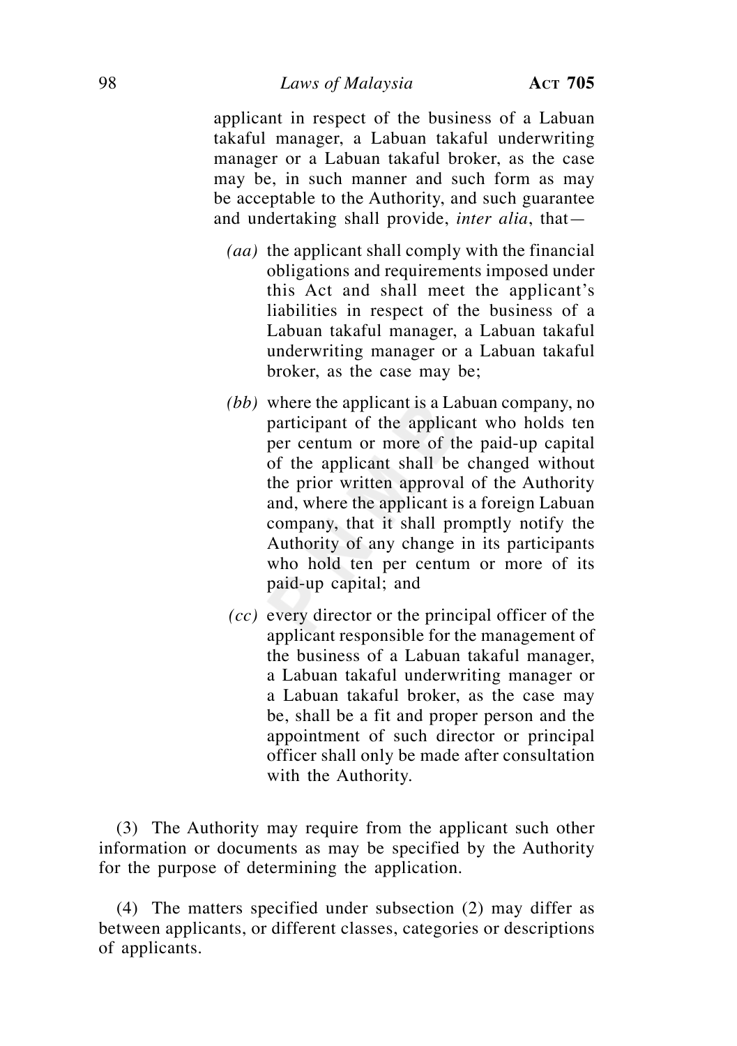applicant in respect of the business of a Labuan takaful manager, a Labuan takaful underwriting manager or a Labuan takaful broker, as the case may be, in such manner and such form as may be acceptable to the Authority, and such guarantee and undertaking shall provide, *inter alia*, that—

*(aa)* the applicant shall comply with the financial obligations and requirements imposed under this Act and shall meet the applicant's liabilities in respect of the business of a Labuan takaful manager, a Labuan takaful underwriting manager or a Labuan takaful broker, as the case may be;

*(bb)* where the applicant is a Labuan company, no participant of the applicant who holds ten per centum or more of the paid-up capital of the applicant shall be changed without the prior written approval of the Authority and, where the applicant is a foreign Labuan company, that it shall promptly notify the Authority of any change in its participants who hold ten per centum or more of its paid-up capital; and

*(cc)* every director or the principal officer of the applicant responsible for the management of the business of a Labuan takaful manager, a Labuan takaful underwriting manager or a Labuan takaful broker, as the case may be, shall be a fit and proper person and the appointment of such director or principal officer shall only be made after consultation with the Authority.

(3) The Authority may require from the applicant such other information or documents as may be specified by the Authority for the purpose of determining the application.

(4) The matters specified under subsection (2) may differ as between applicants, or different classes, categories or descriptions of applicants.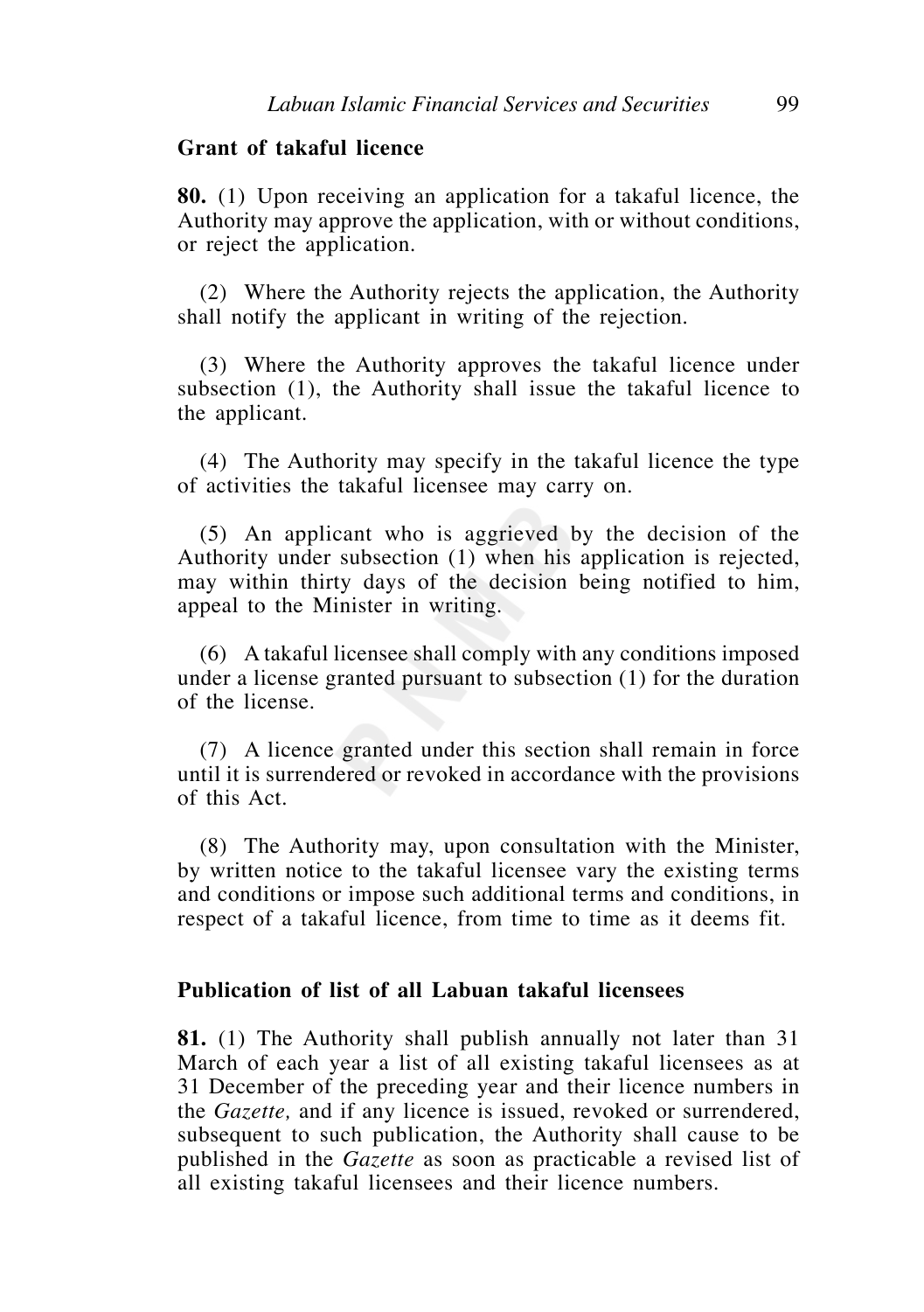**Grant of takaful licence**

**80.** (1) Upon receiving an application for a takaful licence, the Authority may approve the application, with or without conditions, or reject the application.

(2) Where the Authority rejects the application, the Authority shall notify the applicant in writing of the rejection.

(3) Where the Authority approves the takaful licence under subsection (1), the Authority shall issue the takaful licence to the applicant.

(4) The Authority may specify in the takaful licence the type of activities the takaful licensee may carry on.

(5) An applicant who is aggrieved by the decision of the Authority under subsection (1) when his application is rejected, may within thirty days of the decision being notified to him, appeal to the Minister in writing.

(6) A takaful licensee shall comply with any conditions imposed under a license granted pursuant to subsection (1) for the duration of the license.

(7) A licence granted under this section shall remain in force until it is surrendered or revoked in accordance with the provisions of this Act.

(8) The Authority may, upon consultation with the Minister, by written notice to the takaful licensee vary the existing terms and conditions or impose such additional terms and conditions, in respect of a takaful licence, from time to time as it deems fit.

**Publication of list of all Labuan takaful licensees**

**81.** (1) The Authority shall publish annually not later than 31 March of each year a list of all existing takaful licensees as at 31 December of the preceding year and their licence numbers in the *Gazette,* and if any licence is issued, revoked or surrendered, subsequent to such publication, the Authority shall cause to be published in the *Gazette* as soon as practicable a revised list of all existing takaful licensees and their licence numbers.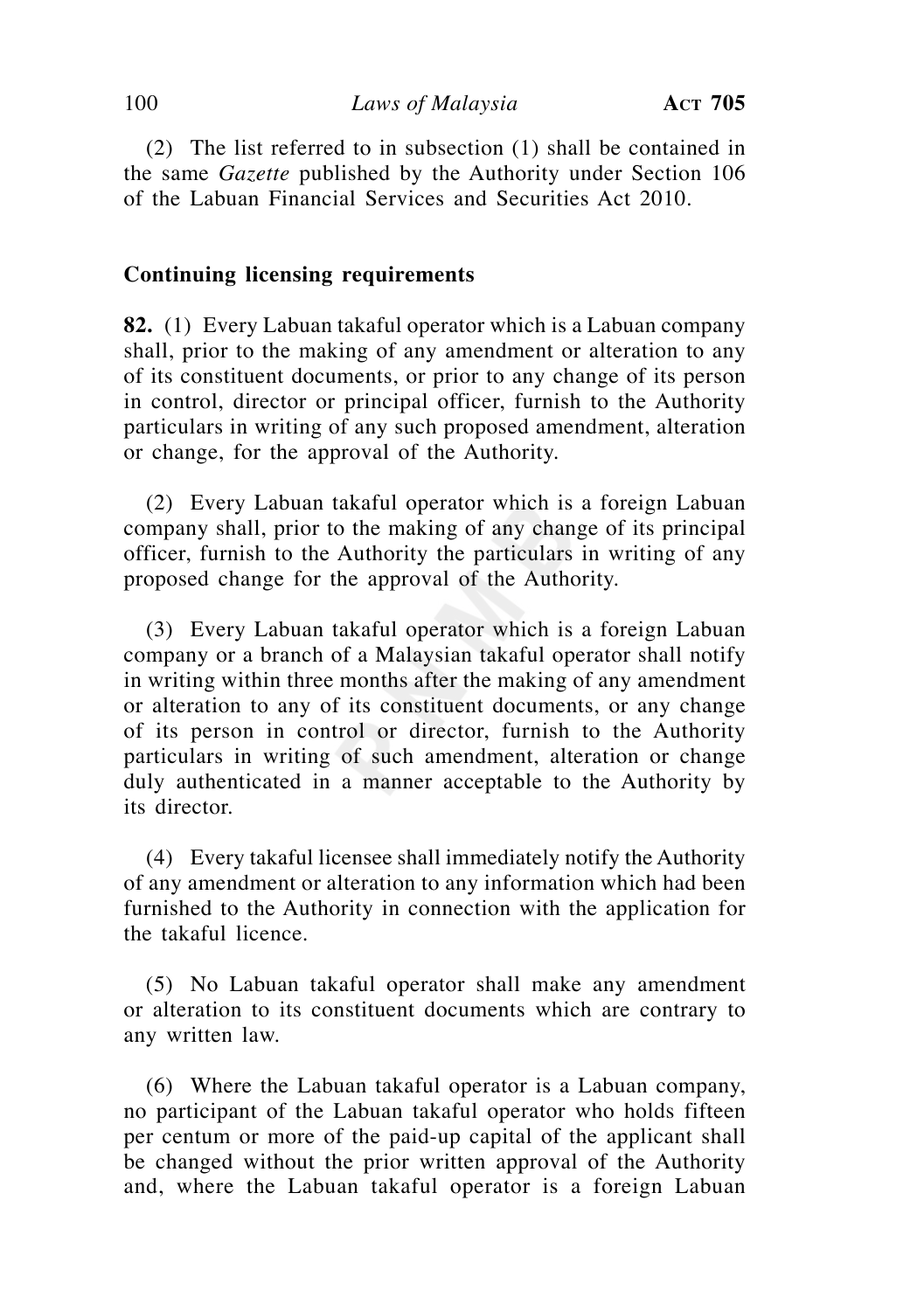(2) The list referred to in subsection (1) shall be contained in the same *Gazette* published by the Authority under Section 106 of the Labuan Financial Services and Securities Act 2010.

**Continuing licensing requirements**

**82.** (1) Every Labuan takaful operator which is a Labuan company shall, prior to the making of any amendment or alteration to any of its constituent documents, or prior to any change of its person in control, director or principal officer, furnish to the Authority particulars in writing of any such proposed amendment, alteration or change, for the approval of the Authority.

(2) Every Labuan takaful operator which is a foreign Labuan company shall, prior to the making of any change of its principal officer, furnish to the Authority the particulars in writing of any proposed change for the approval of the Authority.

(3) Every Labuan takaful operator which is a foreign Labuan company or a branch of a Malaysian takaful operator shall notify in writing within three months after the making of any amendment or alteration to any of its constituent documents, or any change of its person in control or director, furnish to the Authority particulars in writing of such amendment, alteration or change duly authenticated in a manner acceptable to the Authority by its director.

(4) Every takaful licensee shall immediately notify the Authority of any amendment or alteration to any information which had been furnished to the Authority in connection with the application for the takaful licence.

(5) No Labuan takaful operator shall make any amendment or alteration to its constituent documents which are contrary to any written law.

(6) Where the Labuan takaful operator is a Labuan company, no participant of the Labuan takaful operator who holds fifteen per centum or more of the paid-up capital of the applicant shall be changed without the prior written approval of the Authority and, where the Labuan takaful operator is a foreign Labuan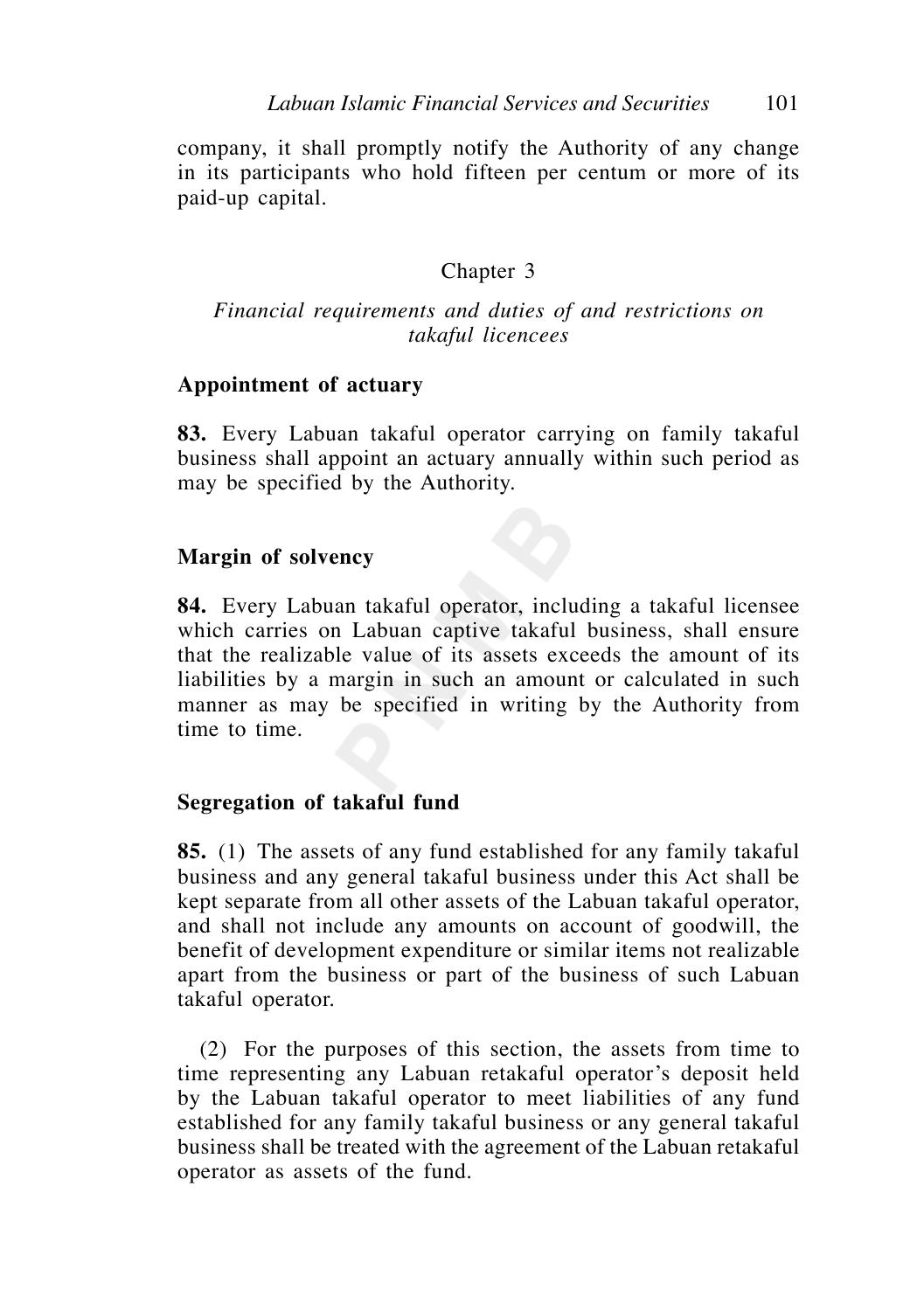company, it shall promptly notify the Authority of any change in its participants who hold fifteen per centum or more of its paid-up capital.

## Chapter 3

*Financial requirements and duties of and restrictions on takaful licencees*

### Appointment of actuary

**83.** Every Labuan takaful operator carrying on family takaful business shall appoint an actuary annually within such period as may be specified by the Authority.

### Margin of solvency

**84.** Every Labuan takaful operator, including a takaful licensee which carries on Labuan captive takaful business, shall ensure that the realizable value of its assets exceeds the amount of its liabilities by a margin in such an amount or calculated in such manner as may be specified in writing by the Authority from time to time.

### Segregation of takaful fund

**85.** (1) The assets of any fund established for any family takaful business and any general takaful business under this Act shall be kept separate from all other assets of the Labuan takaful operator, and shall not include any amounts on account of goodwill, the benefit of development expenditure or similar items not realizable apart from the business or part of the business of such Labuan takaful operator.

(2) For the purposes of this section, the assets from time to time representing any Labuan retakaful operator's deposit held by the Labuan takaful operator to meet liabilities of any fund established for any family takaful business or any general takaful business shall be treated with the agreement of the Labuan retakaful operator as assets of the fund.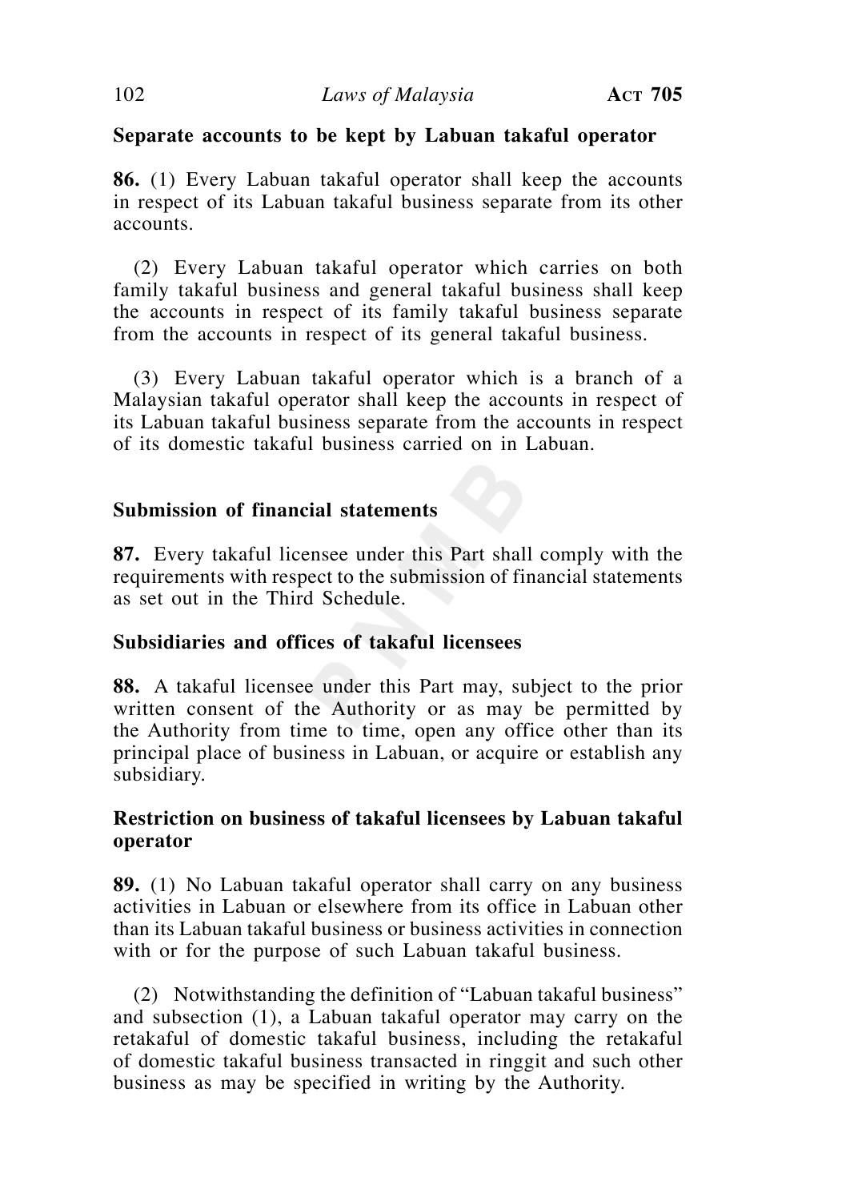**Separate accounts to be kept by Labuan takaful operator**

**86.** (1) Every Labuan takaful operator shall keep the accounts in respect of its Labuan takaful business separate from its other accounts.

(2) Every Labuan takaful operator which carries on both family takaful business and general takaful business shall keep the accounts in respect of its family takaful business separate from the accounts in respect of its general takaful business.

(3) Every Labuan takaful operator which is a branch of a Malaysian takaful operator shall keep the accounts in respect of its Labuan takaful business separate from the accounts in respect of its domestic takaful business carried on in Labuan.

**Submission of financial statements**

**87.** Every takaful licensee under this Part shall comply with the requirements with respect to the submission of financial statements as set out in the Third Schedule.

**Subsidiaries and offices of takaful licensees**

**88.** A takaful licensee under this Part may, subject to the prior written consent of the Authority or as may be permitted by the Authority from time to time, open any office other than its principal place of business in Labuan, or acquire or establish any subsidiary.

**Restriction on business of takaful licensees by Labuan takaful operator**

**89.** (1) No Labuan takaful operator shall carry on any business activities in Labuan or elsewhere from its office in Labuan other than its Labuan takaful business or business activities in connection with or for the purpose of such Labuan takaful business.

(2) Notwithstanding the definition of "Labuan takaful business" and subsection (1), a Labuan takaful operator may carry on the retakaful of domestic takaful business, including the retakaful of domestic takaful business transacted in ringgit and such other business as may be specified in writing by the Authority.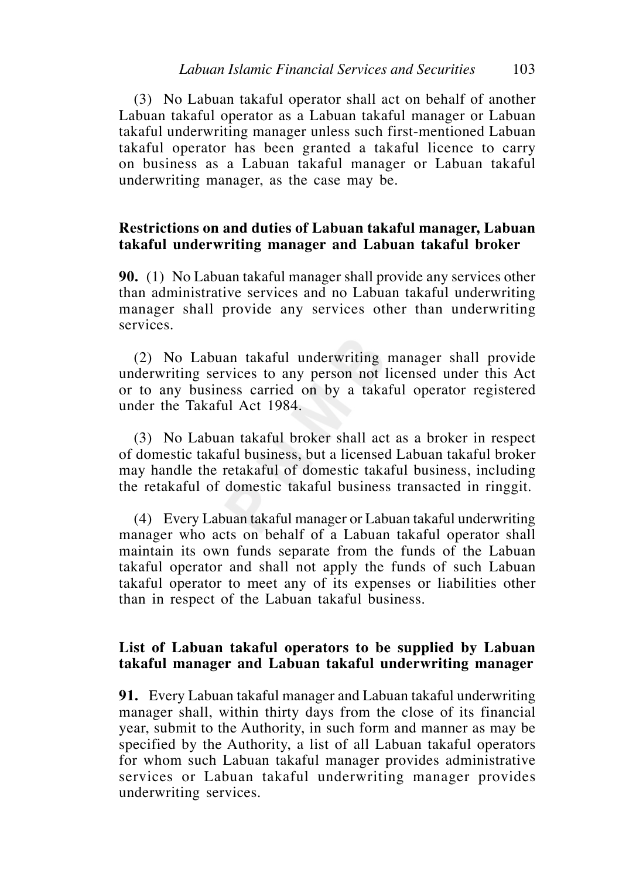(3) No Labuan takaful operator shall act on behalf of another Labuan takaful operator as a Labuan takaful manager or Labuan takaful underwriting manager unless such first-mentioned Labuan takaful operator has been granted a takaful licence to carry on business as a Labuan takaful manager or Labuan takaful underwriting manager, as the case may be.

**Restrictions on and duties of Labuan takaful manager, Labuan takaful underwriting manager and Labuan takaful broker**

**90.** (1) No Labuan takaful manager shall provide any services other than administrative services and no Labuan takaful underwriting manager shall provide any services other than underwriting services.

(2) No Labuan takaful underwriting manager shall provide underwriting services to any person not licensed under this Act or to any business carried on by a takaful operator registered under the Takaful Act 1984.

(3) No Labuan takaful broker shall act as a broker in respect of domestic takaful business, but a licensed Labuan takaful broker may handle the retakaful of domestic takaful business, including the retakaful of domestic takaful business transacted in ringgit.

(4) Every Labuan takaful manager or Labuan takaful underwriting manager who acts on behalf of a Labuan takaful operator shall maintain its own funds separate from the funds of the Labuan takaful operator and shall not apply the funds of such Labuan takaful operator to meet any of its expenses or liabilities other than in respect of the Labuan takaful business.

**List of Labuan takaful operators to be supplied by Labuan takaful manager and Labuan takaful underwriting manager**

**91.** Every Labuan takaful manager and Labuan takaful underwriting manager shall, within thirty days from the close of its financial year, submit to the Authority, in such form and manner as may be specified by the Authority, a list of all Labuan takaful operators for whom such Labuan takaful manager provides administrative services or Labuan takaful underwriting manager provides underwriting services.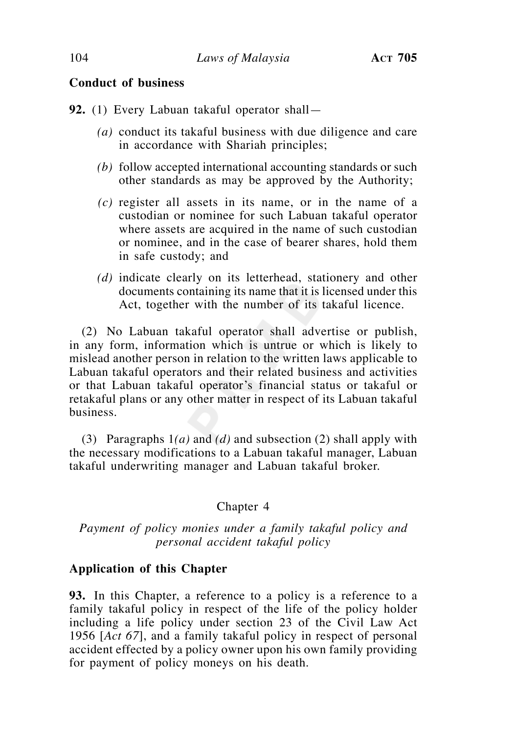**Conduct of business**

**92.** (1) Every Labuan takaful operator shall—

*(a)* conduct its takaful business with due diligence and care in accordance with Shariah principles;

*(b)* follow accepted international accounting standards or such other standards as may be approved by the Authority;

*(c)* register all assets in its name, or in the name of a custodian or nominee for such Labuan takaful operator where assets are acquired in the name of such custodian or nominee, and in the case of bearer shares, hold them in safe custody; and

*(d)* indicate clearly on its letterhead, stationery and other documents containing its name that it is licensed under this Act, together with the number of its takaful licence.

(2) No Labuan takaful operator shall advertise or publish, in any form, information which is untrue or which is likely to mislead another person in relation to the written laws applicable to Labuan takaful operators and their related business and activities or that Labuan takaful operator's financial status or takaful or retakaful plans or any other matter in respect of its Labuan takaful business.

(3) Paragraphs 1*(a)* and *(d)* and subsection (2) shall apply with the necessary modifications to a Labuan takaful manager, Labuan takaful underwriting manager and Labuan takaful broker.

## Chapter 4

### *Payment of policy monies under a family takaful policy and personal accident takaful policy*

**Application of this Chapter**

**93.** In this Chapter, a reference to a policy is a reference to a family takaful policy in respect of the life of the policy holder including a life policy under section 23 of the Civil Law Act 1956 [*Act 67*], and a family takaful policy in respect of personal accident effected by a policy owner upon his own family providing for payment of policy moneys on his death.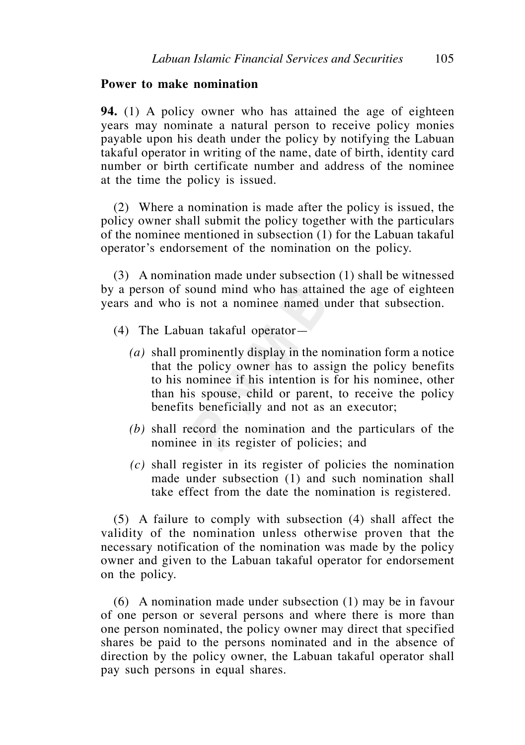**Power to make nomination**

**94.** (1) A policy owner who has attained the age of eighteen years may nominate a natural person to receive policy monies payable upon his death under the policy by notifying the Labuan takaful operator in writing of the name, date of birth, identity card number or birth certificate number and address of the nominee at the time the policy is issued.

(2) Where a nomination is made after the policy is issued, the policy owner shall submit the policy together with the particulars of the nominee mentioned in subsection (1) for the Labuan takaful operator's endorsement of the nomination on the policy.

(3) A nomination made under subsection (1) shall be witnessed by a person of sound mind who has attained the age of eighteen years and who is not a nominee named under that subsection.

(4) The Labuan takaful operator—

*(a)* shall prominently display in the nomination form a notice that the policy owner has to assign the policy benefits to his nominee if his intention is for his nominee, other than his spouse, child or parent, to receive the policy benefits beneficially and not as an executor;

*(b)* shall record the nomination and the particulars of the nominee in its register of policies; and

*(c)* shall register in its register of policies the nomination made under subsection (1) and such nomination shall take effect from the date the nomination is registered.

(5) A failure to comply with subsection (4) shall affect the validity of the nomination unless otherwise proven that the necessary notification of the nomination was made by the policy owner and given to the Labuan takaful operator for endorsement on the policy.

(6) A nomination made under subsection (1) may be in favour of one person or several persons and where there is more than one person nominated, the policy owner may direct that specified shares be paid to the persons nominated and in the absence of direction by the policy owner, the Labuan takaful operator shall pay such persons in equal shares.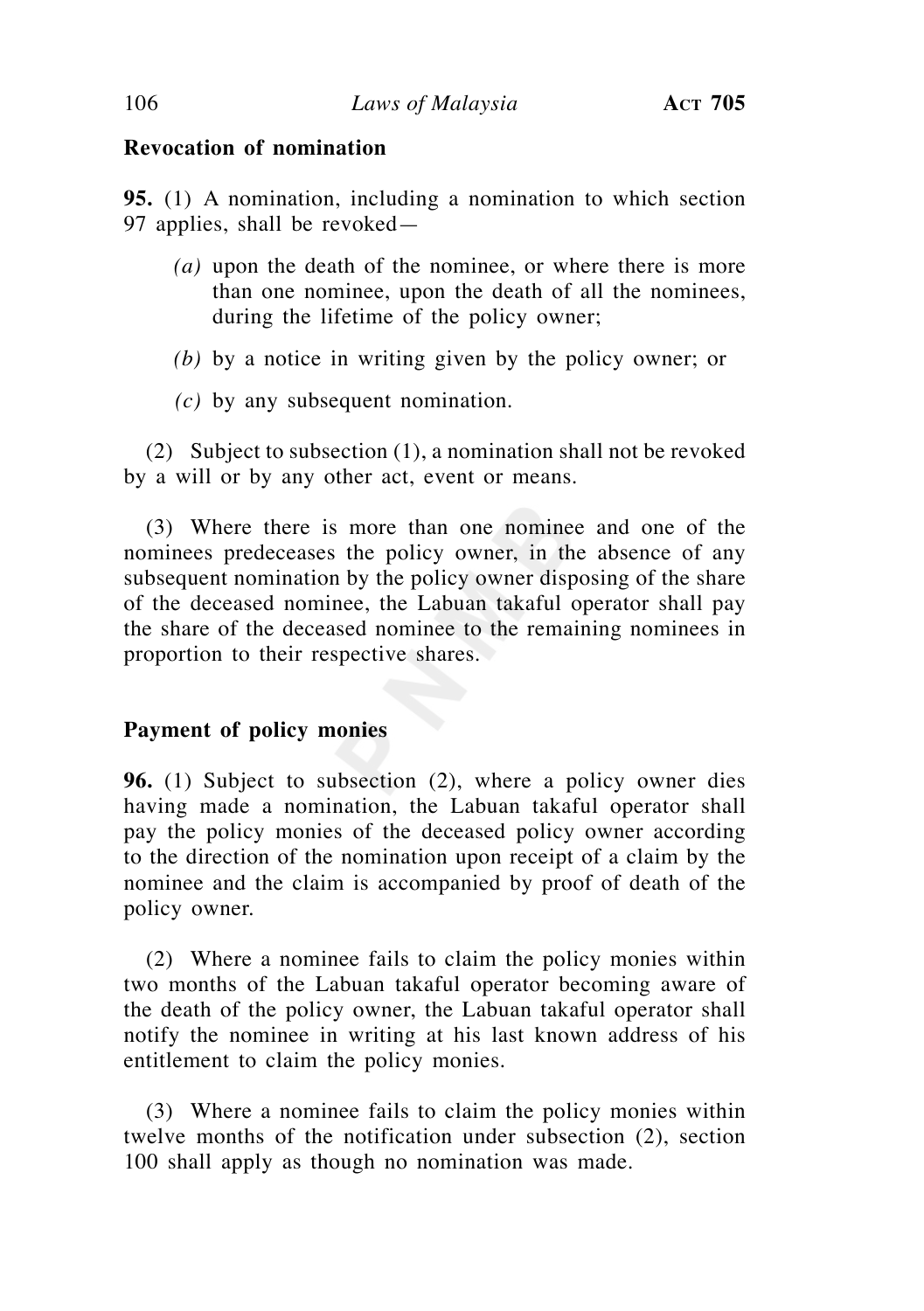**Revocation of nomination**

**95.** (1) A nomination, including a nomination to which section 97 applies, shall be revoked—

*(a)* upon the death of the nominee, or where there is more than one nominee, upon the death of all the nominees, during the lifetime of the policy owner;

*(b)* by a notice in writing given by the policy owner; or

*(c)* by any subsequent nomination.

(2) Subject to subsection (1), a nomination shall not be revoked by a will or by any other act, event or means.

(3) Where there is more than one nominee and one of the nominees predeceases the policy owner, in the absence of any subsequent nomination by the policy owner disposing of the share of the deceased nominee, the Labuan takaful operator shall pay the share of the deceased nominee to the remaining nominees in proportion to their respective shares.

**Payment of policy monies**

**96.** (1) Subject to subsection (2), where a policy owner dies having made a nomination, the Labuan takaful operator shall pay the policy monies of the deceased policy owner according to the direction of the nomination upon receipt of a claim by the nominee and the claim is accompanied by proof of death of the policy owner.

(2) Where a nominee fails to claim the policy monies within two months of the Labuan takaful operator becoming aware of the death of the policy owner, the Labuan takaful operator shall notify the nominee in writing at his last known address of his entitlement to claim the policy monies.

(3) Where a nominee fails to claim the policy monies within twelve months of the notification under subsection (2), section 100 shall apply as though no nomination was made.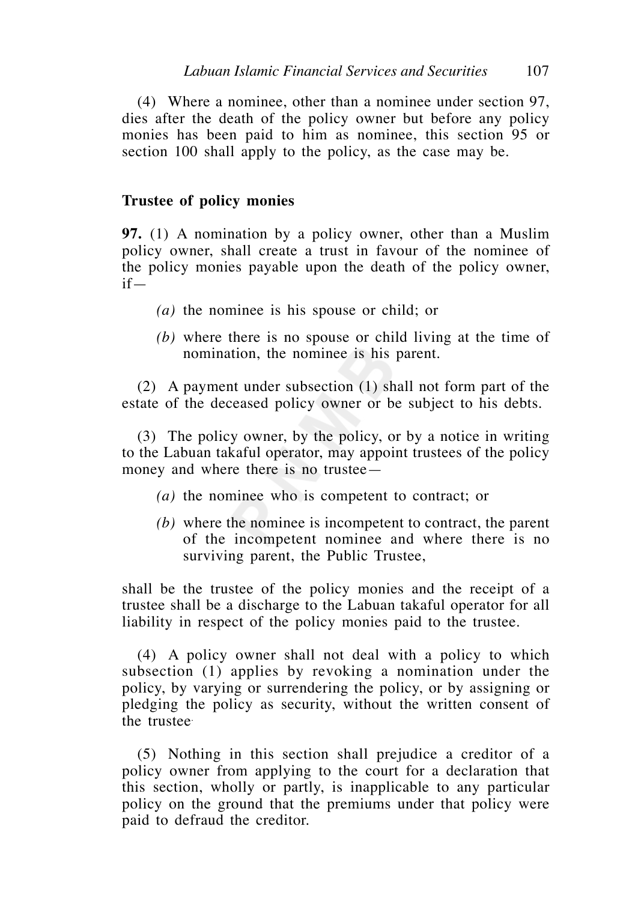(4) Where a nominee, other than a nominee under section 97, dies after the death of the policy owner but before any policy monies has been paid to him as nominee, this section 95 or section 100 shall apply to the policy, as the case may be.

**Trustee of policy monies**

**97.** (1) A nomination by a policy owner, other than a Muslim policy owner, shall create a trust in favour of the nominee of the policy monies payable upon the death of the policy owner, if—

*(a)* the nominee is his spouse or child; or

*(b)* where there is no spouse or child living at the time of nomination, the nominee is his parent.

(2) A payment under subsection (1) shall not form part of the estate of the deceased policy owner or be subject to his debts.

(3) The policy owner, by the policy, or by a notice in writing to the Labuan takaful operator, may appoint trustees of the policy money and where there is no trustee—

*(a)* the nominee who is competent to contract; or

*(b)* where the nominee is incompetent to contract, the parent of the incompetent nominee and where there is no surviving parent, the Public Trustee,

shall be the trustee of the policy monies and the receipt of a trustee shall be a discharge to the Labuan takaful operator for all liability in respect of the policy monies paid to the trustee.

(4) A policy owner shall not deal with a policy to which subsection (1) applies by revoking a nomination under the policy, by varying or surrendering the policy, or by assigning or pledging the policy as security, without the written consent of the trustee.

(5) Nothing in this section shall prejudice a creditor of a policy owner from applying to the court for a declaration that this section, wholly or partly, is inapplicable to any particular policy on the ground that the premiums under that policy were paid to defraud the creditor.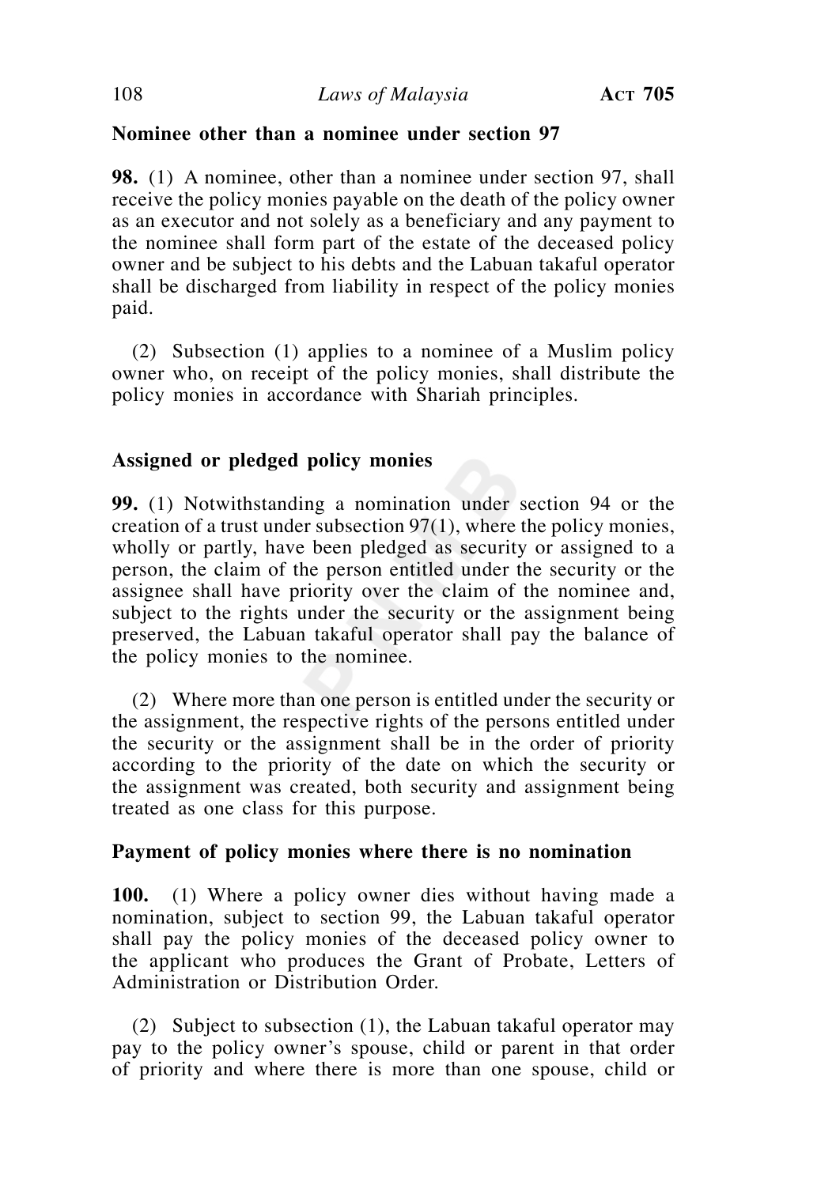**Nominee other than a nominee under section 97**

**98.** (1) A nominee, other than a nominee under section 97, shall receive the policy monies payable on the death of the policy owner as an executor and not solely as a beneficiary and any payment to the nominee shall form part of the estate of the deceased policy owner and be subject to his debts and the Labuan takaful operator shall be discharged from liability in respect of the policy monies paid.

(2) Subsection (1) applies to a nominee of a Muslim policy owner who, on receipt of the policy monies, shall distribute the policy monies in accordance with Shariah principles.

**Assigned or pledged policy monies**

**99.** (1) Notwithstanding a nomination under section 94 or the creation of a trust under subsection 97(1), where the policy monies, wholly or partly, have been pledged as security or assigned to a person, the claim of the person entitled under the security or the assignee shall have priority over the claim of the nominee and, subject to the rights under the security or the assignment being preserved, the Labuan takaful operator shall pay the balance of the policy monies to the nominee.

(2) Where more than one person is entitled under the security or the assignment, the respective rights of the persons entitled under the security or the assignment shall be in the order of priority according to the priority of the date on which the security or the assignment was created, both security and assignment being treated as one class for this purpose.

**Payment of policy monies where there is no nomination**

**100.** (1) Where a policy owner dies without having made a nomination, subject to section 99, the Labuan takaful operator shall pay the policy monies of the deceased policy owner to the applicant who produces the Grant of Probate, Letters of Administration or Distribution Order.

(2) Subject to subsection (1), the Labuan takaful operator may pay to the policy owner's spouse, child or parent in that order of priority and where there is more than one spouse, child or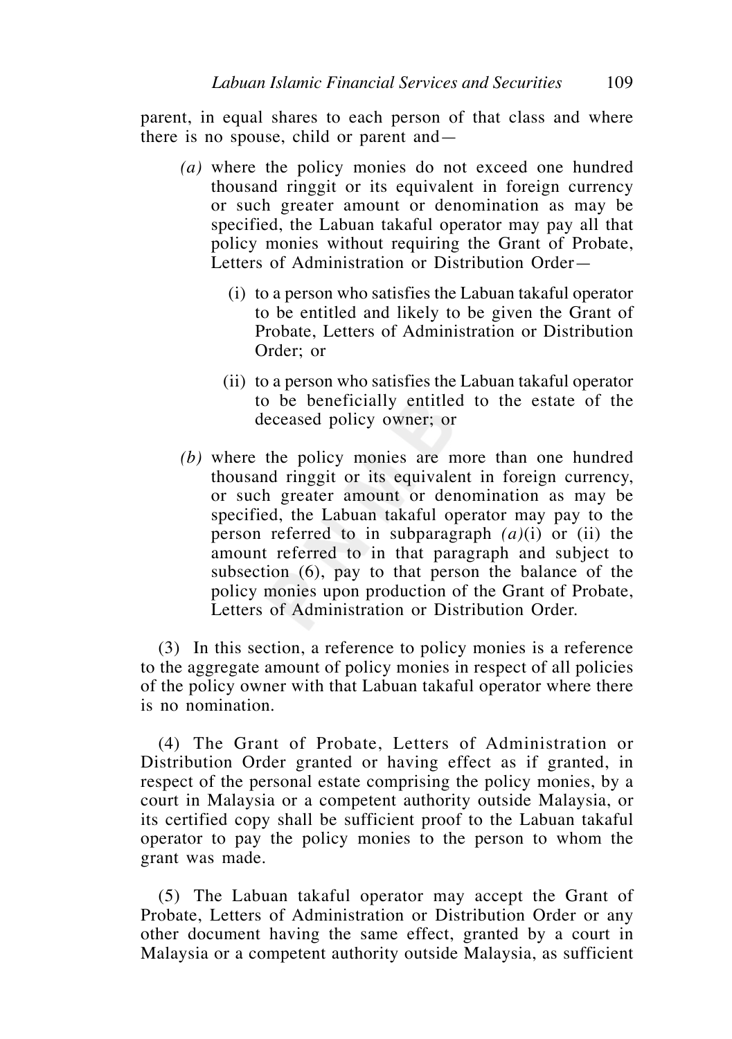parent, in equal shares to each person of that class and where there is no spouse, child or parent and—

*(a)* where the policy monies do not exceed one hundred thousand ringgit or its equivalent in foreign currency or such greater amount or denomination as may be specified, the Labuan takaful operator may pay all that policy monies without requiring the Grant of Probate, Letters of Administration or Distribution Order—

(i) to a person who satisfies the Labuan takaful operator to be entitled and likely to be given the Grant of Probate, Letters of Administration or Distribution Order; or

(ii) to a person who satisfies the Labuan takaful operator to be beneficially entitled to the estate of the deceased policy owner; or

*(b)* where the policy monies are more than one hundred thousand ringgit or its equivalent in foreign currency, or such greater amount or denomination as may be specified, the Labuan takaful operator may pay to the person referred to in subparagraph *(a)*(i) or (ii) the amount referred to in that paragraph and subject to subsection (6), pay to that person the balance of the policy monies upon production of the Grant of Probate, Letters of Administration or Distribution Order.

(3) In this section, a reference to policy monies is a reference to the aggregate amount of policy monies in respect of all policies of the policy owner with that Labuan takaful operator where there is no nomination.

(4) The Grant of Probate, Letters of Administration or Distribution Order granted or having effect as if granted, in respect of the personal estate comprising the policy monies, by a court in Malaysia or a competent authority outside Malaysia, or its certified copy shall be sufficient proof to the Labuan takaful operator to pay the policy monies to the person to whom the grant was made.

(5) The Labuan takaful operator may accept the Grant of Probate, Letters of Administration or Distribution Order or any other document having the same effect, granted by a court in Malaysia or a competent authority outside Malaysia, as sufficient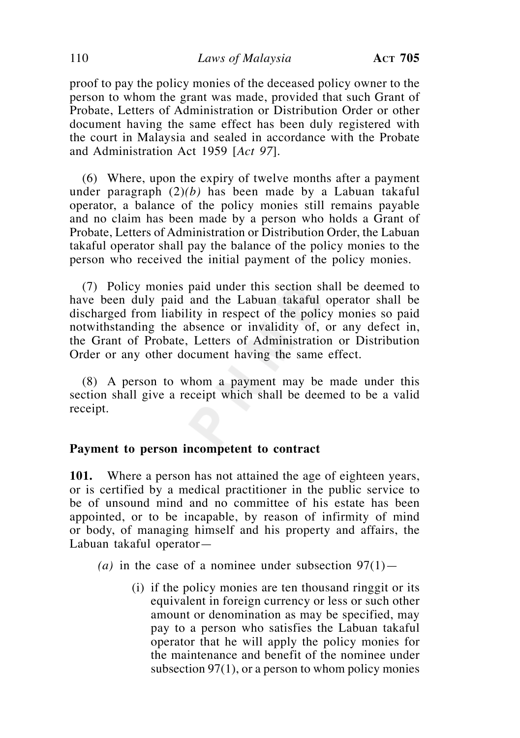proof to pay the policy monies of the deceased policy owner to the person to whom the grant was made, provided that such Grant of Probate, Letters of Administration or Distribution Order or other document having the same effect has been duly registered with the court in Malaysia and sealed in accordance with the Probate and Administration Act 1959 [*Act 97*].

(6) Where, upon the expiry of twelve months after a payment under paragraph (2)*(b)* has been made by a Labuan takaful operator, a balance of the policy monies still remains payable and no claim has been made by a person who holds a Grant of Probate, Letters of Administration or Distribution Order, the Labuan takaful operator shall pay the balance of the policy monies to the person who received the initial payment of the policy monies.

(7) Policy monies paid under this section shall be deemed to have been duly paid and the Labuan takaful operator shall be discharged from liability in respect of the policy monies so paid notwithstanding the absence or invalidity of, or any defect in, the Grant of Probate, Letters of Administration or Distribution Order or any other document having the same effect.

(8) A person to whom a payment may be made under this section shall give a receipt which shall be deemed to be a valid receipt.

**Payment to person incompetent to contract**

**101.** Where a person has not attained the age of eighteen years, or is certified by a medical practitioner in the public service to be of unsound mind and no committee of his estate has been appointed, or to be incapable, by reason of infirmity of mind or body, of managing himself and his property and affairs, the Labuan takaful operator—

*(a)* in the case of a nominee under subsection 97(1)—

(i) if the policy monies are ten thousand ringgit or its equivalent in foreign currency or less or such other amount or denomination as may be specified, may pay to a person who satisfies the Labuan takaful operator that he will apply the policy monies for the maintenance and benefit of the nominee under subsection 97(1), or a person to whom policy monies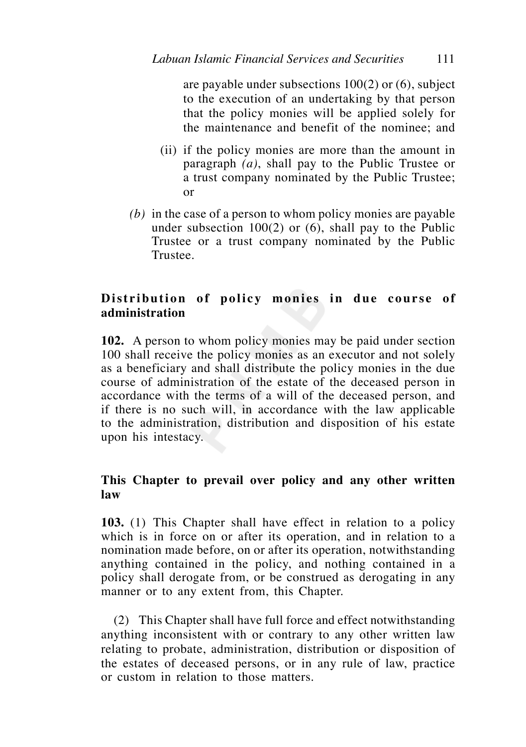are payable under subsections 100(2) or (6), subject to the execution of an undertaking by that person that the policy monies will be applied solely for the maintenance and benefit of the nominee; and

(ii) if the policy monies are more than the amount in paragraph *(a)*, shall pay to the Public Trustee or a trust company nominated by the Public Trustee; or

*(b)* in the case of a person to whom policy monies are payable under subsection 100(2) or (6), shall pay to the Public Trustee or a trust company nominated by the Public Trustee.

**Distribution of policy monies in due course of administration**

**102.** A person to whom policy monies may be paid under section 100 shall receive the policy monies as an executor and not solely as a beneficiary and shall distribute the policy monies in the due course of administration of the estate of the deceased person in accordance with the terms of a will of the deceased person, and if there is no such will, in accordance with the law applicable to the administration, distribution and disposition of his estate upon his intestacy.

**This Chapter to prevail over policy and any other written law**

**103.** (1) This Chapter shall have effect in relation to a policy which is in force on or after its operation, and in relation to a nomination made before, on or after its operation, notwithstanding anything contained in the policy, and nothing contained in a policy shall derogate from, or be construed as derogating in any manner or to any extent from, this Chapter.

(2) This Chapter shall have full force and effect notwithstanding anything inconsistent with or contrary to any other written law relating to probate, administration, distribution or disposition of the estates of deceased persons, or in any rule of law, practice or custom in relation to those matters.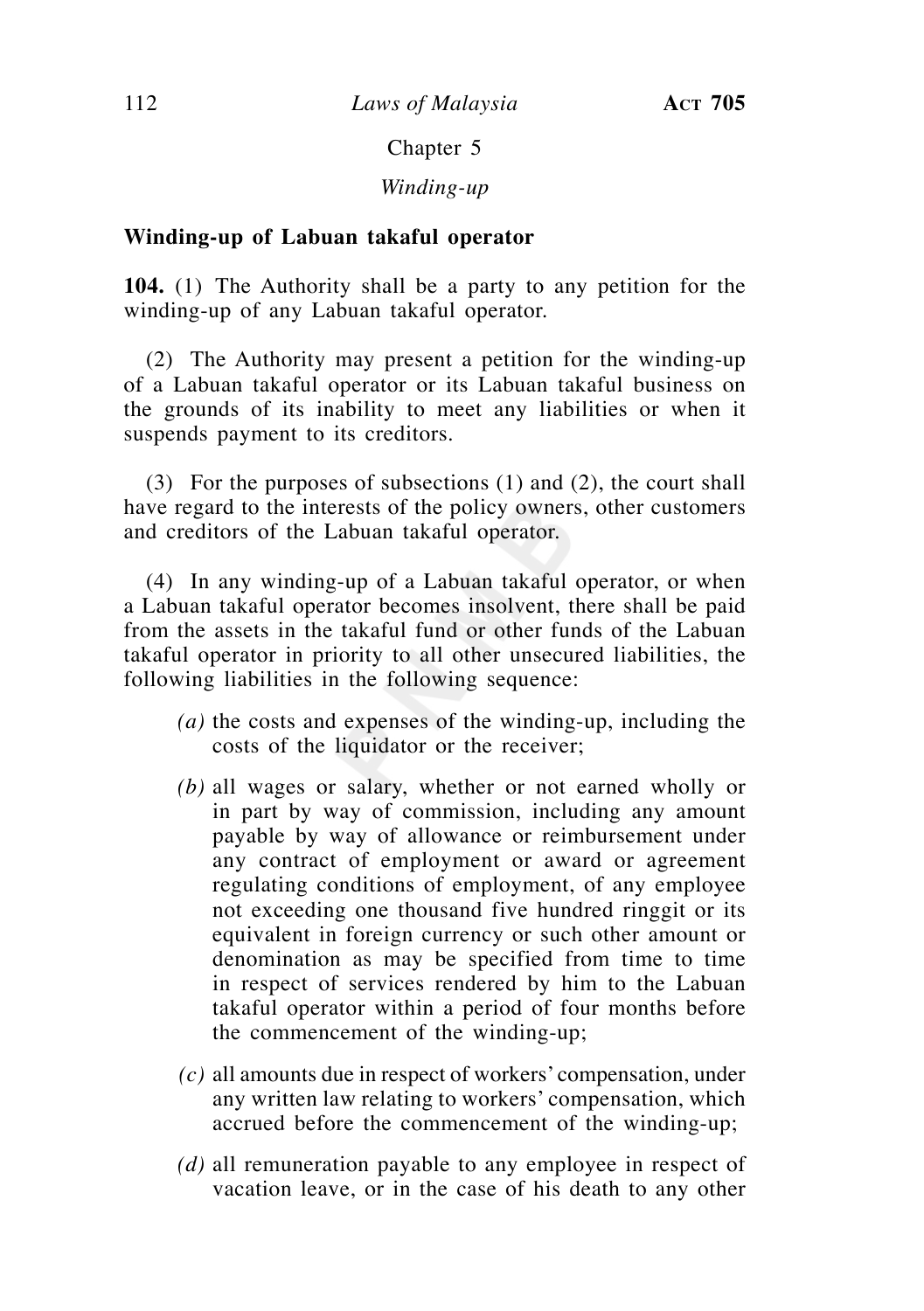Chapter 5

*Winding-up*

**Winding-up of Labuan takaful operator**

**104.** (1) The Authority shall be a party to any petition for the winding-up of any Labuan takaful operator.

(2) The Authority may present a petition for the winding-up of a Labuan takaful operator or its Labuan takaful business on the grounds of its inability to meet any liabilities or when it suspends payment to its creditors.

(3) For the purposes of subsections (1) and (2), the court shall have regard to the interests of the policy owners, other customers and creditors of the Labuan takaful operator.

(4) In any winding-up of a Labuan takaful operator, or when a Labuan takaful operator becomes insolvent, there shall be paid from the assets in the takaful fund or other funds of the Labuan takaful operator in priority to all other unsecured liabilities, the following liabilities in the following sequence:

*(a)* the costs and expenses of the winding-up, including the costs of the liquidator or the receiver;

*(b)* all wages or salary, whether or not earned wholly or in part by way of commission, including any amount payable by way of allowance or reimbursement under any contract of employment or award or agreement regulating conditions of employment, of any employee not exceeding one thousand five hundred ringgit or its equivalent in foreign currency or such other amount or denomination as may be specified from time to time in respect of services rendered by him to the Labuan takaful operator within a period of four months before the commencement of the winding-up;

*(c)* all amounts due in respect of workers' compensation, under any written law relating to workers' compensation, which accrued before the commencement of the winding-up;

*(d)* all remuneration payable to any employee in respect of vacation leave, or in the case of his death to any other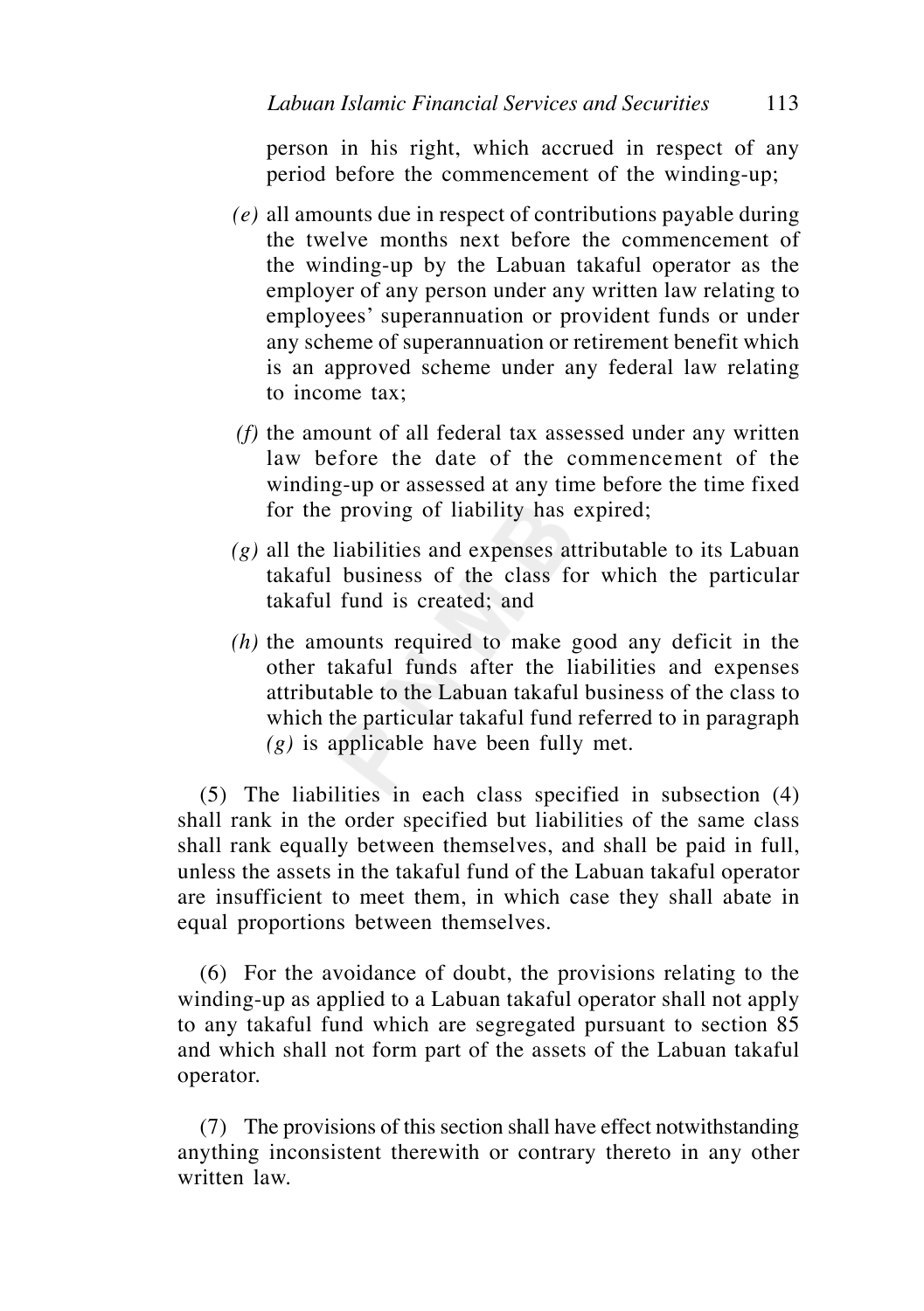person in his right, which accrued in respect of any period before the commencement of the winding-up;

*(e)* all amounts due in respect of contributions payable during the twelve months next before the commencement of the winding-up by the Labuan takaful operator as the employer of any person under any written law relating to employees' superannuation or provident funds or under any scheme of superannuation or retirement benefit which is an approved scheme under any federal law relating to income tax;

*(f)* the amount of all federal tax assessed under any written law before the date of the commencement of the winding-up or assessed at any time before the time fixed for the proving of liability has expired;

*(g)* all the liabilities and expenses attributable to its Labuan takaful business of the class for which the particular takaful fund is created; and

*(h)* the amounts required to make good any deficit in the other takaful funds after the liabilities and expenses attributable to the Labuan takaful business of the class to which the particular takaful fund referred to in paragraph *(g)* is applicable have been fully met.

(5) The liabilities in each class specified in subsection (4) shall rank in the order specified but liabilities of the same class shall rank equally between themselves, and shall be paid in full, unless the assets in the takaful fund of the Labuan takaful operator are insufficient to meet them, in which case they shall abate in equal proportions between themselves.

(6) For the avoidance of doubt, the provisions relating to the winding-up as applied to a Labuan takaful operator shall not apply to any takaful fund which are segregated pursuant to section 85 and which shall not form part of the assets of the Labuan takaful operator.

(7) The provisions of this section shall have effect notwithstanding anything inconsistent therewith or contrary thereto in any other written law.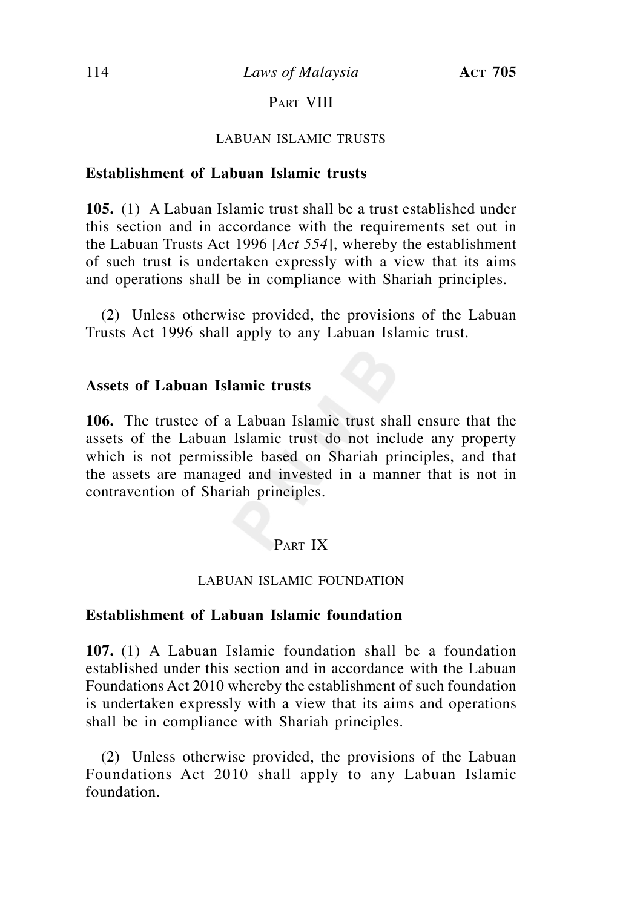## Part VIII

### LABUAN ISLAMIC TRUSTS

**Establishment of Labuan Islamic trusts**

**105.** (1) A Labuan Islamic trust shall be a trust established under this section and in accordance with the requirements set out in the Labuan Trusts Act 1996 [*Act 554*], whereby the establishment of such trust is undertaken expressly with a view that its aims and operations shall be in compliance with Shariah principles.

(2) Unless otherwise provided, the provisions of the Labuan Trusts Act 1996 shall apply to any Labuan Islamic trust.

**Assets of Labuan Islamic trusts**

**106.** The trustee of a Labuan Islamic trust shall ensure that the assets of the Labuan Islamic trust do not include any property which is not permissible based on Shariah principles, and that the assets are managed and invested in a manner that is not in contravention of Shariah principles.

## Part IX

### LABUAN ISLAMIC FOUNDATION

**Establishment of Labuan Islamic foundation**

**107.** (1) A Labuan Islamic foundation shall be a foundation established under this section and in accordance with the Labuan Foundations Act 2010 whereby the establishment of such foundation is undertaken expressly with a view that its aims and operations shall be in compliance with Shariah principles.

(2) Unless otherwise provided, the provisions of the Labuan Foundations Act 2010 shall apply to any Labuan Islamic foundation.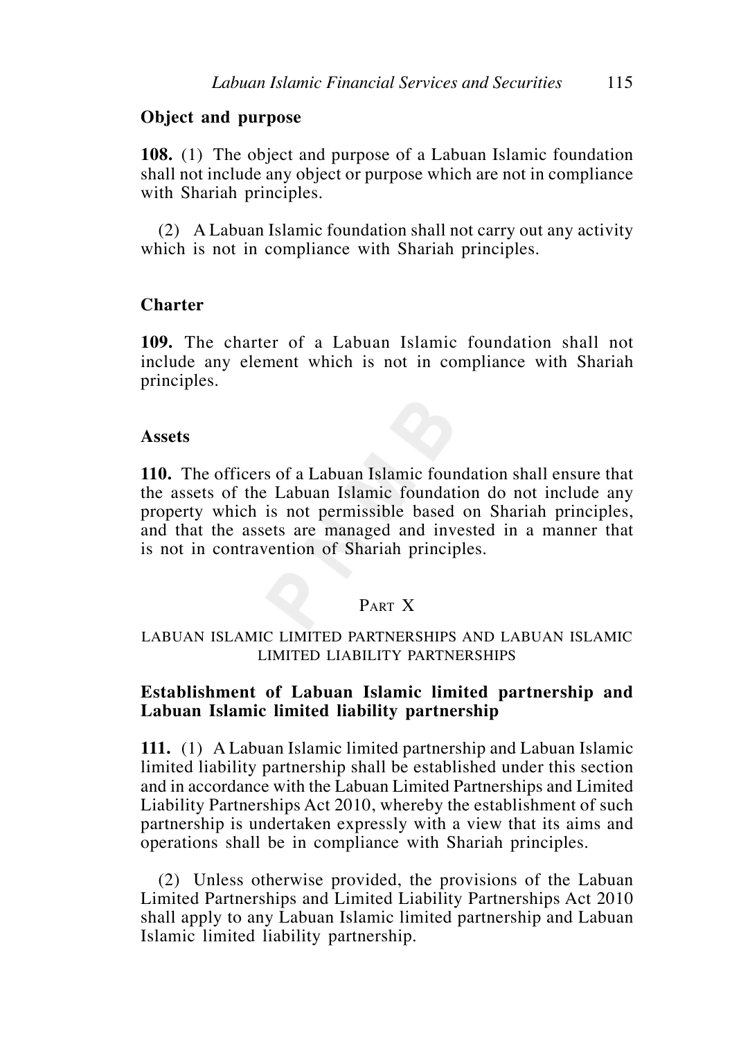**Object and purpose**

**108.** (1) The object and purpose of a Labuan Islamic foundation shall not include any object or purpose which are not in compliance with Shariah principles.

(2) A Labuan Islamic foundation shall not carry out any activity which is not in compliance with Shariah principles.

**Charter**

**109.** The charter of a Labuan Islamic foundation shall not include any element which is not in compliance with Shariah principles.

**Assets**

**110.** The officers of a Labuan Islamic foundation shall ensure that the assets of the Labuan Islamic foundation do not include any property which is not permissible based on Shariah principles, and that the assets are managed and invested in a manner that is not in contravention of Shariah principles.

## Part X

## LABUAN ISLAMIC LIMITED PARTNERSHIPS AND LABUAN ISLAMIC LIMITED LIABILITY PARTNERSHIPS

**Establishment of Labuan Islamic limited partnership and Labuan Islamic limited liability partnership**

**111.** (1) A Labuan Islamic limited partnership and Labuan Islamic limited liability partnership shall be established under this section and in accordance with the Labuan Limited Partnerships and Limited Liability Partnerships Act 2010, whereby the establishment of such partnership is undertaken expressly with a view that its aims and operations shall be in compliance with Shariah principles.

(2) Unless otherwise provided, the provisions of the Labuan Limited Partnerships and Limited Liability Partnerships Act 2010 shall apply to any Labuan Islamic limited partnership and Labuan Islamic limited liability partnership.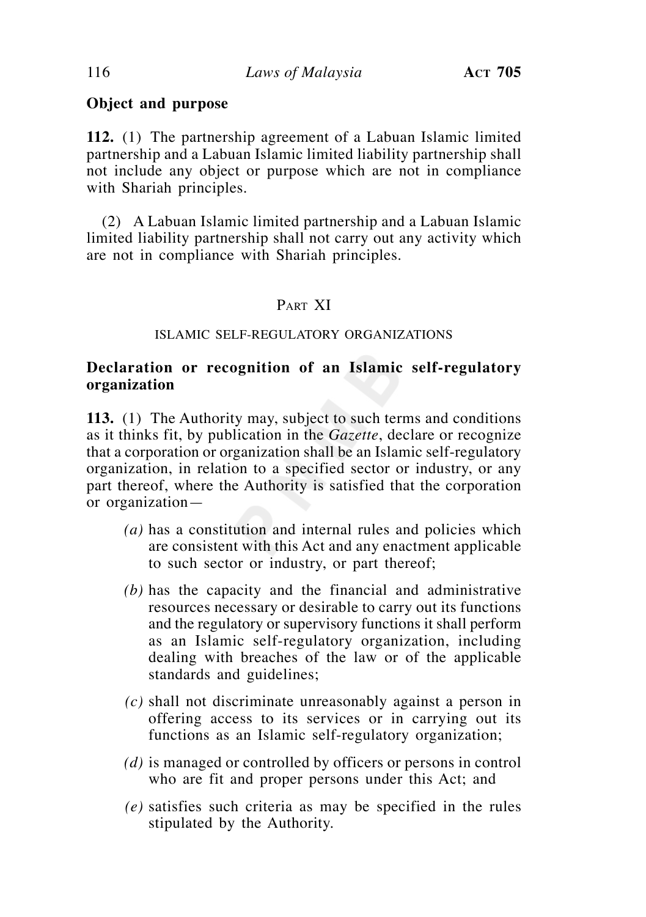**Object and purpose**

**112.** (1) The partnership agreement of a Labuan Islamic limited partnership and a Labuan Islamic limited liability partnership shall not include any object or purpose which are not in compliance with Shariah principles.

(2) A Labuan Islamic limited partnership and a Labuan Islamic limited liability partnership shall not carry out any activity which are not in compliance with Shariah principles.

## PART XI

### ISLAMIC SELF-REGULATORY ORGANIZATIONS

**Declaration or recognition of an Islamic self-regulatory organization**

**113.** (1) The Authority may, subject to such terms and conditions as it thinks fit, by publication in the *Gazette*, declare or recognize that a corporation or organization shall be an Islamic self-regulatory organization, in relation to a specified sector or industry, or any part thereof, where the Authority is satisfied that the corporation or organization—

*(a)* has a constitution and internal rules and policies which are consistent with this Act and any enactment applicable to such sector or industry, or part thereof;

*(b)* has the capacity and the financial and administrative resources necessary or desirable to carry out its functions and the regulatory or supervisory functions it shall perform as an Islamic self-regulatory organization, including dealing with breaches of the law or of the applicable standards and guidelines;

*(c)* shall not discriminate unreasonably against a person in offering access to its services or in carrying out its functions as an Islamic self-regulatory organization;

*(d)* is managed or controlled by officers or persons in control who are fit and proper persons under this Act; and

*(e)* satisfies such criteria as may be specified in the rules stipulated by the Authority.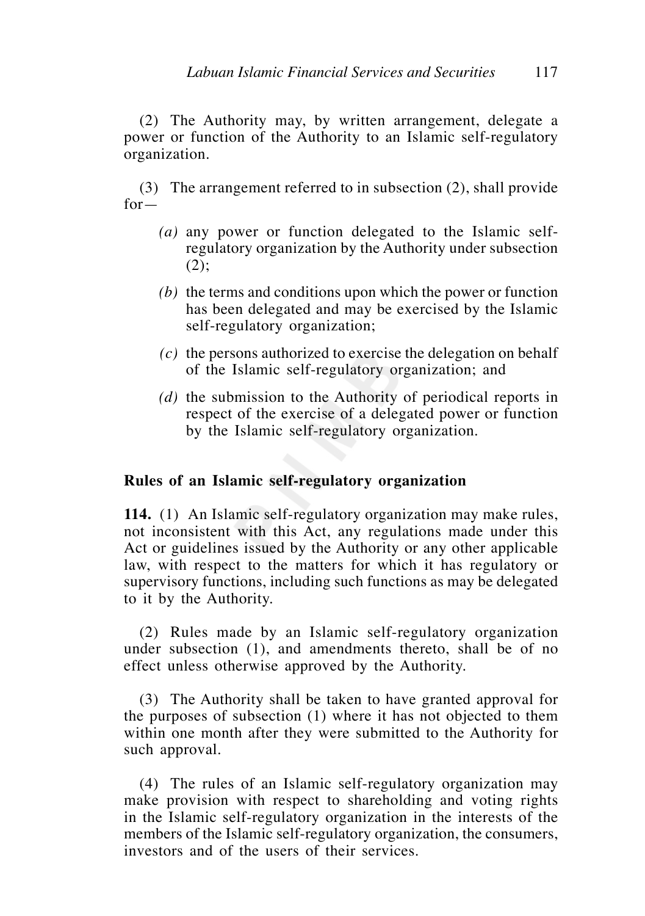(2) The Authority may, by written arrangement, delegate a power or function of the Authority to an Islamic self-regulatory organization.

(3) The arrangement referred to in subsection (2), shall provide for—

- *(a)* any power or function delegated to the Islamic self-regulatory organization by the Authority under subsection (2);
- *(b)* the terms and conditions upon which the power or function has been delegated and may be exercised by the Islamic self-regulatory organization;
- *(c)* the persons authorized to exercise the delegation on behalf of the Islamic self-regulatory organization; and
- *(d)* the submission to the Authority of periodical reports in respect of the exercise of a delegated power or function by the Islamic self-regulatory organization.

**Rules of an Islamic self-regulatory organization**

**114.** (1) An Islamic self-regulatory organization may make rules, not inconsistent with this Act, any regulations made under this Act or guidelines issued by the Authority or any other applicable law, with respect to the matters for which it has regulatory or supervisory functions, including such functions as may be delegated to it by the Authority.

(2) Rules made by an Islamic self-regulatory organization under subsection (1), and amendments thereto, shall be of no effect unless otherwise approved by the Authority.

(3) The Authority shall be taken to have granted approval for the purposes of subsection (1) where it has not objected to them within one month after they were submitted to the Authority for such approval.

(4) The rules of an Islamic self-regulatory organization may make provision with respect to shareholding and voting rights in the Islamic self-regulatory organization in the interests of the members of the Islamic self-regulatory organization, the consumers, investors and of the users of their services.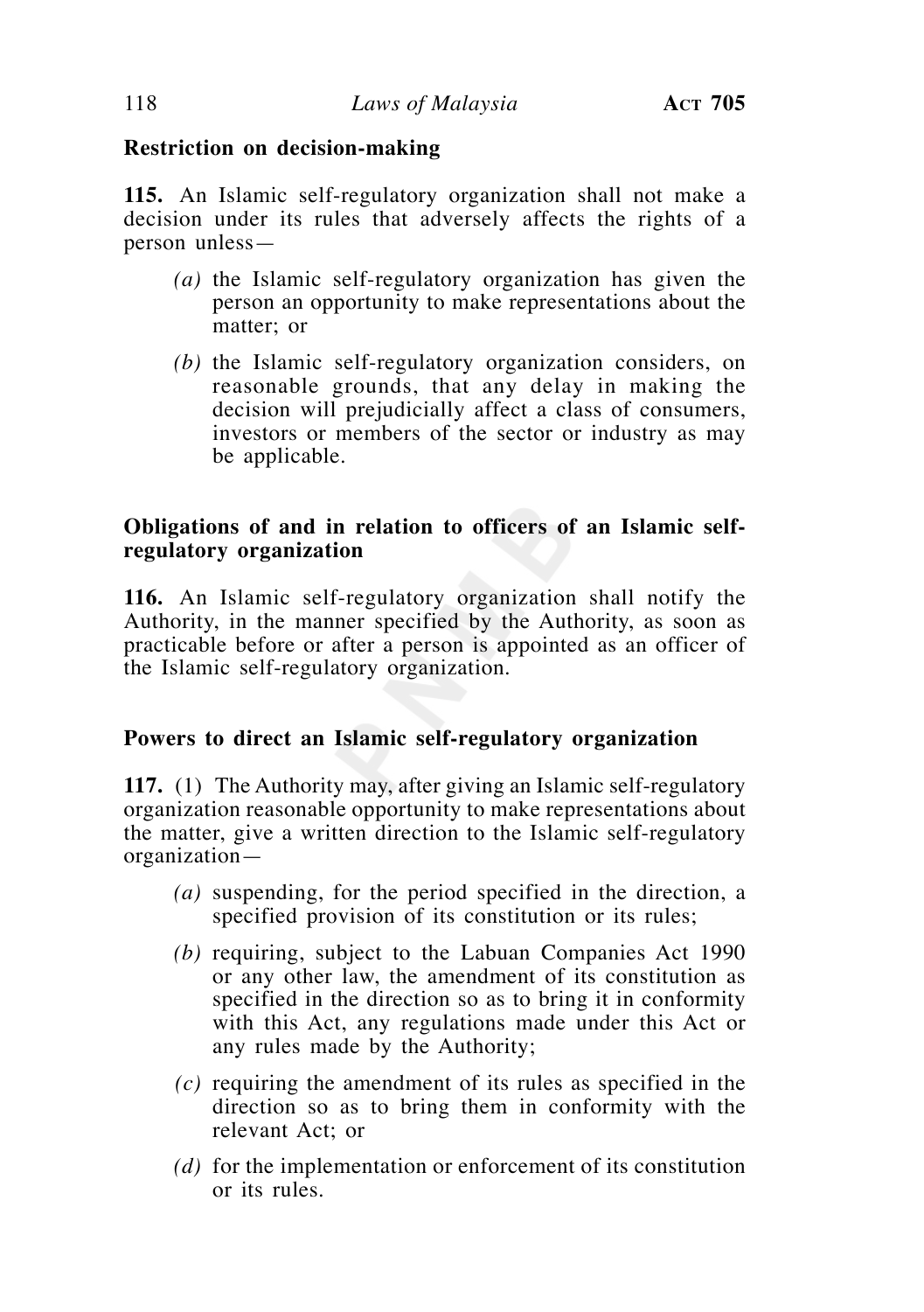**Restriction on decision-making**

**115.** An Islamic self-regulatory organization shall not make a decision under its rules that adversely affects the rights of a person unless—

*(a)* the Islamic self-regulatory organization has given the person an opportunity to make representations about the matter; or

*(b)* the Islamic self-regulatory organization considers, on reasonable grounds, that any delay in making the decision will prejudicially affect a class of consumers, investors or members of the sector or industry as may be applicable.

**Obligations of and in relation to officers of an Islamic self-regulatory organization**

**116.** An Islamic self-regulatory organization shall notify the Authority, in the manner specified by the Authority, as soon as practicable before or after a person is appointed as an officer of the Islamic self-regulatory organization.

**Powers to direct an Islamic self-regulatory organization**

**117.** (1) The Authority may, after giving an Islamic self-regulatory organization reasonable opportunity to make representations about the matter, give a written direction to the Islamic self-regulatory organization—

*(a)* suspending, for the period specified in the direction, a specified provision of its constitution or its rules;

*(b)* requiring, subject to the Labuan Companies Act 1990 or any other law, the amendment of its constitution as specified in the direction so as to bring it in conformity with this Act, any regulations made under this Act or any rules made by the Authority;

*(c)* requiring the amendment of its rules as specified in the direction so as to bring them in conformity with the relevant Act; or

*(d)* for the implementation or enforcement of its constitution or its rules.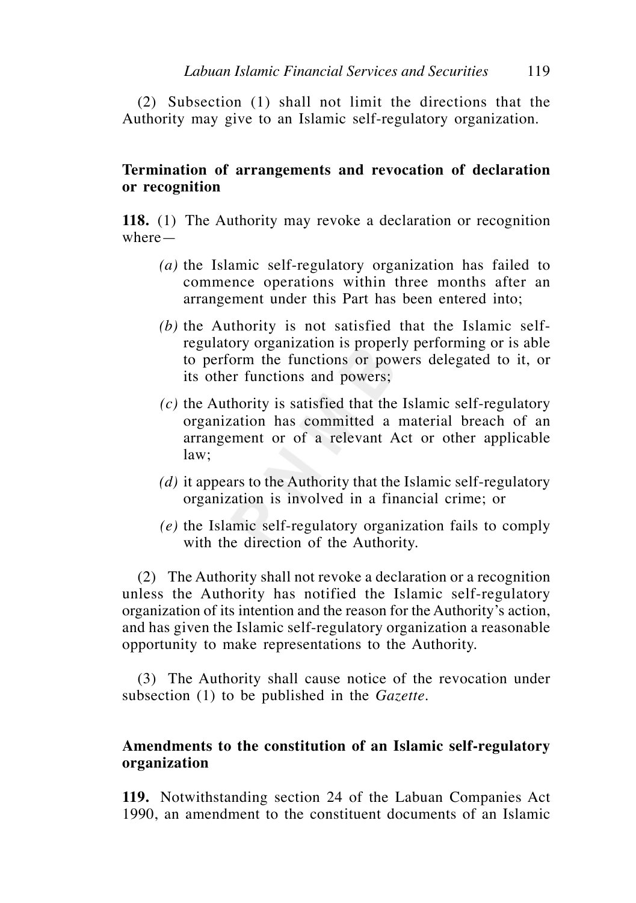(2) Subsection (1) shall not limit the directions that the Authority may give to an Islamic self-regulatory organization.

**Termination of arrangements and revocation of declaration or recognition**

**118.** (1) The Authority may revoke a declaration or recognition where—

*(a)* the Islamic self-regulatory organization has failed to commence operations within three months after an arrangement under this Part has been entered into;

*(b)* the Authority is not satisfied that the Islamic self-regulatory organization is properly performing or is able to perform the functions or powers delegated to it, or its other functions and powers;

*(c)* the Authority is satisfied that the Islamic self-regulatory organization has committed a material breach of an arrangement or of a relevant Act or other applicable law;

*(d)* it appears to the Authority that the Islamic self-regulatory organization is involved in a financial crime; or

*(e)* the Islamic self-regulatory organization fails to comply with the direction of the Authority.

(2) The Authority shall not revoke a declaration or a recognition unless the Authority has notified the Islamic self-regulatory organization of its intention and the reason for the Authority's action, and has given the Islamic self-regulatory organization a reasonable opportunity to make representations to the Authority.

(3) The Authority shall cause notice of the revocation under subsection (1) to be published in the *Gazette*.

**Amendments to the constitution of an Islamic self-regulatory organization**

**119.** Notwithstanding section 24 of the Labuan Companies Act 1990, an amendment to the constituent documents of an Islamic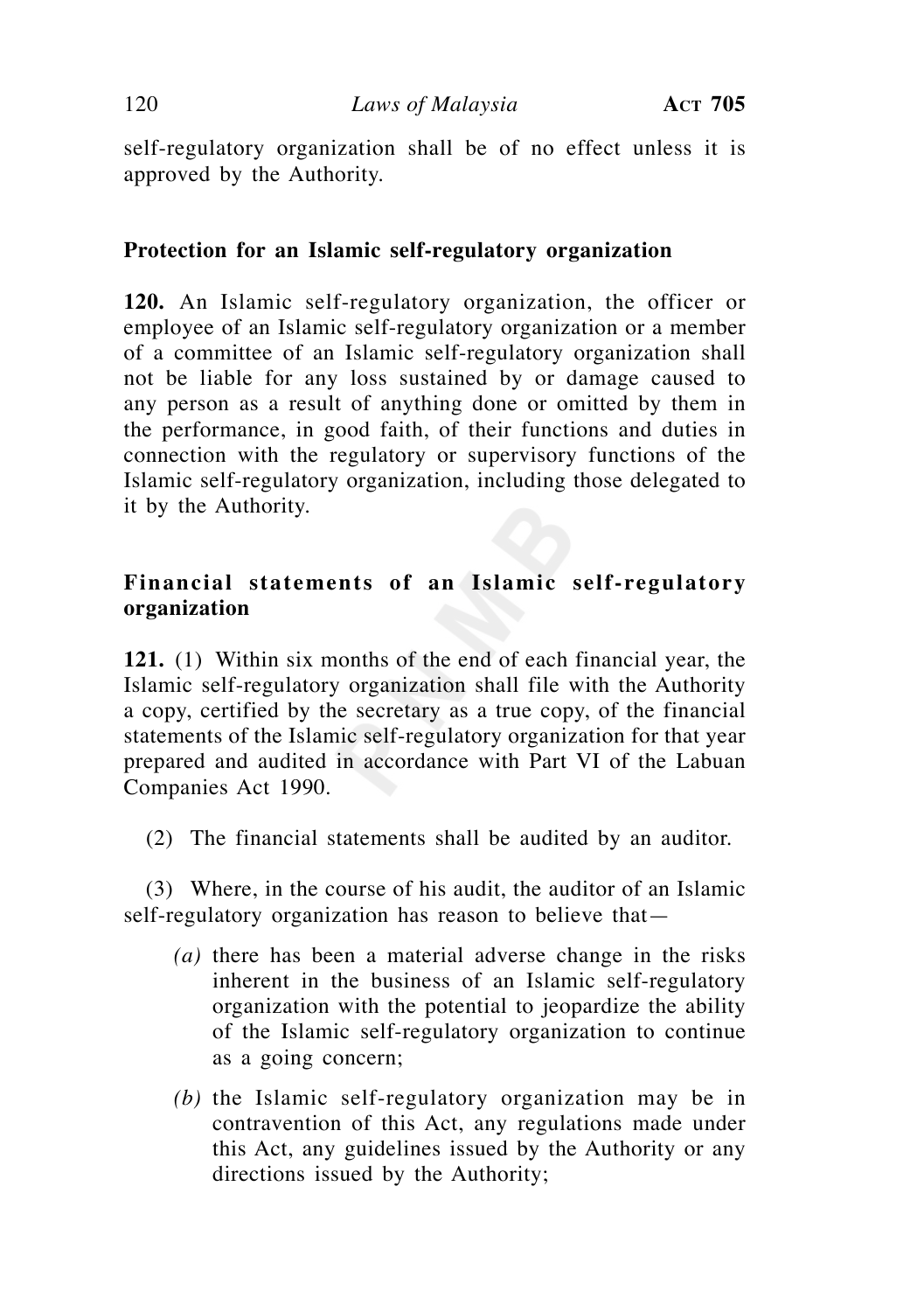self-regulatory organization shall be of no effect unless it is approved by the Authority.

**Protection for an Islamic self-regulatory organization**

**120.** An Islamic self-regulatory organization, the officer or employee of an Islamic self-regulatory organization or a member of a committee of an Islamic self-regulatory organization shall not be liable for any loss sustained by or damage caused to any person as a result of anything done or omitted by them in the performance, in good faith, of their functions and duties in connection with the regulatory or supervisory functions of the Islamic self-regulatory organization, including those delegated to it by the Authority.

**Financial statements of an Islamic self-regulatory organization**

**121.** (1) Within six months of the end of each financial year, the Islamic self-regulatory organization shall file with the Authority a copy, certified by the secretary as a true copy, of the financial statements of the Islamic self-regulatory organization for that year prepared and audited in accordance with Part VI of the Labuan Companies Act 1990.

(2) The financial statements shall be audited by an auditor.

(3) Where, in the course of his audit, the auditor of an Islamic self-regulatory organization has reason to believe that—

*(a)* there has been a material adverse change in the risks inherent in the business of an Islamic self-regulatory organization with the potential to jeopardize the ability of the Islamic self-regulatory organization to continue as a going concern;

*(b)* the Islamic self-regulatory organization may be in contravention of this Act, any regulations made under this Act, any guidelines issued by the Authority or any directions issued by the Authority;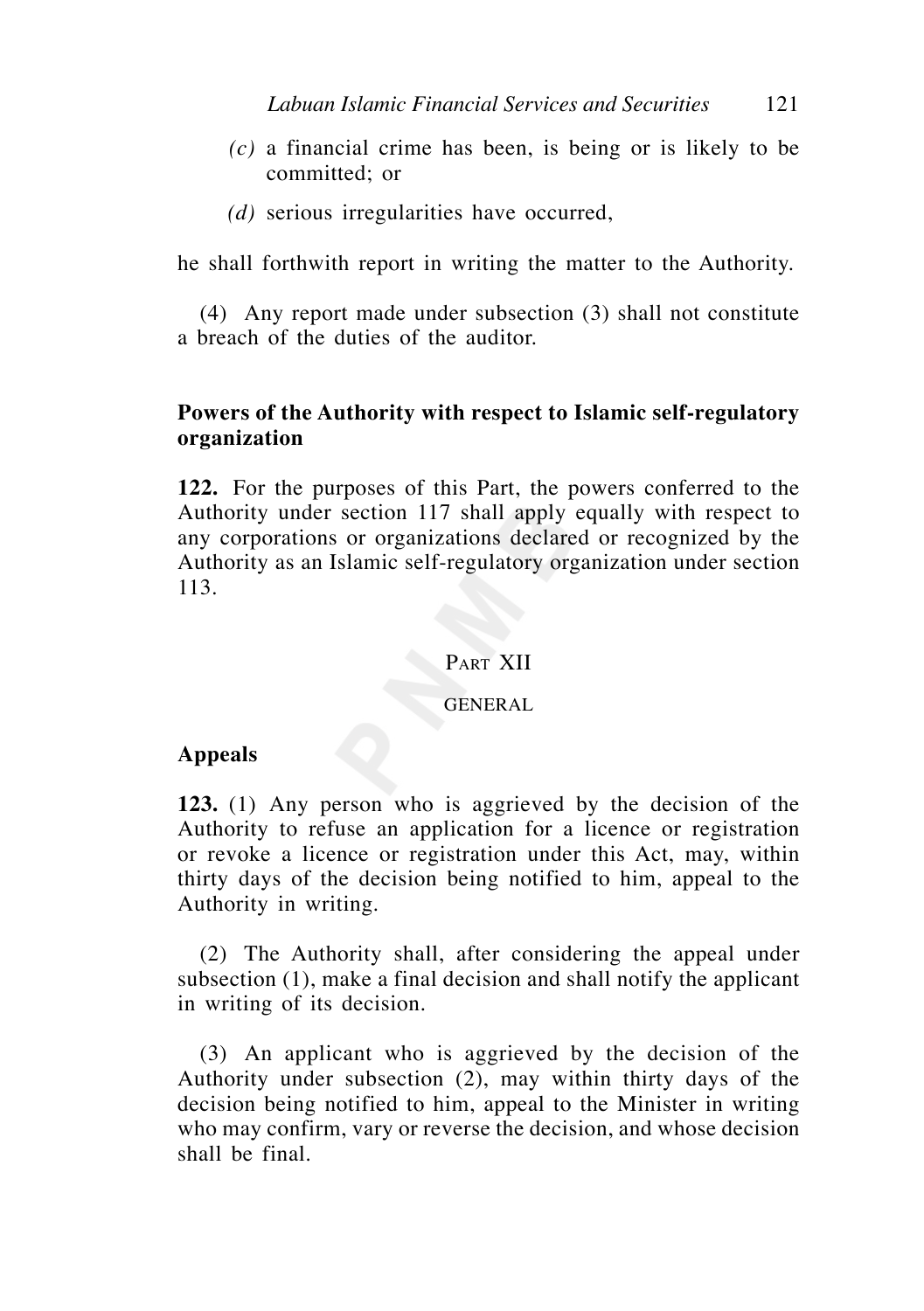*(c)* a financial crime has been, is being or is likely to be committed; or

*(d)* serious irregularities have occurred,

he shall forthwith report in writing the matter to the Authority.

(4) Any report made under subsection (3) shall not constitute a breach of the duties of the auditor.

**Powers of the Authority with respect to Islamic self-regulatory organization**

**122.** For the purposes of this Part, the powers conferred to the Authority under section 117 shall apply equally with respect to any corporations or organizations declared or recognized by the Authority as an Islamic self-regulatory organization under section 113.

## PART XII

### GENERAL

**Appeals**

**123.** (1) Any person who is aggrieved by the decision of the Authority to refuse an application for a licence or registration or revoke a licence or registration under this Act, may, within thirty days of the decision being notified to him, appeal to the Authority in writing.

(2) The Authority shall, after considering the appeal under subsection (1), make a final decision and shall notify the applicant in writing of its decision.

(3) An applicant who is aggrieved by the decision of the Authority under subsection (2), may within thirty days of the decision being notified to him, appeal to the Minister in writing who may confirm, vary or reverse the decision, and whose decision shall be final.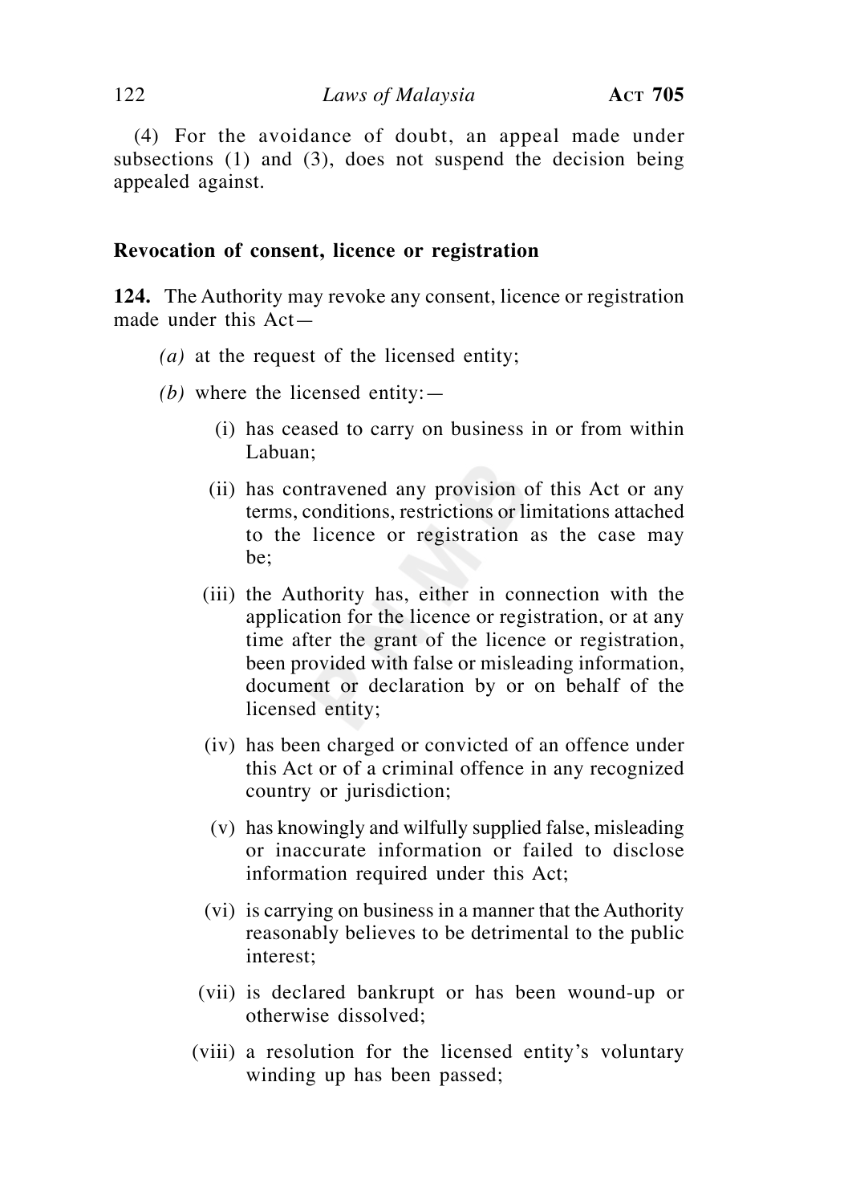(4) For the avoidance of doubt, an appeal made under subsections (1) and (3), does not suspend the decision being appealed against.

### Revocation of consent, licence or registration

**124.** The Authority may revoke any consent, licence or registration made under this Act—

*(a)* at the request of the licensed entity;

*(b)* where the licensed entity:—

(i) has ceased to carry on business in or from within Labuan;

(ii) has contravened any provision of this Act or any terms, conditions, restrictions or limitations attached to the licence or registration as the case may be;

(iii) the Authority has, either in connection with the application for the licence or registration, or at any time after the grant of the licence or registration, been provided with false or misleading information, document or declaration by or on behalf of the licensed entity;

(iv) has been charged or convicted of an offence under this Act or of a criminal offence in any recognized country or jurisdiction;

(v) has knowingly and wilfully supplied false, misleading or inaccurate information or failed to disclose information required under this Act;

(vi) is carrying on business in a manner that the Authority reasonably believes to be detrimental to the public interest;

(vii) is declared bankrupt or has been wound-up or otherwise dissolved;

(viii) a resolution for the licensed entity's voluntary winding up has been passed;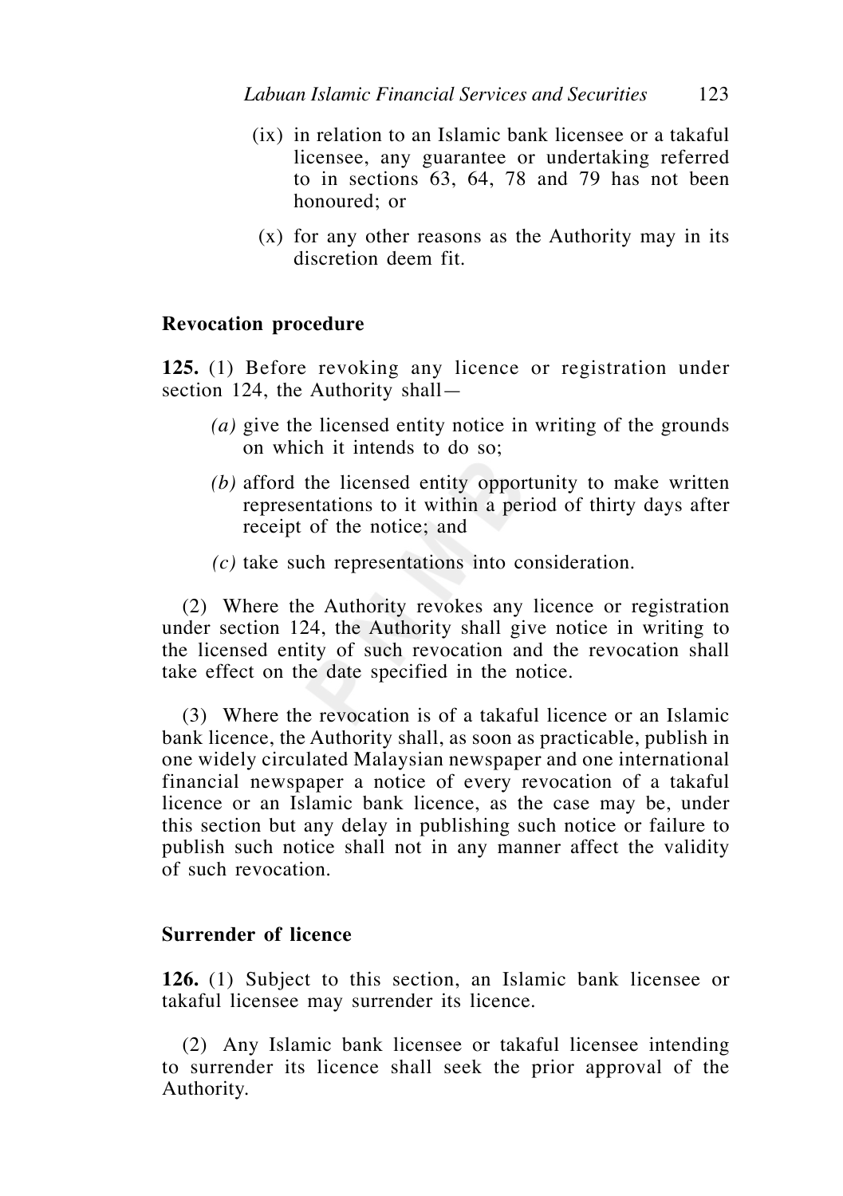(ix) in relation to an Islamic bank licensee or a takaful licensee, any guarantee or undertaking referred to in sections 63, 64, 78 and 79 has not been honoured; or

(x) for any other reasons as the Authority may in its discretion deem fit.

**Revocation procedure**

**125.** (1) Before revoking any licence or registration under section 124, the Authority shall—

*(a)* give the licensed entity notice in writing of the grounds on which it intends to do so;

*(b)* afford the licensed entity opportunity to make written representations to it within a period of thirty days after receipt of the notice; and

*(c)* take such representations into consideration.

(2) Where the Authority revokes any licence or registration under section 124, the Authority shall give notice in writing to the licensed entity of such revocation and the revocation shall take effect on the date specified in the notice.

(3) Where the revocation is of a takaful licence or an Islamic bank licence, the Authority shall, as soon as practicable, publish in one widely circulated Malaysian newspaper and one international financial newspaper a notice of every revocation of a takaful licence or an Islamic bank licence, as the case may be, under this section but any delay in publishing such notice or failure to publish such notice shall not in any manner affect the validity of such revocation.

**Surrender of licence**

**126.** (1) Subject to this section, an Islamic bank licensee or takaful licensee may surrender its licence.

(2) Any Islamic bank licensee or takaful licensee intending to surrender its licence shall seek the prior approval of the Authority.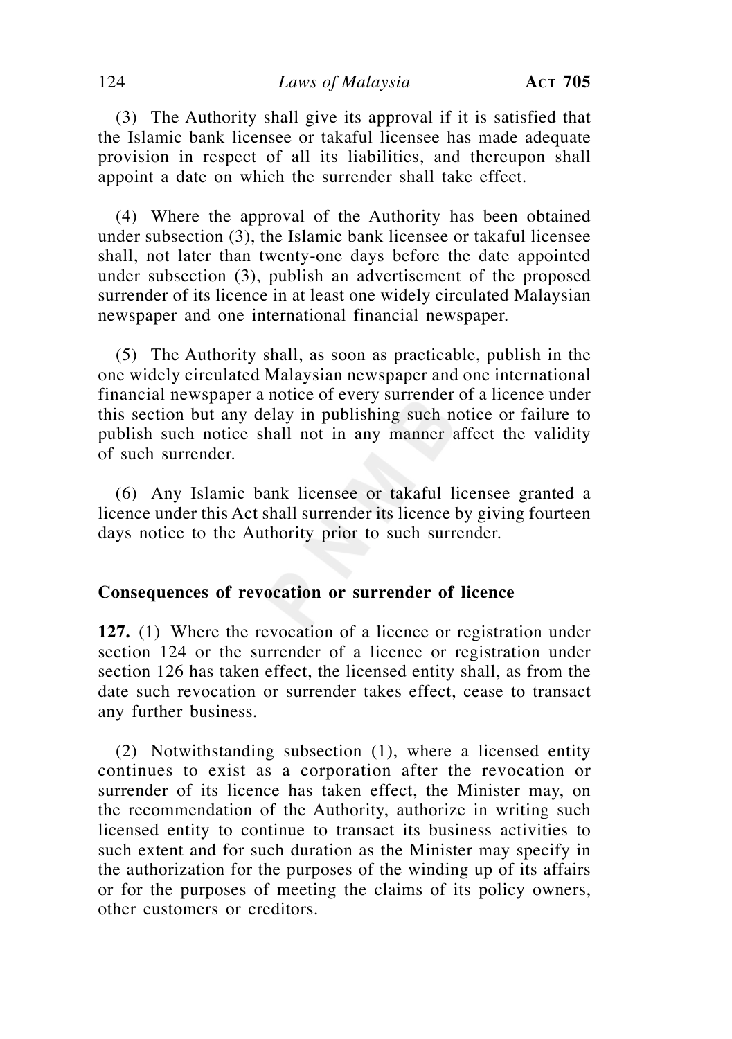(3) The Authority shall give its approval if it is satisfied that the Islamic bank licensee or takaful licensee has made adequate provision in respect of all its liabilities, and thereupon shall appoint a date on which the surrender shall take effect.

(4) Where the approval of the Authority has been obtained under subsection (3), the Islamic bank licensee or takaful licensee shall, not later than twenty-one days before the date appointed under subsection (3), publish an advertisement of the proposed surrender of its licence in at least one widely circulated Malaysian newspaper and one international financial newspaper.

(5) The Authority shall, as soon as practicable, publish in the one widely circulated Malaysian newspaper and one international financial newspaper a notice of every surrender of a licence under this section but any delay in publishing such notice or failure to publish such notice shall not in any manner affect the validity of such surrender.

(6) Any Islamic bank licensee or takaful licensee granted a licence under this Act shall surrender its licence by giving fourteen days notice to the Authority prior to such surrender.

**Consequences of revocation or surrender of licence**

**127.** (1) Where the revocation of a licence or registration under section 124 or the surrender of a licence or registration under section 126 has taken effect, the licensed entity shall, as from the date such revocation or surrender takes effect, cease to transact any further business.

(2) Notwithstanding subsection (1), where a licensed entity continues to exist as a corporation after the revocation or surrender of its licence has taken effect, the Minister may, on the recommendation of the Authority, authorize in writing such licensed entity to continue to transact its business activities to such extent and for such duration as the Minister may specify in the authorization for the purposes of the winding up of its affairs or for the purposes of meeting the claims of its policy owners, other customers or creditors.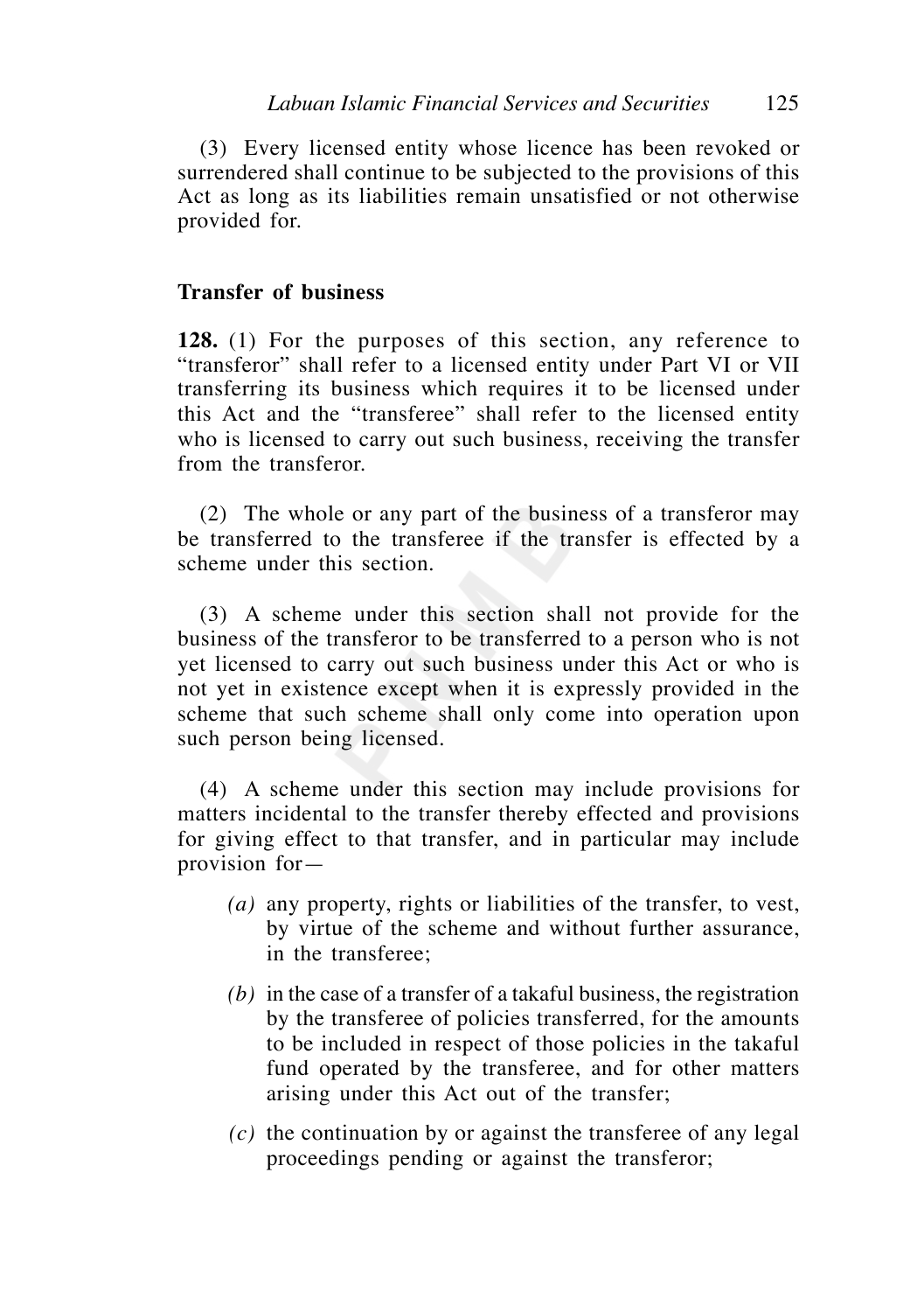(3) Every licensed entity whose licence has been revoked or surrendered shall continue to be subjected to the provisions of this Act as long as its liabilities remain unsatisfied or not otherwise provided for.

**Transfer of business**

**128.** (1) For the purposes of this section, any reference to "transferor" shall refer to a licensed entity under Part VI or VII transferring its business which requires it to be licensed under this Act and the "transferee" shall refer to the licensed entity who is licensed to carry out such business, receiving the transfer from the transferor.

(2) The whole or any part of the business of a transferor may be transferred to the transferee if the transfer is effected by a scheme under this section.

(3) A scheme under this section shall not provide for the business of the transferor to be transferred to a person who is not yet licensed to carry out such business under this Act or who is not yet in existence except when it is expressly provided in the scheme that such scheme shall only come into operation upon such person being licensed.

(4) A scheme under this section may include provisions for matters incidental to the transfer thereby effected and provisions for giving effect to that transfer, and in particular may include provision for—

*(a)* any property, rights or liabilities of the transfer, to vest, by virtue of the scheme and without further assurance, in the transferee;

*(b)* in the case of a transfer of a takaful business, the registration by the transferee of policies transferred, for the amounts to be included in respect of those policies in the takaful fund operated by the transferee, and for other matters arising under this Act out of the transfer;

*(c)* the continuation by or against the transferee of any legal proceedings pending or against the transferor;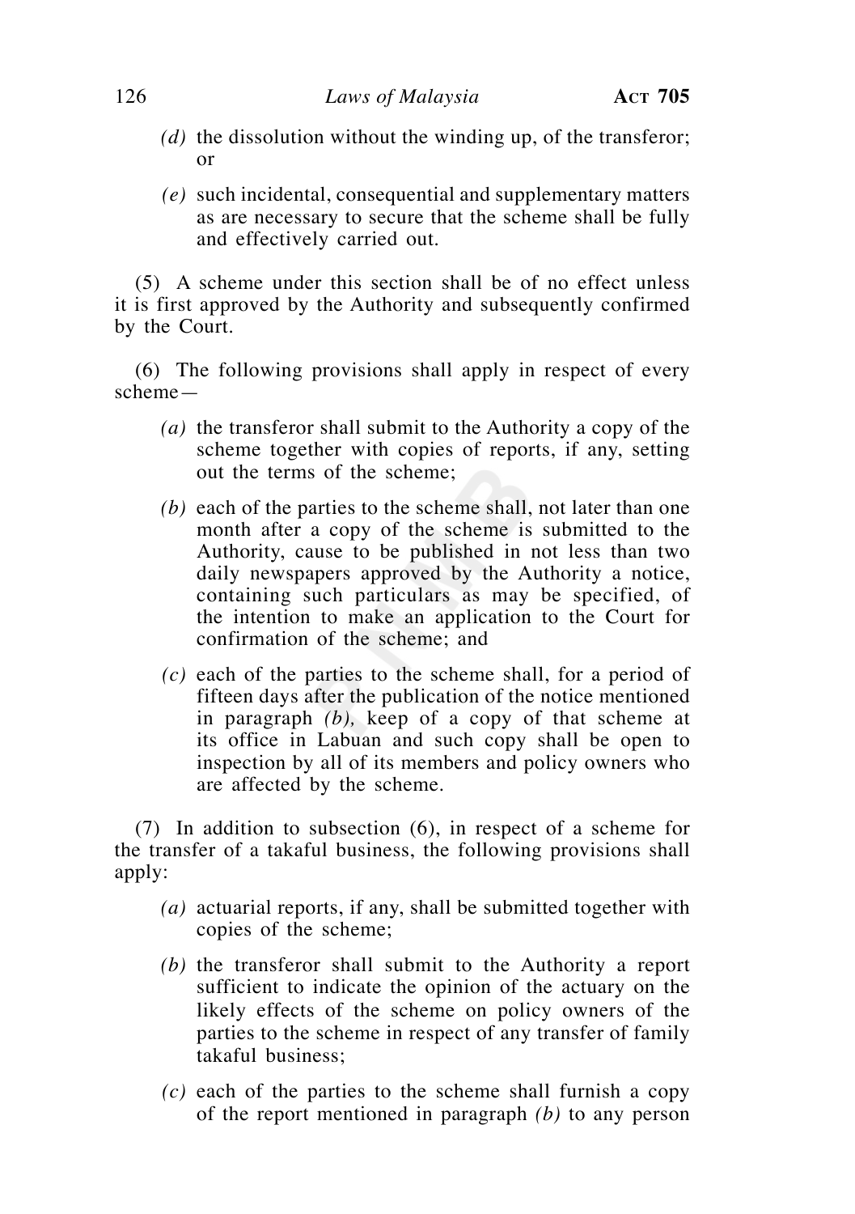*(d)* the dissolution without the winding up, of the transferor; or

*(e)* such incidental, consequential and supplementary matters as are necessary to secure that the scheme shall be fully and effectively carried out.

(5) A scheme under this section shall be of no effect unless it is first approved by the Authority and subsequently confirmed by the Court.

(6) The following provisions shall apply in respect of every scheme—

*(a)* the transferor shall submit to the Authority a copy of the scheme together with copies of reports, if any, setting out the terms of the scheme;

*(b)* each of the parties to the scheme shall, not later than one month after a copy of the scheme is submitted to the Authority, cause to be published in not less than two daily newspapers approved by the Authority a notice, containing such particulars as may be specified, of the intention to make an application to the Court for confirmation of the scheme; and

*(c)* each of the parties to the scheme shall, for a period of fifteen days after the publication of the notice mentioned in paragraph *(b),* keep of a copy of that scheme at its office in Labuan and such copy shall be open to inspection by all of its members and policy owners who are affected by the scheme.

(7) In addition to subsection (6), in respect of a scheme for the transfer of a takaful business, the following provisions shall apply:

*(a)* actuarial reports, if any, shall be submitted together with copies of the scheme;

*(b)* the transferor shall submit to the Authority a report sufficient to indicate the opinion of the actuary on the likely effects of the scheme on policy owners of the parties to the scheme in respect of any transfer of family takaful business;

*(c)* each of the parties to the scheme shall furnish a copy of the report mentioned in paragraph *(b)* to any person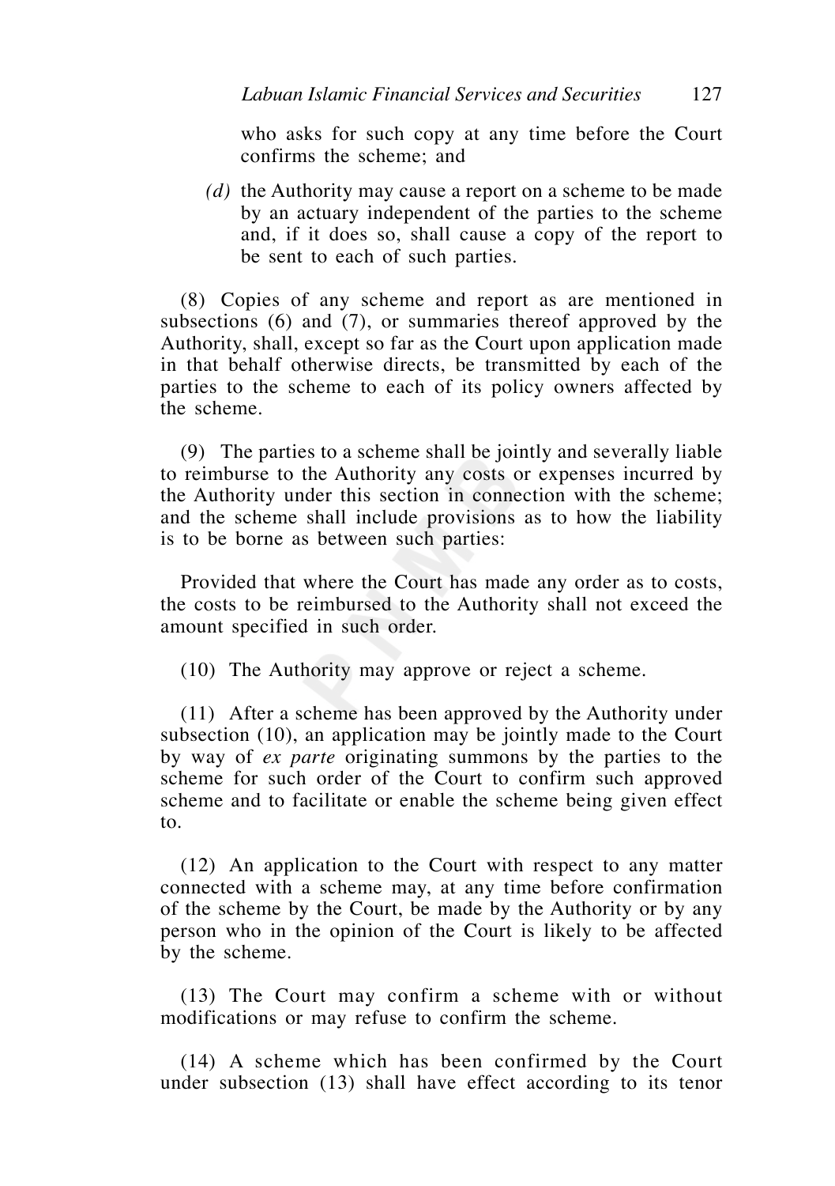who asks for such copy at any time before the Court confirms the scheme; and

*(d)* the Authority may cause a report on a scheme to be made by an actuary independent of the parties to the scheme and, if it does so, shall cause a copy of the report to be sent to each of such parties.

(8) Copies of any scheme and report as are mentioned in subsections (6) and (7), or summaries thereof approved by the Authority, shall, except so far as the Court upon application made in that behalf otherwise directs, be transmitted by each of the parties to the scheme to each of its policy owners affected by the scheme.

(9) The parties to a scheme shall be jointly and severally liable to reimburse to the Authority any costs or expenses incurred by the Authority under this section in connection with the scheme; and the scheme shall include provisions as to how the liability is to be borne as between such parties:

Provided that where the Court has made any order as to costs, the costs to be reimbursed to the Authority shall not exceed the amount specified in such order.

(10) The Authority may approve or reject a scheme.

(11) After a scheme has been approved by the Authority under subsection (10), an application may be jointly made to the Court by way of *ex parte* originating summons by the parties to the scheme for such order of the Court to confirm such approved scheme and to facilitate or enable the scheme being given effect to.

(12) An application to the Court with respect to any matter connected with a scheme may, at any time before confirmation of the scheme by the Court, be made by the Authority or by any person who in the opinion of the Court is likely to be affected by the scheme.

(13) The Court may confirm a scheme with or without modifications or may refuse to confirm the scheme.

(14) A scheme which has been confirmed by the Court under subsection (13) shall have effect according to its tenor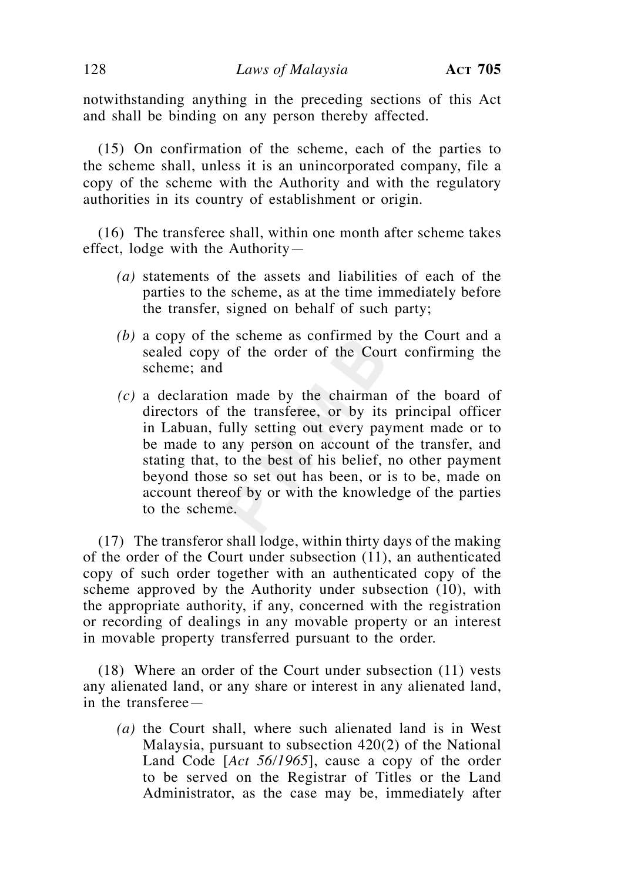notwithstanding anything in the preceding sections of this Act and shall be binding on any person thereby affected.

(15) On confirmation of the scheme, each of the parties to the scheme shall, unless it is an unincorporated company, file a copy of the scheme with the Authority and with the regulatory authorities in its country of establishment or origin.

(16) The transferee shall, within one month after scheme takes effect, lodge with the Authority—

*(a)* statements of the assets and liabilities of each of the parties to the scheme, as at the time immediately before the transfer, signed on behalf of such party;

*(b)* a copy of the scheme as confirmed by the Court and a sealed copy of the order of the Court confirming the scheme; and

*(c)* a declaration made by the chairman of the board of directors of the transferee, or by its principal officer in Labuan, fully setting out every payment made or to be made to any person on account of the transfer, and stating that, to the best of his belief, no other payment beyond those so set out has been, or is to be, made on account thereof by or with the knowledge of the parties to the scheme.

(17) The transferor shall lodge, within thirty days of the making of the order of the Court under subsection (11), an authenticated copy of such order together with an authenticated copy of the scheme approved by the Authority under subsection (10), with the appropriate authority, if any, concerned with the registration or recording of dealings in any movable property or an interest in movable property transferred pursuant to the order.

(18) Where an order of the Court under subsection (11) vests any alienated land, or any share or interest in any alienated land, in the transferee—

*(a)* the Court shall, where such alienated land is in West Malaysia, pursuant to subsection 420(2) of the National Land Code [*Act 56/1965*], cause a copy of the order to be served on the Registrar of Titles or the Land Administrator, as the case may be, immediately after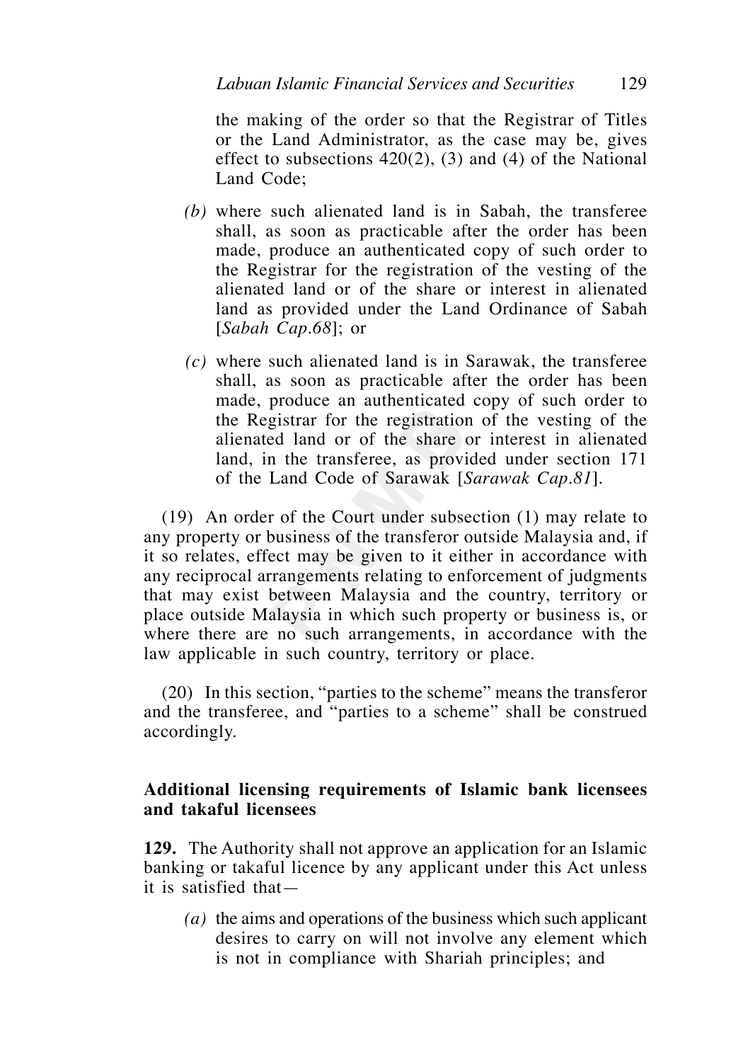the making of the order so that the Registrar of Titles or the Land Administrator, as the case may be, gives effect to subsections 420(2), (3) and (4) of the National Land Code;

*(b)* where such alienated land is in Sabah, the transferee shall, as soon as practicable after the order has been made, produce an authenticated copy of such order to the Registrar for the registration of the vesting of the alienated land or of the share or interest in alienated land as provided under the Land Ordinance of Sabah [*Sabah Cap.68*]; or

*(c)* where such alienated land is in Sarawak, the transferee shall, as soon as practicable after the order has been made, produce an authenticated copy of such order to the Registrar for the registration of the vesting of the alienated land or of the share or interest in alienated land, in the transferee, as provided under section 171 of the Land Code of Sarawak [*Sarawak Cap.81*].

(19) An order of the Court under subsection (1) may relate to any property or business of the transferor outside Malaysia and, if it so relates, effect may be given to it either in accordance with any reciprocal arrangements relating to enforcement of judgments that may exist between Malaysia and the country, territory or place outside Malaysia in which such property or business is, or where there are no such arrangements, in accordance with the law applicable in such country, territory or place.

(20) In this section, "parties to the scheme" means the transferor and the transferee, and "parties to a scheme" shall be construed accordingly.

**Additional licensing requirements of Islamic bank licensees and takaful licensees**

**129.** The Authority shall not approve an application for an Islamic banking or takaful licence by any applicant under this Act unless it is satisfied that—

*(a)* the aims and operations of the business which such applicant desires to carry on will not involve any element which is not in compliance with Shariah principles; and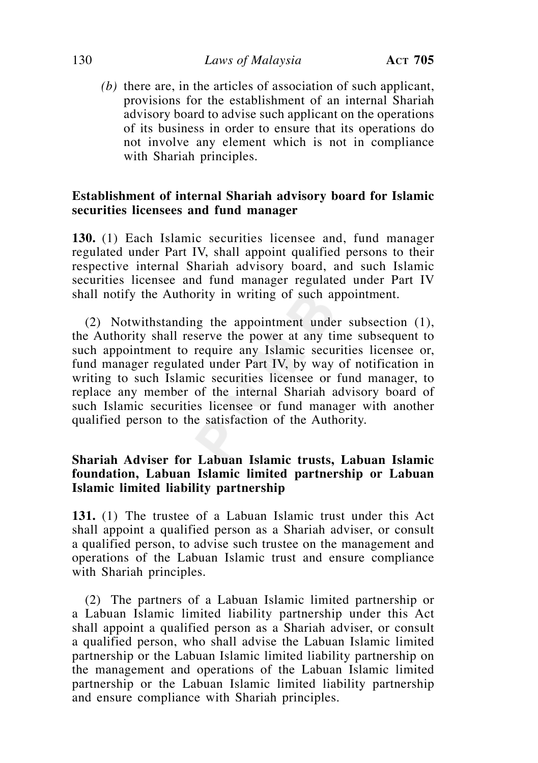(b) there are, in the articles of association of such applicant, provisions for the establishment of an internal Shariah advisory board to advise such applicant on the operations of its business in order to ensure that its operations do not involve any element which is not in compliance with Shariah principles.

**Establishment of internal Shariah advisory board for Islamic securities licensees and fund manager**

**130.** (1) Each Islamic securities licensee and, fund manager regulated under Part IV, shall appoint qualified persons to their respective internal Shariah advisory board, and such Islamic securities licensee and fund manager regulated under Part IV shall notify the Authority in writing of such appointment.

(2) Notwithstanding the appointment under subsection (1), the Authority shall reserve the power at any time subsequent to such appointment to require any Islamic securities licensee or, fund manager regulated under Part IV, by way of notification in writing to such Islamic securities licensee or fund manager, to replace any member of the internal Shariah advisory board of such Islamic securities licensee or fund manager with another qualified person to the satisfaction of the Authority.

**Shariah Adviser for Labuan Islamic trusts, Labuan Islamic foundation, Labuan Islamic limited partnership or Labuan Islamic limited liability partnership**

**131.** (1) The trustee of a Labuan Islamic trust under this Act shall appoint a qualified person as a Shariah adviser, or consult a qualified person, to advise such trustee on the management and operations of the Labuan Islamic trust and ensure compliance with Shariah principles.

(2) The partners of a Labuan Islamic limited partnership or a Labuan Islamic limited liability partnership under this Act shall appoint a qualified person as a Shariah adviser, or consult a qualified person, who shall advise the Labuan Islamic limited partnership or the Labuan Islamic limited liability partnership on the management and operations of the Labuan Islamic limited partnership or the Labuan Islamic limited liability partnership and ensure compliance with Shariah principles.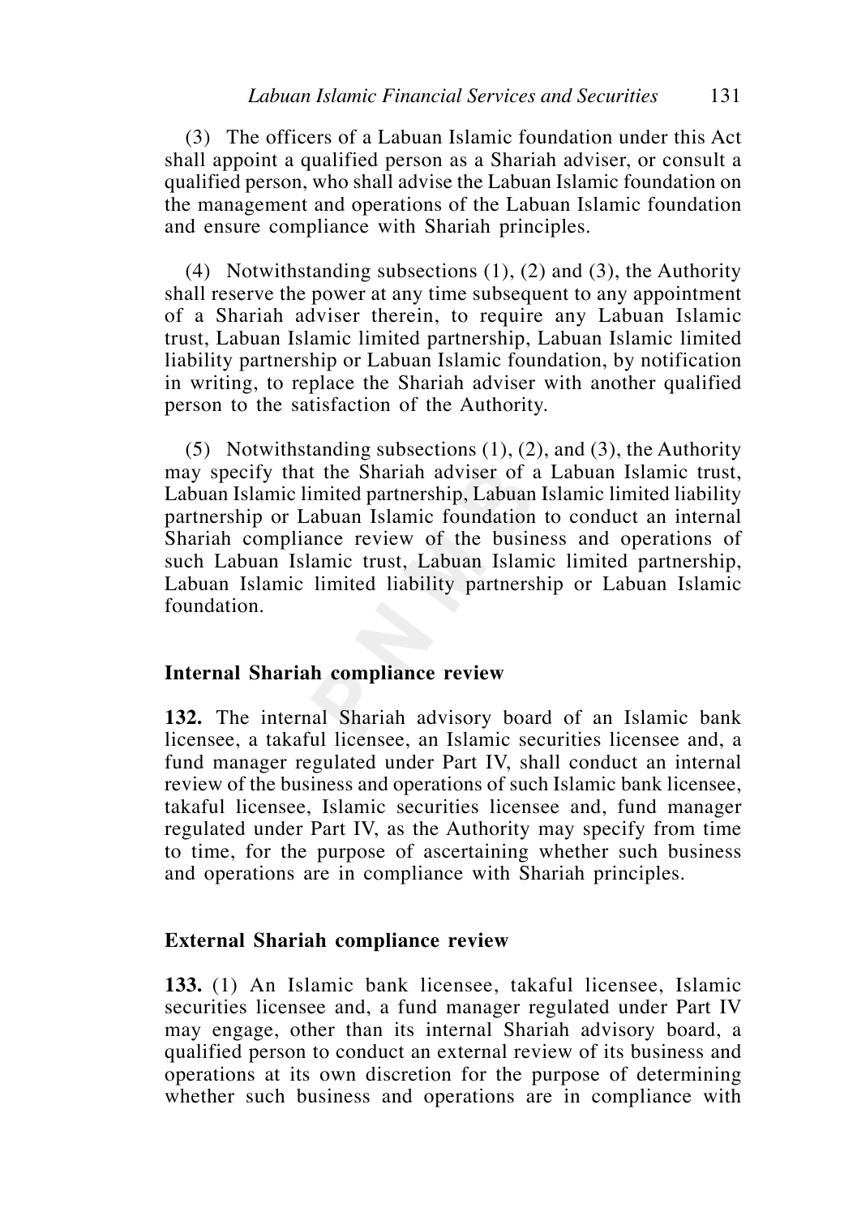(3) The officers of a Labuan Islamic foundation under this Act shall appoint a qualified person as a Shariah adviser, or consult a qualified person, who shall advise the Labuan Islamic foundation on the management and operations of the Labuan Islamic foundation and ensure compliance with Shariah principles.

(4) Notwithstanding subsections (1), (2) and (3), the Authority shall reserve the power at any time subsequent to any appointment of a Shariah adviser therein, to require any Labuan Islamic trust, Labuan Islamic limited partnership, Labuan Islamic limited liability partnership or Labuan Islamic foundation, by notification in writing, to replace the Shariah adviser with another qualified person to the satisfaction of the Authority.

(5) Notwithstanding subsections (1), (2), and (3), the Authority may specify that the Shariah adviser of a Labuan Islamic trust, Labuan Islamic limited partnership, Labuan Islamic limited liability partnership or Labuan Islamic foundation to conduct an internal Shariah compliance review of the business and operations of such Labuan Islamic trust, Labuan Islamic limited partnership, Labuan Islamic limited liability partnership or Labuan Islamic foundation.

**Internal Shariah compliance review**

**132.** The internal Shariah advisory board of an Islamic bank licensee, a takaful licensee, an Islamic securities licensee and, a fund manager regulated under Part IV, shall conduct an internal review of the business and operations of such Islamic bank licensee, takaful licensee, Islamic securities licensee and, fund manager regulated under Part IV, as the Authority may specify from time to time, for the purpose of ascertaining whether such business and operations are in compliance with Shariah principles.

**External Shariah compliance review**

**133.** (1) An Islamic bank licensee, takaful licensee, Islamic securities licensee and, a fund manager regulated under Part IV may engage, other than its internal Shariah advisory board, a qualified person to conduct an external review of its business and operations at its own discretion for the purpose of determining whether such business and operations are in compliance with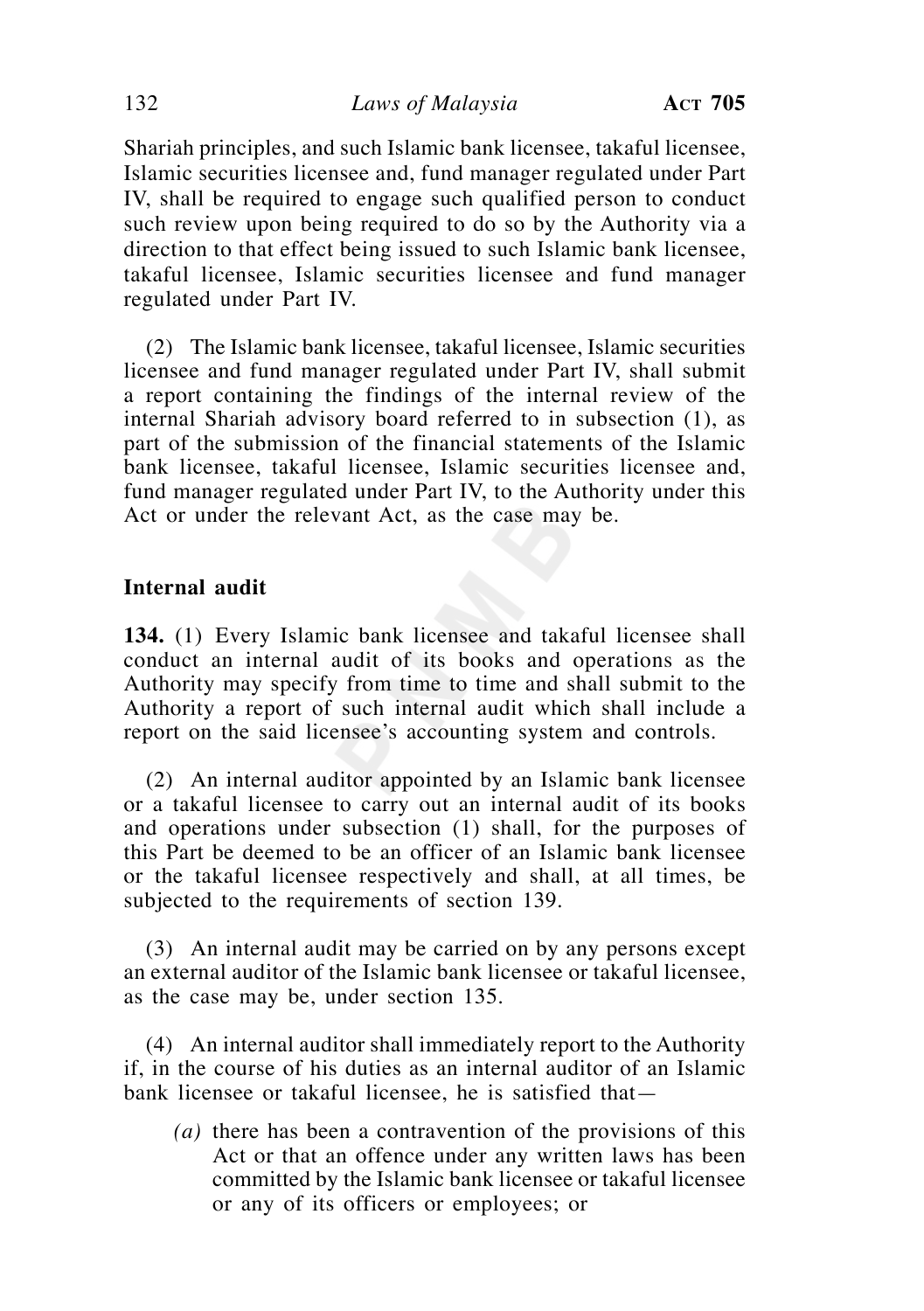Shariah principles, and such Islamic bank licensee, takaful licensee, Islamic securities licensee and, fund manager regulated under Part IV, shall be required to engage such qualified person to conduct such review upon being required to do so by the Authority via a direction to that effect being issued to such Islamic bank licensee, takaful licensee, Islamic securities licensee and fund manager regulated under Part IV.

(2) The Islamic bank licensee, takaful licensee, Islamic securities licensee and fund manager regulated under Part IV, shall submit a report containing the findings of the internal review of the internal Shariah advisory board referred to in subsection (1), as part of the submission of the financial statements of the Islamic bank licensee, takaful licensee, Islamic securities licensee and, fund manager regulated under Part IV, to the Authority under this Act or under the relevant Act, as the case may be.

**Internal audit**

**134.** (1) Every Islamic bank licensee and takaful licensee shall conduct an internal audit of its books and operations as the Authority may specify from time to time and shall submit to the Authority a report of such internal audit which shall include a report on the said licensee's accounting system and controls.

(2) An internal auditor appointed by an Islamic bank licensee or a takaful licensee to carry out an internal audit of its books and operations under subsection (1) shall, for the purposes of this Part be deemed to be an officer of an Islamic bank licensee or the takaful licensee respectively and shall, at all times, be subjected to the requirements of section 139.

(3) An internal audit may be carried on by any persons except an external auditor of the Islamic bank licensee or takaful licensee, as the case may be, under section 135.

(4) An internal auditor shall immediately report to the Authority if, in the course of his duties as an internal auditor of an Islamic bank licensee or takaful licensee, he is satisfied that—

*(a)* there has been a contravention of the provisions of this Act or that an offence under any written laws has been committed by the Islamic bank licensee or takaful licensee or any of its officers or employees; or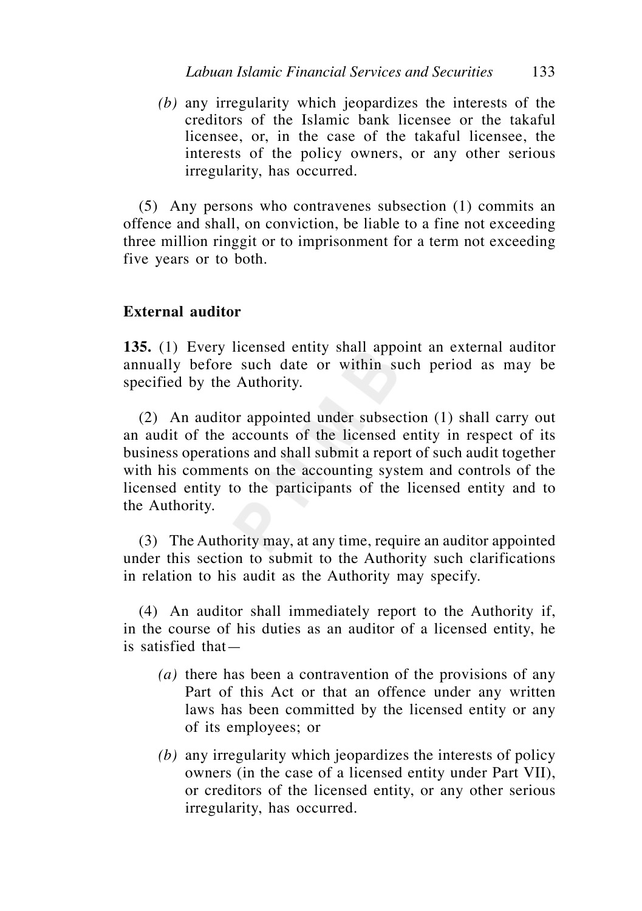*(b)* any irregularity which jeopardizes the interests of the creditors of the Islamic bank licensee or the takaful licensee, or, in the case of the takaful licensee, the interests of the policy owners, or any other serious irregularity, has occurred.

(5) Any persons who contravenes subsection (1) commits an offence and shall, on conviction, be liable to a fine not exceeding three million ringgit or to imprisonment for a term not exceeding five years or to both.

**External auditor**

**135.** (1) Every licensed entity shall appoint an external auditor annually before such date or within such period as may be specified by the Authority.

(2) An auditor appointed under subsection (1) shall carry out an audit of the accounts of the licensed entity in respect of its business operations and shall submit a report of such audit together with his comments on the accounting system and controls of the licensed entity to the participants of the licensed entity and to the Authority.

(3) The Authority may, at any time, require an auditor appointed under this section to submit to the Authority such clarifications in relation to his audit as the Authority may specify.

(4) An auditor shall immediately report to the Authority if, in the course of his duties as an auditor of a licensed entity, he is satisfied that—

*(a)* there has been a contravention of the provisions of any Part of this Act or that an offence under any written laws has been committed by the licensed entity or any of its employees; or

*(b)* any irregularity which jeopardizes the interests of policy owners (in the case of a licensed entity under Part VII), or creditors of the licensed entity, or any other serious irregularity, has occurred.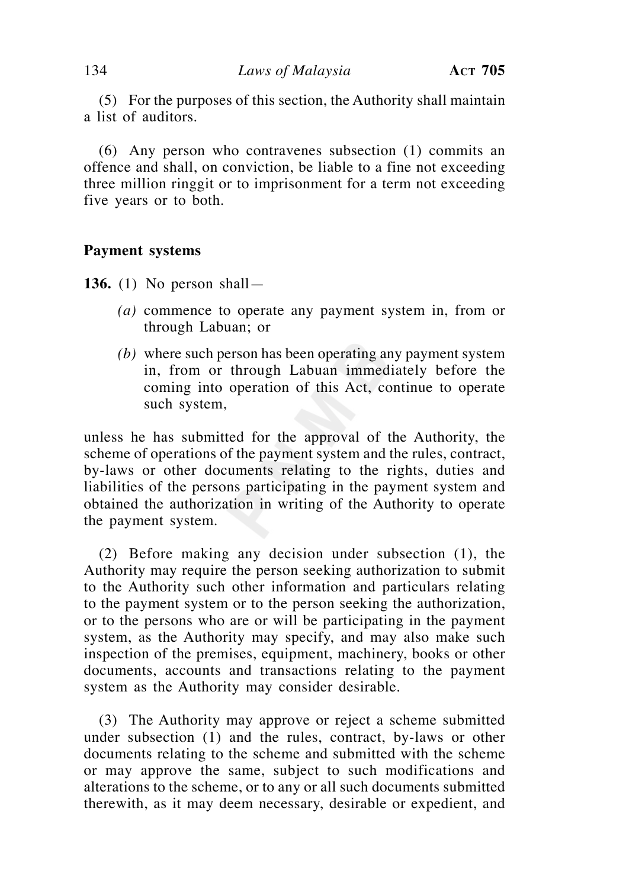(5) For the purposes of this section, the Authority shall maintain a list of auditors.

(6) Any person who contravenes subsection (1) commits an offence and shall, on conviction, be liable to a fine not exceeding three million ringgit or to imprisonment for a term not exceeding five years or to both.

**Payment systems**

**136.** (1) No person shall—

*(a)* commence to operate any payment system in, from or through Labuan; or

*(b)* where such person has been operating any payment system in, from or through Labuan immediately before the coming into operation of this Act, continue to operate such system,

unless he has submitted for the approval of the Authority, the scheme of operations of the payment system and the rules, contract, by-laws or other documents relating to the rights, duties and liabilities of the persons participating in the payment system and obtained the authorization in writing of the Authority to operate the payment system.

(2) Before making any decision under subsection (1), the Authority may require the person seeking authorization to submit to the Authority such other information and particulars relating to the payment system or to the person seeking the authorization, or to the persons who are or will be participating in the payment system, as the Authority may specify, and may also make such inspection of the premises, equipment, machinery, books or other documents, accounts and transactions relating to the payment system as the Authority may consider desirable.

(3) The Authority may approve or reject a scheme submitted under subsection (1) and the rules, contract, by-laws or other documents relating to the scheme and submitted with the scheme or may approve the same, subject to such modifications and alterations to the scheme, or to any or all such documents submitted therewith, as it may deem necessary, desirable or expedient, and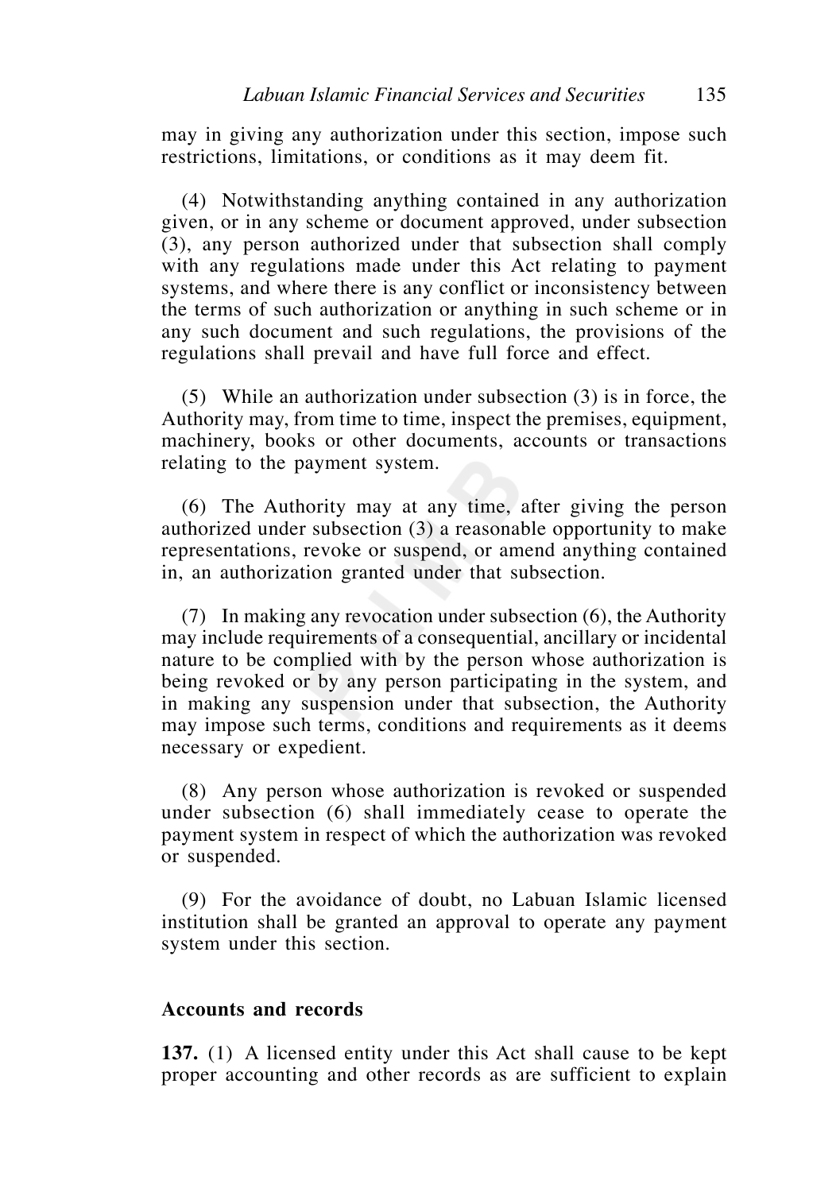may in giving any authorization under this section, impose such restrictions, limitations, or conditions as it may deem fit.

(4) Notwithstanding anything contained in any authorization given, or in any scheme or document approved, under subsection (3), any person authorized under that subsection shall comply with any regulations made under this Act relating to payment systems, and where there is any conflict or inconsistency between the terms of such authorization or anything in such scheme or in any such document and such regulations, the provisions of the regulations shall prevail and have full force and effect.

(5) While an authorization under subsection (3) is in force, the Authority may, from time to time, inspect the premises, equipment, machinery, books or other documents, accounts or transactions relating to the payment system.

(6) The Authority may at any time, after giving the person authorized under subsection (3) a reasonable opportunity to make representations, revoke or suspend, or amend anything contained in, an authorization granted under that subsection.

(7) In making any revocation under subsection (6), the Authority may include requirements of a consequential, ancillary or incidental nature to be complied with by the person whose authorization is being revoked or by any person participating in the system, and in making any suspension under that subsection, the Authority may impose such terms, conditions and requirements as it deems necessary or expedient.

(8) Any person whose authorization is revoked or suspended under subsection (6) shall immediately cease to operate the payment system in respect of which the authorization was revoked or suspended.

(9) For the avoidance of doubt, no Labuan Islamic licensed institution shall be granted an approval to operate any payment system under this section.

### Accounts and records

**137.** (1) A licensed entity under this Act shall cause to be kept proper accounting and other records as are sufficient to explain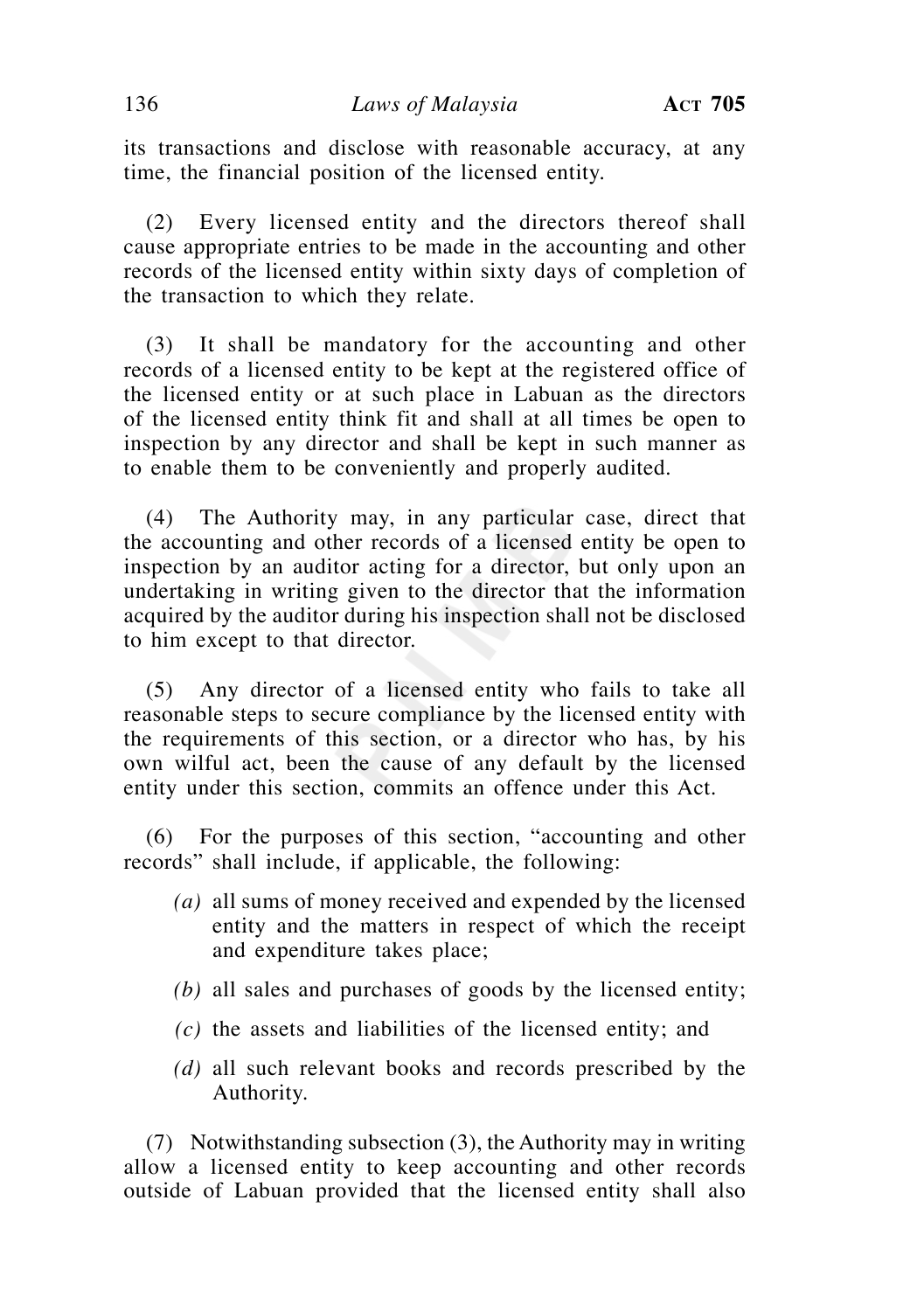its transactions and disclose with reasonable accuracy, at any time, the financial position of the licensed entity.

(2) Every licensed entity and the directors thereof shall cause appropriate entries to be made in the accounting and other records of the licensed entity within sixty days of completion of the transaction to which they relate.

(3) It shall be mandatory for the accounting and other records of a licensed entity to be kept at the registered office of the licensed entity or at such place in Labuan as the directors of the licensed entity think fit and shall at all times be open to inspection by any director and shall be kept in such manner as to enable them to be conveniently and properly audited.

(4) The Authority may, in any particular case, direct that the accounting and other records of a licensed entity be open to inspection by an auditor acting for a director, but only upon an undertaking in writing given to the director that the information acquired by the auditor during his inspection shall not be disclosed to him except to that director.

(5) Any director of a licensed entity who fails to take all reasonable steps to secure compliance by the licensed entity with the requirements of this section, or a director who has, by his own wilful act, been the cause of any default by the licensed entity under this section, commits an offence under this Act.

(6) For the purposes of this section, "accounting and other records" shall include, if applicable, the following:

- *(a)* all sums of money received and expended by the licensed entity and the matters in respect of which the receipt and expenditure takes place;
- *(b)* all sales and purchases of goods by the licensed entity;
- *(c)* the assets and liabilities of the licensed entity; and
- *(d)* all such relevant books and records prescribed by the Authority.

(7) Notwithstanding subsection (3), the Authority may in writing allow a licensed entity to keep accounting and other records outside of Labuan provided that the licensed entity shall also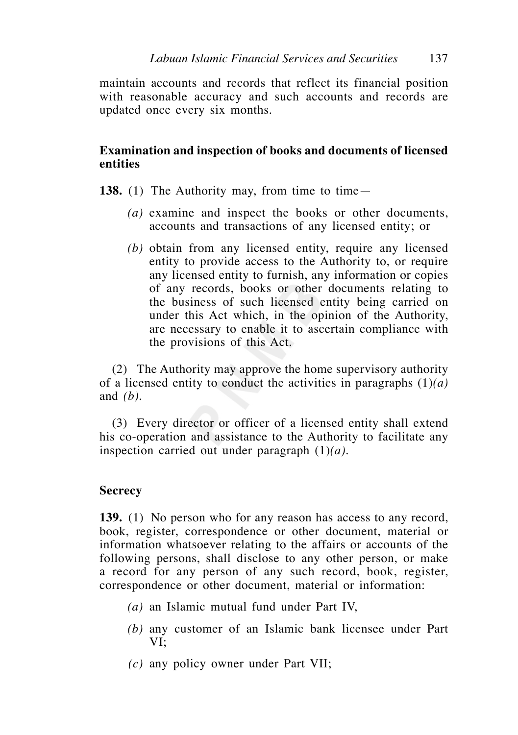maintain accounts and records that reflect its financial position with reasonable accuracy and such accounts and records are updated once every six months.

**Examination and inspection of books and documents of licensed entities**

**138.** (1) The Authority may, from time to time—

*(a)* examine and inspect the books or other documents, accounts and transactions of any licensed entity; or

*(b)* obtain from any licensed entity, require any licensed entity to provide access to the Authority to, or require any licensed entity to furnish, any information or copies of any records, books or other documents relating to the business of such licensed entity being carried on under this Act which, in the opinion of the Authority, are necessary to enable it to ascertain compliance with the provisions of this Act.

(2) The Authority may approve the home supervisory authority of a licensed entity to conduct the activities in paragraphs (1)*(a)* and *(b)*.

(3) Every director or officer of a licensed entity shall extend his co-operation and assistance to the Authority to facilitate any inspection carried out under paragraph (1)*(a)*.

**Secrecy**

**139.** (1) No person who for any reason has access to any record, book, register, correspondence or other document, material or information whatsoever relating to the affairs or accounts of the following persons, shall disclose to any other person, or make a record for any person of any such record, book, register, correspondence or other document, material or information:

*(a)* an Islamic mutual fund under Part IV,

*(b)* any customer of an Islamic bank licensee under Part VI;

*(c)* any policy owner under Part VII;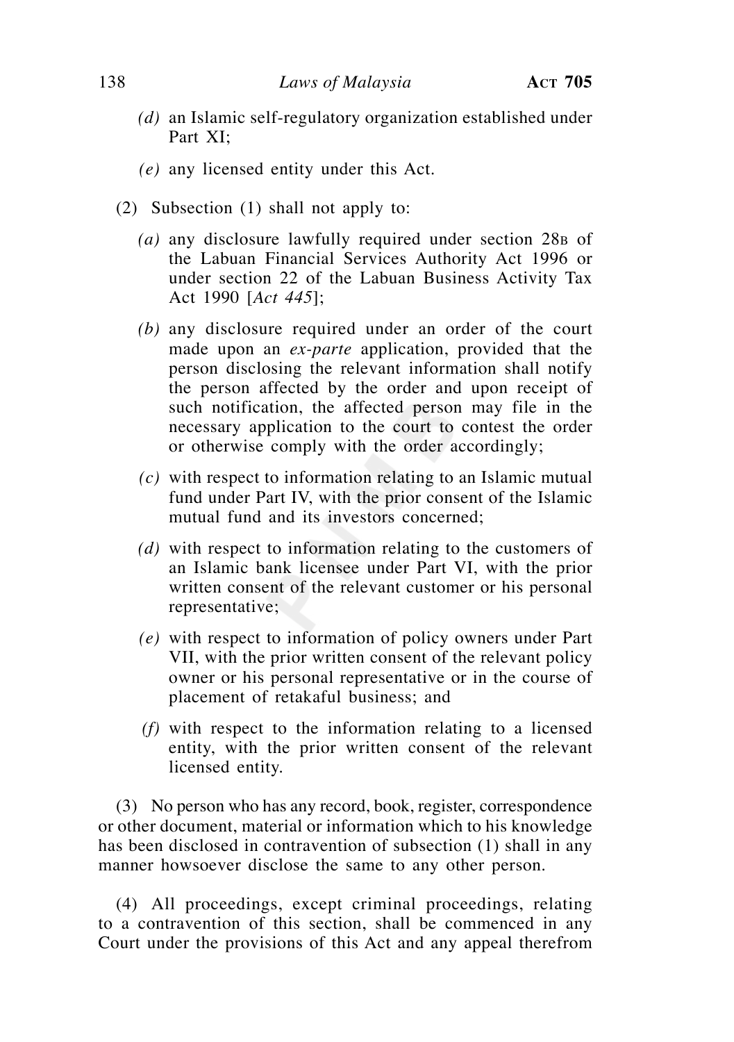*(d)* an Islamic self-regulatory organization established under Part XI;

*(e)* any licensed entity under this Act.

(2) Subsection (1) shall not apply to:

*(a)* any disclosure lawfully required under section 28B of the Labuan Financial Services Authority Act 1996 or under section 22 of the Labuan Business Activity Tax Act 1990 [*Act 445*];

*(b)* any disclosure required under an order of the court made upon an *ex-parte* application, provided that the person disclosing the relevant information shall notify the person affected by the order and upon receipt of such notification, the affected person may file in the necessary application to the court to contest the order or otherwise comply with the order accordingly;

*(c)* with respect to information relating to an Islamic mutual fund under Part IV, with the prior consent of the Islamic mutual fund and its investors concerned;

*(d)* with respect to information relating to the customers of an Islamic bank licensee under Part VI, with the prior written consent of the relevant customer or his personal representative;

*(e)* with respect to information of policy owners under Part VII, with the prior written consent of the relevant policy owner or his personal representative or in the course of placement of retakaful business; and

*(f)* with respect to the information relating to a licensed entity, with the prior written consent of the relevant licensed entity.

(3) No person who has any record, book, register, correspondence or other document, material or information which to his knowledge has been disclosed in contravention of subsection (1) shall in any manner howsoever disclose the same to any other person.

(4) All proceedings, except criminal proceedings, relating to a contravention of this section, shall be commenced in any Court under the provisions of this Act and any appeal therefrom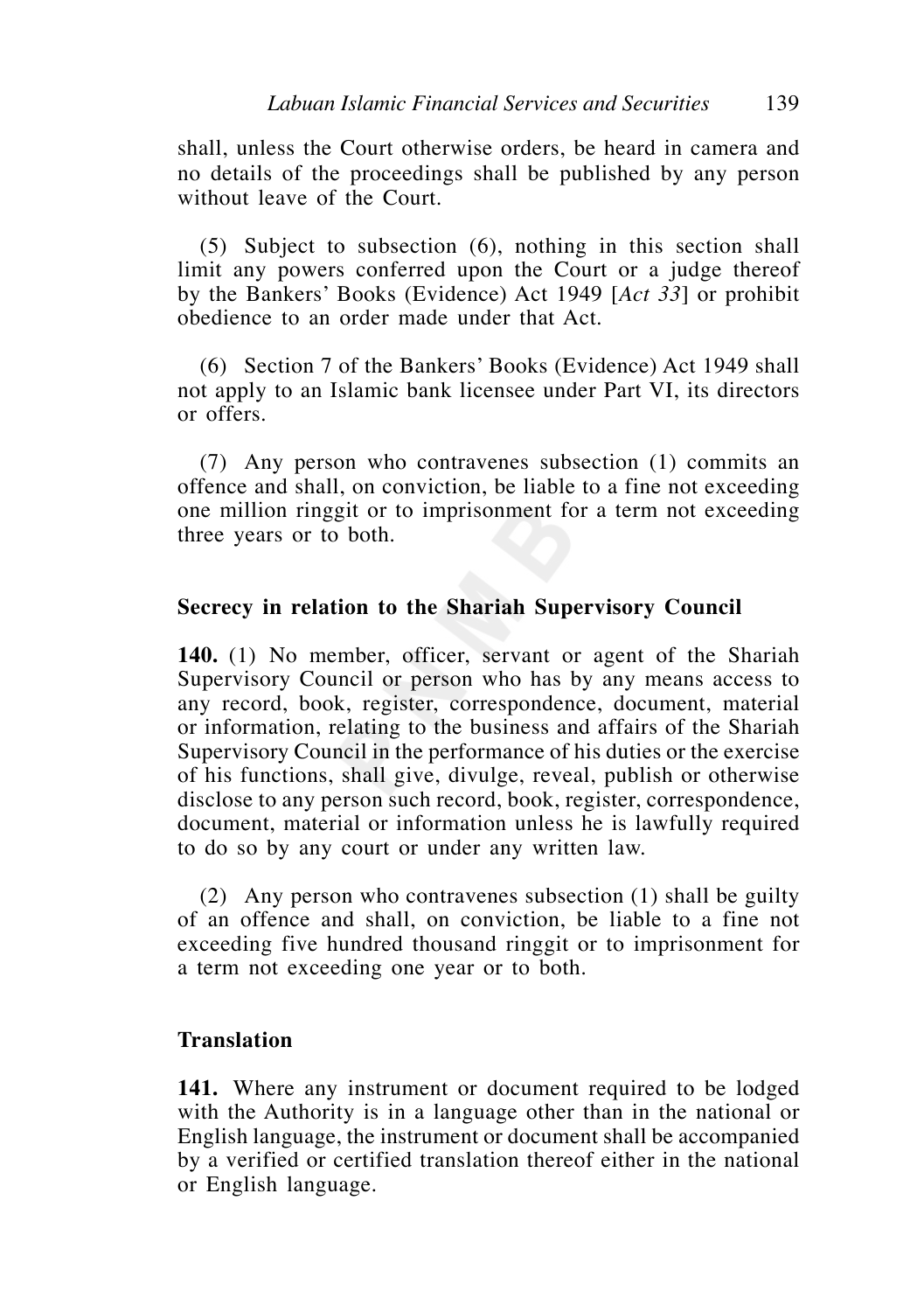shall, unless the Court otherwise orders, be heard in camera and no details of the proceedings shall be published by any person without leave of the Court.

(5) Subject to subsection (6), nothing in this section shall limit any powers conferred upon the Court or a judge thereof by the Bankers' Books (Evidence) Act 1949 [*Act 33*] or prohibit obedience to an order made under that Act.

(6) Section 7 of the Bankers' Books (Evidence) Act 1949 shall not apply to an Islamic bank licensee under Part VI, its directors or offers.

(7) Any person who contravenes subsection (1) commits an offence and shall, on conviction, be liable to a fine not exceeding one million ringgit or to imprisonment for a term not exceeding three years or to both.

**Secrecy in relation to the Shariah Supervisory Council**

**140.** (1) No member, officer, servant or agent of the Shariah Supervisory Council or person who has by any means access to any record, book, register, correspondence, document, material or information, relating to the business and affairs of the Shariah Supervisory Council in the performance of his duties or the exercise of his functions, shall give, divulge, reveal, publish or otherwise disclose to any person such record, book, register, correspondence, document, material or information unless he is lawfully required to do so by any court or under any written law.

(2) Any person who contravenes subsection (1) shall be guilty of an offence and shall, on conviction, be liable to a fine not exceeding five hundred thousand ringgit or to imprisonment for a term not exceeding one year or to both.

**Translation**

**141.** Where any instrument or document required to be lodged with the Authority is in a language other than in the national or English language, the instrument or document shall be accompanied by a verified or certified translation thereof either in the national or English language.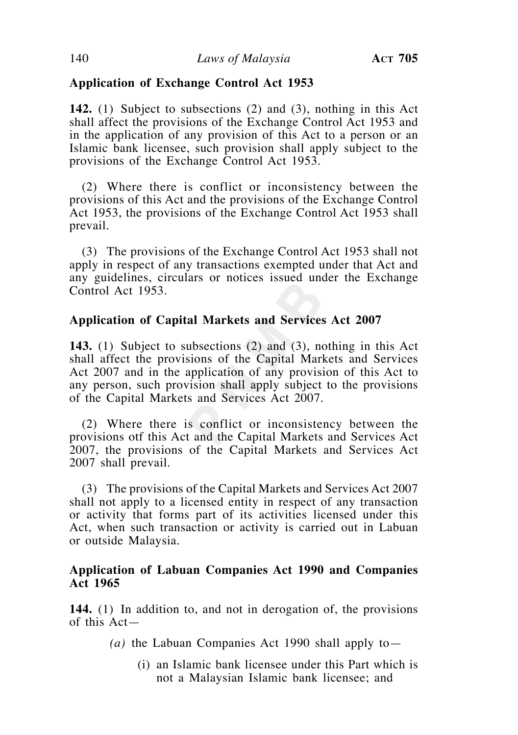**Application of Exchange Control Act 1953**

**142.** (1) Subject to subsections (2) and (3), nothing in this Act shall affect the provisions of the Exchange Control Act 1953 and in the application of any provision of this Act to a person or an Islamic bank licensee, such provision shall apply subject to the provisions of the Exchange Control Act 1953.

(2) Where there is conflict or inconsistency between the provisions of this Act and the provisions of the Exchange Control Act 1953, the provisions of the Exchange Control Act 1953 shall prevail.

(3) The provisions of the Exchange Control Act 1953 shall not apply in respect of any transactions exempted under that Act and any guidelines, circulars or notices issued under the Exchange Control Act 1953.

**Application of Capital Markets and Services Act 2007**

**143.** (1) Subject to subsections (2) and (3), nothing in this Act shall affect the provisions of the Capital Markets and Services Act 2007 and in the application of any provision of this Act to any person, such provision shall apply subject to the provisions of the Capital Markets and Services Act 2007.

(2) Where there is conflict or inconsistency between the provisions otf this Act and the Capital Markets and Services Act 2007, the provisions of the Capital Markets and Services Act 2007 shall prevail.

(3) The provisions of the Capital Markets and Services Act 2007 shall not apply to a licensed entity in respect of any transaction or activity that forms part of its activities licensed under this Act, when such transaction or activity is carried out in Labuan or outside Malaysia.

**Application of Labuan Companies Act 1990 and Companies Act 1965**

**144.** (1) In addition to, and not in derogation of, the provisions of this Act—

*(a)* the Labuan Companies Act 1990 shall apply to—

(i) an Islamic bank licensee under this Part which is not a Malaysian Islamic bank licensee; and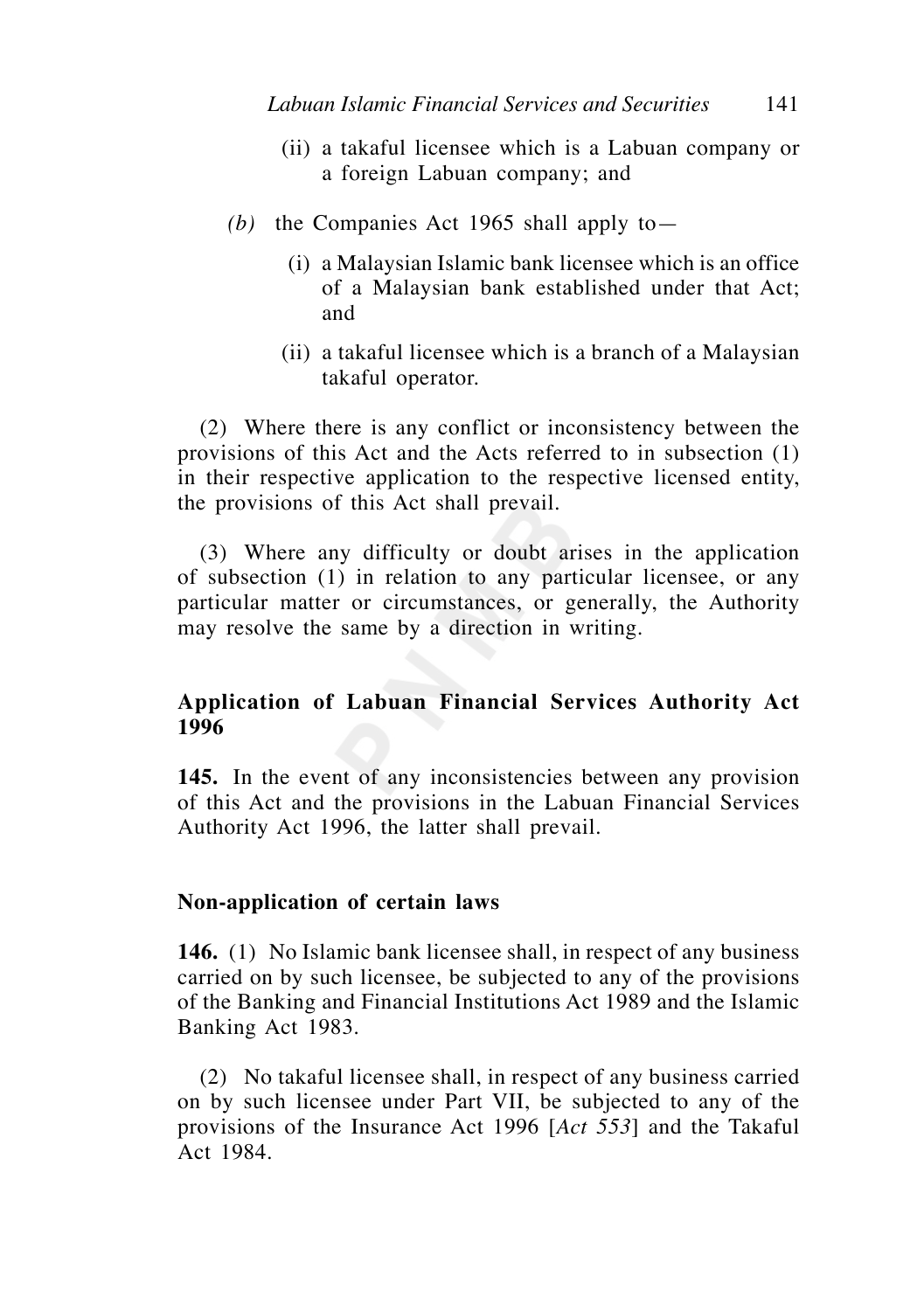(ii) a takaful licensee which is a Labuan company or a foreign Labuan company; and

*(b)* the Companies Act 1965 shall apply to—

(i) a Malaysian Islamic bank licensee which is an office of a Malaysian bank established under that Act; and

(ii) a takaful licensee which is a branch of a Malaysian takaful operator.

(2) Where there is any conflict or inconsistency between the provisions of this Act and the Acts referred to in subsection (1) in their respective application to the respective licensed entity, the provisions of this Act shall prevail.

(3) Where any difficulty or doubt arises in the application of subsection (1) in relation to any particular licensee, or any particular matter or circumstances, or generally, the Authority may resolve the same by a direction in writing.

**Application of Labuan Financial Services Authority Act 1996**

**145.** In the event of any inconsistencies between any provision of this Act and the provisions in the Labuan Financial Services Authority Act 1996, the latter shall prevail.

**Non-application of certain laws**

**146.** (1) No Islamic bank licensee shall, in respect of any business carried on by such licensee, be subjected to any of the provisions of the Banking and Financial Institutions Act 1989 and the Islamic Banking Act 1983.

(2) No takaful licensee shall, in respect of any business carried on by such licensee under Part VII, be subjected to any of the provisions of the Insurance Act 1996 [*Act 553*] and the Takaful Act 1984.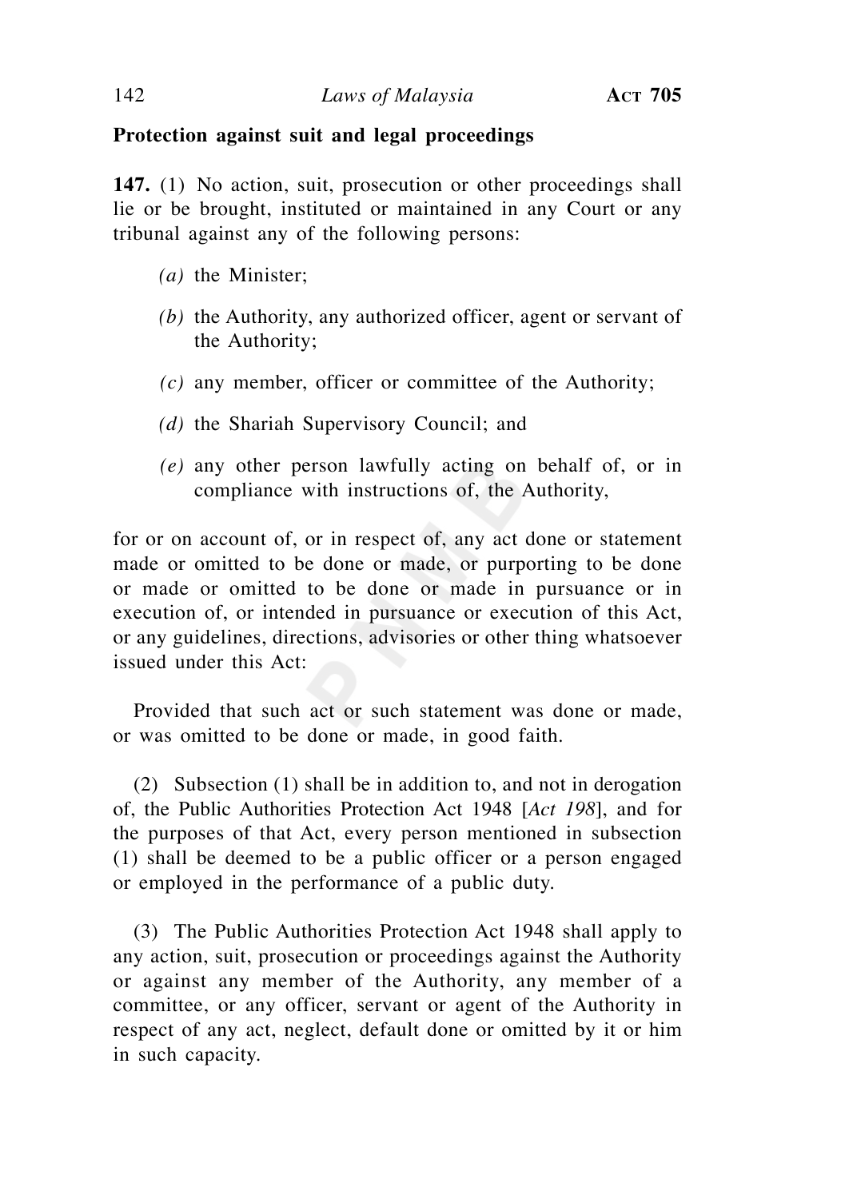**Protection against suit and legal proceedings**

**147.** (1) No action, suit, prosecution or other proceedings shall lie or be brought, instituted or maintained in any Court or any tribunal against any of the following persons:

*(a)* the Minister;

*(b)* the Authority, any authorized officer, agent or servant of the Authority;

*(c)* any member, officer or committee of the Authority;

*(d)* the Shariah Supervisory Council; and

*(e)* any other person lawfully acting on behalf of, or in compliance with instructions of, the Authority,

for or on account of, or in respect of, any act done or statement made or omitted to be done or made, or purporting to be done or made or omitted to be done or made in pursuance or in execution of, or intended in pursuance or execution of this Act, or any guidelines, directions, advisories or other thing whatsoever issued under this Act:

Provided that such act or such statement was done or made, or was omitted to be done or made, in good faith.

(2) Subsection (1) shall be in addition to, and not in derogation of, the Public Authorities Protection Act 1948 [*Act 198*], and for the purposes of that Act, every person mentioned in subsection (1) shall be deemed to be a public officer or a person engaged or employed in the performance of a public duty.

(3) The Public Authorities Protection Act 1948 shall apply to any action, suit, prosecution or proceedings against the Authority or against any member of the Authority, any member of a committee, or any officer, servant or agent of the Authority in respect of any act, neglect, default done or omitted by it or him in such capacity.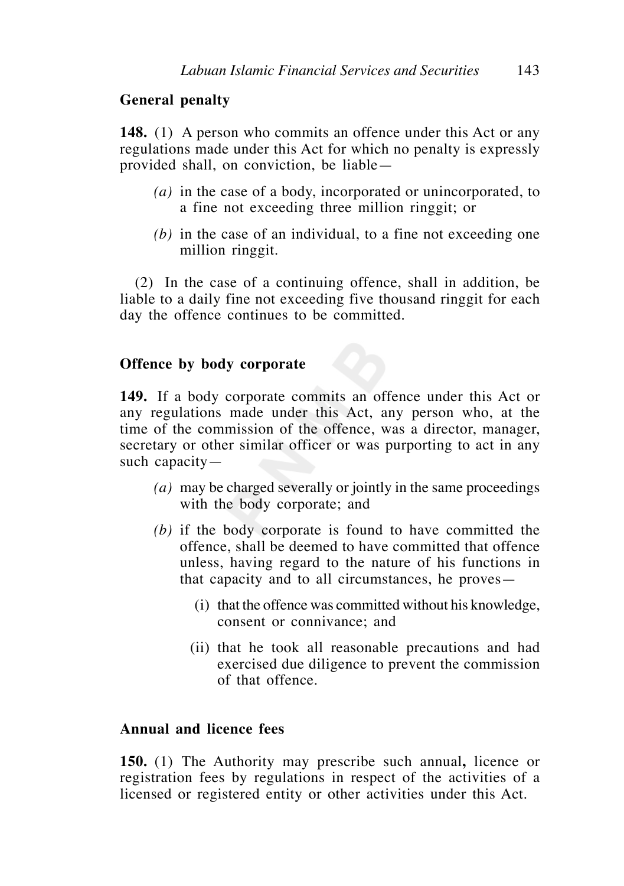**General penalty**

**148.** (1) A person who commits an offence under this Act or any regulations made under this Act for which no penalty is expressly provided shall, on conviction, be liable—

*(a)* in the case of a body, incorporated or unincorporated, to a fine not exceeding three million ringgit; or

*(b)* in the case of an individual, to a fine not exceeding one million ringgit.

(2) In the case of a continuing offence, shall in addition, be liable to a daily fine not exceeding five thousand ringgit for each day the offence continues to be committed.

**Offence by body corporate**

**149.** If a body corporate commits an offence under this Act or any regulations made under this Act, any person who, at the time of the commission of the offence, was a director, manager, secretary or other similar officer or was purporting to act in any such capacity—

*(a)* may be charged severally or jointly in the same proceedings with the body corporate; and

*(b)* if the body corporate is found to have committed the offence, shall be deemed to have committed that offence unless, having regard to the nature of his functions in that capacity and to all circumstances, he proves—

(i) that the offence was committed without his knowledge, consent or connivance; and

(ii) that he took all reasonable precautions and had exercised due diligence to prevent the commission of that offence.

**Annual and licence fees**

**150.** (1) The Authority may prescribe such annual**,** licence or registration fees by regulations in respect of the activities of a licensed or registered entity or other activities under this Act.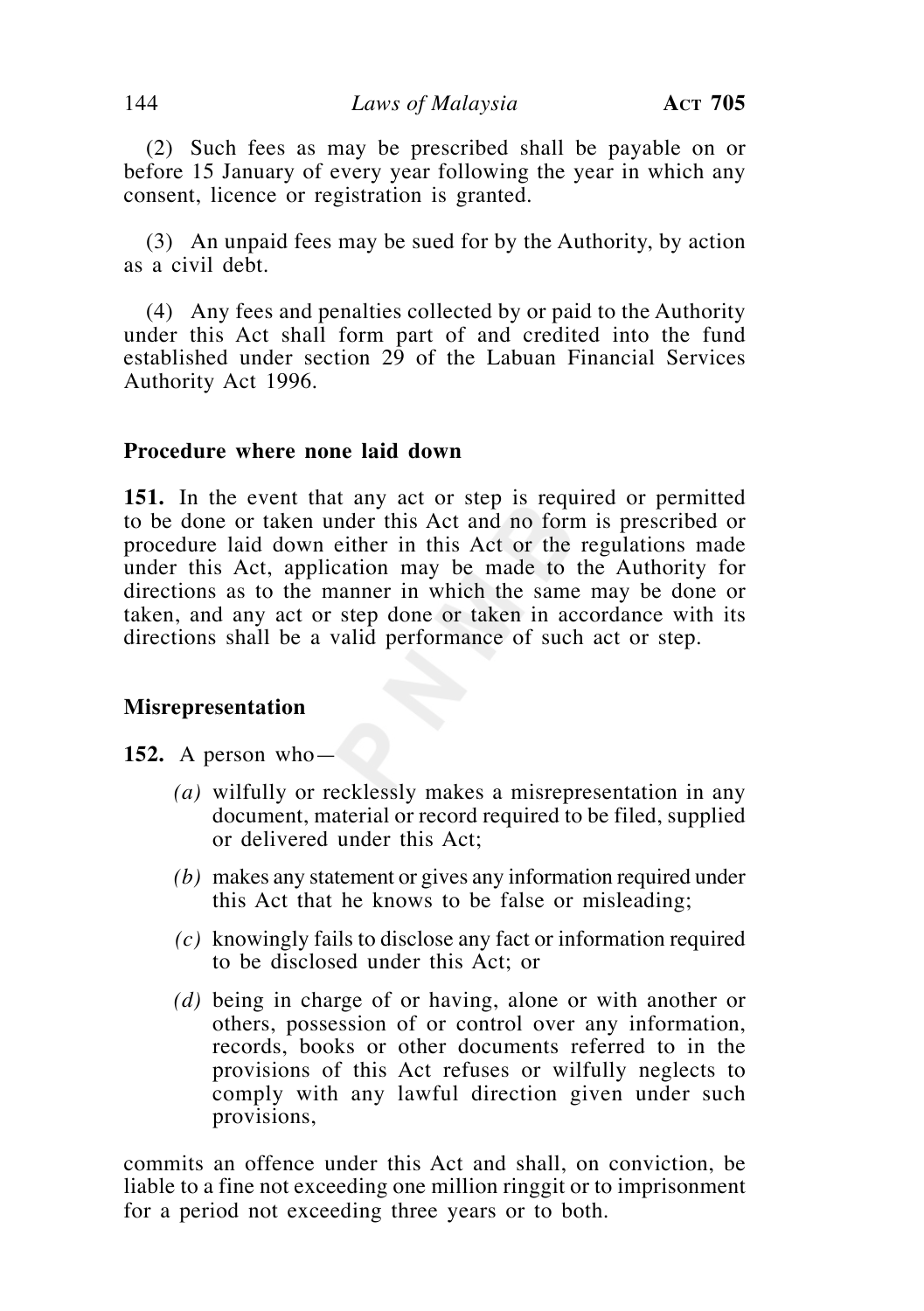(2) Such fees as may be prescribed shall be payable on or before 15 January of every year following the year in which any consent, licence or registration is granted.

(3) An unpaid fees may be sued for by the Authority, by action as a civil debt.

(4) Any fees and penalties collected by or paid to the Authority under this Act shall form part of and credited into the fund established under section 29 of the Labuan Financial Services Authority Act 1996.

### Procedure where none laid down

**151.** In the event that any act or step is required or permitted to be done or taken under this Act and no form is prescribed or procedure laid down either in this Act or the regulations made under this Act, application may be made to the Authority for directions as to the manner in which the same may be done or taken, and any act or step done or taken in accordance with its directions shall be a valid performance of such act or step.

### Misrepresentation

**152.** A person who—

*(a)* wilfully or recklessly makes a misrepresentation in any document, material or record required to be filed, supplied or delivered under this Act;

*(b)* makes any statement or gives any information required under this Act that he knows to be false or misleading;

*(c)* knowingly fails to disclose any fact or information required to be disclosed under this Act; or

*(d)* being in charge of or having, alone or with another or others, possession of or control over any information, records, books or other documents referred to in the provisions of this Act refuses or wilfully neglects to comply with any lawful direction given under such provisions,

commits an offence under this Act and shall, on conviction, be liable to a fine not exceeding one million ringgit or to imprisonment for a period not exceeding three years or to both.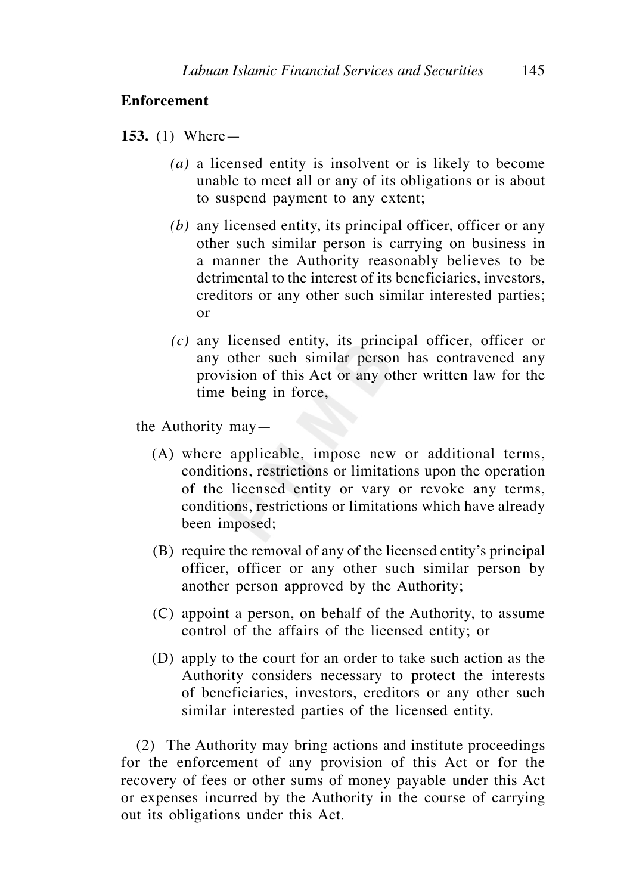**Enforcement**

**153.** (1) Where—

*(a)* a licensed entity is insolvent or is likely to become unable to meet all or any of its obligations or is about to suspend payment to any extent;

*(b)* any licensed entity, its principal officer, officer or any other such similar person is carrying on business in a manner the Authority reasonably believes to be detrimental to the interest of its beneficiaries, investors, creditors or any other such similar interested parties; or

*(c)* any licensed entity, its principal officer, officer or any other such similar person has contravened any provision of this Act or any other written law for the time being in force,

the Authority may—

(A) where applicable, impose new or additional terms, conditions, restrictions or limitations upon the operation of the licensed entity or vary or revoke any terms, conditions, restrictions or limitations which have already been imposed;

(B) require the removal of any of the licensed entity's principal officer, officer or any other such similar person by another person approved by the Authority;

(C) appoint a person, on behalf of the Authority, to assume control of the affairs of the licensed entity; or

(D) apply to the court for an order to take such action as the Authority considers necessary to protect the interests of beneficiaries, investors, creditors or any other such similar interested parties of the licensed entity.

(2) The Authority may bring actions and institute proceedings for the enforcement of any provision of this Act or for the recovery of fees or other sums of money payable under this Act or expenses incurred by the Authority in the course of carrying out its obligations under this Act.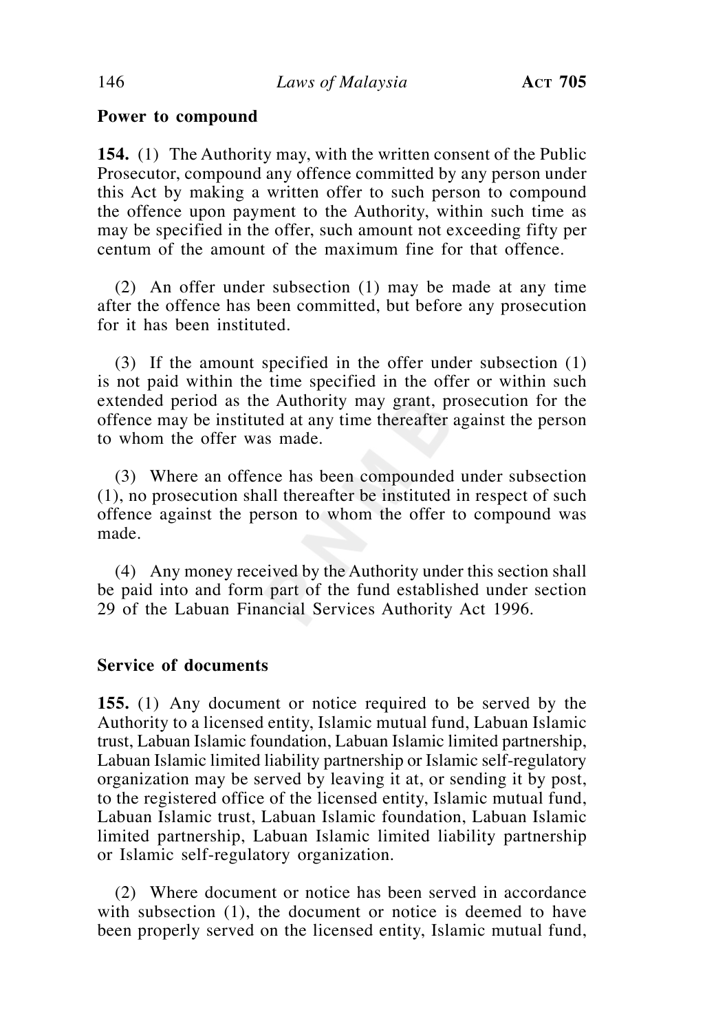**Power to compound**

**154.** (1) The Authority may, with the written consent of the Public Prosecutor, compound any offence committed by any person under this Act by making a written offer to such person to compound the offence upon payment to the Authority, within such time as may be specified in the offer, such amount not exceeding fifty per centum of the amount of the maximum fine for that offence.

(2) An offer under subsection (1) may be made at any time after the offence has been committed, but before any prosecution for it has been instituted.

(3) If the amount specified in the offer under subsection (1) is not paid within the time specified in the offer or within such extended period as the Authority may grant, prosecution for the offence may be instituted at any time thereafter against the person to whom the offer was made.

(3) Where an offence has been compounded under subsection (1), no prosecution shall thereafter be instituted in respect of such offence against the person to whom the offer to compound was made.

(4) Any money received by the Authority under this section shall be paid into and form part of the fund established under section 29 of the Labuan Financial Services Authority Act 1996.

**Service of documents**

**155.** (1) Any document or notice required to be served by the Authority to a licensed entity, Islamic mutual fund, Labuan Islamic trust, Labuan Islamic foundation, Labuan Islamic limited partnership, Labuan Islamic limited liability partnership or Islamic self-regulatory organization may be served by leaving it at, or sending it by post, to the registered office of the licensed entity, Islamic mutual fund, Labuan Islamic trust, Labuan Islamic foundation, Labuan Islamic limited partnership, Labuan Islamic limited liability partnership or Islamic self-regulatory organization.

(2) Where document or notice has been served in accordance with subsection (1), the document or notice is deemed to have been properly served on the licensed entity, Islamic mutual fund,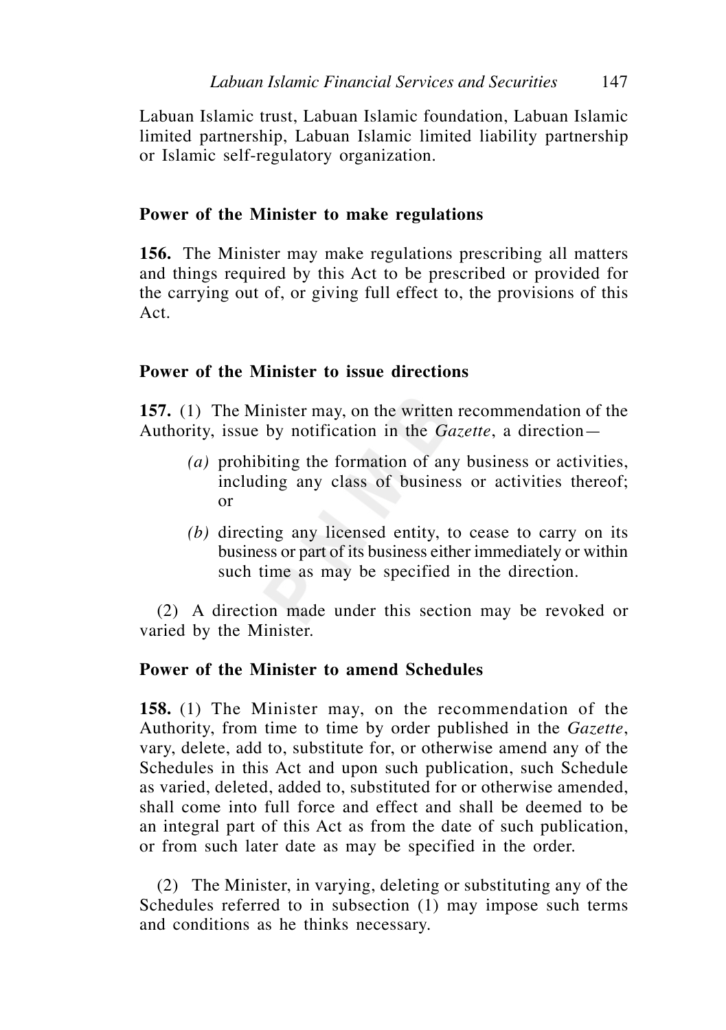Labuan Islamic trust, Labuan Islamic foundation, Labuan Islamic limited partnership, Labuan Islamic limited liability partnership or Islamic self-regulatory organization.

### Power of the Minister to make regulations

**156.** The Minister may make regulations prescribing all matters and things required by this Act to be prescribed or provided for the carrying out of, or giving full effect to, the provisions of this Act.

### Power of the Minister to issue directions

**157.** (1) The Minister may, on the written recommendation of the Authority, issue by notification in the *Gazette*, a direction—

*(a)* prohibiting the formation of any business or activities, including any class of business or activities thereof; or

*(b)* directing any licensed entity, to cease to carry on its business or part of its business either immediately or within such time as may be specified in the direction.

(2) A direction made under this section may be revoked or varied by the Minister.

### Power of the Minister to amend Schedules

**158.** (1) The Minister may, on the recommendation of the Authority, from time to time by order published in the *Gazette*, vary, delete, add to, substitute for, or otherwise amend any of the Schedules in this Act and upon such publication, such Schedule as varied, deleted, added to, substituted for or otherwise amended, shall come into full force and effect and shall be deemed to be an integral part of this Act as from the date of such publication, or from such later date as may be specified in the order.

(2) The Minister, in varying, deleting or substituting any of the Schedules referred to in subsection (1) may impose such terms and conditions as he thinks necessary.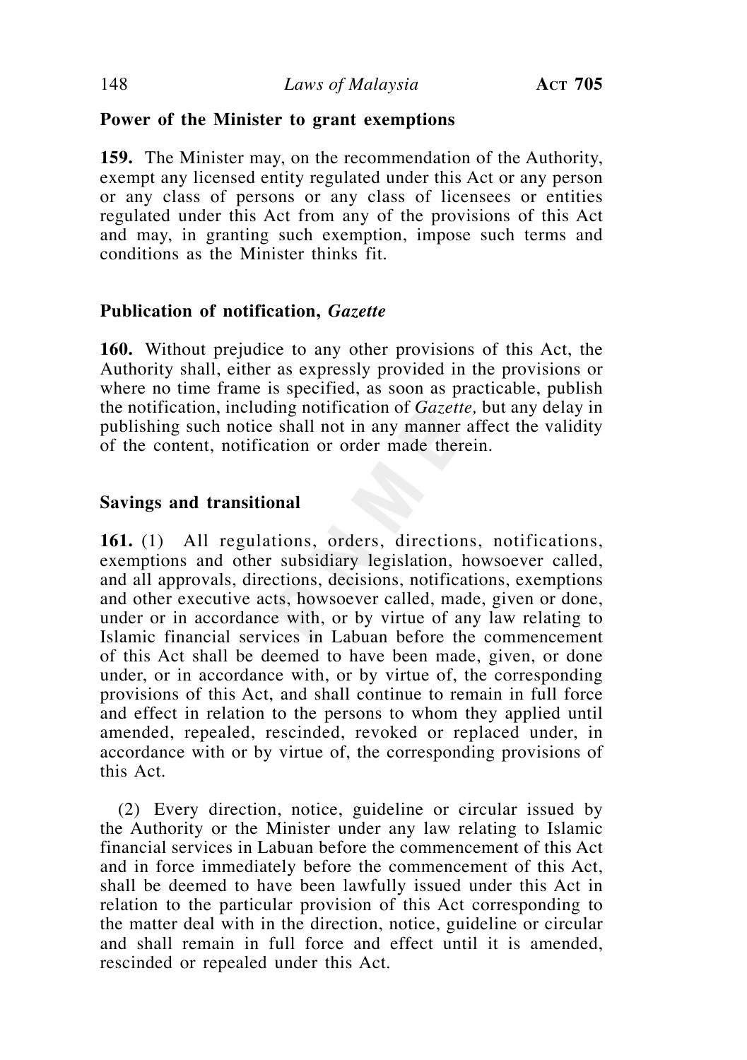**Power of the Minister to grant exemptions**

**159.** The Minister may, on the recommendation of the Authority, exempt any licensed entity regulated under this Act or any person or any class of persons or any class of licensees or entities regulated under this Act from any of the provisions of this Act and may, in granting such exemption, impose such terms and conditions as the Minister thinks fit.

**Publication of notification, *Gazette***

**160.** Without prejudice to any other provisions of this Act, the Authority shall, either as expressly provided in the provisions or where no time frame is specified, as soon as practicable, publish the notification, including notification of *Gazette,* but any delay in publishing such notice shall not in any manner affect the validity of the content, notification or order made therein.

**Savings and transitional**

**161.** (1) All regulations, orders, directions, notifications, exemptions and other subsidiary legislation, howsoever called, and all approvals, directions, decisions, notifications, exemptions and other executive acts, howsoever called, made, given or done, under or in accordance with, or by virtue of any law relating to Islamic financial services in Labuan before the commencement of this Act shall be deemed to have been made, given, or done under, or in accordance with, or by virtue of, the corresponding provisions of this Act, and shall continue to remain in full force and effect in relation to the persons to whom they applied until amended, repealed, rescinded, revoked or replaced under, in accordance with or by virtue of, the corresponding provisions of this Act.

(2) Every direction, notice, guideline or circular issued by the Authority or the Minister under any law relating to Islamic financial services in Labuan before the commencement of this Act and in force immediately before the commencement of this Act, shall be deemed to have been lawfully issued under this Act in relation to the particular provision of this Act corresponding to the matter deal with in the direction, notice, guideline or circular and shall remain in full force and effect until it is amended, rescinded or repealed under this Act.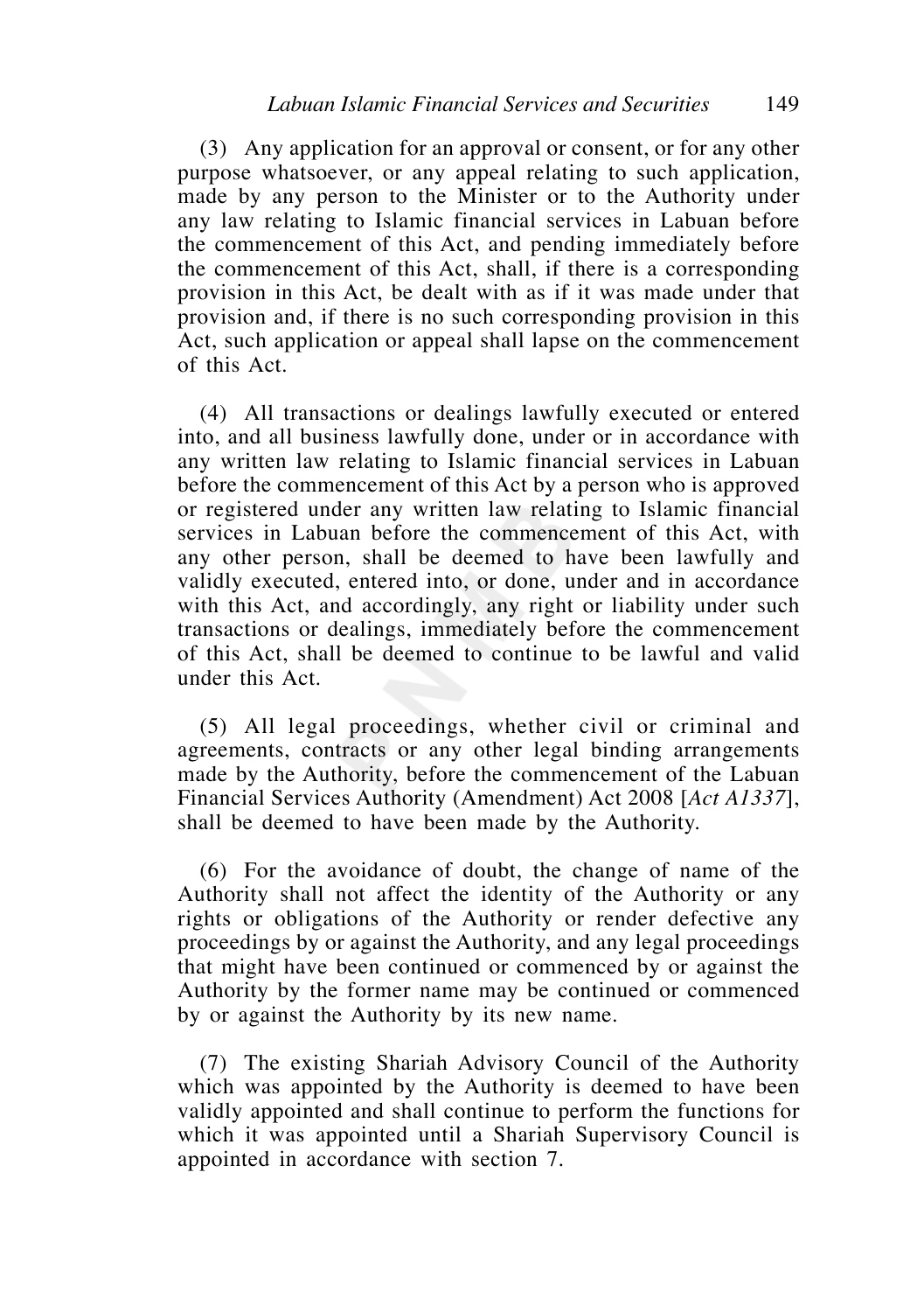(3) Any application for an approval or consent, or for any other purpose whatsoever, or any appeal relating to such application, made by any person to the Minister or to the Authority under any law relating to Islamic financial services in Labuan before the commencement of this Act, and pending immediately before the commencement of this Act, shall, if there is a corresponding provision in this Act, be dealt with as if it was made under that provision and, if there is no such corresponding provision in this Act, such application or appeal shall lapse on the commencement of this Act.

(4) All transactions or dealings lawfully executed or entered into, and all business lawfully done, under or in accordance with any written law relating to Islamic financial services in Labuan before the commencement of this Act by a person who is approved or registered under any written law relating to Islamic financial services in Labuan before the commencement of this Act, with any other person, shall be deemed to have been lawfully and validly executed, entered into, or done, under and in accordance with this Act, and accordingly, any right or liability under such transactions or dealings, immediately before the commencement of this Act, shall be deemed to continue to be lawful and valid under this Act.

(5) All legal proceedings, whether civil or criminal and agreements, contracts or any other legal binding arrangements made by the Authority, before the commencement of the Labuan Financial Services Authority (Amendment) Act 2008 [*Act A1337*], shall be deemed to have been made by the Authority.

(6) For the avoidance of doubt, the change of name of the Authority shall not affect the identity of the Authority or any rights or obligations of the Authority or render defective any proceedings by or against the Authority, and any legal proceedings that might have been continued or commenced by or against the Authority by the former name may be continued or commenced by or against the Authority by its new name.

(7) The existing Shariah Advisory Council of the Authority which was appointed by the Authority is deemed to have been validly appointed and shall continue to perform the functions for which it was appointed until a Shariah Supervisory Council is appointed in accordance with section 7.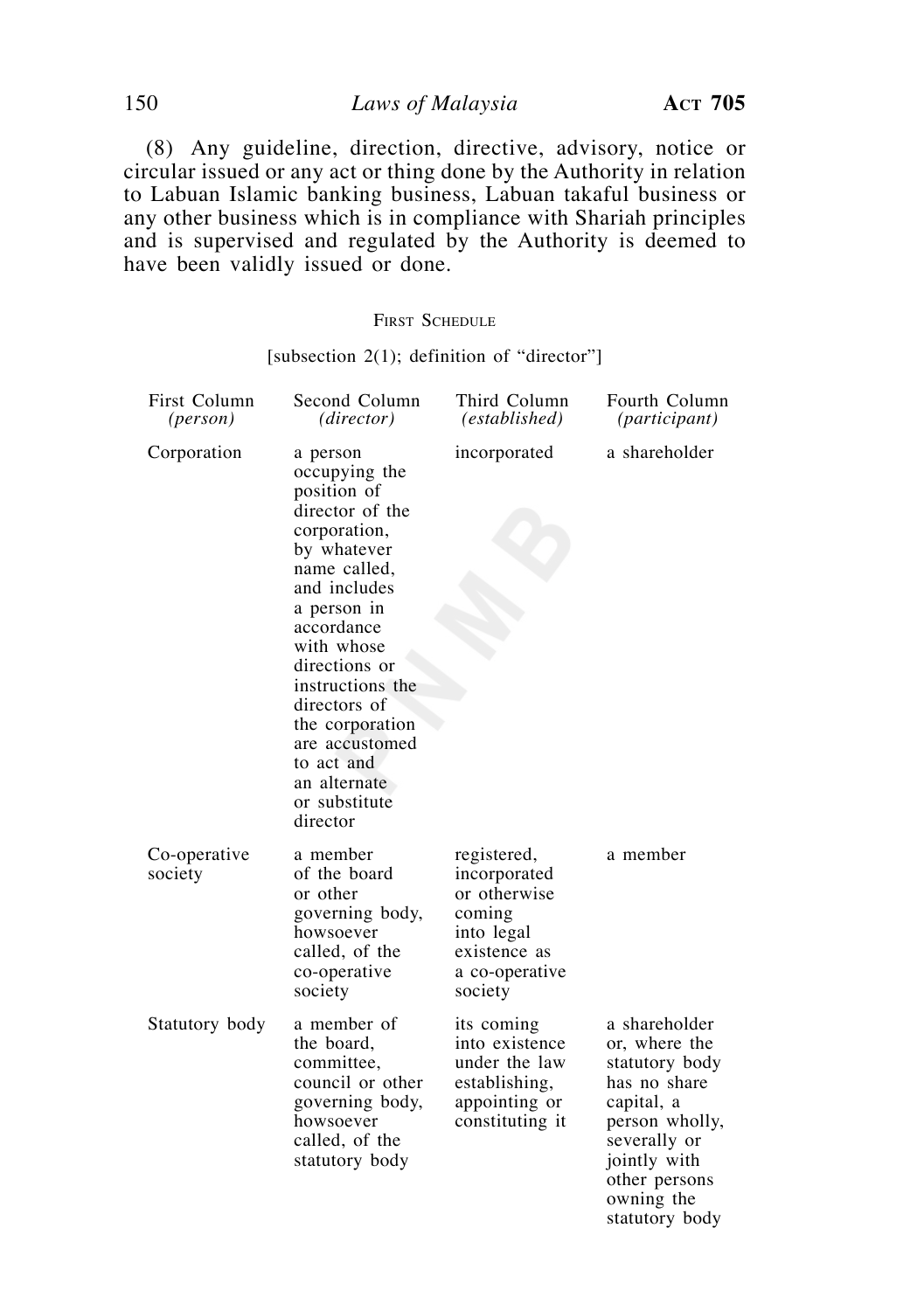(8) Any guideline, direction, directive, advisory, notice or circular issued or any act or thing done by the Authority in relation to Labuan Islamic banking business, Labuan takaful business or any other business which is in compliance with Shariah principles and is supervised and regulated by the Authority is deemed to have been validly issued or done.

## First Schedule

[subsection 2(1); definition of "director"]

| First Column *(person)* | Second Column *(director)* | Third Column *(established)* | Fourth Column *(participant)* |
|---|---|---|---|
| Corporation | a person occupying the position of director of the corporation, by whatever name called, and includes a person in accordance with whose directions or instructions the directors of the corporation are accustomed to act and an alternate or substitute director | incorporated | a shareholder |
| Co-operative society | a member of the board or other governing body, howsoever called, of the co-operative society | registered, incorporated or otherwise coming into legal existence as a co-operative society | a member |
| Statutory body | a member of the board, committee, council or other governing body, howsoever called, of the statutory body | its coming into existence under the law establishing, appointing or constituting it | a shareholder or, where the statutory body has no share capital, a person wholly, severally or jointly with other persons owning the statutory body |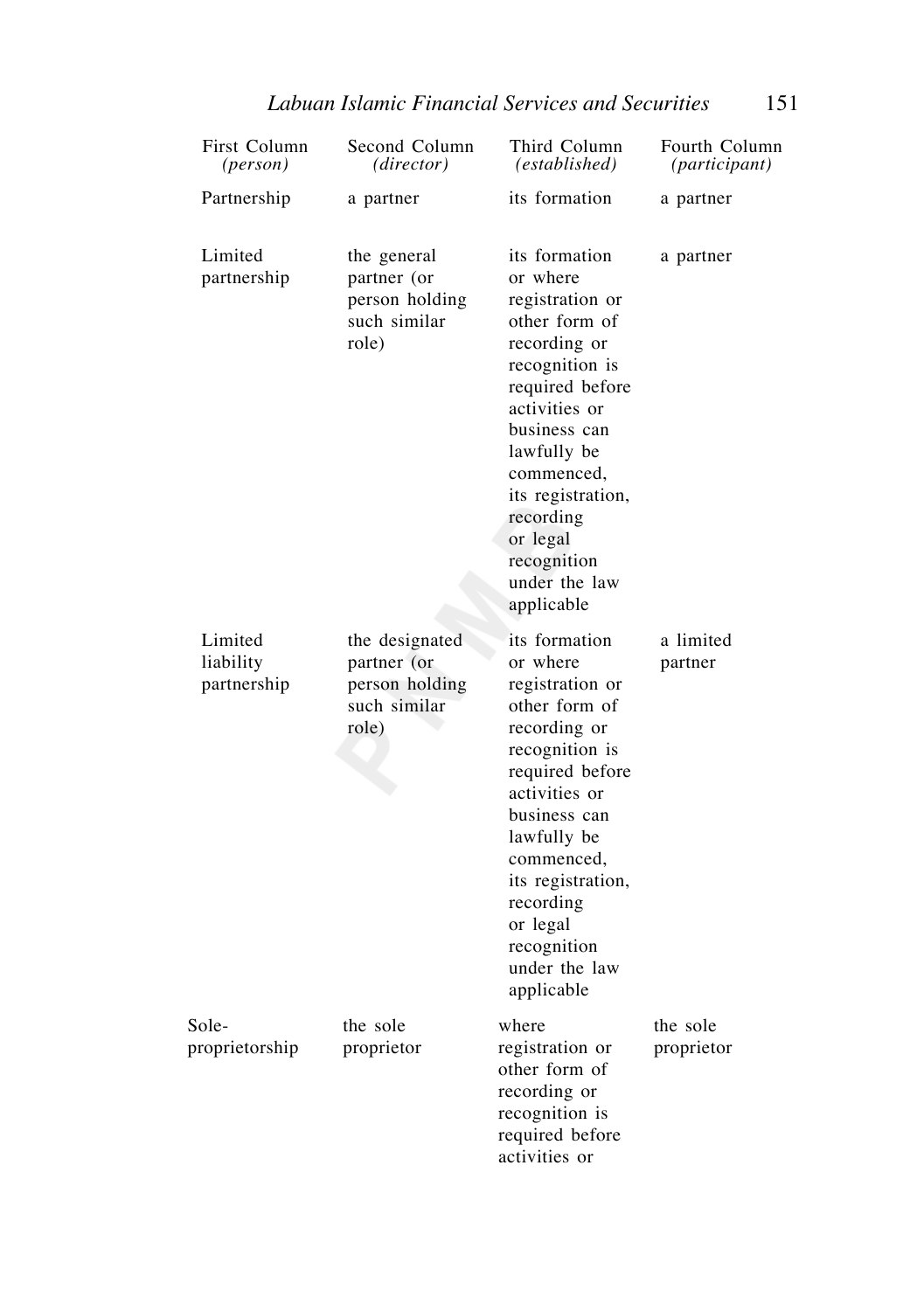| First Column *(person)* | Second Column *(director)* | Third Column *(established)* | Fourth Column *(participant)* |
|---|---|---|---|
| Partnership | a partner | its formation | a partner |
| Limited partnership | the general partner (or person holding such similar role) | its formation or where registration or other form of recording or recognition is required before activities or business can lawfully be commenced, its registration, recording or legal recognition under the law applicable | a partner |
| Limited liability partnership | the designated partner (or person holding such similar role) | its formation or where registration or other form of recording or recognition is required before activities or business can lawfully be commenced, its registration, recording or legal recognition under the law applicable | a limited partner |
| Sole-proprietorship | the sole proprietor | where registration or other form of recording or recognition is required before activities or | the sole proprietor |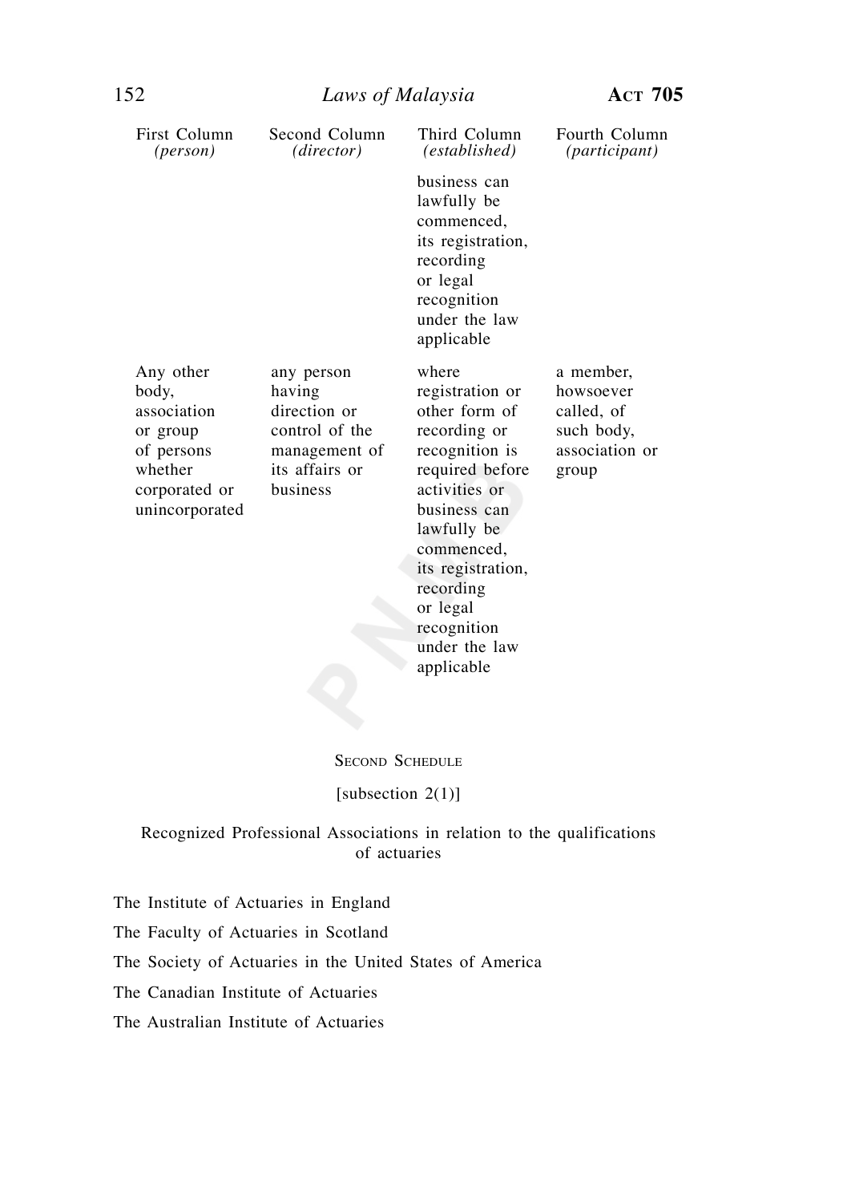| First Column *(person)* | Second Column *(director)* | Third Column *(established)* | Fourth Column *(participant)* |
|---|---|---|---|
| | | business can lawfully be commenced, its registration, recording or legal recognition under the law applicable | |
| Any other body, association or group of persons whether corporated or unincorporated | any person having direction or control of the management of its affairs or business | where registration or other form of recording or recognition is required before activities or business can lawfully be commenced, its registration, recording or legal recognition under the law applicable | a member, howsoever called, of such body, association or group |

## Second Schedule

[subsection 2(1)]

Recognized Professional Associations in relation to the qualifications of actuaries

The Institute of Actuaries in England

The Faculty of Actuaries in Scotland

The Society of Actuaries in the United States of America

The Canadian Institute of Actuaries

The Australian Institute of Actuaries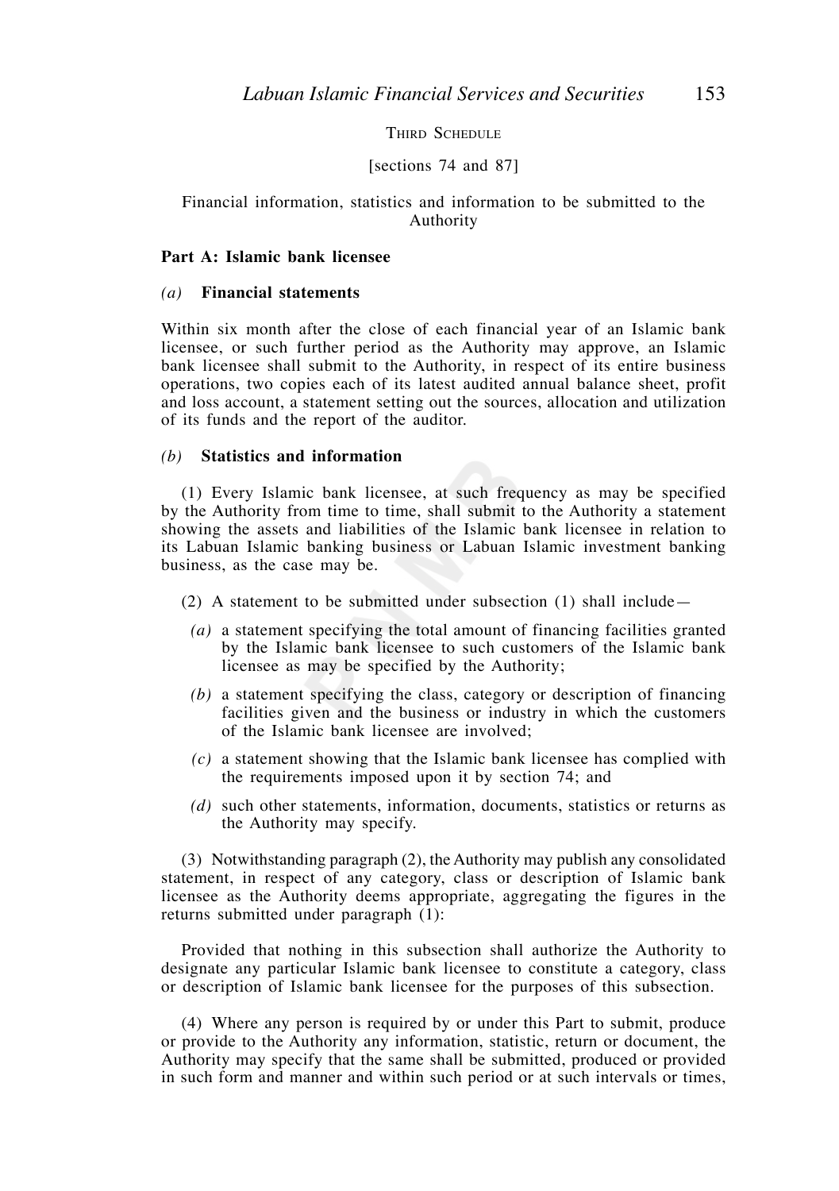Third Schedule

[sections 74 and 87]

Financial information, statistics and information to be submitted to the Authority

**Part A: Islamic bank licensee**

*(a)* **Financial statements**

Within six month after the close of each financial year of an Islamic bank licensee, or such further period as the Authority may approve, an Islamic bank licensee shall submit to the Authority, in respect of its entire business operations, two copies each of its latest audited annual balance sheet, profit and loss account, a statement setting out the sources, allocation and utilization of its funds and the report of the auditor.

*(b)* **Statistics and information**

(1) Every Islamic bank licensee, at such frequency as may be specified by the Authority from time to time, shall submit to the Authority a statement showing the assets and liabilities of the Islamic bank licensee in relation to its Labuan Islamic banking business or Labuan Islamic investment banking business, as the case may be.

(2) A statement to be submitted under subsection (1) shall include—

*(a)* a statement specifying the total amount of financing facilities granted by the Islamic bank licensee to such customers of the Islamic bank licensee as may be specified by the Authority;

*(b)* a statement specifying the class, category or description of financing facilities given and the business or industry in which the customers of the Islamic bank licensee are involved;

*(c)* a statement showing that the Islamic bank licensee has complied with the requirements imposed upon it by section 74; and

*(d)* such other statements, information, documents, statistics or returns as the Authority may specify.

(3) Notwithstanding paragraph (2), the Authority may publish any consolidated statement, in respect of any category, class or description of Islamic bank licensee as the Authority deems appropriate, aggregating the figures in the returns submitted under paragraph (1):

Provided that nothing in this subsection shall authorize the Authority to designate any particular Islamic bank licensee to constitute a category, class or description of Islamic bank licensee for the purposes of this subsection.

(4) Where any person is required by or under this Part to submit, produce or provide to the Authority any information, statistic, return or document, the Authority may specify that the same shall be submitted, produced or provided in such form and manner and within such period or at such intervals or times,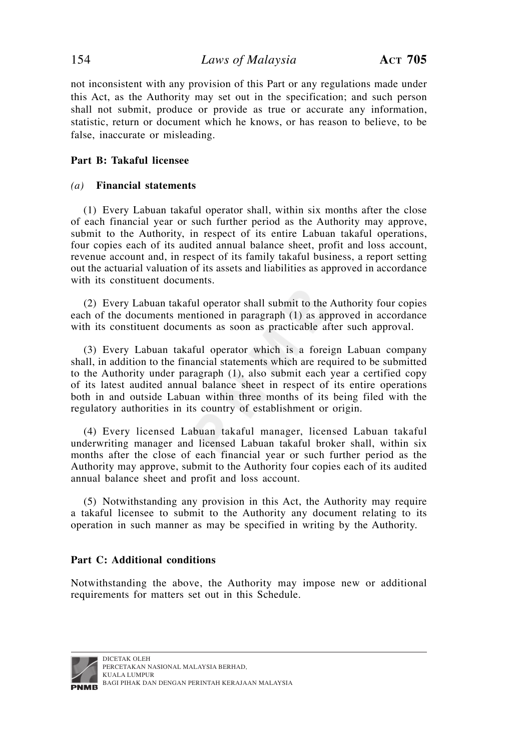not inconsistent with any provision of this Part or any regulations made under this Act, as the Authority may set out in the specification; and such person shall not submit, produce or provide as true or accurate any information, statistic, return or document which he knows, or has reason to believe, to be false, inaccurate or misleading.

**Part B: Takaful licensee**

*(a)* **Financial statements**

(1) Every Labuan takaful operator shall, within six months after the close of each financial year or such further period as the Authority may approve, submit to the Authority, in respect of its entire Labuan takaful operations, four copies each of its audited annual balance sheet, profit and loss account, revenue account and, in respect of its family takaful business, a report setting out the actuarial valuation of its assets and liabilities as approved in accordance with its constituent documents.

(2) Every Labuan takaful operator shall submit to the Authority four copies each of the documents mentioned in paragraph (1) as approved in accordance with its constituent documents as soon as practicable after such approval.

(3) Every Labuan takaful operator which is a foreign Labuan company shall, in addition to the financial statements which are required to be submitted to the Authority under paragraph (1), also submit each year a certified copy of its latest audited annual balance sheet in respect of its entire operations both in and outside Labuan within three months of its being filed with the regulatory authorities in its country of establishment or origin.

(4) Every licensed Labuan takaful manager, licensed Labuan takaful underwriting manager and licensed Labuan takaful broker shall, within six months after the close of each financial year or such further period as the Authority may approve, submit to the Authority four copies each of its audited annual balance sheet and profit and loss account.

(5) Notwithstanding any provision in this Act, the Authority may require a takaful licensee to submit to the Authority any document relating to its operation in such manner as may be specified in writing by the Authority.

**Part C: Additional conditions**

Notwithstanding the above, the Authority may impose new or additional requirements for matters set out in this Schedule.

DICETAK OLEH
PERCETAKAN NASIONAL MALAYSIA BERHAD,
KUALA LUMPUR
BAGI PIHAK DAN DENGAN PERINTAH KERAJAAN MALAYSIA